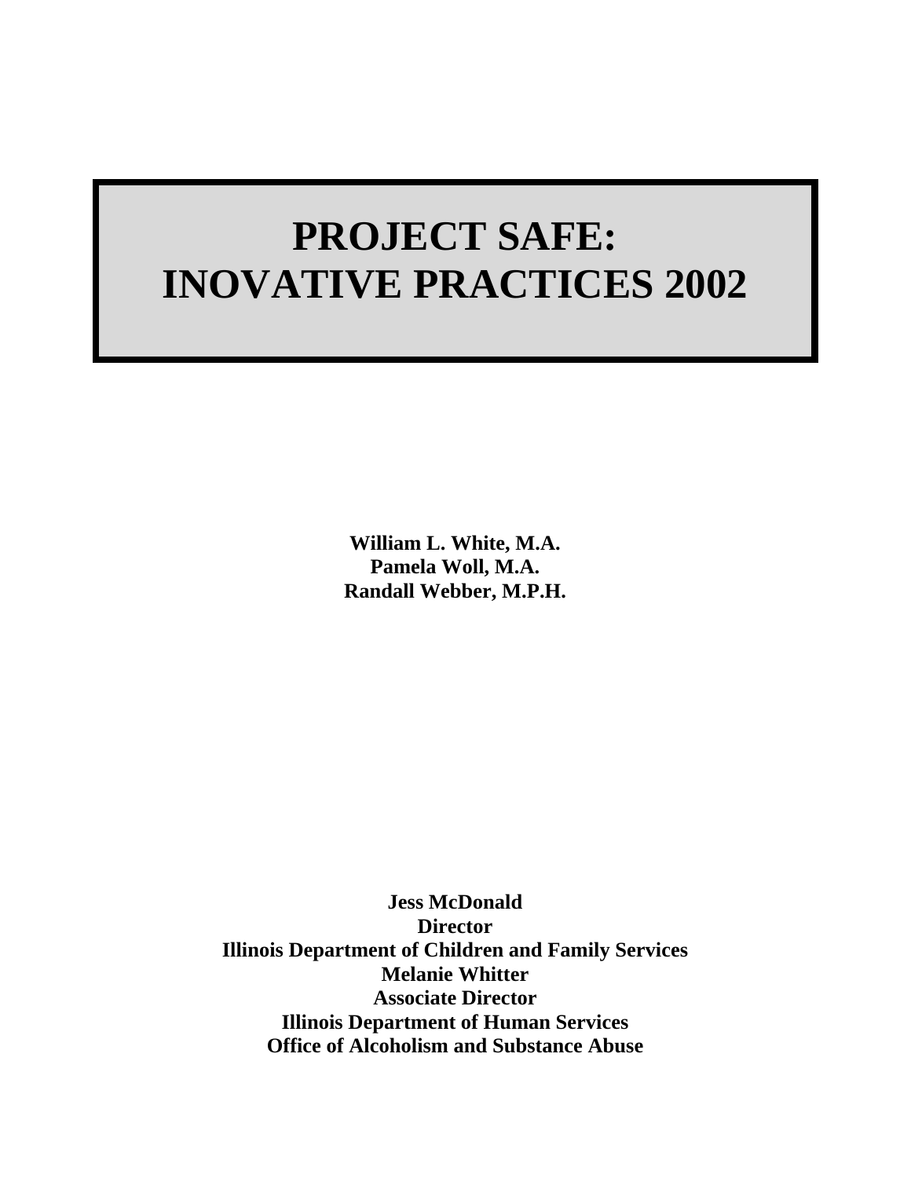# PROJECT SAFE: INOVATIVE PRACTICES 2002

**William L. White, M.A.**
**Pamela Woll, M.A.**
**Randall Webber, M.P.H.**

**Jess McDonald**
**Director**
**Illinois Department of Children and Family Services**
**Melanie Whitter**
**Associate Director**
**Illinois Department of Human Services**
**Office of Alcoholism and Substance Abuse**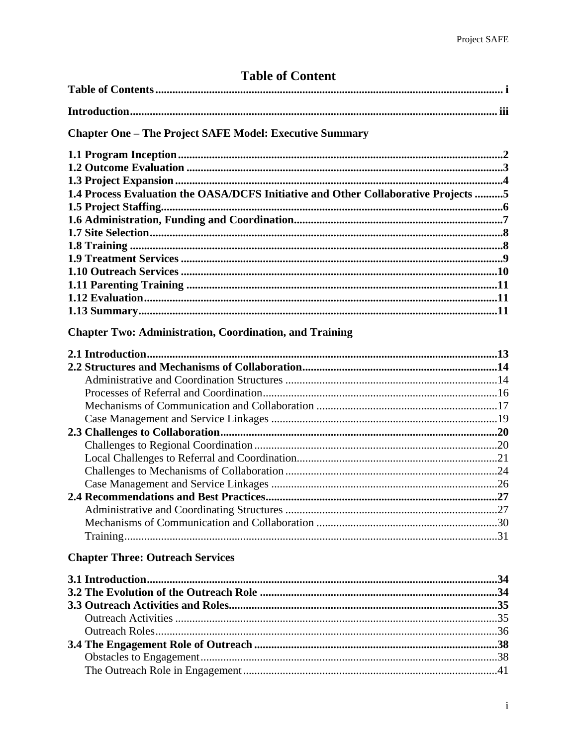# Table of Content

**Table of Contents** ........ i

**Introduction** ........ iii

## Chapter One – The Project SAFE Model: Executive Summary

**1.1 Program Inception** ........ 2
**1.2 Outcome Evaluation** ........ 3
**1.3 Project Expansion** ........ 4
**1.4 Process Evaluation the OASA/DCFS Initiative and Other Collaborative Projects** ........ 5
**1.5 Project Staffing** ........ 6
**1.6 Administration, Funding and Coordination** ........ 7
**1.7 Site Selection** ........ 8
**1.8 Training** ........ 8
**1.9 Treatment Services** ........ 9
**1.10 Outreach Services** ........ 10
**1.11 Parenting Training** ........ 11
**1.12 Evaluation** ........ 11
**1.13 Summary** ........ 11

## Chapter Two: Administration, Coordination, and Training

**2.1 Introduction** ........ 13
**2.2 Structures and Mechanisms of Collaboration** ........ 14
- Administrative and Coordination Structures ........ 14
- Processes of Referral and Coordination ........ 16
- Mechanisms of Communication and Collaboration ........ 17
- Case Management and Service Linkages ........ 19

**2.3 Challenges to Collaboration** ........ 20
- Challenges to Regional Coordination ........ 20
- Local Challenges to Referral and Coordination ........ 21
- Challenges to Mechanisms of Collaboration ........ 24
- Case Management and Service Linkages ........ 26

**2.4 Recommendations and Best Practices** ........ 27
- Administrative and Coordinating Structures ........ 27
- Mechanisms of Communication and Collaboration ........ 30
- Training ........ 31

## Chapter Three: Outreach Services

**3.1 Introduction** ........ 34
**3.2 The Evolution of the Outreach Role** ........ 34
**3.3 Outreach Activities and Roles** ........ 35
- Outreach Activities ........ 35
- Outreach Roles ........ 36

**3.4 The Engagement Role of Outreach** ........ 38
- Obstacles to Engagement ........ 38
- The Outreach Role in Engagement ........ 41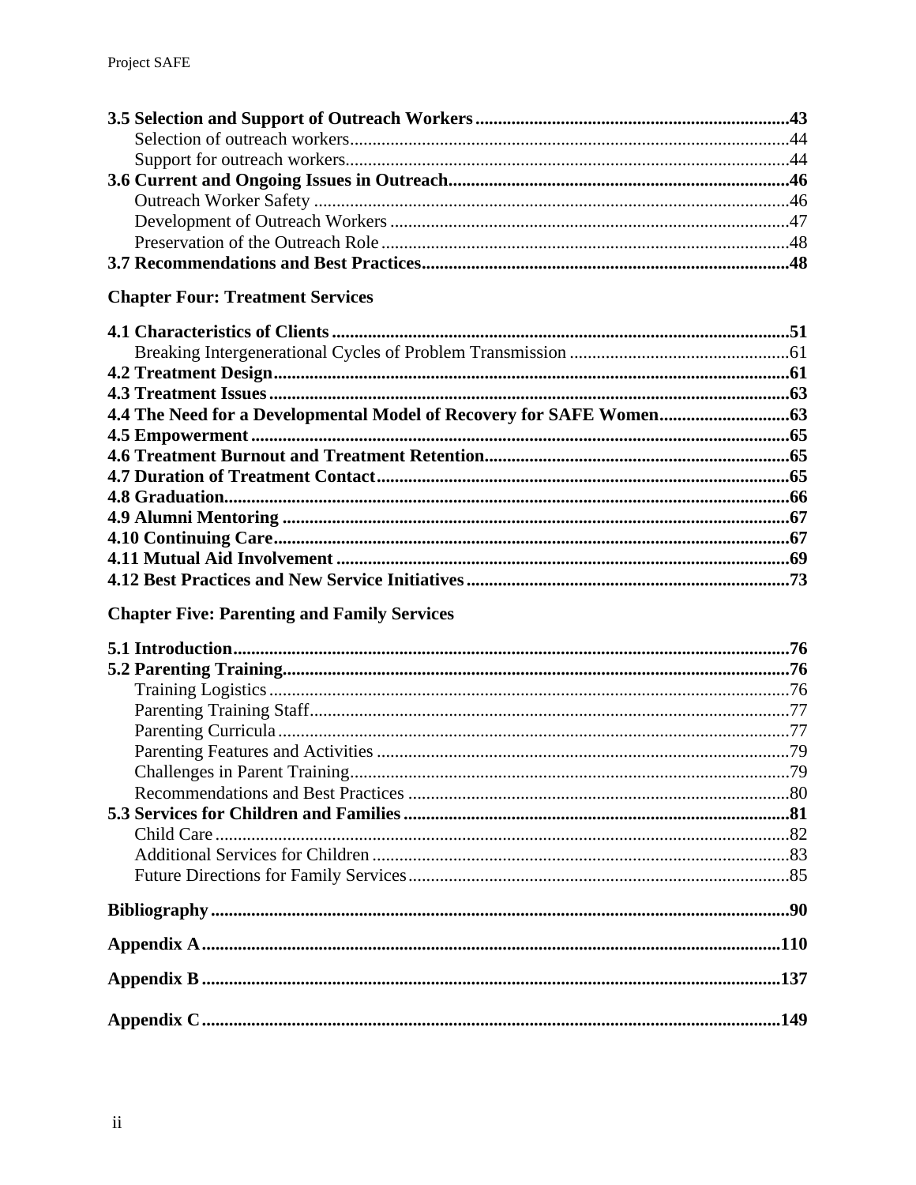**3.5 Selection and Support of Outreach Workers** ..... **43**
- Selection of outreach workers ..... 44
- Support for outreach workers ..... 44

**3.6 Current and Ongoing Issues in Outreach** ..... **46**
- Outreach Worker Safety ..... 46
- Development of Outreach Workers ..... 47
- Preservation of the Outreach Role ..... 48

**3.7 Recommendations and Best Practices** ..... **48**

**Chapter Four: Treatment Services**

**4.1 Characteristics of Clients** ..... **51**
- Breaking Intergenerational Cycles of Problem Transmission ..... 61

**4.2 Treatment Design** ..... **61**

**4.3 Treatment Issues** ..... **63**

**4.4 The Need for a Developmental Model of Recovery for SAFE Women** ..... **63**

**4.5 Empowerment** ..... **65**

**4.6 Treatment Burnout and Treatment Retention** ..... **65**

**4.7 Duration of Treatment Contact** ..... **65**

**4.8 Graduation** ..... **66**

**4.9 Alumni Mentoring** ..... **67**

**4.10 Continuing Care** ..... **67**

**4.11 Mutual Aid Involvement** ..... **69**

**4.12 Best Practices and New Service Initiatives** ..... **73**

**Chapter Five: Parenting and Family Services**

**5.1 Introduction** ..... **76**

**5.2 Parenting Training** ..... **76**
- Training Logistics ..... 76
- Parenting Training Staff ..... 77
- Parenting Curricula ..... 77
- Parenting Features and Activities ..... 79
- Challenges in Parent Training ..... 79
- Recommendations and Best Practices ..... 80

**5.3 Services for Children and Families** ..... **81**
- Child Care ..... 82
- Additional Services for Children ..... 83
- Future Directions for Family Services ..... 85

**Bibliography** ..... **90**

**Appendix A** ..... **110**

**Appendix B** ..... **137**

**Appendix C** ..... **149**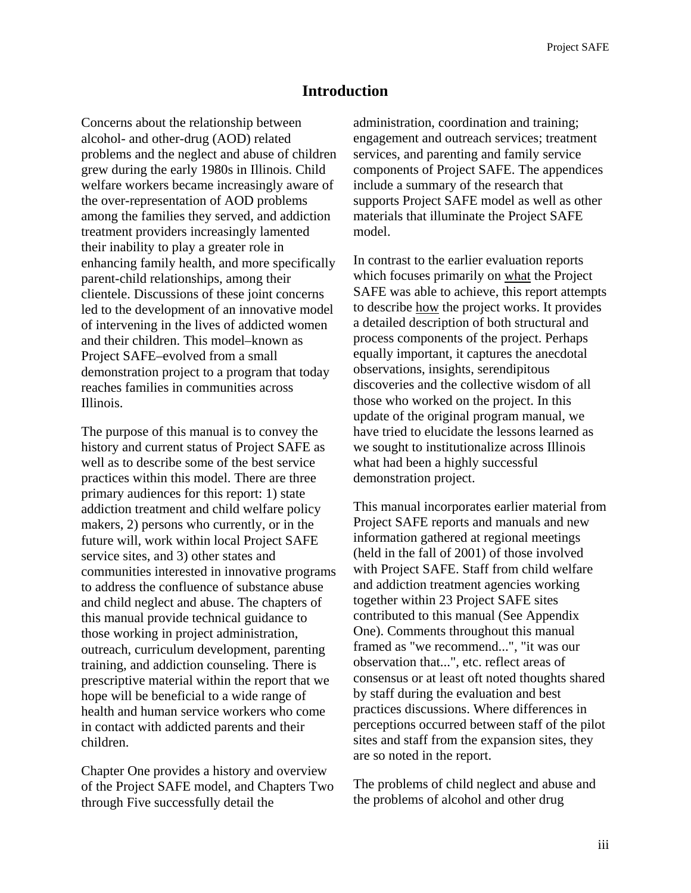# Introduction

Concerns about the relationship between alcohol- and other-drug (AOD) related problems and the neglect and abuse of children grew during the early 1980s in Illinois. Child welfare workers became increasingly aware of the over-representation of AOD problems among the families they served, and addiction treatment providers increasingly lamented their inability to play a greater role in enhancing family health, and more specifically parent-child relationships, among their clientele. Discussions of these joint concerns led to the development of an innovative model of intervening in the lives of addicted women and their children. This model–known as Project SAFE–evolved from a small demonstration project to a program that today reaches families in communities across Illinois.

The purpose of this manual is to convey the history and current status of Project SAFE as well as to describe some of the best service practices within this model. There are three primary audiences for this report: 1) state addiction treatment and child welfare policy makers, 2) persons who currently, or in the future will, work within local Project SAFE service sites, and 3) other states and communities interested in innovative programs to address the confluence of substance abuse and child neglect and abuse. The chapters of this manual provide technical guidance to those working in project administration, outreach, curriculum development, parenting training, and addiction counseling. There is prescriptive material within the report that we hope will be beneficial to a wide range of health and human service workers who come in contact with addicted parents and their children.

Chapter One provides a history and overview of the Project SAFE model, and Chapters Two through Five successfully detail the administration, coordination and training; engagement and outreach services; treatment services, and parenting and family service components of Project SAFE. The appendices include a summary of the research that supports Project SAFE model as well as other materials that illuminate the Project SAFE model.

In contrast to the earlier evaluation reports which focuses primarily on <u>what</u> the Project SAFE was able to achieve, this report attempts to describe <u>how</u> the project works. It provides a detailed description of both structural and process components of the project. Perhaps equally important, it captures the anecdotal observations, insights, serendipitous discoveries and the collective wisdom of all those who worked on the project. In this update of the original program manual, we have tried to elucidate the lessons learned as we sought to institutionalize across Illinois what had been a highly successful demonstration project.

This manual incorporates earlier material from Project SAFE reports and manuals and new information gathered at regional meetings (held in the fall of 2001) of those involved with Project SAFE. Staff from child welfare and addiction treatment agencies working together within 23 Project SAFE sites contributed to this manual (See Appendix One). Comments throughout this manual framed as "we recommend...", "it was our observation that...", etc. reflect areas of consensus or at least oft noted thoughts shared by staff during the evaluation and best practices discussions. Where differences in perceptions occurred between staff of the pilot sites and staff from the expansion sites, they are so noted in the report.

The problems of child neglect and abuse and the problems of alcohol and other drug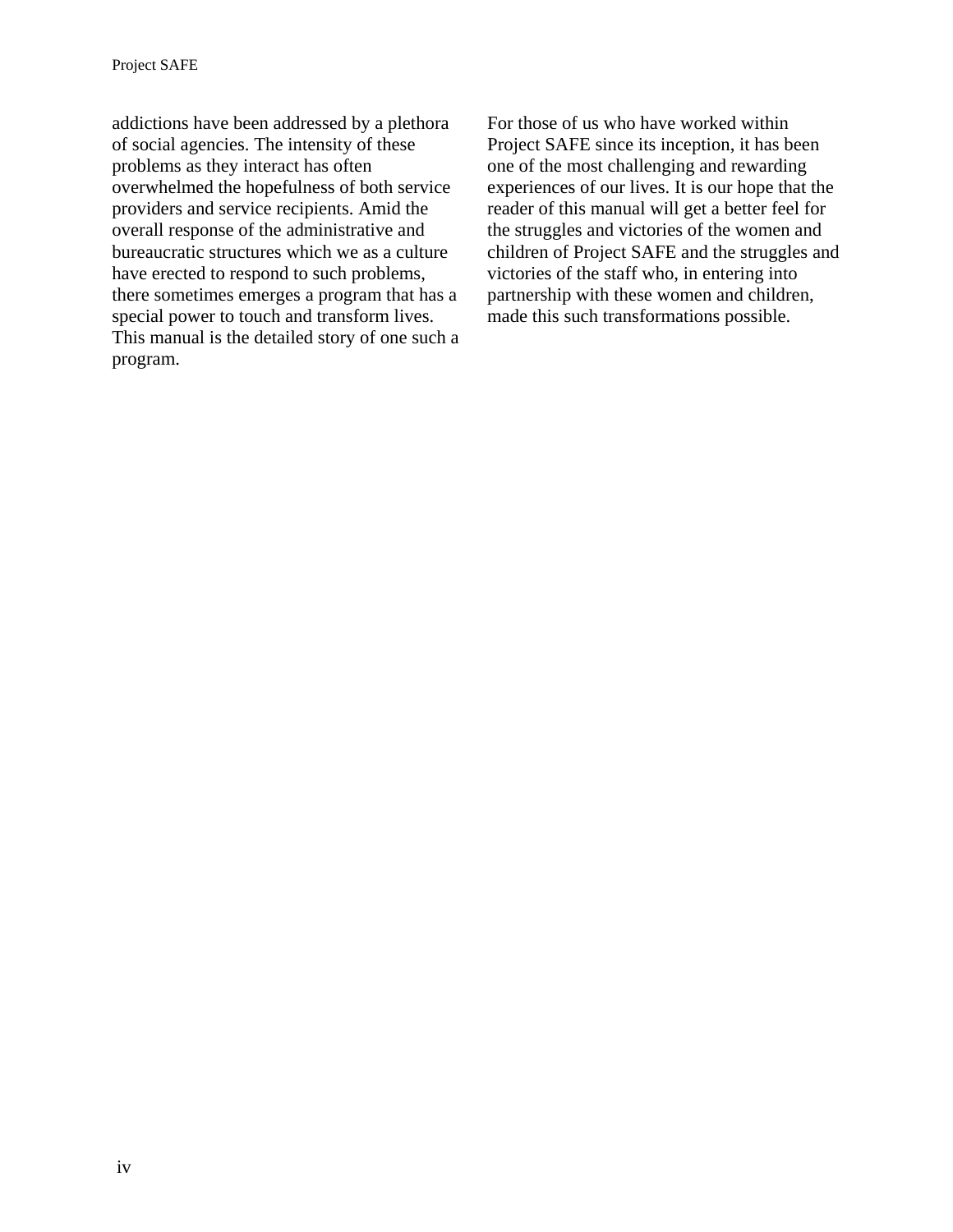addictions have been addressed by a plethora of social agencies. The intensity of these problems as they interact has often overwhelmed the hopefulness of both service providers and service recipients. Amid the overall response of the administrative and bureaucratic structures which we as a culture have erected to respond to such problems, there sometimes emerges a program that has a special power to touch and transform lives. This manual is the detailed story of one such a program.

For those of us who have worked within Project SAFE since its inception, it has been one of the most challenging and rewarding experiences of our lives. It is our hope that the reader of this manual will get a better feel for the struggles and victories of the women and children of Project SAFE and the struggles and victories of the staff who, in entering into partnership with these women and children, made this such transformations possible.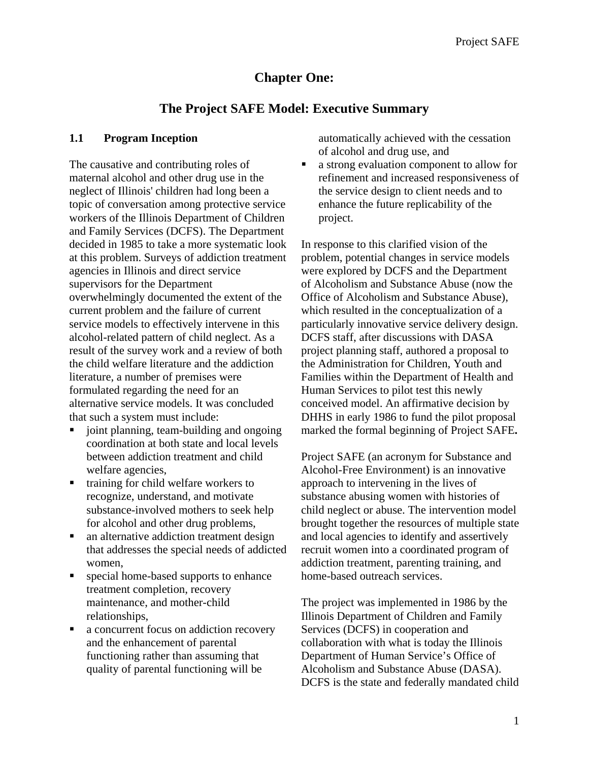# Chapter One:

# The Project SAFE Model: Executive Summary

### 1.1 Program Inception

The causative and contributing roles of maternal alcohol and other drug use in the neglect of Illinois' children had long been a topic of conversation among protective service workers of the Illinois Department of Children and Family Services (DCFS). The Department decided in 1985 to take a more systematic look at this problem. Surveys of addiction treatment agencies in Illinois and direct service supervisors for the Department overwhelmingly documented the extent of the current problem and the failure of current service models to effectively intervene in this alcohol-related pattern of child neglect. As a result of the survey work and a review of both the child welfare literature and the addiction literature, a number of premises were formulated regarding the need for an alternative service models. It was concluded that such a system must include:

- joint planning, team-building and ongoing coordination at both state and local levels between addiction treatment and child welfare agencies,
- training for child welfare workers to recognize, understand, and motivate substance-involved mothers to seek help for alcohol and other drug problems,
- an alternative addiction treatment design that addresses the special needs of addicted women,
- special home-based supports to enhance treatment completion, recovery maintenance, and mother-child relationships,
- a concurrent focus on addiction recovery and the enhancement of parental functioning rather than assuming that quality of parental functioning will be automatically achieved with the cessation of alcohol and drug use, and
- a strong evaluation component to allow for refinement and increased responsiveness of the service design to client needs and to enhance the future replicability of the project.

In response to this clarified vision of the problem, potential changes in service models were explored by DCFS and the Department of Alcoholism and Substance Abuse (now the Office of Alcoholism and Substance Abuse), which resulted in the conceptualization of a particularly innovative service delivery design. DCFS staff, after discussions with DASA project planning staff, authored a proposal to the Administration for Children, Youth and Families within the Department of Health and Human Services to pilot test this newly conceived model. An affirmative decision by DHHS in early 1986 to fund the pilot proposal marked the formal beginning of Project SAFE**.**

Project SAFE (an acronym for Substance and Alcohol-Free Environment) is an innovative approach to intervening in the lives of substance abusing women with histories of child neglect or abuse. The intervention model brought together the resources of multiple state and local agencies to identify and assertively recruit women into a coordinated program of addiction treatment, parenting training, and home-based outreach services.

The project was implemented in 1986 by the Illinois Department of Children and Family Services (DCFS) in cooperation and collaboration with what is today the Illinois Department of Human Service's Office of Alcoholism and Substance Abuse (DASA). DCFS is the state and federally mandated child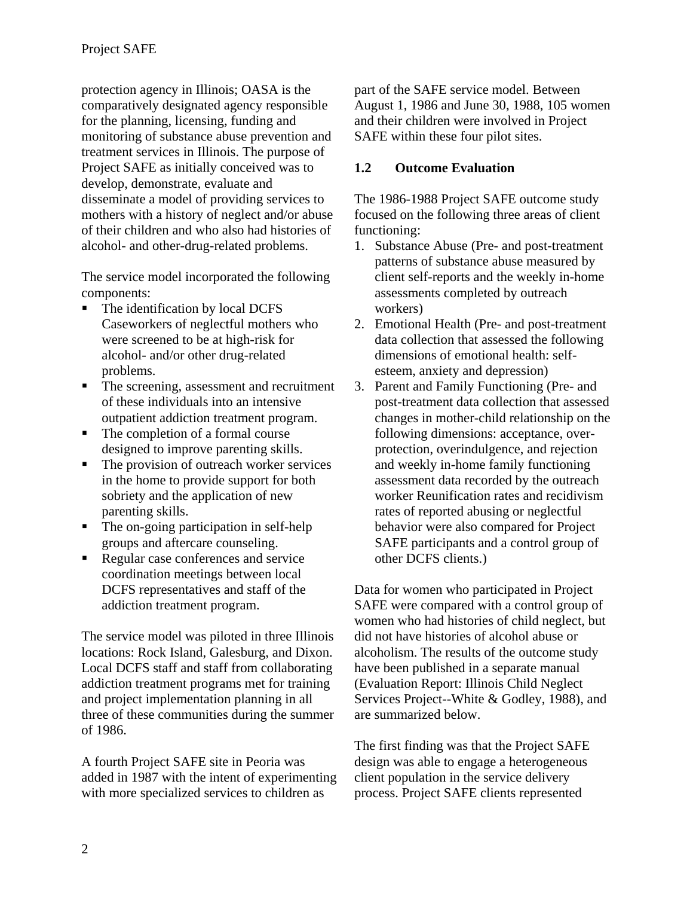protection agency in Illinois; OASA is the comparatively designated agency responsible for the planning, licensing, funding and monitoring of substance abuse prevention and treatment services in Illinois. The purpose of Project SAFE as initially conceived was to develop, demonstrate, evaluate and disseminate a model of providing services to mothers with a history of neglect and/or abuse of their children and who also had histories of alcohol- and other-drug-related problems.

The service model incorporated the following components:

- The identification by local DCFS Caseworkers of neglectful mothers who were screened to be at high-risk for alcohol- and/or other drug-related problems.
- The screening, assessment and recruitment of these individuals into an intensive outpatient addiction treatment program.
- The completion of a formal course designed to improve parenting skills.
- The provision of outreach worker services in the home to provide support for both sobriety and the application of new parenting skills.
- The on-going participation in self-help groups and aftercare counseling.
- Regular case conferences and service coordination meetings between local DCFS representatives and staff of the addiction treatment program.

The service model was piloted in three Illinois locations: Rock Island, Galesburg, and Dixon. Local DCFS staff and staff from collaborating addiction treatment programs met for training and project implementation planning in all three of these communities during the summer of 1986.

A fourth Project SAFE site in Peoria was added in 1987 with the intent of experimenting with more specialized services to children as part of the SAFE service model. Between August 1, 1986 and June 30, 1988, 105 women and their children were involved in Project SAFE within these four pilot sites.

## 1.2 Outcome Evaluation

The 1986-1988 Project SAFE outcome study focused on the following three areas of client functioning:

1. Substance Abuse (Pre- and post-treatment patterns of substance abuse measured by client self-reports and the weekly in-home assessments completed by outreach workers)
2. Emotional Health (Pre- and post-treatment data collection that assessed the following dimensions of emotional health: self-esteem, anxiety and depression)
3. Parent and Family Functioning (Pre- and post-treatment data collection that assessed changes in mother-child relationship on the following dimensions: acceptance, over-protection, overindulgence, and rejection and weekly in-home family functioning assessment data recorded by the outreach worker Reunification rates and recidivism rates of reported abusing or neglectful behavior were also compared for Project SAFE participants and a control group of other DCFS clients.)

Data for women who participated in Project SAFE were compared with a control group of women who had histories of child neglect, but did not have histories of alcohol abuse or alcoholism. The results of the outcome study have been published in a separate manual (Evaluation Report: Illinois Child Neglect Services Project--White & Godley, 1988), and are summarized below.

The first finding was that the Project SAFE design was able to engage a heterogeneous client population in the service delivery process. Project SAFE clients represented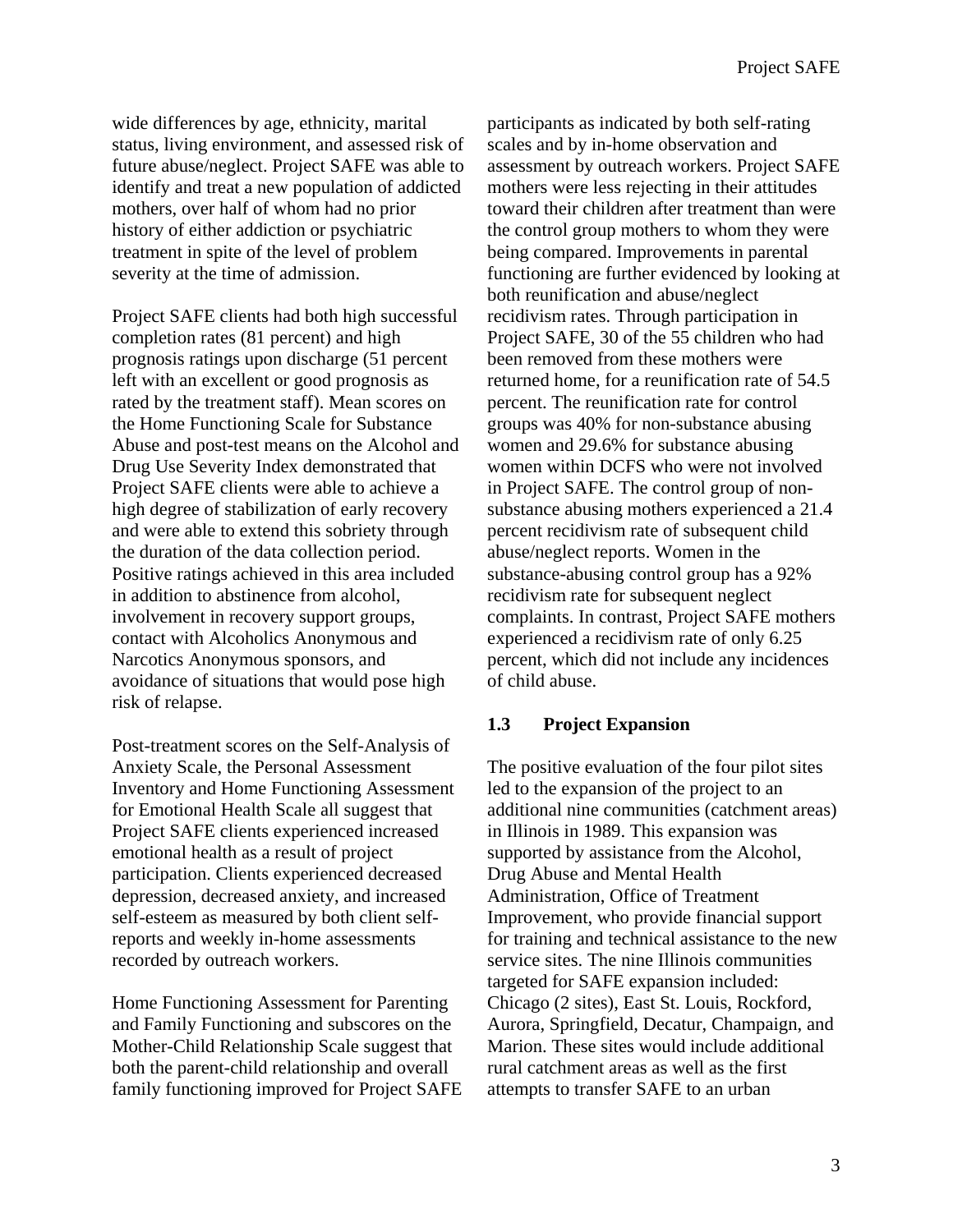wide differences by age, ethnicity, marital status, living environment, and assessed risk of future abuse/neglect. Project SAFE was able to identify and treat a new population of addicted mothers, over half of whom had no prior history of either addiction or psychiatric treatment in spite of the level of problem severity at the time of admission.

Project SAFE clients had both high successful completion rates (81 percent) and high prognosis ratings upon discharge (51 percent left with an excellent or good prognosis as rated by the treatment staff). Mean scores on the Home Functioning Scale for Substance Abuse and post-test means on the Alcohol and Drug Use Severity Index demonstrated that Project SAFE clients were able to achieve a high degree of stabilization of early recovery and were able to extend this sobriety through the duration of the data collection period. Positive ratings achieved in this area included in addition to abstinence from alcohol, involvement in recovery support groups, contact with Alcoholics Anonymous and Narcotics Anonymous sponsors, and avoidance of situations that would pose high risk of relapse.

Post-treatment scores on the Self-Analysis of Anxiety Scale, the Personal Assessment Inventory and Home Functioning Assessment for Emotional Health Scale all suggest that Project SAFE clients experienced increased emotional health as a result of project participation. Clients experienced decreased depression, decreased anxiety, and increased self-esteem as measured by both client self-reports and weekly in-home assessments recorded by outreach workers.

Home Functioning Assessment for Parenting and Family Functioning and subscores on the Mother-Child Relationship Scale suggest that both the parent-child relationship and overall family functioning improved for Project SAFE participants as indicated by both self-rating scales and by in-home observation and assessment by outreach workers. Project SAFE mothers were less rejecting in their attitudes toward their children after treatment than were the control group mothers to whom they were being compared. Improvements in parental functioning are further evidenced by looking at both reunification and abuse/neglect recidivism rates. Through participation in Project SAFE, 30 of the 55 children who had been removed from these mothers were returned home, for a reunification rate of 54.5 percent. The reunification rate for control groups was 40% for non-substance abusing women and 29.6% for substance abusing women within DCFS who were not involved in Project SAFE. The control group of non-substance abusing mothers experienced a 21.4 percent recidivism rate of subsequent child abuse/neglect reports. Women in the substance-abusing control group has a 92% recidivism rate for subsequent neglect complaints. In contrast, Project SAFE mothers experienced a recidivism rate of only 6.25 percent, which did not include any incidences of child abuse.

### 1.3 Project Expansion

The positive evaluation of the four pilot sites led to the expansion of the project to an additional nine communities (catchment areas) in Illinois in 1989. This expansion was supported by assistance from the Alcohol, Drug Abuse and Mental Health Administration, Office of Treatment Improvement, who provide financial support for training and technical assistance to the new service sites. The nine Illinois communities targeted for SAFE expansion included: Chicago (2 sites), East St. Louis, Rockford, Aurora, Springfield, Decatur, Champaign, and Marion. These sites would include additional rural catchment areas as well as the first attempts to transfer SAFE to an urban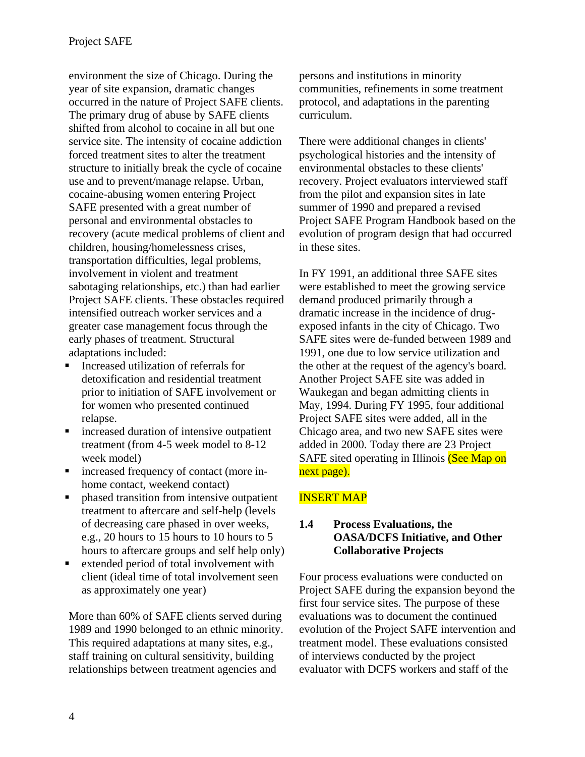environment the size of Chicago. During the year of site expansion, dramatic changes occurred in the nature of Project SAFE clients. The primary drug of abuse by SAFE clients shifted from alcohol to cocaine in all but one service site. The intensity of cocaine addiction forced treatment sites to alter the treatment structure to initially break the cycle of cocaine use and to prevent/manage relapse. Urban, cocaine-abusing women entering Project SAFE presented with a great number of personal and environmental obstacles to recovery (acute medical problems of client and children, housing/homelessness crises, transportation difficulties, legal problems, involvement in violent and treatment sabotaging relationships, etc.) than had earlier Project SAFE clients. These obstacles required intensified outreach worker services and a greater case management focus through the early phases of treatment. Structural adaptations included:

- Increased utilization of referrals for detoxification and residential treatment prior to initiation of SAFE involvement or for women who presented continued relapse.
- increased duration of intensive outpatient treatment (from 4-5 week model to 8-12 week model)
- increased frequency of contact (more in-home contact, weekend contact)
- phased transition from intensive outpatient treatment to aftercare and self-help (levels of decreasing care phased in over weeks, e.g., 20 hours to 15 hours to 10 hours to 5 hours to aftercare groups and self help only)
- extended period of total involvement with client (ideal time of total involvement seen as approximately one year)

More than 60% of SAFE clients served during 1989 and 1990 belonged to an ethnic minority. This required adaptations at many sites, e.g., staff training on cultural sensitivity, building relationships between treatment agencies and persons and institutions in minority communities, refinements in some treatment protocol, and adaptations in the parenting curriculum.

There were additional changes in clients' psychological histories and the intensity of environmental obstacles to these clients' recovery. Project evaluators interviewed staff from the pilot and expansion sites in late summer of 1990 and prepared a revised Project SAFE Program Handbook based on the evolution of program design that had occurred in these sites.

In FY 1991, an additional three SAFE sites were established to meet the growing service demand produced primarily through a dramatic increase in the incidence of drug-exposed infants in the city of Chicago. Two SAFE sites were de-funded between 1989 and 1991, one due to low service utilization and the other at the request of the agency's board. Another Project SAFE site was added in Waukegan and began admitting clients in May, 1994. During FY 1995, four additional Project SAFE sites were added, all in the Chicago area, and two new SAFE sites were added in 2000. Today there are 23 Project SAFE sited operating in Illinois (See Map on next page).

INSERT MAP

### 1.4 Process Evaluations, the OASA/DCFS Initiative, and Other Collaborative Projects

Four process evaluations were conducted on Project SAFE during the expansion beyond the first four service sites. The purpose of these evaluations was to document the continued evolution of the Project SAFE intervention and treatment model. These evaluations consisted of interviews conducted by the project evaluator with DCFS workers and staff of the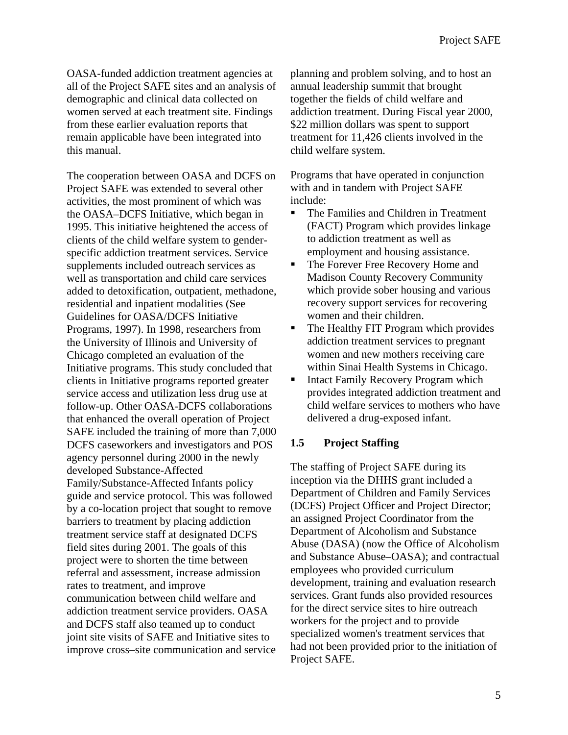OASA-funded addiction treatment agencies at all of the Project SAFE sites and an analysis of demographic and clinical data collected on women served at each treatment site. Findings from these earlier evaluation reports that remain applicable have been integrated into this manual.

The cooperation between OASA and DCFS on Project SAFE was extended to several other activities, the most prominent of which was the OASA–DCFS Initiative, which began in 1995. This initiative heightened the access of clients of the child welfare system to gender-specific addiction treatment services. Service supplements included outreach services as well as transportation and child care services added to detoxification, outpatient, methadone, residential and inpatient modalities (See Guidelines for OASA/DCFS Initiative Programs, 1997). In 1998, researchers from the University of Illinois and University of Chicago completed an evaluation of the Initiative programs. This study concluded that clients in Initiative programs reported greater service access and utilization less drug use at follow-up. Other OASA-DCFS collaborations that enhanced the overall operation of Project SAFE included the training of more than 7,000 DCFS caseworkers and investigators and POS agency personnel during 2000 in the newly developed Substance-Affected Family/Substance-Affected Infants policy guide and service protocol. This was followed by a co-location project that sought to remove barriers to treatment by placing addiction treatment service staff at designated DCFS field sites during 2001. The goals of this project were to shorten the time between referral and assessment, increase admission rates to treatment, and improve communication between child welfare and addiction treatment service providers. OASA and DCFS staff also teamed up to conduct joint site visits of SAFE and Initiative sites to improve cross–site communication and service planning and problem solving, and to host an annual leadership summit that brought together the fields of child welfare and addiction treatment. During Fiscal year 2000, $22 million dollars was spent to support treatment for 11,426 clients involved in the child welfare system.

Programs that have operated in conjunction with and in tandem with Project SAFE include:

- The Families and Children in Treatment (FACT) Program which provides linkage to addiction treatment as well as employment and housing assistance.
- The Forever Free Recovery Home and Madison County Recovery Community which provide sober housing and various recovery support services for recovering women and their children.
- The Healthy FIT Program which provides addiction treatment services to pregnant women and new mothers receiving care within Sinai Health Systems in Chicago.
- Intact Family Recovery Program which provides integrated addiction treatment and child welfare services to mothers who have delivered a drug-exposed infant.

### 1.5 Project Staffing

The staffing of Project SAFE during its inception via the DHHS grant included a Department of Children and Family Services (DCFS) Project Officer and Project Director; an assigned Project Coordinator from the Department of Alcoholism and Substance Abuse (DASA) (now the Office of Alcoholism and Substance Abuse–OASA); and contractual employees who provided curriculum development, training and evaluation research services. Grant funds also provided resources for the direct service sites to hire outreach workers for the project and to provide specialized women's treatment services that had not been provided prior to the initiation of Project SAFE.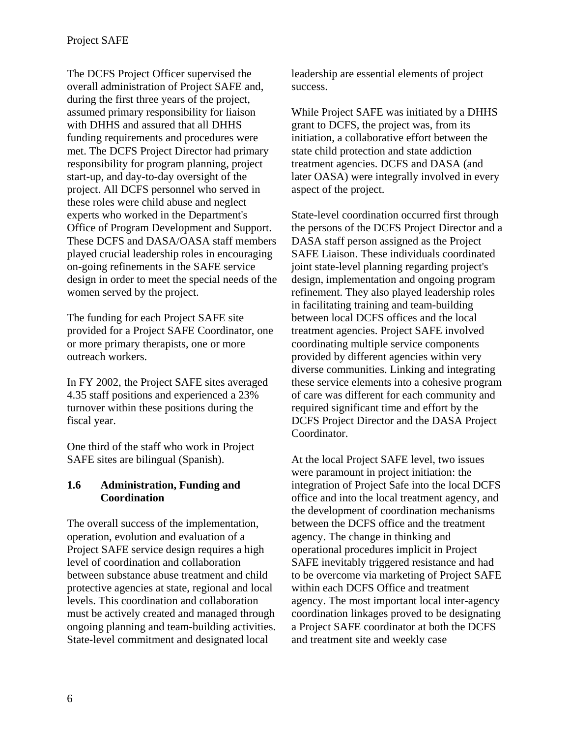The DCFS Project Officer supervised the overall administration of Project SAFE and, during the first three years of the project, assumed primary responsibility for liaison with DHHS and assured that all DHHS funding requirements and procedures were met. The DCFS Project Director had primary responsibility for program planning, project start-up, and day-to-day oversight of the project. All DCFS personnel who served in these roles were child abuse and neglect experts who worked in the Department's Office of Program Development and Support. These DCFS and DASA/OASA staff members played crucial leadership roles in encouraging on-going refinements in the SAFE service design in order to meet the special needs of the women served by the project.

The funding for each Project SAFE site provided for a Project SAFE Coordinator, one or more primary therapists, one or more outreach workers.

In FY 2002, the Project SAFE sites averaged 4.35 staff positions and experienced a 23% turnover within these positions during the fiscal year.

One third of the staff who work in Project SAFE sites are bilingual (Spanish).

### 1.6 Administration, Funding and Coordination

The overall success of the implementation, operation, evolution and evaluation of a Project SAFE service design requires a high level of coordination and collaboration between substance abuse treatment and child protective agencies at state, regional and local levels. This coordination and collaboration must be actively created and managed through ongoing planning and team-building activities. State-level commitment and designated local leadership are essential elements of project success.

While Project SAFE was initiated by a DHHS grant to DCFS, the project was, from its initiation, a collaborative effort between the state child protection and state addiction treatment agencies. DCFS and DASA (and later OASA) were integrally involved in every aspect of the project.

State-level coordination occurred first through the persons of the DCFS Project Director and a DASA staff person assigned as the Project SAFE Liaison. These individuals coordinated joint state-level planning regarding project's design, implementation and ongoing program refinement. They also played leadership roles in facilitating training and team-building between local DCFS offices and the local treatment agencies. Project SAFE involved coordinating multiple service components provided by different agencies within very diverse communities. Linking and integrating these service elements into a cohesive program of care was different for each community and required significant time and effort by the DCFS Project Director and the DASA Project Coordinator.

At the local Project SAFE level, two issues were paramount in project initiation: the integration of Project Safe into the local DCFS office and into the local treatment agency, and the development of coordination mechanisms between the DCFS office and the treatment agency. The change in thinking and operational procedures implicit in Project SAFE inevitably triggered resistance and had to be overcome via marketing of Project SAFE within each DCFS Office and treatment agency. The most important local inter-agency coordination linkages proved to be designating a Project SAFE coordinator at both the DCFS and treatment site and weekly case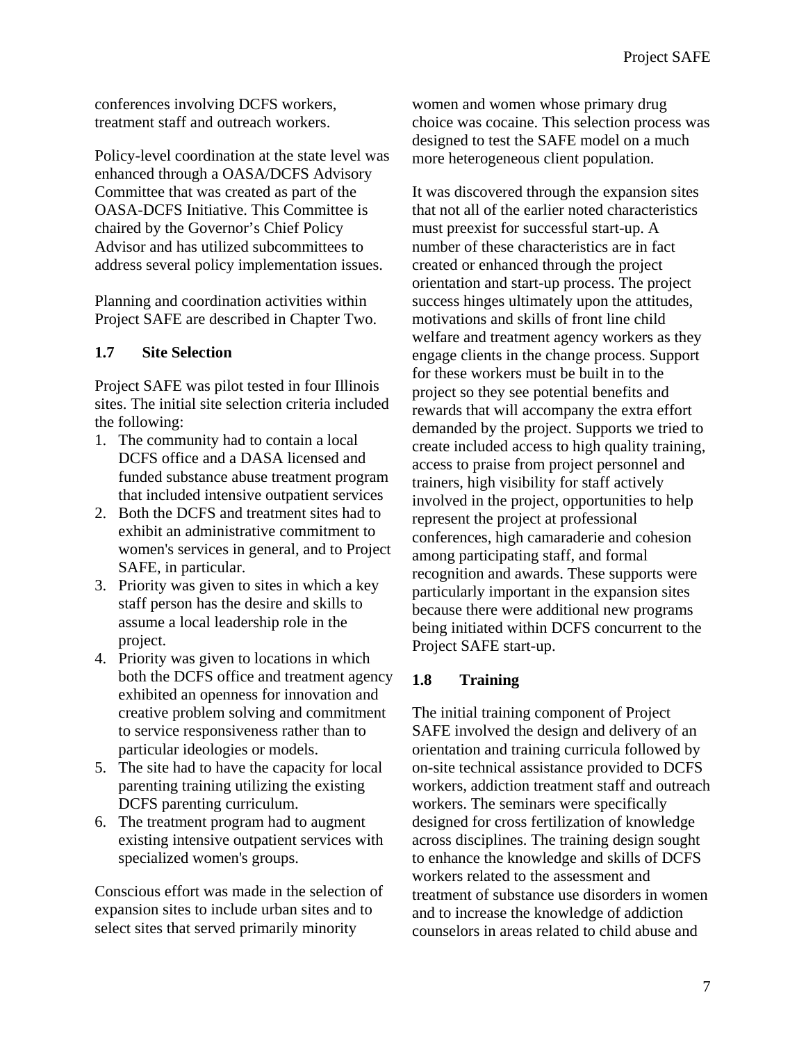conferences involving DCFS workers, treatment staff and outreach workers.

Policy-level coordination at the state level was enhanced through a OASA/DCFS Advisory Committee that was created as part of the OASA-DCFS Initiative. This Committee is chaired by the Governor's Chief Policy Advisor and has utilized subcommittees to address several policy implementation issues.

Planning and coordination activities within Project SAFE are described in Chapter Two.

### 1.7 Site Selection

Project SAFE was pilot tested in four Illinois sites. The initial site selection criteria included the following:

1. The community had to contain a local DCFS office and a DASA licensed and funded substance abuse treatment program that included intensive outpatient services
2. Both the DCFS and treatment sites had to exhibit an administrative commitment to women's services in general, and to Project SAFE, in particular.
3. Priority was given to sites in which a key staff person has the desire and skills to assume a local leadership role in the project.
4. Priority was given to locations in which both the DCFS office and treatment agency exhibited an openness for innovation and creative problem solving and commitment to service responsiveness rather than to particular ideologies or models.
5. The site had to have the capacity for local parenting training utilizing the existing DCFS parenting curriculum.
6. The treatment program had to augment existing intensive outpatient services with specialized women's groups.

Conscious effort was made in the selection of expansion sites to include urban sites and to select sites that served primarily minority women and women whose primary drug choice was cocaine. This selection process was designed to test the SAFE model on a much more heterogeneous client population.

It was discovered through the expansion sites that not all of the earlier noted characteristics must preexist for successful start-up. A number of these characteristics are in fact created or enhanced through the project orientation and start-up process. The project success hinges ultimately upon the attitudes, motivations and skills of front line child welfare and treatment agency workers as they engage clients in the change process. Support for these workers must be built in to the project so they see potential benefits and rewards that will accompany the extra effort demanded by the project. Supports we tried to create included access to high quality training, access to praise from project personnel and trainers, high visibility for staff actively involved in the project, opportunities to help represent the project at professional conferences, high camaraderie and cohesion among participating staff, and formal recognition and awards. These supports were particularly important in the expansion sites because there were additional new programs being initiated within DCFS concurrent to the Project SAFE start-up.

### 1.8 Training

The initial training component of Project SAFE involved the design and delivery of an orientation and training curricula followed by on-site technical assistance provided to DCFS workers, addiction treatment staff and outreach workers. The seminars were specifically designed for cross fertilization of knowledge across disciplines. The training design sought to enhance the knowledge and skills of DCFS workers related to the assessment and treatment of substance use disorders in women and to increase the knowledge of addiction counselors in areas related to child abuse and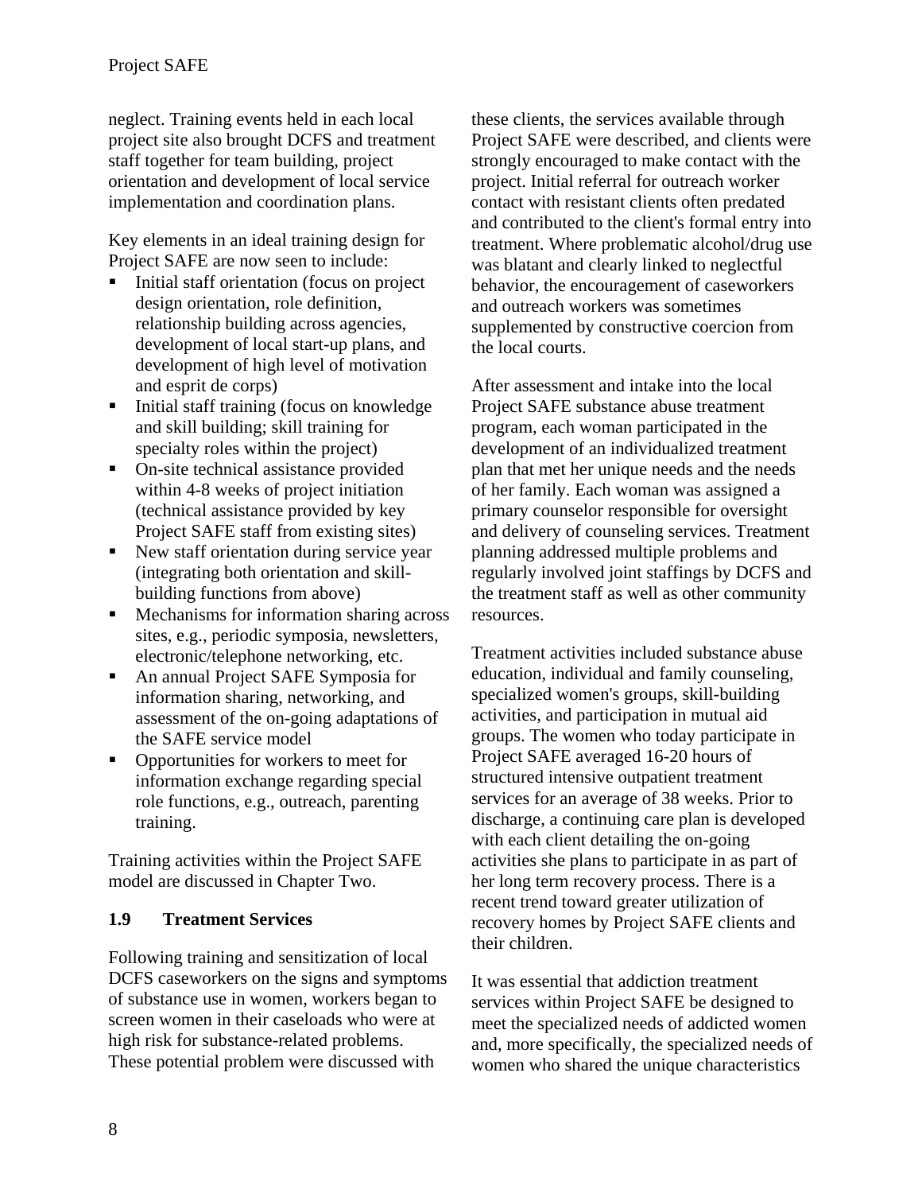neglect. Training events held in each local project site also brought DCFS and treatment staff together for team building, project orientation and development of local service implementation and coordination plans.

Key elements in an ideal training design for Project SAFE are now seen to include:

- Initial staff orientation (focus on project design orientation, role definition, relationship building across agencies, development of local start-up plans, and development of high level of motivation and esprit de corps)
- Initial staff training (focus on knowledge and skill building; skill training for specialty roles within the project)
- On-site technical assistance provided within 4-8 weeks of project initiation (technical assistance provided by key Project SAFE staff from existing sites)
- New staff orientation during service year (integrating both orientation and skill-building functions from above)
- Mechanisms for information sharing across sites, e.g., periodic symposia, newsletters, electronic/telephone networking, etc.
- An annual Project SAFE Symposia for information sharing, networking, and assessment of the on-going adaptations of the SAFE service model
- Opportunities for workers to meet for information exchange regarding special role functions, e.g., outreach, parenting training.

Training activities within the Project SAFE model are discussed in Chapter Two.

## 1.9 Treatment Services

Following training and sensitization of local DCFS caseworkers on the signs and symptoms of substance use in women, workers began to screen women in their caseloads who were at high risk for substance-related problems. These potential problem were discussed with these clients, the services available through Project SAFE were described, and clients were strongly encouraged to make contact with the project. Initial referral for outreach worker contact with resistant clients often predated and contributed to the client's formal entry into treatment. Where problematic alcohol/drug use was blatant and clearly linked to neglectful behavior, the encouragement of caseworkers and outreach workers was sometimes supplemented by constructive coercion from the local courts.

After assessment and intake into the local Project SAFE substance abuse treatment program, each woman participated in the development of an individualized treatment plan that met her unique needs and the needs of her family. Each woman was assigned a primary counselor responsible for oversight and delivery of counseling services. Treatment planning addressed multiple problems and regularly involved joint staffings by DCFS and the treatment staff as well as other community resources.

Treatment activities included substance abuse education, individual and family counseling, specialized women's groups, skill-building activities, and participation in mutual aid groups. The women who today participate in Project SAFE averaged 16-20 hours of structured intensive outpatient treatment services for an average of 38 weeks. Prior to discharge, a continuing care plan is developed with each client detailing the on-going activities she plans to participate in as part of her long term recovery process. There is a recent trend toward greater utilization of recovery homes by Project SAFE clients and their children.

It was essential that addiction treatment services within Project SAFE be designed to meet the specialized needs of addicted women and, more specifically, the specialized needs of women who shared the unique characteristics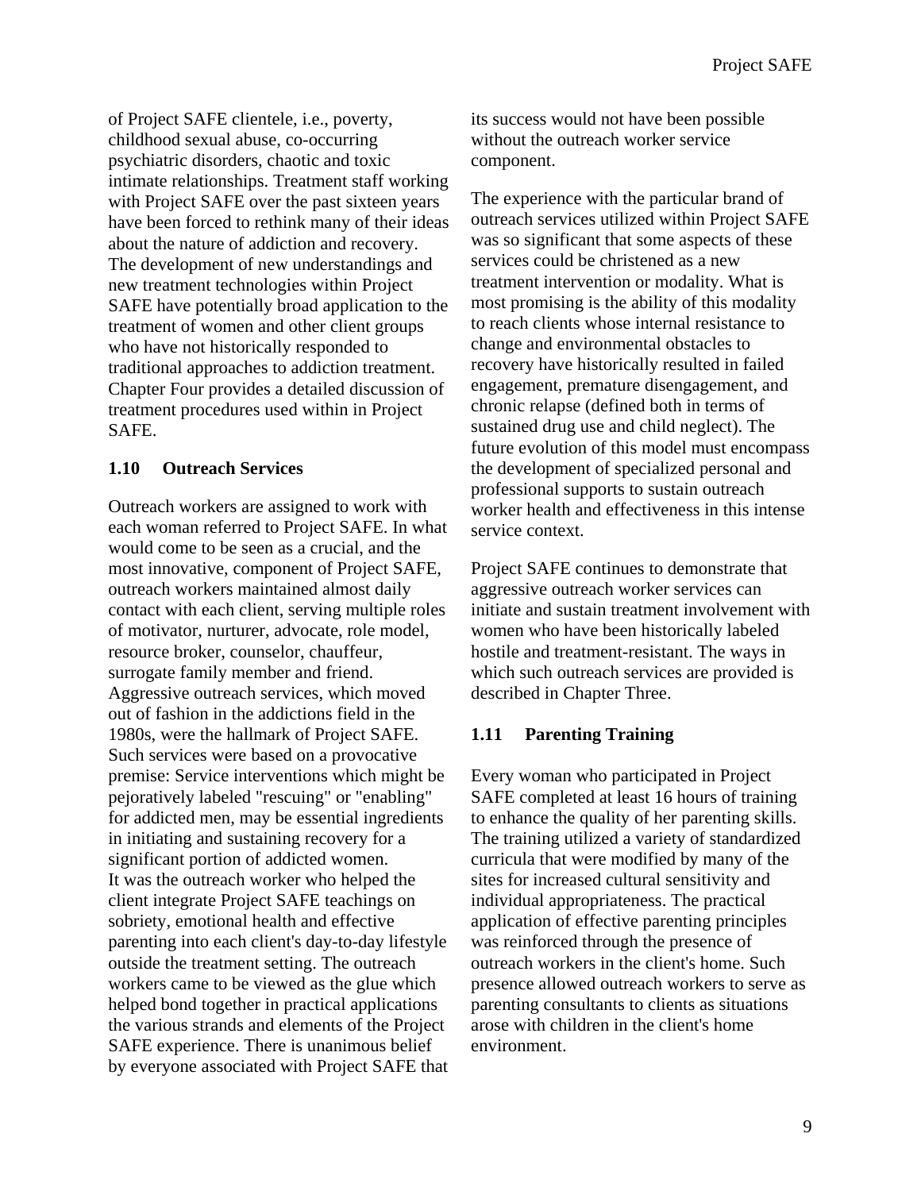of Project SAFE clientele, i.e., poverty, childhood sexual abuse, co-occurring psychiatric disorders, chaotic and toxic intimate relationships. Treatment staff working with Project SAFE over the past sixteen years have been forced to rethink many of their ideas about the nature of addiction and recovery. The development of new understandings and new treatment technologies within Project SAFE have potentially broad application to the treatment of women and other client groups who have not historically responded to traditional approaches to addiction treatment. Chapter Four provides a detailed discussion of treatment procedures used within in Project SAFE.

### 1.10 Outreach Services

Outreach workers are assigned to work with each woman referred to Project SAFE. In what would come to be seen as a crucial, and the most innovative, component of Project SAFE, outreach workers maintained almost daily contact with each client, serving multiple roles of motivator, nurturer, advocate, role model, resource broker, counselor, chauffeur, surrogate family member and friend. Aggressive outreach services, which moved out of fashion in the addictions field in the 1980s, were the hallmark of Project SAFE. Such services were based on a provocative premise: Service interventions which might be pejoratively labeled "rescuing" or "enabling" for addicted men, may be essential ingredients in initiating and sustaining recovery for a significant portion of addicted women.
It was the outreach worker who helped the client integrate Project SAFE teachings on sobriety, emotional health and effective parenting into each client's day-to-day lifestyle outside the treatment setting. The outreach workers came to be viewed as the glue which helped bond together in practical applications the various strands and elements of the Project SAFE experience. There is unanimous belief by everyone associated with Project SAFE that its success would not have been possible without the outreach worker service component.

The experience with the particular brand of outreach services utilized within Project SAFE was so significant that some aspects of these services could be christened as a new treatment intervention or modality. What is most promising is the ability of this modality to reach clients whose internal resistance to change and environmental obstacles to recovery have historically resulted in failed engagement, premature disengagement, and chronic relapse (defined both in terms of sustained drug use and child neglect). The future evolution of this model must encompass the development of specialized personal and professional supports to sustain outreach worker health and effectiveness in this intense service context.

Project SAFE continues to demonstrate that aggressive outreach worker services can initiate and sustain treatment involvement with women who have been historically labeled hostile and treatment-resistant. The ways in which such outreach services are provided is described in Chapter Three.

### 1.11 Parenting Training

Every woman who participated in Project SAFE completed at least 16 hours of training to enhance the quality of her parenting skills. The training utilized a variety of standardized curricula that were modified by many of the sites for increased cultural sensitivity and individual appropriateness. The practical application of effective parenting principles was reinforced through the presence of outreach workers in the client's home. Such presence allowed outreach workers to serve as parenting consultants to clients as situations arose with children in the client's home environment.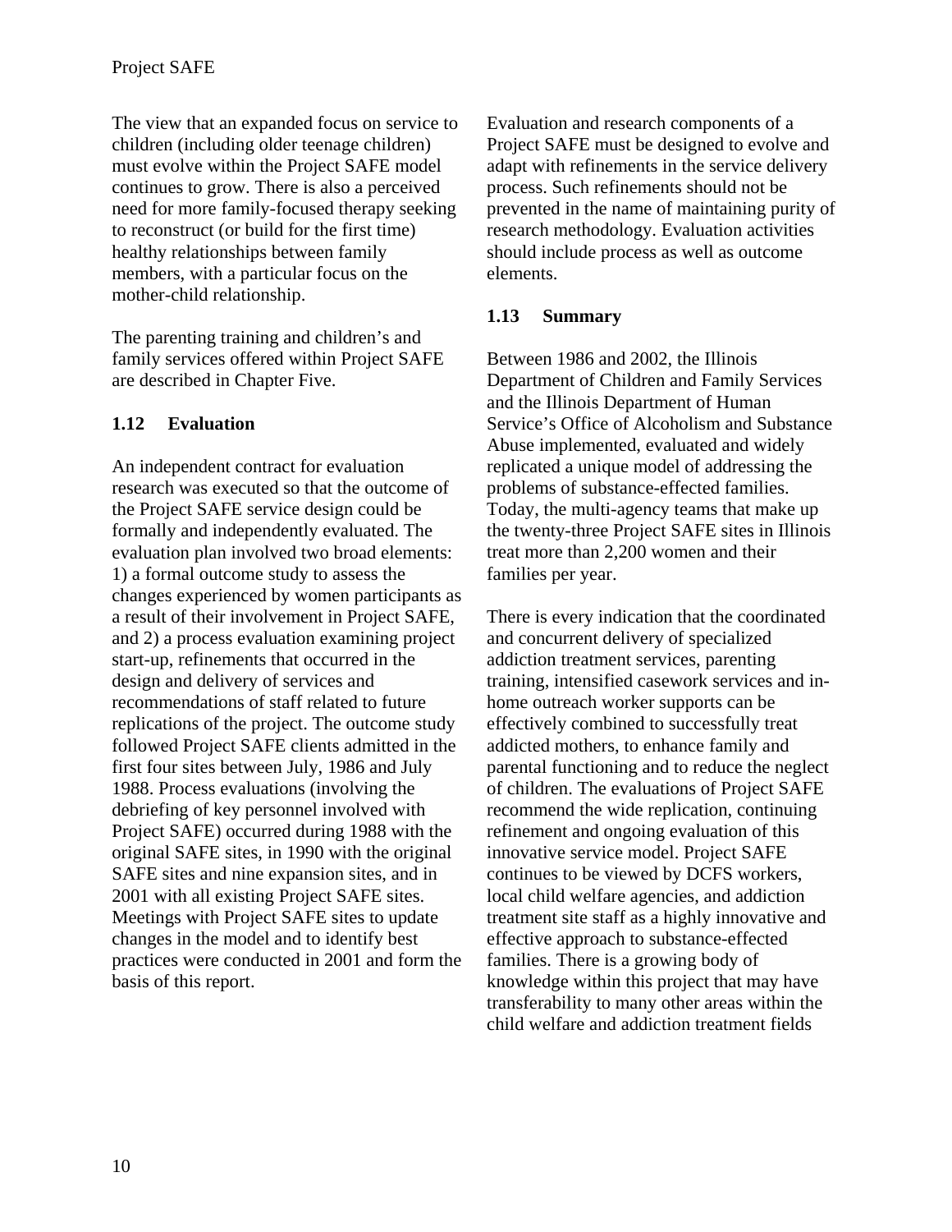The view that an expanded focus on service to children (including older teenage children) must evolve within the Project SAFE model continues to grow. There is also a perceived need for more family-focused therapy seeking to reconstruct (or build for the first time) healthy relationships between family members, with a particular focus on the mother-child relationship.

The parenting training and children's and family services offered within Project SAFE are described in Chapter Five.

### 1.12 Evaluation

An independent contract for evaluation research was executed so that the outcome of the Project SAFE service design could be formally and independently evaluated. The evaluation plan involved two broad elements: 1) a formal outcome study to assess the changes experienced by women participants as a result of their involvement in Project SAFE, and 2) a process evaluation examining project start-up, refinements that occurred in the design and delivery of services and recommendations of staff related to future replications of the project. The outcome study followed Project SAFE clients admitted in the first four sites between July, 1986 and July 1988. Process evaluations (involving the debriefing of key personnel involved with Project SAFE) occurred during 1988 with the original SAFE sites, in 1990 with the original SAFE sites and nine expansion sites, and in 2001 with all existing Project SAFE sites. Meetings with Project SAFE sites to update changes in the model and to identify best practices were conducted in 2001 and form the basis of this report.

Evaluation and research components of a Project SAFE must be designed to evolve and adapt with refinements in the service delivery process. Such refinements should not be prevented in the name of maintaining purity of research methodology. Evaluation activities should include process as well as outcome elements.

### 1.13 Summary

Between 1986 and 2002, the Illinois Department of Children and Family Services and the Illinois Department of Human Service's Office of Alcoholism and Substance Abuse implemented, evaluated and widely replicated a unique model of addressing the problems of substance-effected families. Today, the multi-agency teams that make up the twenty-three Project SAFE sites in Illinois treat more than 2,200 women and their families per year.

There is every indication that the coordinated and concurrent delivery of specialized addiction treatment services, parenting training, intensified casework services and in-home outreach worker supports can be effectively combined to successfully treat addicted mothers, to enhance family and parental functioning and to reduce the neglect of children. The evaluations of Project SAFE recommend the wide replication, continuing refinement and ongoing evaluation of this innovative service model. Project SAFE continues to be viewed by DCFS workers, local child welfare agencies, and addiction treatment site staff as a highly innovative and effective approach to substance-effected families. There is a growing body of knowledge within this project that may have transferability to many other areas within the child welfare and addiction treatment fields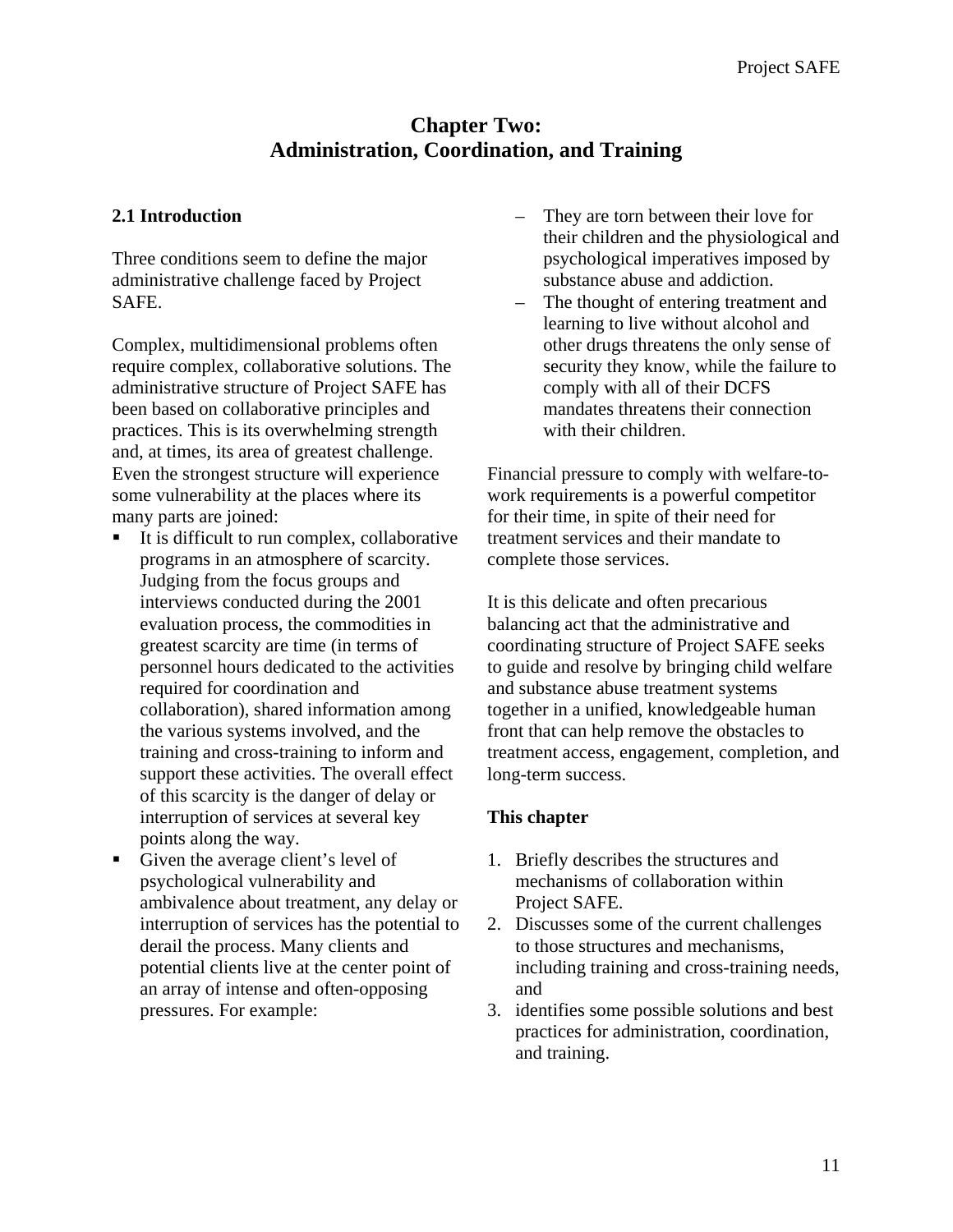# Chapter Two: Administration, Coordination, and Training

## 2.1 Introduction

Three conditions seem to define the major administrative challenge faced by Project SAFE.

Complex, multidimensional problems often require complex, collaborative solutions. The administrative structure of Project SAFE has been based on collaborative principles and practices. This is its overwhelming strength and, at times, its area of greatest challenge. Even the strongest structure will experience some vulnerability at the places where its many parts are joined:

- It is difficult to run complex, collaborative programs in an atmosphere of scarcity. Judging from the focus groups and interviews conducted during the 2001 evaluation process, the commodities in greatest scarcity are time (in terms of personnel hours dedicated to the activities required for coordination and collaboration), shared information among the various systems involved, and the training and cross-training to inform and support these activities. The overall effect of this scarcity is the danger of delay or interruption of services at several key points along the way.
- Given the average client's level of psychological vulnerability and ambivalence about treatment, any delay or interruption of services has the potential to derail the process. Many clients and potential clients live at the center point of an array of intense and often-opposing pressures. For example:
  - They are torn between their love for their children and the physiological and psychological imperatives imposed by substance abuse and addiction.
  - The thought of entering treatment and learning to live without alcohol and other drugs threatens the only sense of security they know, while the failure to comply with all of their DCFS mandates threatens their connection with their children.

Financial pressure to comply with welfare-to-work requirements is a powerful competitor for their time, in spite of their need for treatment services and their mandate to complete those services.

It is this delicate and often precarious balancing act that the administrative and coordinating structure of Project SAFE seeks to guide and resolve by bringing child welfare and substance abuse treatment systems together in a unified, knowledgeable human front that can help remove the obstacles to treatment access, engagement, completion, and long-term success.

**This chapter**

1. Briefly describes the structures and mechanisms of collaboration within Project SAFE.
2. Discusses some of the current challenges to those structures and mechanisms, including training and cross-training needs, and
3. identifies some possible solutions and best practices for administration, coordination, and training.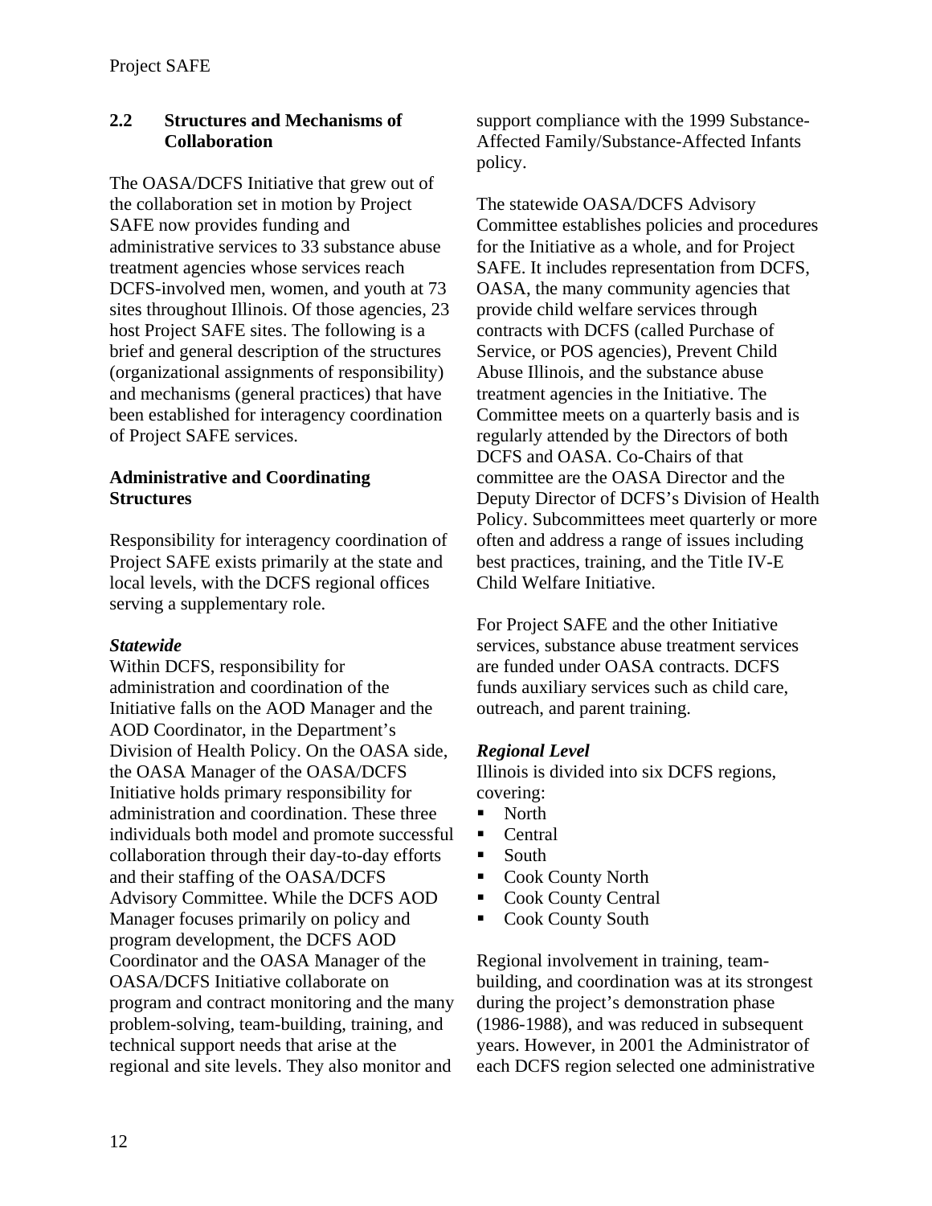## 2.2 Structures and Mechanisms of Collaboration

The OASA/DCFS Initiative that grew out of the collaboration set in motion by Project SAFE now provides funding and administrative services to 33 substance abuse treatment agencies whose services reach DCFS-involved men, women, and youth at 73 sites throughout Illinois. Of those agencies, 23 host Project SAFE sites. The following is a brief and general description of the structures (organizational assignments of responsibility) and mechanisms (general practices) that have been established for interagency coordination of Project SAFE services.

### Administrative and Coordinating Structures

Responsibility for interagency coordination of Project SAFE exists primarily at the state and local levels, with the DCFS regional offices serving a supplementary role.

***Statewide***

Within DCFS, responsibility for administration and coordination of the Initiative falls on the AOD Manager and the AOD Coordinator, in the Department's Division of Health Policy. On the OASA side, the OASA Manager of the OASA/DCFS Initiative holds primary responsibility for administration and coordination. These three individuals both model and promote successful collaboration through their day-to-day efforts and their staffing of the OASA/DCFS Advisory Committee. While the DCFS AOD Manager focuses primarily on policy and program development, the DCFS AOD Coordinator and the OASA Manager of the OASA/DCFS Initiative collaborate on program and contract monitoring and the many problem-solving, team-building, training, and technical support needs that arise at the regional and site levels. They also monitor and support compliance with the 1999 Substance-Affected Family/Substance-Affected Infants policy.

The statewide OASA/DCFS Advisory Committee establishes policies and procedures for the Initiative as a whole, and for Project SAFE. It includes representation from DCFS, OASA, the many community agencies that provide child welfare services through contracts with DCFS (called Purchase of Service, or POS agencies), Prevent Child Abuse Illinois, and the substance abuse treatment agencies in the Initiative. The Committee meets on a quarterly basis and is regularly attended by the Directors of both DCFS and OASA. Co-Chairs of that committee are the OASA Director and the Deputy Director of DCFS's Division of Health Policy. Subcommittees meet quarterly or more often and address a range of issues including best practices, training, and the Title IV-E Child Welfare Initiative.

For Project SAFE and the other Initiative services, substance abuse treatment services are funded under OASA contracts. DCFS funds auxiliary services such as child care, outreach, and parent training.

***Regional Level***

Illinois is divided into six DCFS regions, covering:

- North
- Central
- South
- Cook County North
- Cook County Central
- Cook County South

Regional involvement in training, team-building, and coordination was at its strongest during the project's demonstration phase (1986-1988), and was reduced in subsequent years. However, in 2001 the Administrator of each DCFS region selected one administrative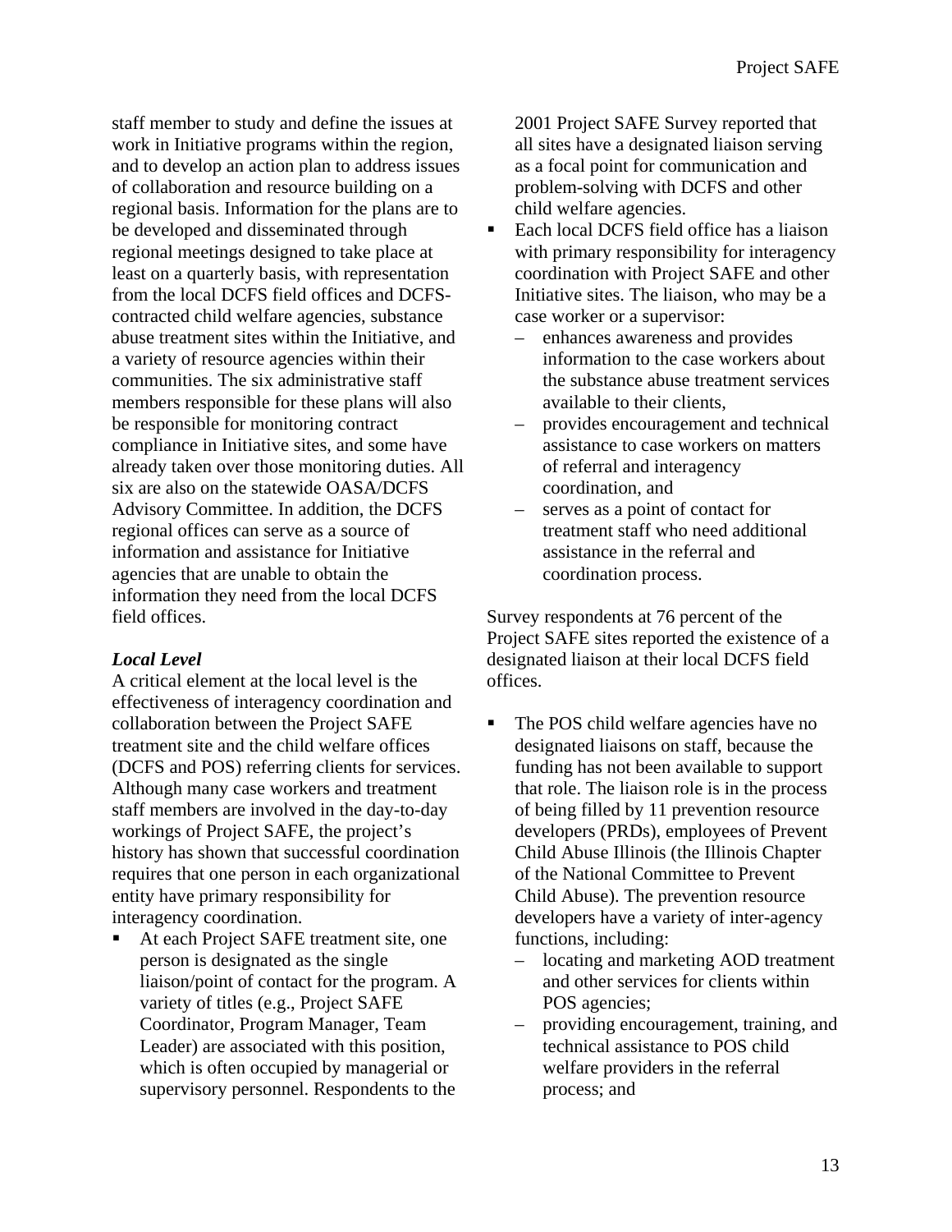staff member to study and define the issues at work in Initiative programs within the region, and to develop an action plan to address issues of collaboration and resource building on a regional basis. Information for the plans are to be developed and disseminated through regional meetings designed to take place at least on a quarterly basis, with representation from the local DCFS field offices and DCFS-contracted child welfare agencies, substance abuse treatment sites within the Initiative, and a variety of resource agencies within their communities. The six administrative staff members responsible for these plans will also be responsible for monitoring contract compliance in Initiative sites, and some have already taken over those monitoring duties. All six are also on the statewide OASA/DCFS Advisory Committee. In addition, the DCFS regional offices can serve as a source of information and assistance for Initiative agencies that are unable to obtain the information they need from the local DCFS field offices.

***Local Level***

A critical element at the local level is the effectiveness of interagency coordination and collaboration between the Project SAFE treatment site and the child welfare offices (DCFS and POS) referring clients for services. Although many case workers and treatment staff members are involved in the day-to-day workings of Project SAFE, the project's history has shown that successful coordination requires that one person in each organizational entity have primary responsibility for interagency coordination.

- At each Project SAFE treatment site, one person is designated as the single liaison/point of contact for the program. A variety of titles (e.g., Project SAFE Coordinator, Program Manager, Team Leader) are associated with this position, which is often occupied by managerial or supervisory personnel. Respondents to the 2001 Project SAFE Survey reported that all sites have a designated liaison serving as a focal point for communication and problem-solving with DCFS and other child welfare agencies.
- Each local DCFS field office has a liaison with primary responsibility for interagency coordination with Project SAFE and other Initiative sites. The liaison, who may be a case worker or a supervisor:
  - enhances awareness and provides information to the case workers about the substance abuse treatment services available to their clients,
  - provides encouragement and technical assistance to case workers on matters of referral and interagency coordination, and
  - serves as a point of contact for treatment staff who need additional assistance in the referral and coordination process.

Survey respondents at 76 percent of the Project SAFE sites reported the existence of a designated liaison at their local DCFS field offices.

- The POS child welfare agencies have no designated liaisons on staff, because the funding has not been available to support that role. The liaison role is in the process of being filled by 11 prevention resource developers (PRDs), employees of Prevent Child Abuse Illinois (the Illinois Chapter of the National Committee to Prevent Child Abuse). The prevention resource developers have a variety of inter-agency functions, including:
  - locating and marketing AOD treatment and other services for clients within POS agencies;
  - providing encouragement, training, and technical assistance to POS child welfare providers in the referral process; and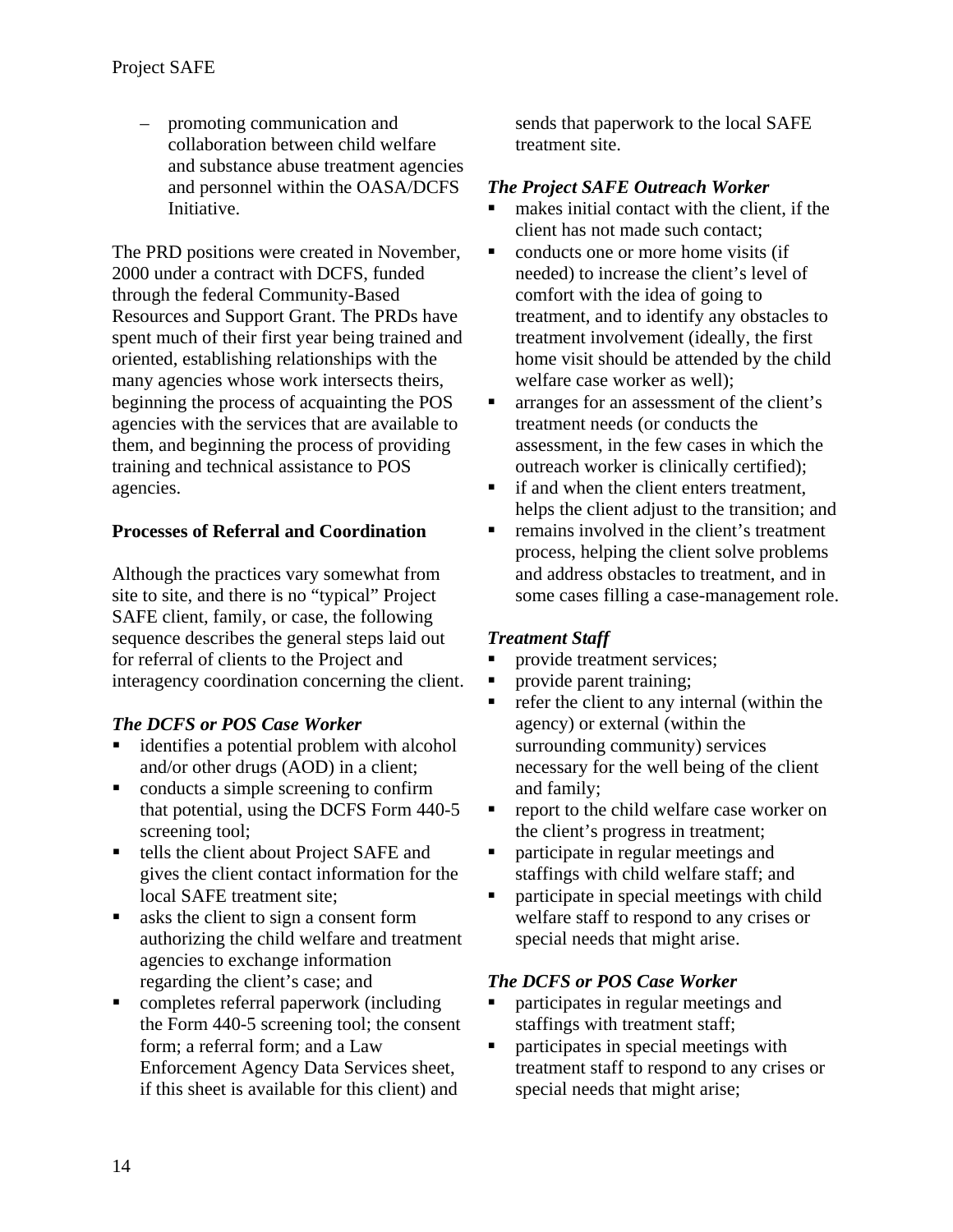– promoting communication and collaboration between child welfare and substance abuse treatment agencies and personnel within the OASA/DCFS Initiative.

The PRD positions were created in November, 2000 under a contract with DCFS, funded through the federal Community-Based Resources and Support Grant. The PRDs have spent much of their first year being trained and oriented, establishing relationships with the many agencies whose work intersects theirs, beginning the process of acquainting the POS agencies with the services that are available to them, and beginning the process of providing training and technical assistance to POS agencies.

**Processes of Referral and Coordination**

Although the practices vary somewhat from site to site, and there is no "typical" Project SAFE client, family, or case, the following sequence describes the general steps laid out for referral of clients to the Project and interagency coordination concerning the client.

***The DCFS or POS Case Worker***

- identifies a potential problem with alcohol and/or other drugs (AOD) in a client;
- conducts a simple screening to confirm that potential, using the DCFS Form 440-5 screening tool;
- tells the client about Project SAFE and gives the client contact information for the local SAFE treatment site;
- asks the client to sign a consent form authorizing the child welfare and treatment agencies to exchange information regarding the client's case; and
- completes referral paperwork (including the Form 440-5 screening tool; the consent form; a referral form; and a Law Enforcement Agency Data Services sheet, if this sheet is available for this client) and sends that paperwork to the local SAFE treatment site.

***The Project SAFE Outreach Worker***

- makes initial contact with the client, if the client has not made such contact;
- conducts one or more home visits (if needed) to increase the client's level of comfort with the idea of going to treatment, and to identify any obstacles to treatment involvement (ideally, the first home visit should be attended by the child welfare case worker as well);
- arranges for an assessment of the client's treatment needs (or conducts the assessment, in the few cases in which the outreach worker is clinically certified);
- if and when the client enters treatment, helps the client adjust to the transition; and
- remains involved in the client's treatment process, helping the client solve problems and address obstacles to treatment, and in some cases filling a case-management role.

***Treatment Staff***

- provide treatment services;
- provide parent training;
- refer the client to any internal (within the agency) or external (within the surrounding community) services necessary for the well being of the client and family;
- report to the child welfare case worker on the client's progress in treatment;
- participate in regular meetings and staffings with child welfare staff; and
- participate in special meetings with child welfare staff to respond to any crises or special needs that might arise.

***The DCFS or POS Case Worker***

- participates in regular meetings and staffings with treatment staff;
- participates in special meetings with treatment staff to respond to any crises or special needs that might arise;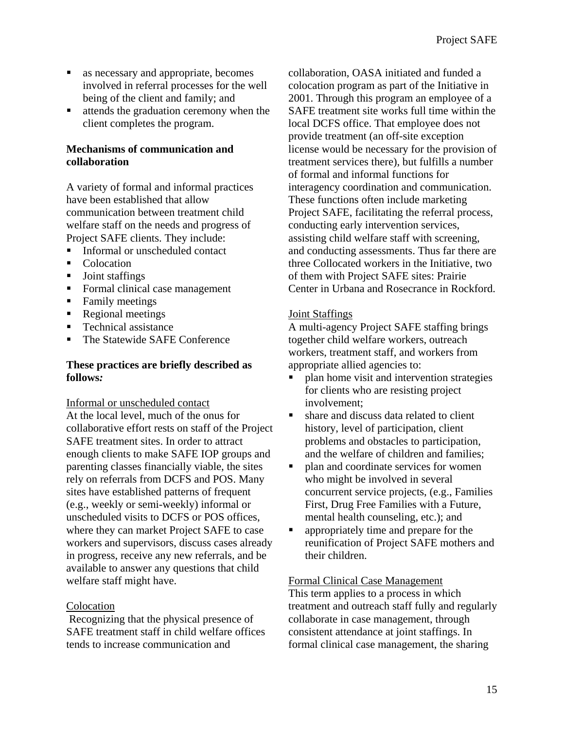- as necessary and appropriate, becomes involved in referral processes for the well being of the client and family; and
- attends the graduation ceremony when the client completes the program.

**Mechanisms of communication and collaboration**

A variety of formal and informal practices have been established that allow communication between treatment child welfare staff on the needs and progress of Project SAFE clients. They include:

- Informal or unscheduled contact
- Colocation
- Joint staffings
- Formal clinical case management
- Family meetings
- Regional meetings
- Technical assistance
- The Statewide SAFE Conference

**These practices are briefly described as follows*:***

Informal or unscheduled contact

At the local level, much of the onus for collaborative effort rests on staff of the Project SAFE treatment sites. In order to attract enough clients to make SAFE IOP groups and parenting classes financially viable, the sites rely on referrals from DCFS and POS. Many sites have established patterns of frequent (e.g., weekly or semi-weekly) informal or unscheduled visits to DCFS or POS offices, where they can market Project SAFE to case workers and supervisors, discuss cases already in progress, receive any new referrals, and be available to answer any questions that child welfare staff might have.

Colocation

Recognizing that the physical presence of SAFE treatment staff in child welfare offices tends to increase communication and collaboration, OASA initiated and funded a colocation program as part of the Initiative in 2001. Through this program an employee of a SAFE treatment site works full time within the local DCFS office. That employee does not provide treatment (an off-site exception license would be necessary for the provision of treatment services there), but fulfills a number of formal and informal functions for interagency coordination and communication. These functions often include marketing Project SAFE, facilitating the referral process, conducting early intervention services, assisting child welfare staff with screening, and conducting assessments. Thus far there are three Collocated workers in the Initiative, two of them with Project SAFE sites: Prairie Center in Urbana and Rosecrance in Rockford.

Joint Staffings

A multi-agency Project SAFE staffing brings together child welfare workers, outreach workers, treatment staff, and workers from appropriate allied agencies to:

- plan home visit and intervention strategies for clients who are resisting project involvement;
- share and discuss data related to client history, level of participation, client problems and obstacles to participation, and the welfare of children and families;
- plan and coordinate services for women who might be involved in several concurrent service projects, (e.g., Families First, Drug Free Families with a Future, mental health counseling, etc.); and
- appropriately time and prepare for the reunification of Project SAFE mothers and their children.

Formal Clinical Case Management

This term applies to a process in which treatment and outreach staff fully and regularly collaborate in case management, through consistent attendance at joint staffings. In formal clinical case management, the sharing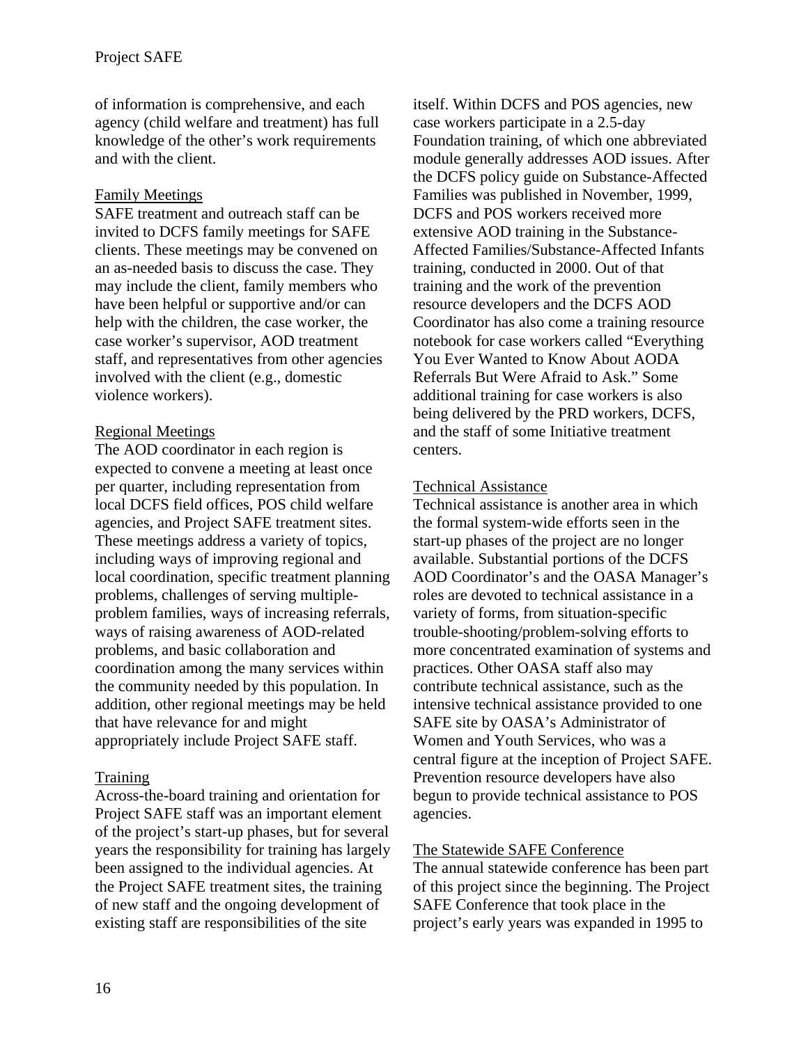of information is comprehensive, and each agency (child welfare and treatment) has full knowledge of the other's work requirements and with the client.

### Family Meetings

SAFE treatment and outreach staff can be invited to DCFS family meetings for SAFE clients. These meetings may be convened on an as-needed basis to discuss the case. They may include the client, family members who have been helpful or supportive and/or can help with the children, the case worker, the case worker's supervisor, AOD treatment staff, and representatives from other agencies involved with the client (e.g., domestic violence workers).

### Regional Meetings

The AOD coordinator in each region is expected to convene a meeting at least once per quarter, including representation from local DCFS field offices, POS child welfare agencies, and Project SAFE treatment sites. These meetings address a variety of topics, including ways of improving regional and local coordination, specific treatment planning problems, challenges of serving multiple-problem families, ways of increasing referrals, ways of raising awareness of AOD-related problems, and basic collaboration and coordination among the many services within the community needed by this population. In addition, other regional meetings may be held that have relevance for and might appropriately include Project SAFE staff.

### Training

Across-the-board training and orientation for Project SAFE staff was an important element of the project's start-up phases, but for several years the responsibility for training has largely been assigned to the individual agencies. At the Project SAFE treatment sites, the training of new staff and the ongoing development of existing staff are responsibilities of the site itself. Within DCFS and POS agencies, new case workers participate in a 2.5-day Foundation training, of which one abbreviated module generally addresses AOD issues. After the DCFS policy guide on Substance-Affected Families was published in November, 1999, DCFS and POS workers received more extensive AOD training in the Substance-Affected Families/Substance-Affected Infants training, conducted in 2000. Out of that training and the work of the prevention resource developers and the DCFS AOD Coordinator has also come a training resource notebook for case workers called "Everything You Ever Wanted to Know About AODA Referrals But Were Afraid to Ask." Some additional training for case workers is also being delivered by the PRD workers, DCFS, and the staff of some Initiative treatment centers.

### Technical Assistance

Technical assistance is another area in which the formal system-wide efforts seen in the start-up phases of the project are no longer available. Substantial portions of the DCFS AOD Coordinator's and the OASA Manager's roles are devoted to technical assistance in a variety of forms, from situation-specific trouble-shooting/problem-solving efforts to more concentrated examination of systems and practices. Other OASA staff also may contribute technical assistance, such as the intensive technical assistance provided to one SAFE site by OASA's Administrator of Women and Youth Services, who was a central figure at the inception of Project SAFE. Prevention resource developers have also begun to provide technical assistance to POS agencies.

### The Statewide SAFE Conference

The annual statewide conference has been part of this project since the beginning. The Project SAFE Conference that took place in the project's early years was expanded in 1995 to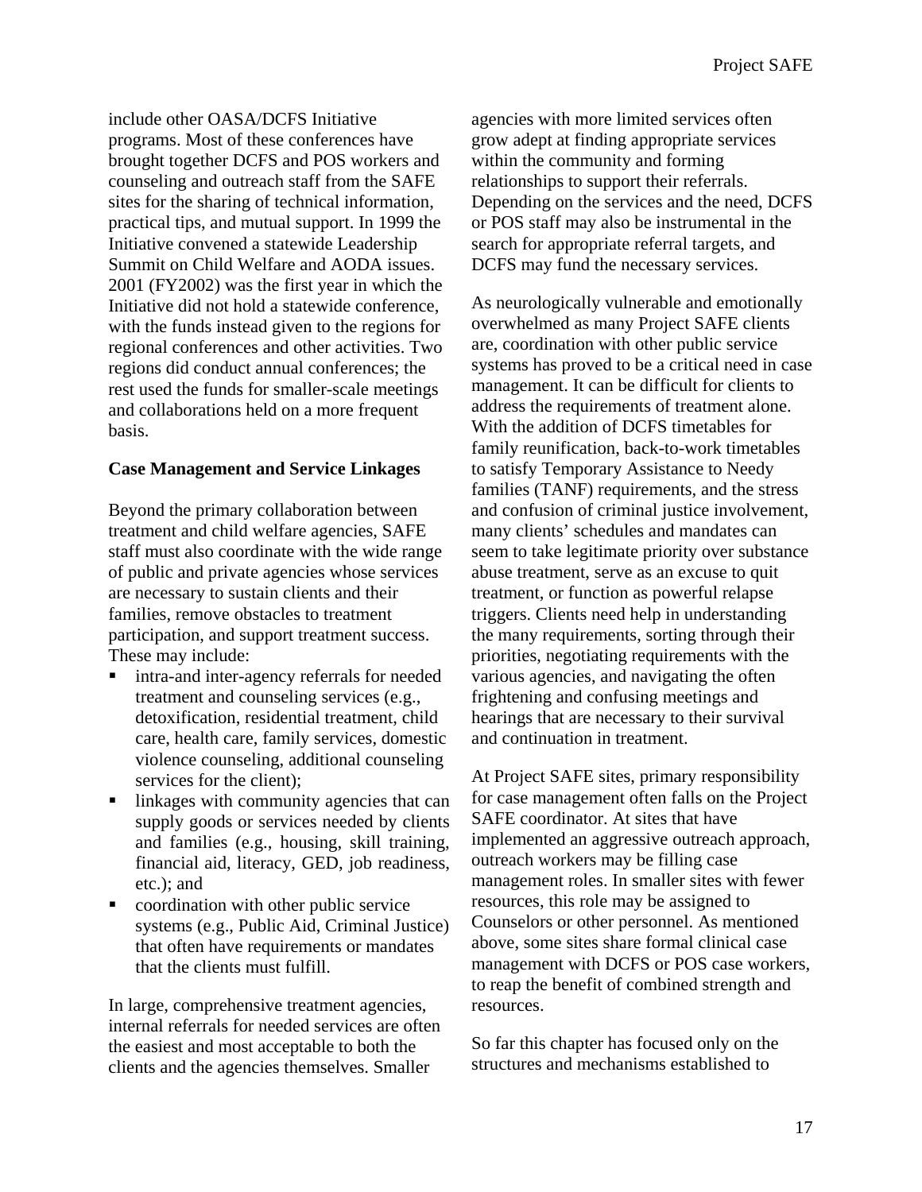include other OASA/DCFS Initiative programs. Most of these conferences have brought together DCFS and POS workers and counseling and outreach staff from the SAFE sites for the sharing of technical information, practical tips, and mutual support. In 1999 the Initiative convened a statewide Leadership Summit on Child Welfare and AODA issues. 2001 (FY2002) was the first year in which the Initiative did not hold a statewide conference, with the funds instead given to the regions for regional conferences and other activities. Two regions did conduct annual conferences; the rest used the funds for smaller-scale meetings and collaborations held on a more frequent basis.

**Case Management and Service Linkages**

Beyond the primary collaboration between treatment and child welfare agencies, SAFE staff must also coordinate with the wide range of public and private agencies whose services are necessary to sustain clients and their families, remove obstacles to treatment participation, and support treatment success. These may include:

- intra-and inter-agency referrals for needed treatment and counseling services (e.g., detoxification, residential treatment, child care, health care, family services, domestic violence counseling, additional counseling services for the client);
- linkages with community agencies that can supply goods or services needed by clients and families (e.g., housing, skill training, financial aid, literacy, GED, job readiness, etc.); and
- coordination with other public service systems (e.g., Public Aid, Criminal Justice) that often have requirements or mandates that the clients must fulfill.

In large, comprehensive treatment agencies, internal referrals for needed services are often the easiest and most acceptable to both the clients and the agencies themselves. Smaller agencies with more limited services often grow adept at finding appropriate services within the community and forming relationships to support their referrals. Depending on the services and the need, DCFS or POS staff may also be instrumental in the search for appropriate referral targets, and DCFS may fund the necessary services.

As neurologically vulnerable and emotionally overwhelmed as many Project SAFE clients are, coordination with other public service systems has proved to be a critical need in case management. It can be difficult for clients to address the requirements of treatment alone. With the addition of DCFS timetables for family reunification, back-to-work timetables to satisfy Temporary Assistance to Needy families (TANF) requirements, and the stress and confusion of criminal justice involvement, many clients' schedules and mandates can seem to take legitimate priority over substance abuse treatment, serve as an excuse to quit treatment, or function as powerful relapse triggers. Clients need help in understanding the many requirements, sorting through their priorities, negotiating requirements with the various agencies, and navigating the often frightening and confusing meetings and hearings that are necessary to their survival and continuation in treatment.

At Project SAFE sites, primary responsibility for case management often falls on the Project SAFE coordinator. At sites that have implemented an aggressive outreach approach, outreach workers may be filling case management roles. In smaller sites with fewer resources, this role may be assigned to Counselors or other personnel. As mentioned above, some sites share formal clinical case management with DCFS or POS case workers, to reap the benefit of combined strength and resources.

So far this chapter has focused only on the structures and mechanisms established to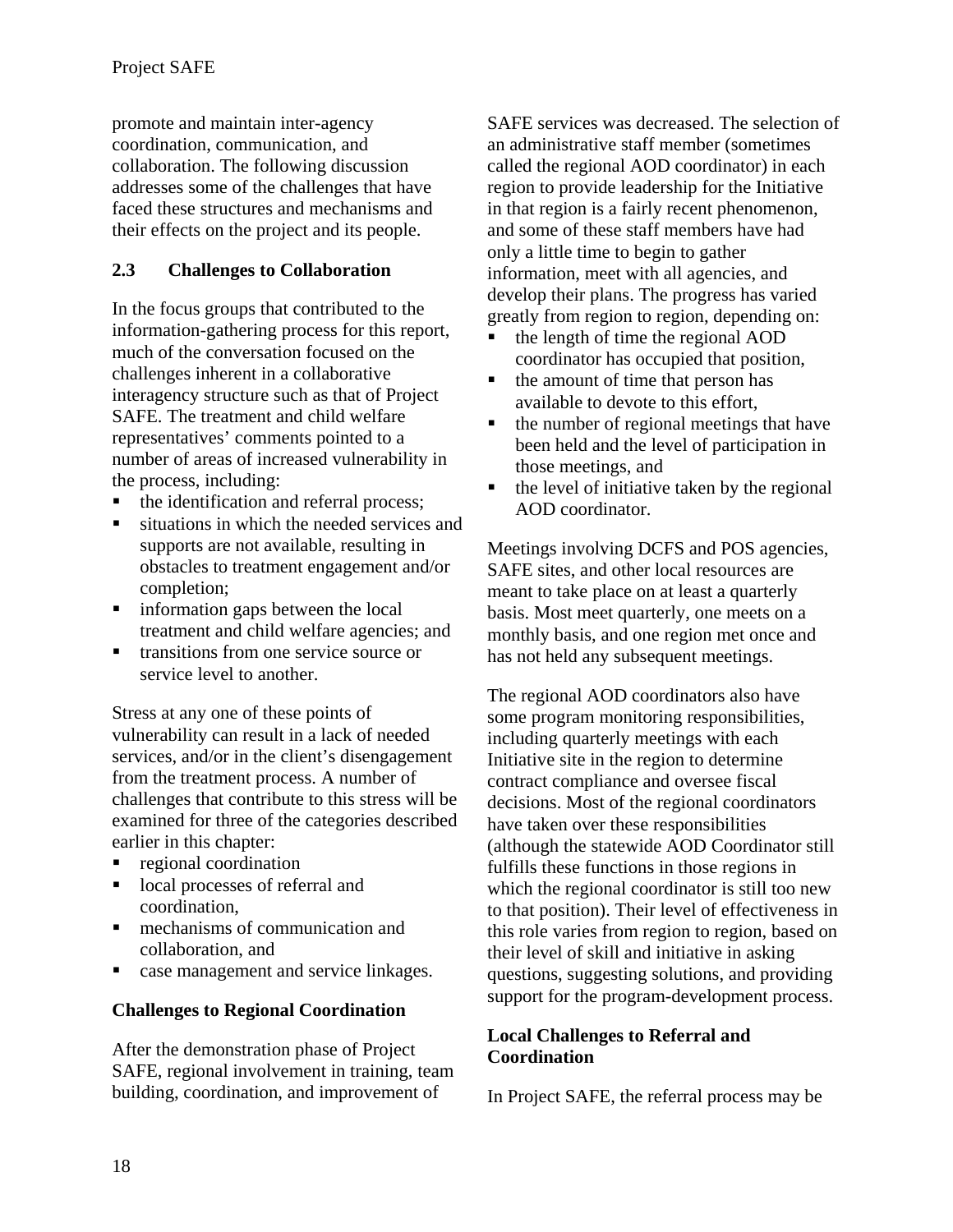promote and maintain inter-agency coordination, communication, and collaboration. The following discussion addresses some of the challenges that have faced these structures and mechanisms and their effects on the project and its people.

## 2.3 Challenges to Collaboration

In the focus groups that contributed to the information-gathering process for this report, much of the conversation focused on the challenges inherent in a collaborative interagency structure such as that of Project SAFE. The treatment and child welfare representatives' comments pointed to a number of areas of increased vulnerability in the process, including:

- the identification and referral process;
- situations in which the needed services and supports are not available, resulting in obstacles to treatment engagement and/or completion;
- information gaps between the local treatment and child welfare agencies; and
- transitions from one service source or service level to another.

Stress at any one of these points of vulnerability can result in a lack of needed services, and/or in the client's disengagement from the treatment process. A number of challenges that contribute to this stress will be examined for three of the categories described earlier in this chapter:

- regional coordination
- local processes of referral and coordination,
- mechanisms of communication and collaboration, and
- case management and service linkages.

### Challenges to Regional Coordination

After the demonstration phase of Project SAFE, regional involvement in training, team building, coordination, and improvement of SAFE services was decreased. The selection of an administrative staff member (sometimes called the regional AOD coordinator) in each region to provide leadership for the Initiative in that region is a fairly recent phenomenon, and some of these staff members have had only a little time to begin to gather information, meet with all agencies, and develop their plans. The progress has varied greatly from region to region, depending on:

- the length of time the regional AOD coordinator has occupied that position,
- the amount of time that person has available to devote to this effort,
- the number of regional meetings that have been held and the level of participation in those meetings, and
- the level of initiative taken by the regional AOD coordinator.

Meetings involving DCFS and POS agencies, SAFE sites, and other local resources are meant to take place on at least a quarterly basis. Most meet quarterly, one meets on a monthly basis, and one region met once and has not held any subsequent meetings.

The regional AOD coordinators also have some program monitoring responsibilities, including quarterly meetings with each Initiative site in the region to determine contract compliance and oversee fiscal decisions. Most of the regional coordinators have taken over these responsibilities (although the statewide AOD Coordinator still fulfills these functions in those regions in which the regional coordinator is still too new to that position). Their level of effectiveness in this role varies from region to region, based on their level of skill and initiative in asking questions, suggesting solutions, and providing support for the program-development process.

### Local Challenges to Referral and Coordination

In Project SAFE, the referral process may be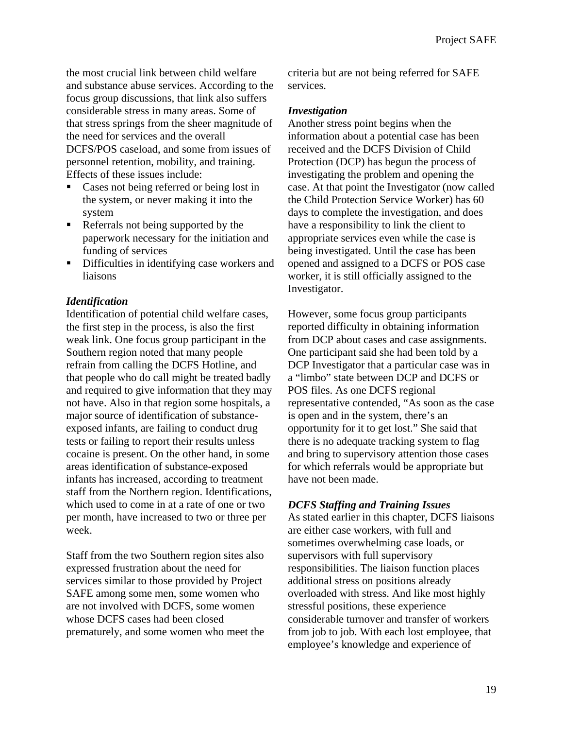the most crucial link between child welfare and substance abuse services. According to the focus group discussions, that link also suffers considerable stress in many areas. Some of that stress springs from the sheer magnitude of the need for services and the overall DCFS/POS caseload, and some from issues of personnel retention, mobility, and training. Effects of these issues include:

- Cases not being referred or being lost in the system, or never making it into the system
- Referrals not being supported by the paperwork necessary for the initiation and funding of services
- Difficulties in identifying case workers and liaisons

***Identification***

Identification of potential child welfare cases, the first step in the process, is also the first weak link. One focus group participant in the Southern region noted that many people refrain from calling the DCFS Hotline, and that people who do call might be treated badly and required to give information that they may not have. Also in that region some hospitals, a major source of identification of substance-exposed infants, are failing to conduct drug tests or failing to report their results unless cocaine is present. On the other hand, in some areas identification of substance-exposed infants has increased, according to treatment staff from the Northern region. Identifications, which used to come in at a rate of one or two per month, have increased to two or three per week.

Staff from the two Southern region sites also expressed frustration about the need for services similar to those provided by Project SAFE among some men, some women who are not involved with DCFS, some women whose DCFS cases had been closed prematurely, and some women who meet the criteria but are not being referred for SAFE services.

***Investigation***

Another stress point begins when the information about a potential case has been received and the DCFS Division of Child Protection (DCP) has begun the process of investigating the problem and opening the case. At that point the Investigator (now called the Child Protection Service Worker) has 60 days to complete the investigation, and does have a responsibility to link the client to appropriate services even while the case is being investigated. Until the case has been opened and assigned to a DCFS or POS case worker, it is still officially assigned to the Investigator.

However, some focus group participants reported difficulty in obtaining information from DCP about cases and case assignments. One participant said she had been told by a DCP Investigator that a particular case was in a "limbo" state between DCP and DCFS or POS files. As one DCFS regional representative contended, "As soon as the case is open and in the system, there's an opportunity for it to get lost." She said that there is no adequate tracking system to flag and bring to supervisory attention those cases for which referrals would be appropriate but have not been made.

***DCFS Staffing and Training Issues***

As stated earlier in this chapter, DCFS liaisons are either case workers, with full and sometimes overwhelming case loads, or supervisors with full supervisory responsibilities. The liaison function places additional stress on positions already overloaded with stress. And like most highly stressful positions, these experience considerable turnover and transfer of workers from job to job. With each lost employee, that employee's knowledge and experience of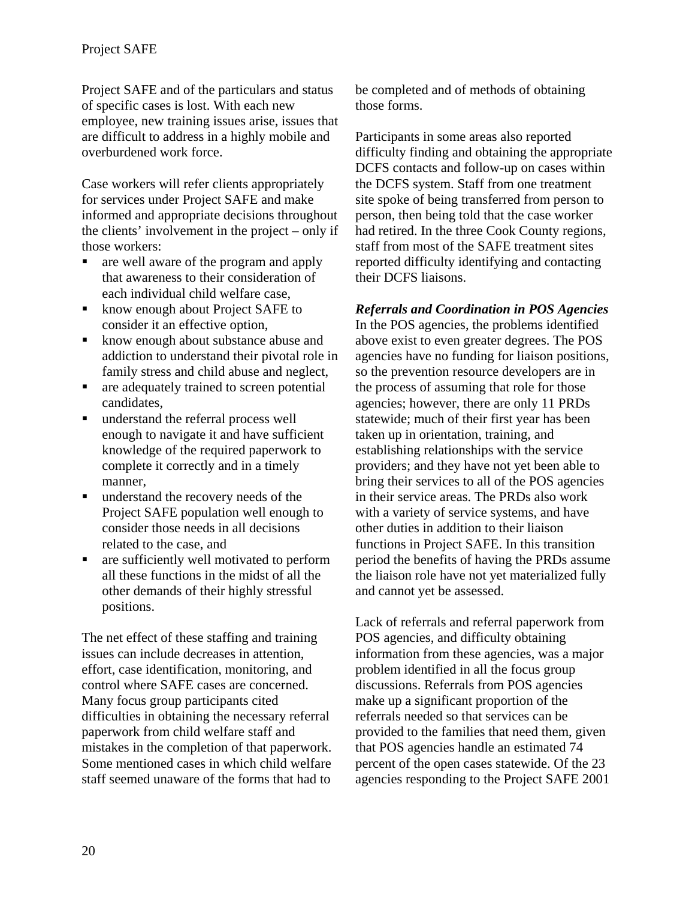Project SAFE and of the particulars and status of specific cases is lost. With each new employee, new training issues arise, issues that are difficult to address in a highly mobile and overburdened work force.

Case workers will refer clients appropriately for services under Project SAFE and make informed and appropriate decisions throughout the clients' involvement in the project – only if those workers:

- are well aware of the program and apply that awareness to their consideration of each individual child welfare case,
- know enough about Project SAFE to consider it an effective option,
- know enough about substance abuse and addiction to understand their pivotal role in family stress and child abuse and neglect,
- are adequately trained to screen potential candidates,
- understand the referral process well enough to navigate it and have sufficient knowledge of the required paperwork to complete it correctly and in a timely manner,
- understand the recovery needs of the Project SAFE population well enough to consider those needs in all decisions related to the case, and
- are sufficiently well motivated to perform all these functions in the midst of all the other demands of their highly stressful positions.

The net effect of these staffing and training issues can include decreases in attention, effort, case identification, monitoring, and control where SAFE cases are concerned. Many focus group participants cited difficulties in obtaining the necessary referral paperwork from child welfare staff and mistakes in the completion of that paperwork. Some mentioned cases in which child welfare staff seemed unaware of the forms that had to be completed and of methods of obtaining those forms.

Participants in some areas also reported difficulty finding and obtaining the appropriate DCFS contacts and follow-up on cases within the DCFS system. Staff from one treatment site spoke of being transferred from person to person, then being told that the case worker had retired. In the three Cook County regions, staff from most of the SAFE treatment sites reported difficulty identifying and contacting their DCFS liaisons.

***Referrals and Coordination in POS Agencies***

In the POS agencies, the problems identified above exist to even greater degrees. The POS agencies have no funding for liaison positions, so the prevention resource developers are in the process of assuming that role for those agencies; however, there are only 11 PRDs statewide; much of their first year has been taken up in orientation, training, and establishing relationships with the service providers; and they have not yet been able to bring their services to all of the POS agencies in their service areas. The PRDs also work with a variety of service systems, and have other duties in addition to their liaison functions in Project SAFE. In this transition period the benefits of having the PRDs assume the liaison role have not yet materialized fully and cannot yet be assessed.

Lack of referrals and referral paperwork from POS agencies, and difficulty obtaining information from these agencies, was a major problem identified in all the focus group discussions. Referrals from POS agencies make up a significant proportion of the referrals needed so that services can be provided to the families that need them, given that POS agencies handle an estimated 74 percent of the open cases statewide. Of the 23 agencies responding to the Project SAFE 2001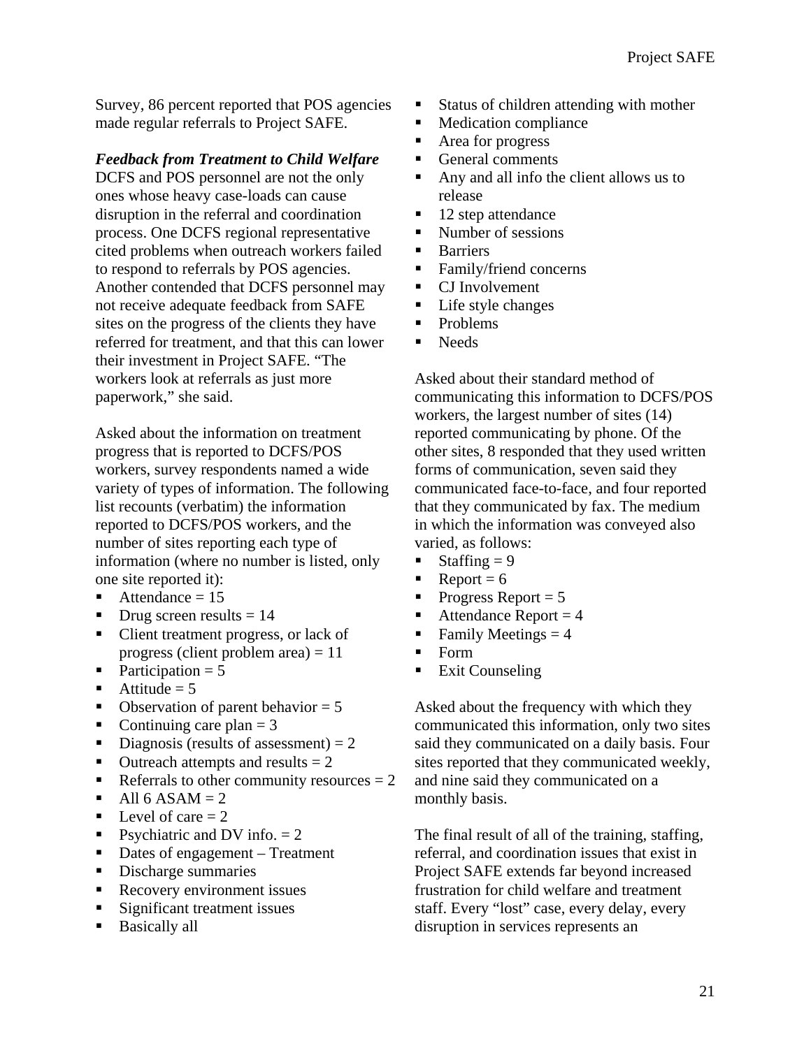Survey, 86 percent reported that POS agencies made regular referrals to Project SAFE.

***Feedback from Treatment to Child Welfare***

DCFS and POS personnel are not the only ones whose heavy case-loads can cause disruption in the referral and coordination process. One DCFS regional representative cited problems when outreach workers failed to respond to referrals by POS agencies. Another contended that DCFS personnel may not receive adequate feedback from SAFE sites on the progress of the clients they have referred for treatment, and that this can lower their investment in Project SAFE. "The workers look at referrals as just more paperwork," she said.

Asked about the information on treatment progress that is reported to DCFS/POS workers, survey respondents named a wide variety of types of information. The following list recounts (verbatim) the information reported to DCFS/POS workers, and the number of sites reporting each type of information (where no number is listed, only one site reported it):

- Attendance = 15
- Drug screen results = 14
- Client treatment progress, or lack of progress (client problem area) = 11
- Participation = 5
- Attitude = 5
- Observation of parent behavior = 5
- Continuing care plan = 3
- Diagnosis (results of assessment) = 2
- Outreach attempts and results = 2
- Referrals to other community resources = 2
- All 6 ASAM = 2
- Level of care = 2
- Psychiatric and DV info. = 2
- Dates of engagement – Treatment
- Discharge summaries
- Recovery environment issues
- Significant treatment issues
- Basically all
- Status of children attending with mother
- Medication compliance
- Area for progress
- General comments
- Any and all info the client allows us to release
- 12 step attendance
- Number of sessions
- Barriers
- Family/friend concerns
- CJ Involvement
- Life style changes
- Problems
- Needs

Asked about their standard method of communicating this information to DCFS/POS workers, the largest number of sites (14) reported communicating by phone. Of the other sites, 8 responded that they used written forms of communication, seven said they communicated face-to-face, and four reported that they communicated by fax. The medium in which the information was conveyed also varied, as follows:

- Staffing = 9
- Report = 6
- Progress Report = 5
- Attendance Report = 4
- Family Meetings = 4
- Form
- Exit Counseling

Asked about the frequency with which they communicated this information, only two sites said they communicated on a daily basis. Four sites reported that they communicated weekly, and nine said they communicated on a monthly basis.

The final result of all of the training, staffing, referral, and coordination issues that exist in Project SAFE extends far beyond increased frustration for child welfare and treatment staff. Every "lost" case, every delay, every disruption in services represents an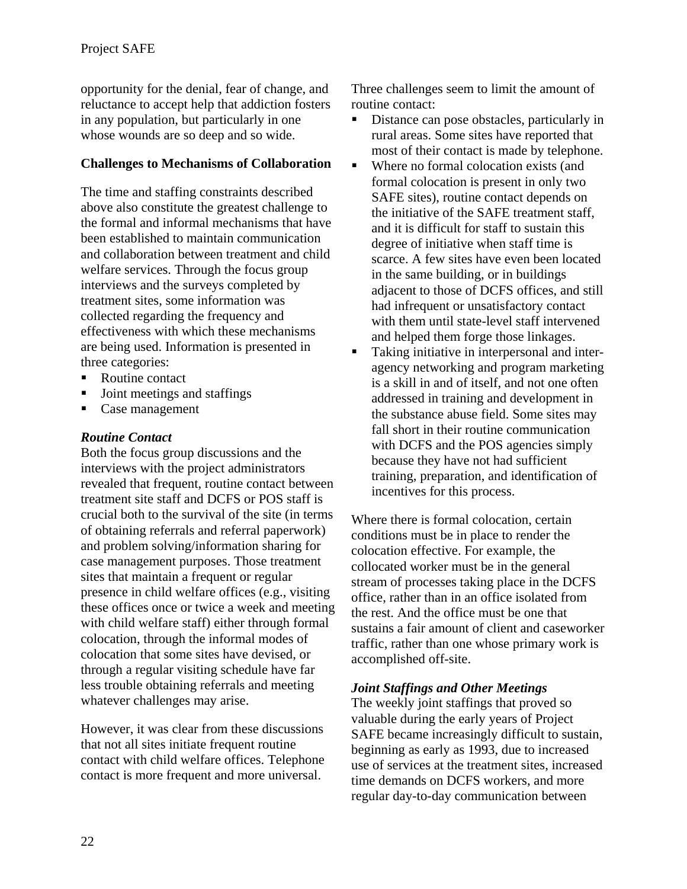opportunity for the denial, fear of change, and reluctance to accept help that addiction fosters in any population, but particularly in one whose wounds are so deep and so wide.

**Challenges to Mechanisms of Collaboration**

The time and staffing constraints described above also constitute the greatest challenge to the formal and informal mechanisms that have been established to maintain communication and collaboration between treatment and child welfare services. Through the focus group interviews and the surveys completed by treatment sites, some information was collected regarding the frequency and effectiveness with which these mechanisms are being used. Information is presented in three categories:

- Routine contact
- Joint meetings and staffings
- Case management

***Routine Contact***

Both the focus group discussions and the interviews with the project administrators revealed that frequent, routine contact between treatment site staff and DCFS or POS staff is crucial both to the survival of the site (in terms of obtaining referrals and referral paperwork) and problem solving/information sharing for case management purposes. Those treatment sites that maintain a frequent or regular presence in child welfare offices (e.g., visiting these offices once or twice a week and meeting with child welfare staff) either through formal colocation, through the informal modes of colocation that some sites have devised, or through a regular visiting schedule have far less trouble obtaining referrals and meeting whatever challenges may arise.

However, it was clear from these discussions that not all sites initiate frequent routine contact with child welfare offices. Telephone contact is more frequent and more universal.

Three challenges seem to limit the amount of routine contact:

- Distance can pose obstacles, particularly in rural areas. Some sites have reported that most of their contact is made by telephone.
- Where no formal colocation exists (and formal colocation is present in only two SAFE sites), routine contact depends on the initiative of the SAFE treatment staff, and it is difficult for staff to sustain this degree of initiative when staff time is scarce. A few sites have even been located in the same building, or in buildings adjacent to those of DCFS offices, and still had infrequent or unsatisfactory contact with them until state-level staff intervened and helped them forge those linkages.
- Taking initiative in interpersonal and inter-agency networking and program marketing is a skill in and of itself, and not one often addressed in training and development in the substance abuse field. Some sites may fall short in their routine communication with DCFS and the POS agencies simply because they have not had sufficient training, preparation, and identification of incentives for this process.

Where there is formal colocation, certain conditions must be in place to render the colocation effective. For example, the collocated worker must be in the general stream of processes taking place in the DCFS office, rather than in an office isolated from the rest. And the office must be one that sustains a fair amount of client and caseworker traffic, rather than one whose primary work is accomplished off-site.

***Joint Staffings and Other Meetings***

The weekly joint staffings that proved so valuable during the early years of Project SAFE became increasingly difficult to sustain, beginning as early as 1993, due to increased use of services at the treatment sites, increased time demands on DCFS workers, and more regular day-to-day communication between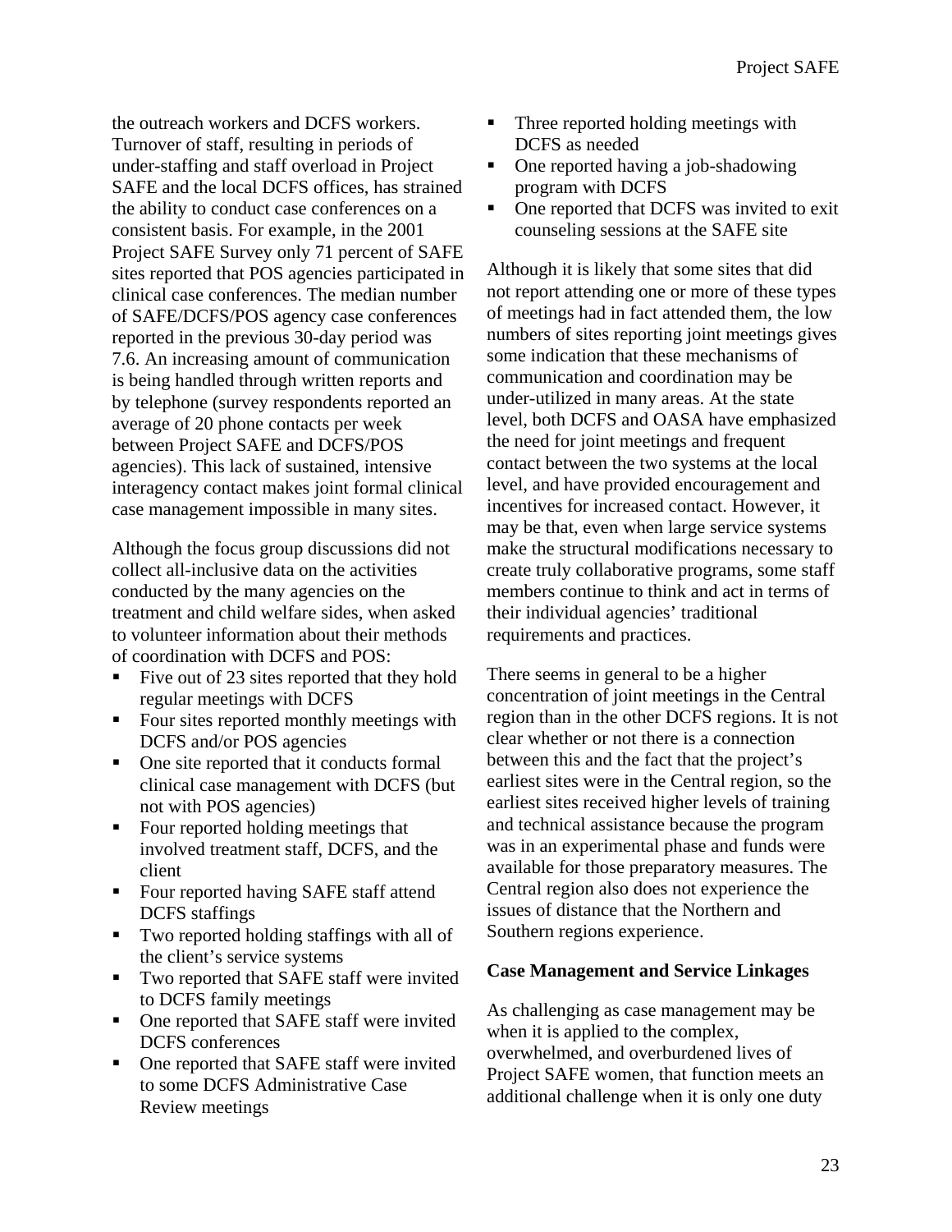the outreach workers and DCFS workers. Turnover of staff, resulting in periods of under-staffing and staff overload in Project SAFE and the local DCFS offices, has strained the ability to conduct case conferences on a consistent basis. For example, in the 2001 Project SAFE Survey only 71 percent of SAFE sites reported that POS agencies participated in clinical case conferences. The median number of SAFE/DCFS/POS agency case conferences reported in the previous 30-day period was 7.6. An increasing amount of communication is being handled through written reports and by telephone (survey respondents reported an average of 20 phone contacts per week between Project SAFE and DCFS/POS agencies). This lack of sustained, intensive interagency contact makes joint formal clinical case management impossible in many sites.

Although the focus group discussions did not collect all-inclusive data on the activities conducted by the many agencies on the treatment and child welfare sides, when asked to volunteer information about their methods of coordination with DCFS and POS:

- Five out of 23 sites reported that they hold regular meetings with DCFS
- Four sites reported monthly meetings with DCFS and/or POS agencies
- One site reported that it conducts formal clinical case management with DCFS (but not with POS agencies)
- Four reported holding meetings that involved treatment staff, DCFS, and the client
- Four reported having SAFE staff attend DCFS staffings
- Two reported holding staffings with all of the client's service systems
- Two reported that SAFE staff were invited to DCFS family meetings
- One reported that SAFE staff were invited DCFS conferences
- One reported that SAFE staff were invited to some DCFS Administrative Case Review meetings
- Three reported holding meetings with DCFS as needed
- One reported having a job-shadowing program with DCFS
- One reported that DCFS was invited to exit counseling sessions at the SAFE site

Although it is likely that some sites that did not report attending one or more of these types of meetings had in fact attended them, the low numbers of sites reporting joint meetings gives some indication that these mechanisms of communication and coordination may be under-utilized in many areas. At the state level, both DCFS and OASA have emphasized the need for joint meetings and frequent contact between the two systems at the local level, and have provided encouragement and incentives for increased contact. However, it may be that, even when large service systems make the structural modifications necessary to create truly collaborative programs, some staff members continue to think and act in terms of their individual agencies' traditional requirements and practices.

There seems in general to be a higher concentration of joint meetings in the Central region than in the other DCFS regions. It is not clear whether or not there is a connection between this and the fact that the project's earliest sites were in the Central region, so the earliest sites received higher levels of training and technical assistance because the program was in an experimental phase and funds were available for those preparatory measures. The Central region also does not experience the issues of distance that the Northern and Southern regions experience.

**Case Management and Service Linkages**

As challenging as case management may be when it is applied to the complex, overwhelmed, and overburdened lives of Project SAFE women, that function meets an additional challenge when it is only one duty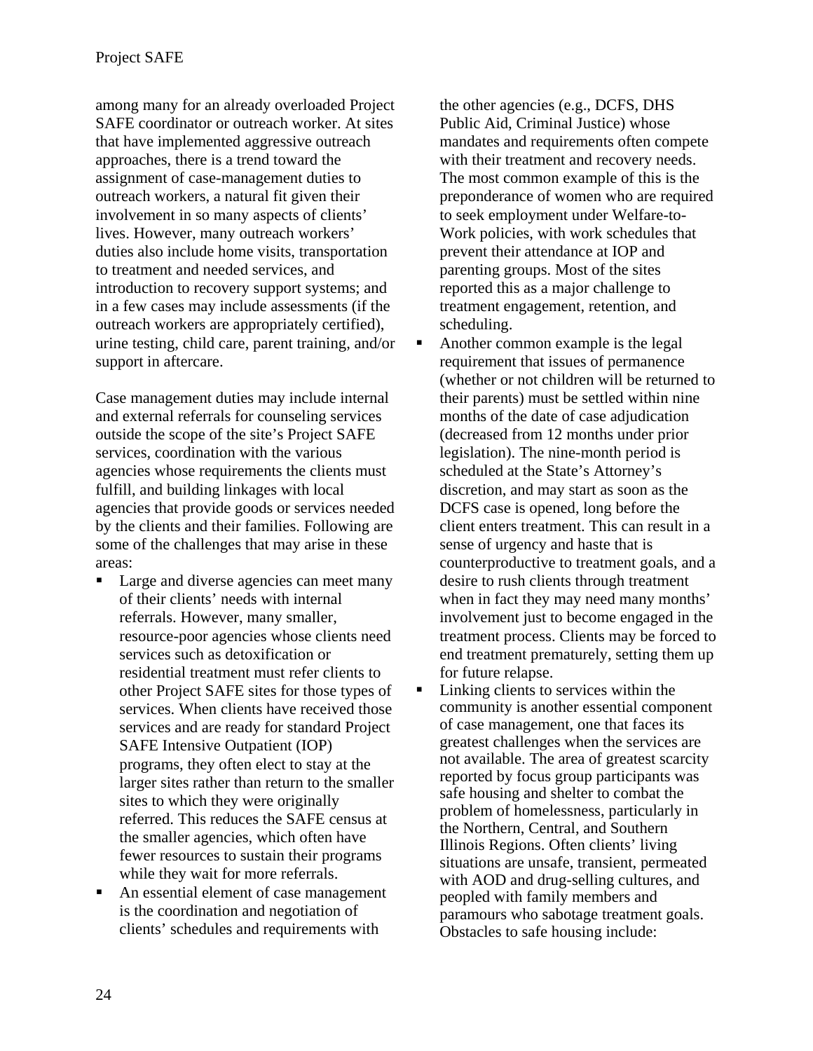among many for an already overloaded Project SAFE coordinator or outreach worker. At sites that have implemented aggressive outreach approaches, there is a trend toward the assignment of case-management duties to outreach workers, a natural fit given their involvement in so many aspects of clients' lives. However, many outreach workers' duties also include home visits, transportation to treatment and needed services, and introduction to recovery support systems; and in a few cases may include assessments (if the outreach workers are appropriately certified), urine testing, child care, parent training, and/or support in aftercare.

Case management duties may include internal and external referrals for counseling services outside the scope of the site's Project SAFE services, coordination with the various agencies whose requirements the clients must fulfill, and building linkages with local agencies that provide goods or services needed by the clients and their families. Following are some of the challenges that may arise in these areas:

- Large and diverse agencies can meet many of their clients' needs with internal referrals. However, many smaller, resource-poor agencies whose clients need services such as detoxification or residential treatment must refer clients to other Project SAFE sites for those types of services. When clients have received those services and are ready for standard Project SAFE Intensive Outpatient (IOP) programs, they often elect to stay at the larger sites rather than return to the smaller sites to which they were originally referred. This reduces the SAFE census at the smaller agencies, which often have fewer resources to sustain their programs while they wait for more referrals.
- An essential element of case management is the coordination and negotiation of clients' schedules and requirements with the other agencies (e.g., DCFS, DHS Public Aid, Criminal Justice) whose mandates and requirements often compete with their treatment and recovery needs. The most common example of this is the preponderance of women who are required to seek employment under Welfare-to-Work policies, with work schedules that prevent their attendance at IOP and parenting groups. Most of the sites reported this as a major challenge to treatment engagement, retention, and scheduling.
- Another common example is the legal requirement that issues of permanence (whether or not children will be returned to their parents) must be settled within nine months of the date of case adjudication (decreased from 12 months under prior legislation). The nine-month period is scheduled at the State's Attorney's discretion, and may start as soon as the DCFS case is opened, long before the client enters treatment. This can result in a sense of urgency and haste that is counterproductive to treatment goals, and a desire to rush clients through treatment when in fact they may need many months' involvement just to become engaged in the treatment process. Clients may be forced to end treatment prematurely, setting them up for future relapse.
- Linking clients to services within the community is another essential component of case management, one that faces its greatest challenges when the services are not available. The area of greatest scarcity reported by focus group participants was safe housing and shelter to combat the problem of homelessness, particularly in the Northern, Central, and Southern Illinois Regions. Often clients' living situations are unsafe, transient, permeated with AOD and drug-selling cultures, and peopled with family members and paramours who sabotage treatment goals. Obstacles to safe housing include: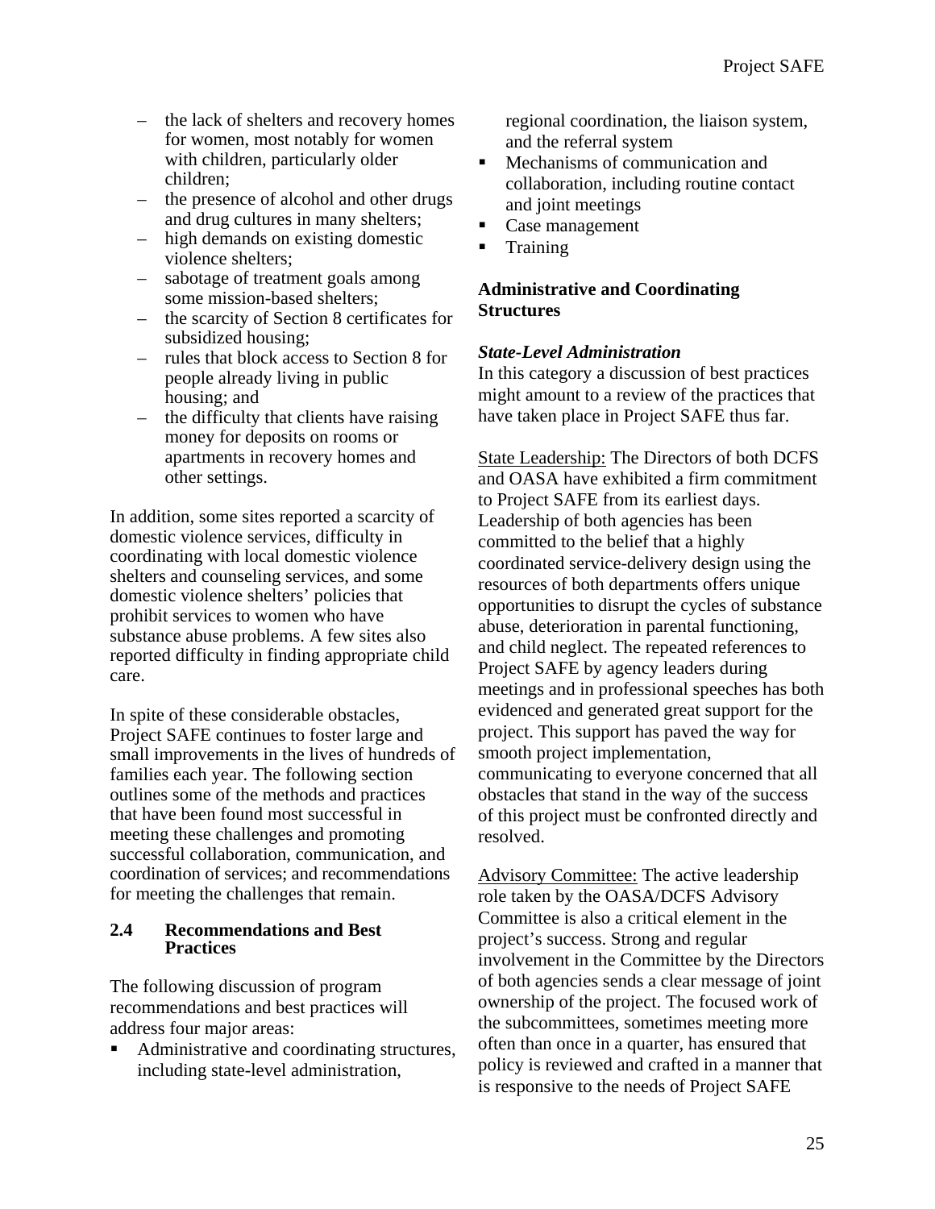- the lack of shelters and recovery homes for women, most notably for women with children, particularly older children;
- the presence of alcohol and other drugs and drug cultures in many shelters;
- high demands on existing domestic violence shelters;
- sabotage of treatment goals among some mission-based shelters;
- the scarcity of Section 8 certificates for subsidized housing;
- rules that block access to Section 8 for people already living in public housing; and
- the difficulty that clients have raising money for deposits on rooms or apartments in recovery homes and other settings.

In addition, some sites reported a scarcity of domestic violence services, difficulty in coordinating with local domestic violence shelters and counseling services, and some domestic violence shelters' policies that prohibit services to women who have substance abuse problems. A few sites also reported difficulty in finding appropriate child care.

In spite of these considerable obstacles, Project SAFE continues to foster large and small improvements in the lives of hundreds of families each year. The following section outlines some of the methods and practices that have been found most successful in meeting these challenges and promoting successful collaboration, communication, and coordination of services; and recommendations for meeting the challenges that remain.

## 2.4 Recommendations and Best Practices

The following discussion of program recommendations and best practices will address four major areas:

- Administrative and coordinating structures, including state-level administration, regional coordination, the liaison system, and the referral system
- Mechanisms of communication and collaboration, including routine contact and joint meetings
- Case management
- Training

### Administrative and Coordinating Structures

#### *State-Level Administration*

In this category a discussion of best practices might amount to a review of the practices that have taken place in Project SAFE thus far.

State Leadership: The Directors of both DCFS and OASA have exhibited a firm commitment to Project SAFE from its earliest days. Leadership of both agencies has been committed to the belief that a highly coordinated service-delivery design using the resources of both departments offers unique opportunities to disrupt the cycles of substance abuse, deterioration in parental functioning, and child neglect. The repeated references to Project SAFE by agency leaders during meetings and in professional speeches has both evidenced and generated great support for the project. This support has paved the way for smooth project implementation, communicating to everyone concerned that all obstacles that stand in the way of the success of this project must be confronted directly and resolved.

Advisory Committee: The active leadership role taken by the OASA/DCFS Advisory Committee is also a critical element in the project's success. Strong and regular involvement in the Committee by the Directors of both agencies sends a clear message of joint ownership of the project. The focused work of the subcommittees, sometimes meeting more often than once in a quarter, has ensured that policy is reviewed and crafted in a manner that is responsive to the needs of Project SAFE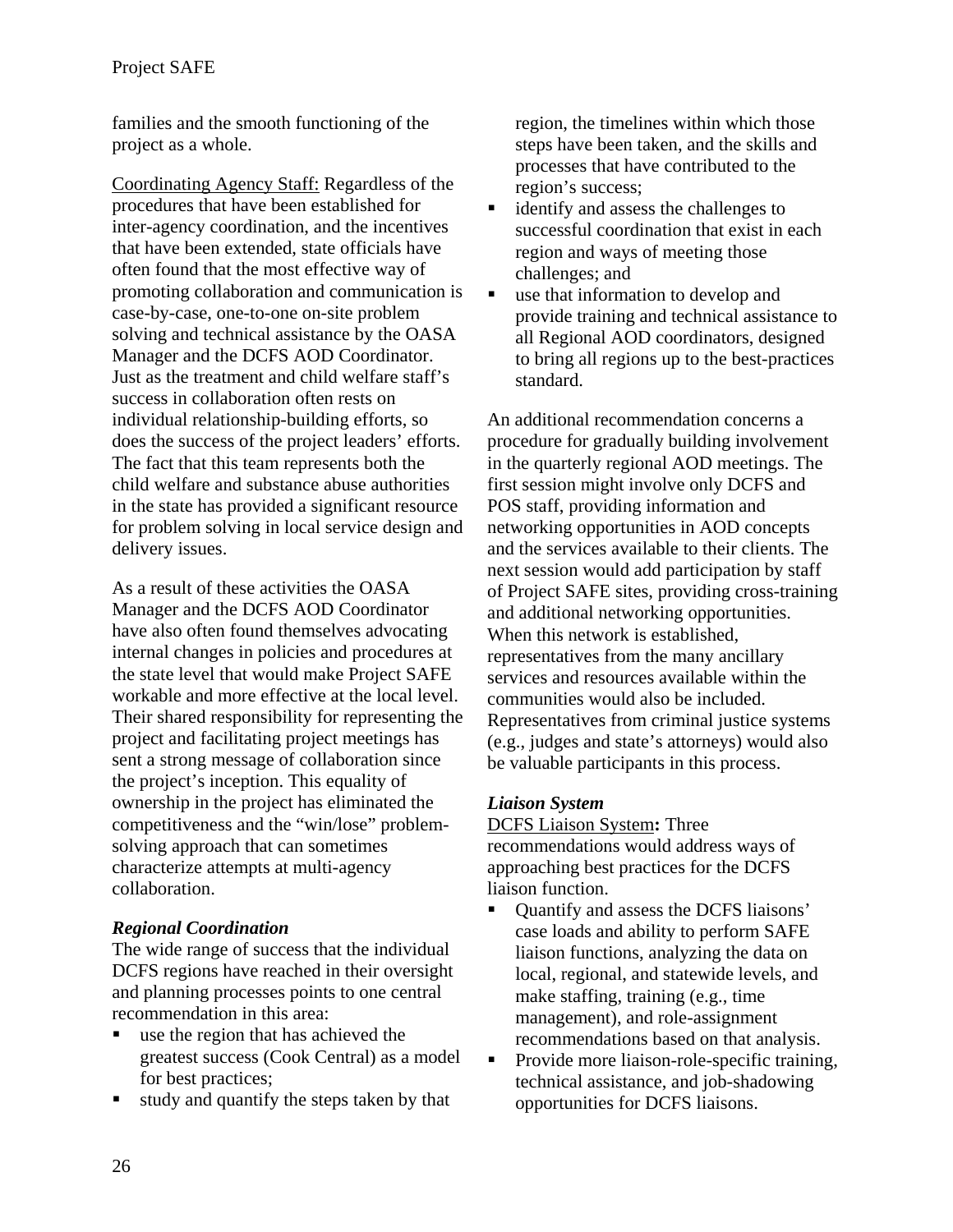families and the smooth functioning of the project as a whole.

Coordinating Agency Staff: Regardless of the procedures that have been established for inter-agency coordination, and the incentives that have been extended, state officials have often found that the most effective way of promoting collaboration and communication is case-by-case, one-to-one on-site problem solving and technical assistance by the OASA Manager and the DCFS AOD Coordinator. Just as the treatment and child welfare staff's success in collaboration often rests on individual relationship-building efforts, so does the success of the project leaders' efforts. The fact that this team represents both the child welfare and substance abuse authorities in the state has provided a significant resource for problem solving in local service design and delivery issues.

As a result of these activities the OASA Manager and the DCFS AOD Coordinator have also often found themselves advocating internal changes in policies and procedures at the state level that would make Project SAFE workable and more effective at the local level. Their shared responsibility for representing the project and facilitating project meetings has sent a strong message of collaboration since the project's inception. This equality of ownership in the project has eliminated the competitiveness and the "win/lose" problem-solving approach that can sometimes characterize attempts at multi-agency collaboration.

### *Regional Coordination*

The wide range of success that the individual DCFS regions have reached in their oversight and planning processes points to one central recommendation in this area:

- use the region that has achieved the greatest success (Cook Central) as a model for best practices;
- study and quantify the steps taken by that region, the timelines within which those steps have been taken, and the skills and processes that have contributed to the region's success;
- identify and assess the challenges to successful coordination that exist in each region and ways of meeting those challenges; and
- use that information to develop and provide training and technical assistance to all Regional AOD coordinators, designed to bring all regions up to the best-practices standard.

An additional recommendation concerns a procedure for gradually building involvement in the quarterly regional AOD meetings. The first session might involve only DCFS and POS staff, providing information and networking opportunities in AOD concepts and the services available to their clients. The next session would add participation by staff of Project SAFE sites, providing cross-training and additional networking opportunities. When this network is established, representatives from the many ancillary services and resources available within the communities would also be included. Representatives from criminal justice systems (e.g., judges and state's attorneys) would also be valuable participants in this process.

### *Liaison System*

DCFS Liaison System**:** Three recommendations would address ways of approaching best practices for the DCFS liaison function.

- Quantify and assess the DCFS liaisons' case loads and ability to perform SAFE liaison functions, analyzing the data on local, regional, and statewide levels, and make staffing, training (e.g., time management), and role-assignment recommendations based on that analysis.
- Provide more liaison-role-specific training, technical assistance, and job-shadowing opportunities for DCFS liaisons.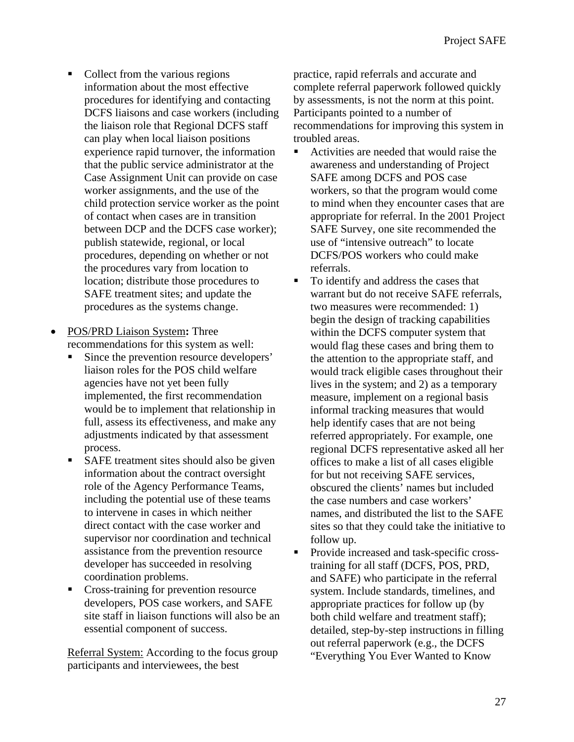- Collect from the various regions information about the most effective procedures for identifying and contacting DCFS liaisons and case workers (including the liaison role that Regional DCFS staff can play when local liaison positions experience rapid turnover, the information that the public service administrator at the Case Assignment Unit can provide on case worker assignments, and the use of the child protection service worker as the point of contact when cases are in transition between DCP and the DCFS case worker); publish statewide, regional, or local procedures, depending on whether or not the procedures vary from location to location; distribute those procedures to SAFE treatment sites; and update the procedures as the systems change.

- <u>POS/PRD Liaison System</u>**:** Three recommendations for this system as well:
  - Since the prevention resource developers' liaison roles for the POS child welfare agencies have not yet been fully implemented, the first recommendation would be to implement that relationship in full, assess its effectiveness, and make any adjustments indicated by that assessment process.
  - SAFE treatment sites should also be given information about the contract oversight role of the Agency Performance Teams, including the potential use of these teams to intervene in cases in which neither direct contact with the case worker and supervisor nor coordination and technical assistance from the prevention resource developer has succeeded in resolving coordination problems.
  - Cross-training for prevention resource developers, POS case workers, and SAFE site staff in liaison functions will also be an essential component of success.

<u>Referral System:</u> According to the focus group participants and interviewees, the best practice, rapid referrals and accurate and complete referral paperwork followed quickly by assessments, is not the norm at this point. Participants pointed to a number of recommendations for improving this system in troubled areas.

- Activities are needed that would raise the awareness and understanding of Project SAFE among DCFS and POS case workers, so that the program would come to mind when they encounter cases that are appropriate for referral. In the 2001 Project SAFE Survey, one site recommended the use of "intensive outreach" to locate DCFS/POS workers who could make referrals.
- To identify and address the cases that warrant but do not receive SAFE referrals, two measures were recommended: 1) begin the design of tracking capabilities within the DCFS computer system that would flag these cases and bring them to the attention to the appropriate staff, and would track eligible cases throughout their lives in the system; and 2) as a temporary measure, implement on a regional basis informal tracking measures that would help identify cases that are not being referred appropriately. For example, one regional DCFS representative asked all her offices to make a list of all cases eligible for but not receiving SAFE services, obscured the clients' names but included the case numbers and case workers' names, and distributed the list to the SAFE sites so that they could take the initiative to follow up.
- Provide increased and task-specific cross-training for all staff (DCFS, POS, PRD, and SAFE) who participate in the referral system. Include standards, timelines, and appropriate practices for follow up (by both child welfare and treatment staff); detailed, step-by-step instructions in filling out referral paperwork (e.g., the DCFS "Everything You Ever Wanted to Know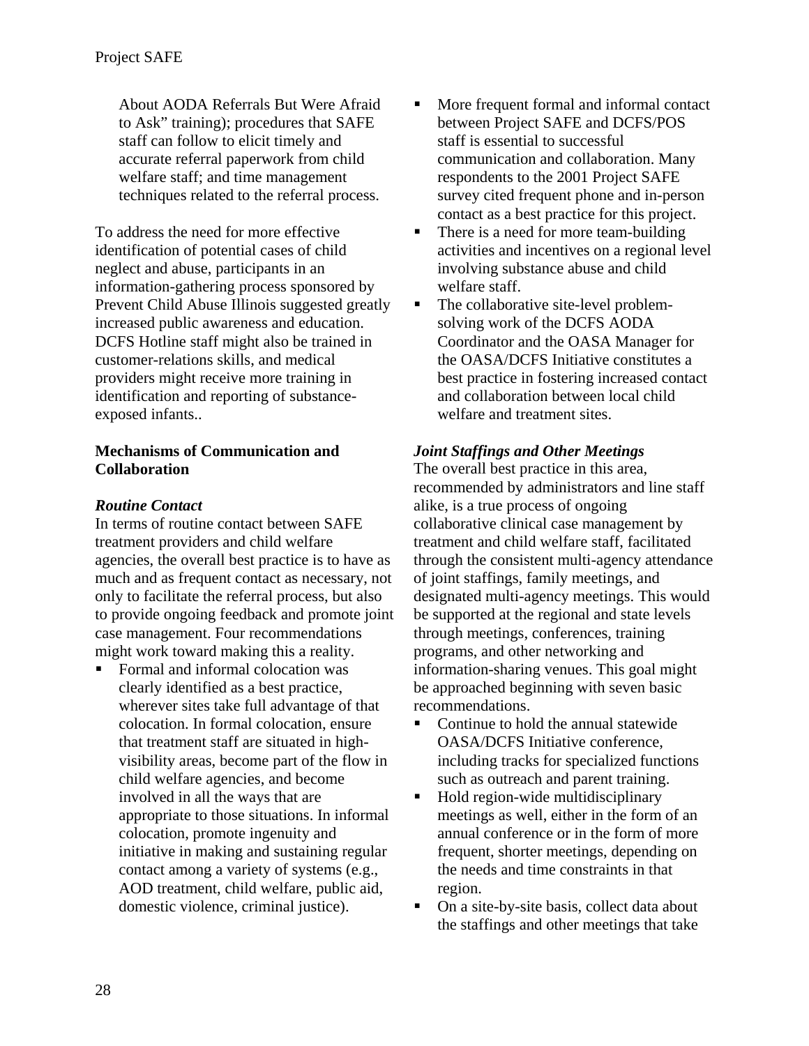About AODA Referrals But Were Afraid to Ask" training); procedures that SAFE staff can follow to elicit timely and accurate referral paperwork from child welfare staff; and time management techniques related to the referral process.

To address the need for more effective identification of potential cases of child neglect and abuse, participants in an information-gathering process sponsored by Prevent Child Abuse Illinois suggested greatly increased public awareness and education. DCFS Hotline staff might also be trained in customer-relations skills, and medical providers might receive more training in identification and reporting of substance-exposed infants..

**Mechanisms of Communication and Collaboration**

***Routine Contact***

In terms of routine contact between SAFE treatment providers and child welfare agencies, the overall best practice is to have as much and as frequent contact as necessary, not only to facilitate the referral process, but also to provide ongoing feedback and promote joint case management. Four recommendations might work toward making this a reality.

- Formal and informal colocation was clearly identified as a best practice, wherever sites take full advantage of that colocation. In formal colocation, ensure that treatment staff are situated in high-visibility areas, become part of the flow in child welfare agencies, and become involved in all the ways that are appropriate to those situations. In informal colocation, promote ingenuity and initiative in making and sustaining regular contact among a variety of systems (e.g., AOD treatment, child welfare, public aid, domestic violence, criminal justice).
- More frequent formal and informal contact between Project SAFE and DCFS/POS staff is essential to successful communication and collaboration. Many respondents to the 2001 Project SAFE survey cited frequent phone and in-person contact as a best practice for this project.
- There is a need for more team-building activities and incentives on a regional level involving substance abuse and child welfare staff.
- The collaborative site-level problem-solving work of the DCFS AODA Coordinator and the OASA Manager for the OASA/DCFS Initiative constitutes a best practice in fostering increased contact and collaboration between local child welfare and treatment sites.

***Joint Staffings and Other Meetings***

The overall best practice in this area, recommended by administrators and line staff alike, is a true process of ongoing collaborative clinical case management by treatment and child welfare staff, facilitated through the consistent multi-agency attendance of joint staffings, family meetings, and designated multi-agency meetings. This would be supported at the regional and state levels through meetings, conferences, training programs, and other networking and information-sharing venues. This goal might be approached beginning with seven basic recommendations.

- Continue to hold the annual statewide OASA/DCFS Initiative conference, including tracks for specialized functions such as outreach and parent training.
- Hold region-wide multidisciplinary meetings as well, either in the form of an annual conference or in the form of more frequent, shorter meetings, depending on the needs and time constraints in that region.
- On a site-by-site basis, collect data about the staffings and other meetings that take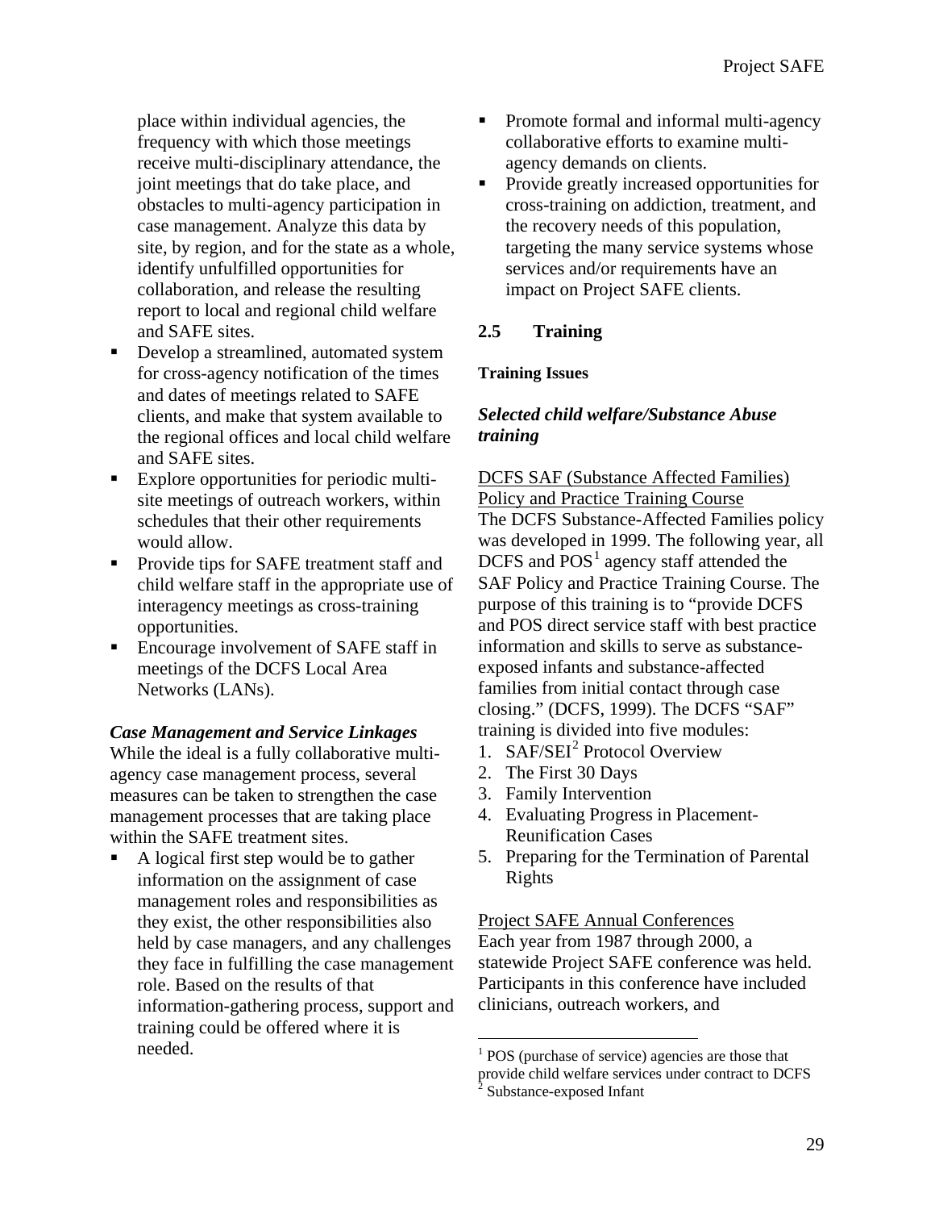place within individual agencies, the frequency with which those meetings receive multi-disciplinary attendance, the joint meetings that do take place, and obstacles to multi-agency participation in case management. Analyze this data by site, by region, and for the state as a whole, identify unfulfilled opportunities for collaboration, and release the resulting report to local and regional child welfare and SAFE sites.

- Develop a streamlined, automated system for cross-agency notification of the times and dates of meetings related to SAFE clients, and make that system available to the regional offices and local child welfare and SAFE sites.
- Explore opportunities for periodic multi-site meetings of outreach workers, within schedules that their other requirements would allow.
- Provide tips for SAFE treatment staff and child welfare staff in the appropriate use of interagency meetings as cross-training opportunities.
- Encourage involvement of SAFE staff in meetings of the DCFS Local Area Networks (LANs).

***Case Management and Service Linkages***

While the ideal is a fully collaborative multi-agency case management process, several measures can be taken to strengthen the case management processes that are taking place within the SAFE treatment sites.

- A logical first step would be to gather information on the assignment of case management roles and responsibilities as they exist, the other responsibilities also held by case managers, and any challenges they face in fulfilling the case management role. Based on the results of that information-gathering process, support and training could be offered where it is needed.
- Promote formal and informal multi-agency collaborative efforts to examine multi-agency demands on clients.
- Provide greatly increased opportunities for cross-training on addiction, treatment, and the recovery needs of this population, targeting the many service systems whose services and/or requirements have an impact on Project SAFE clients.

## 2.5 Training

**Training Issues**

***Selected child welfare/Substance Abuse training***

<u>DCFS SAF (Substance Affected Families) Policy and Practice Training Course</u>

The DCFS Substance-Affected Families policy was developed in 1999. The following year, all DCFS and POS[1] agency staff attended the SAF Policy and Practice Training Course. The purpose of this training is to "provide DCFS and POS direct service staff with best practice information and skills to serve as substance-exposed infants and substance-affected families from initial contact through case closing." (DCFS, 1999). The DCFS "SAF" training is divided into five modules:

1. SAF/SEI[2] Protocol Overview
2. The First 30 Days
3. Family Intervention
4. Evaluating Progress in Placement-Reunification Cases
5. Preparing for the Termination of Parental Rights

<u>Project SAFE Annual Conferences</u>

Each year from 1987 through 2000, a statewide Project SAFE conference was held. Participants in this conference have included clinicians, outreach workers, and

---

[1] POS (purchase of service) agencies are those that provide child welfare services under contract to DCFS

[2] Substance-exposed Infant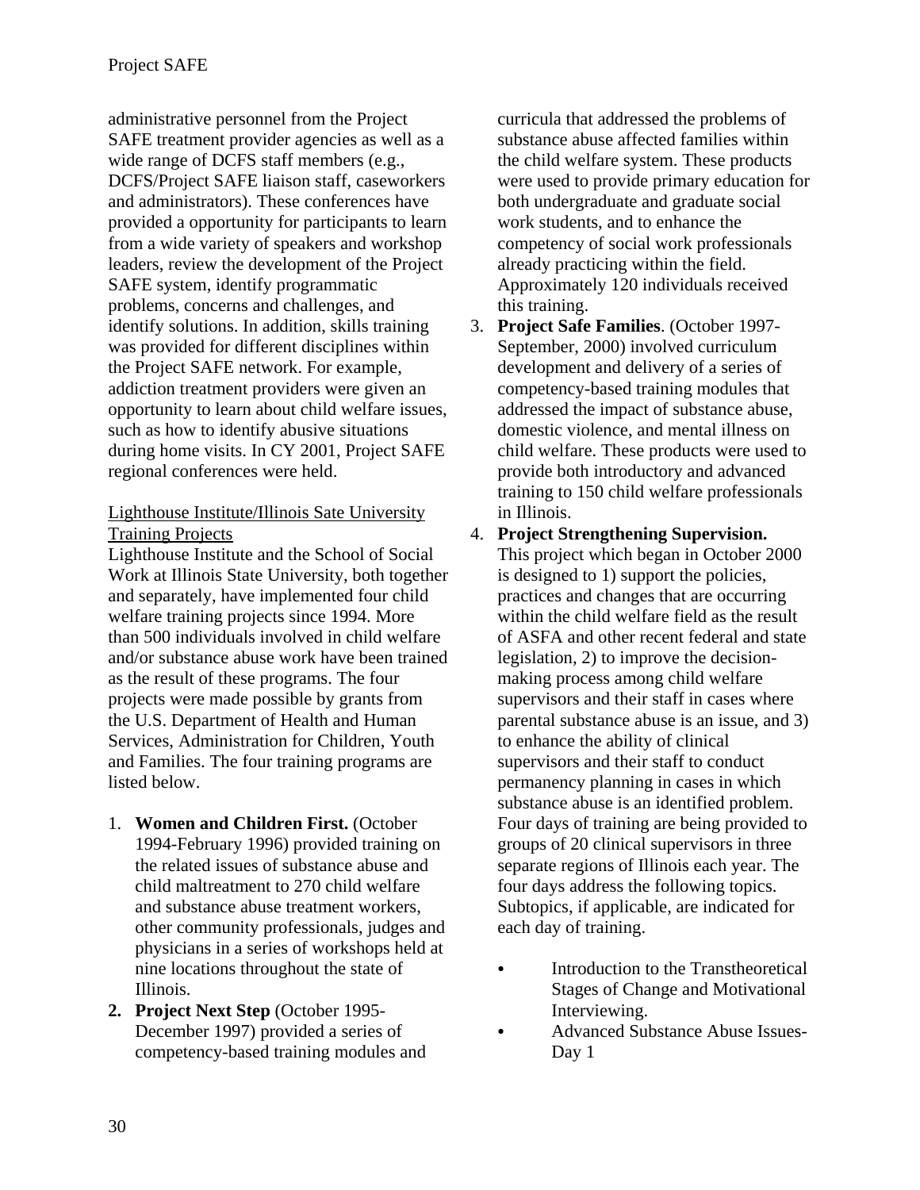administrative personnel from the Project SAFE treatment provider agencies as well as a wide range of DCFS staff members (e.g., DCFS/Project SAFE liaison staff, caseworkers and administrators). These conferences have provided a opportunity for participants to learn from a wide variety of speakers and workshop leaders, review the development of the Project SAFE system, identify programmatic problems, concerns and challenges, and identify solutions. In addition, skills training was provided for different disciplines within the Project SAFE network. For example, addiction treatment providers were given an opportunity to learn about child welfare issues, such as how to identify abusive situations during home visits. In CY 2001, Project SAFE regional conferences were held.

<u>Lighthouse Institute/Illinois Sate University Training Projects</u>

Lighthouse Institute and the School of Social Work at Illinois State University, both together and separately, have implemented four child welfare training projects since 1994. More than 500 individuals involved in child welfare and/or substance abuse work have been trained as the result of these programs. The four projects were made possible by grants from the U.S. Department of Health and Human Services, Administration for Children, Youth and Families. The four training programs are listed below.

1. **Women and Children First.** (October 1994-February 1996) provided training on the related issues of substance abuse and child maltreatment to 270 child welfare and substance abuse treatment workers, other community professionals, judges and physicians in a series of workshops held at nine locations throughout the state of Illinois.
2. **Project Next Step** (October 1995-December 1997) provided a series of competency-based training modules and curricula that addressed the problems of substance abuse affected families within the child welfare system. These products were used to provide primary education for both undergraduate and graduate social work students, and to enhance the competency of social work professionals already practicing within the field. Approximately 120 individuals received this training.
3. **Project Safe Families**. (October 1997-September, 2000) involved curriculum development and delivery of a series of competency-based training modules that addressed the impact of substance abuse, domestic violence, and mental illness on child welfare. These products were used to provide both introductory and advanced training to 150 child welfare professionals in Illinois.
4. **Project Strengthening Supervision.** This project which began in October 2000 is designed to 1) support the policies, practices and changes that are occurring within the child welfare field as the result of ASFA and other recent federal and state legislation, 2) to improve the decision-making process among child welfare supervisors and their staff in cases where parental substance abuse is an issue, and 3) to enhance the ability of clinical supervisors and their staff to conduct permanency planning in cases in which substance abuse is an identified problem. Four days of training are being provided to groups of 20 clinical supervisors in three separate regions of Illinois each year. The four days address the following topics. Subtopics, if applicable, are indicated for each day of training.

   - Introduction to the Transtheoretical Stages of Change and Motivational Interviewing.
   - Advanced Substance Abuse Issues-Day 1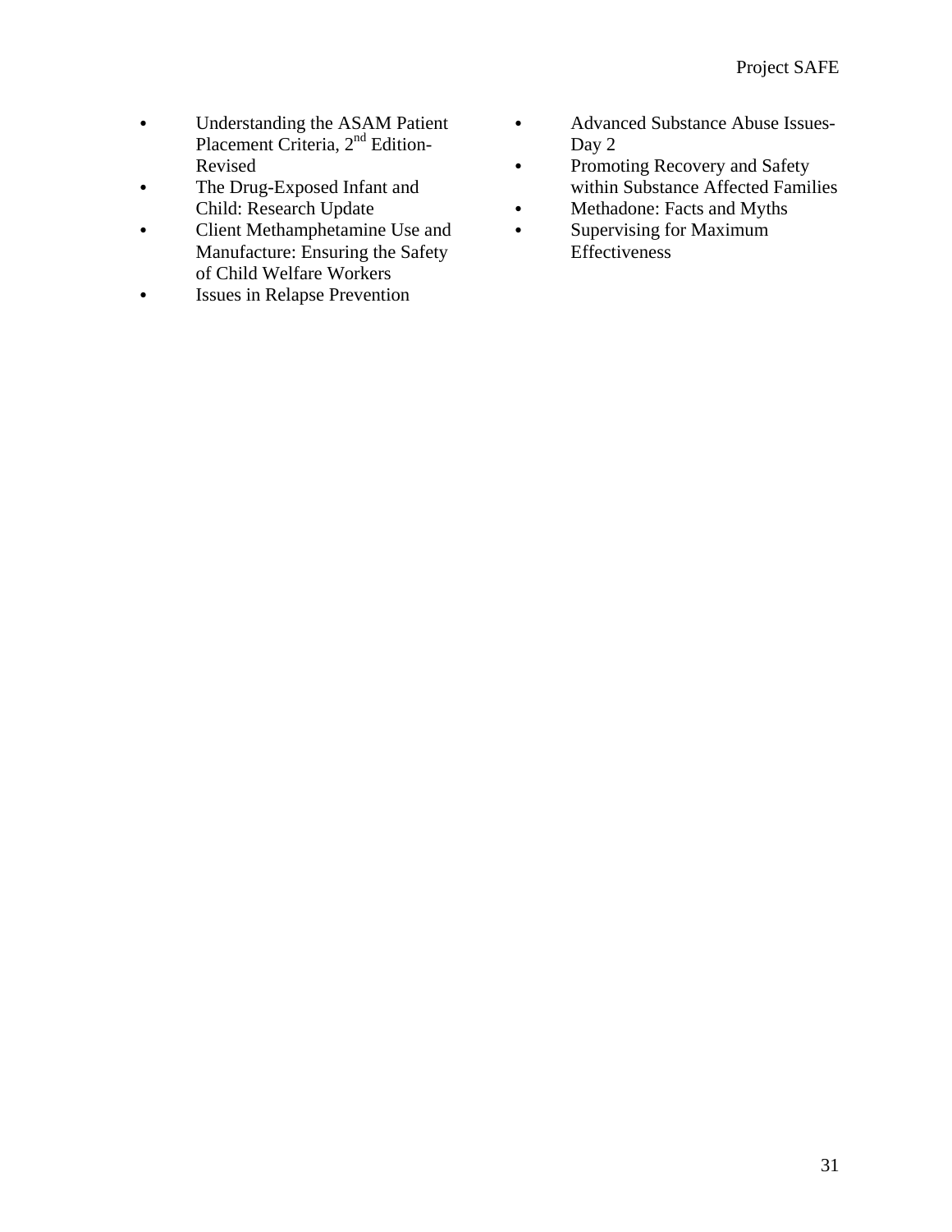- Understanding the ASAM Patient Placement Criteria, 2nd Edition-Revised
- The Drug-Exposed Infant and Child: Research Update
- Client Methamphetamine Use and Manufacture: Ensuring the Safety of Child Welfare Workers
- Issues in Relapse Prevention
- Advanced Substance Abuse Issues-Day 2
- Promoting Recovery and Safety within Substance Affected Families
- Methadone: Facts and Myths
- Supervising for Maximum Effectiveness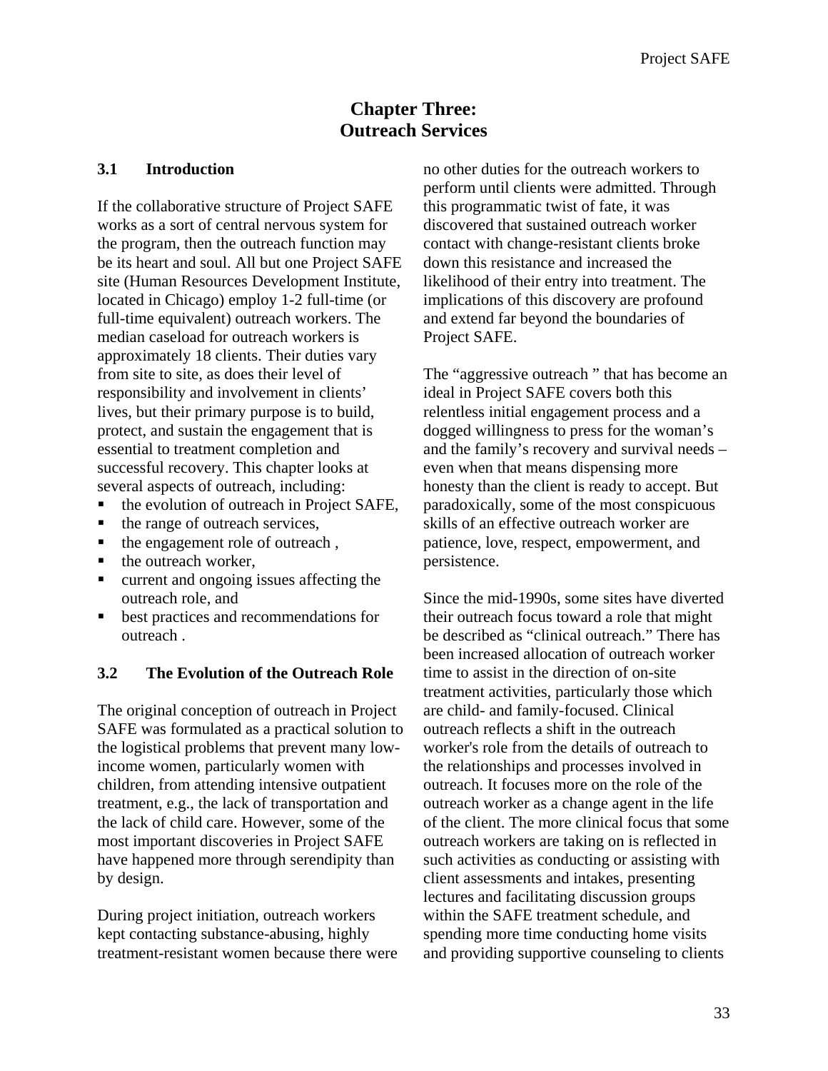# Chapter Three: Outreach Services

### 3.1 Introduction

If the collaborative structure of Project SAFE works as a sort of central nervous system for the program, then the outreach function may be its heart and soul. All but one Project SAFE site (Human Resources Development Institute, located in Chicago) employ 1-2 full-time (or full-time equivalent) outreach workers. The median caseload for outreach workers is approximately 18 clients. Their duties vary from site to site, as does their level of responsibility and involvement in clients' lives, but their primary purpose is to build, protect, and sustain the engagement that is essential to treatment completion and successful recovery. This chapter looks at several aspects of outreach, including:

- the evolution of outreach in Project SAFE,
- the range of outreach services,
- the engagement role of outreach ,
- the outreach worker,
- current and ongoing issues affecting the outreach role, and
- best practices and recommendations for outreach .

### 3.2 The Evolution of the Outreach Role

The original conception of outreach in Project SAFE was formulated as a practical solution to the logistical problems that prevent many low-income women, particularly women with children, from attending intensive outpatient treatment, e.g., the lack of transportation and the lack of child care. However, some of the most important discoveries in Project SAFE have happened more through serendipity than by design.

During project initiation, outreach workers kept contacting substance-abusing, highly treatment-resistant women because there were no other duties for the outreach workers to perform until clients were admitted. Through this programmatic twist of fate, it was discovered that sustained outreach worker contact with change-resistant clients broke down this resistance and increased the likelihood of their entry into treatment. The implications of this discovery are profound and extend far beyond the boundaries of Project SAFE.

The "aggressive outreach " that has become an ideal in Project SAFE covers both this relentless initial engagement process and a dogged willingness to press for the woman's and the family's recovery and survival needs – even when that means dispensing more honesty than the client is ready to accept. But paradoxically, some of the most conspicuous skills of an effective outreach worker are patience, love, respect, empowerment, and persistence.

Since the mid-1990s, some sites have diverted their outreach focus toward a role that might be described as "clinical outreach." There has been increased allocation of outreach worker time to assist in the direction of on-site treatment activities, particularly those which are child- and family-focused. Clinical outreach reflects a shift in the outreach worker's role from the details of outreach to the relationships and processes involved in outreach. It focuses more on the role of the outreach worker as a change agent in the life of the client. The more clinical focus that some outreach workers are taking on is reflected in such activities as conducting or assisting with client assessments and intakes, presenting lectures and facilitating discussion groups within the SAFE treatment schedule, and spending more time conducting home visits and providing supportive counseling to clients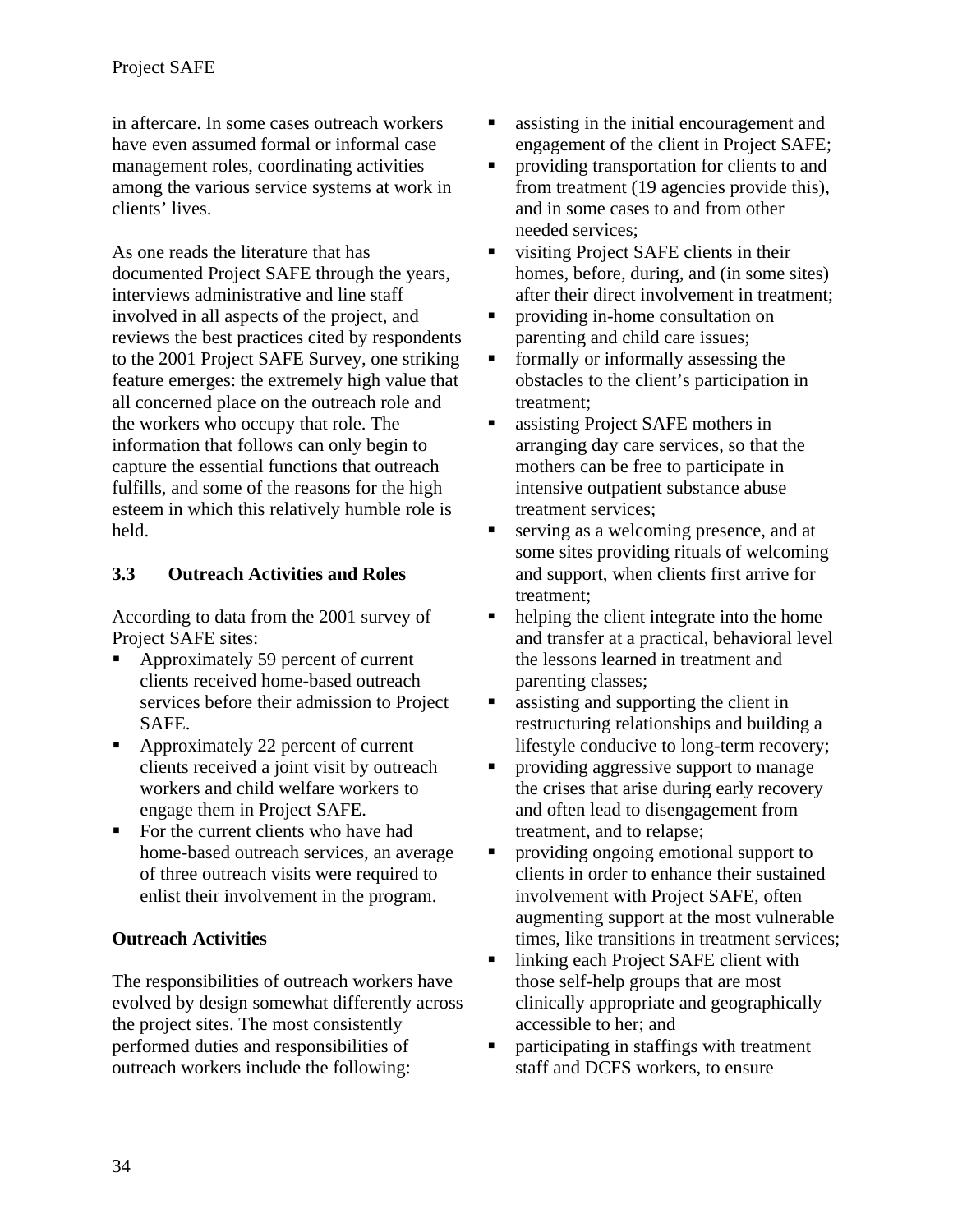in aftercare. In some cases outreach workers have even assumed formal or informal case management roles, coordinating activities among the various service systems at work in clients' lives.

As one reads the literature that has documented Project SAFE through the years, interviews administrative and line staff involved in all aspects of the project, and reviews the best practices cited by respondents to the 2001 Project SAFE Survey, one striking feature emerges: the extremely high value that all concerned place on the outreach role and the workers who occupy that role. The information that follows can only begin to capture the essential functions that outreach fulfills, and some of the reasons for the high esteem in which this relatively humble role is held.

### 3.3 Outreach Activities and Roles

According to data from the 2001 survey of Project SAFE sites:

- Approximately 59 percent of current clients received home-based outreach services before their admission to Project SAFE.
- Approximately 22 percent of current clients received a joint visit by outreach workers and child welfare workers to engage them in Project SAFE.
- For the current clients who have had home-based outreach services, an average of three outreach visits were required to enlist their involvement in the program.

#### Outreach Activities

The responsibilities of outreach workers have evolved by design somewhat differently across the project sites. The most consistently performed duties and responsibilities of outreach workers include the following:

- assisting in the initial encouragement and engagement of the client in Project SAFE;
- providing transportation for clients to and from treatment (19 agencies provide this), and in some cases to and from other needed services;
- visiting Project SAFE clients in their homes, before, during, and (in some sites) after their direct involvement in treatment;
- providing in-home consultation on parenting and child care issues;
- formally or informally assessing the obstacles to the client's participation in treatment;
- assisting Project SAFE mothers in arranging day care services, so that the mothers can be free to participate in intensive outpatient substance abuse treatment services;
- serving as a welcoming presence, and at some sites providing rituals of welcoming and support, when clients first arrive for treatment;
- helping the client integrate into the home and transfer at a practical, behavioral level the lessons learned in treatment and parenting classes;
- assisting and supporting the client in restructuring relationships and building a lifestyle conducive to long-term recovery;
- providing aggressive support to manage the crises that arise during early recovery and often lead to disengagement from treatment, and to relapse;
- providing ongoing emotional support to clients in order to enhance their sustained involvement with Project SAFE, often augmenting support at the most vulnerable times, like transitions in treatment services;
- linking each Project SAFE client with those self-help groups that are most clinically appropriate and geographically accessible to her; and
- participating in staffings with treatment staff and DCFS workers, to ensure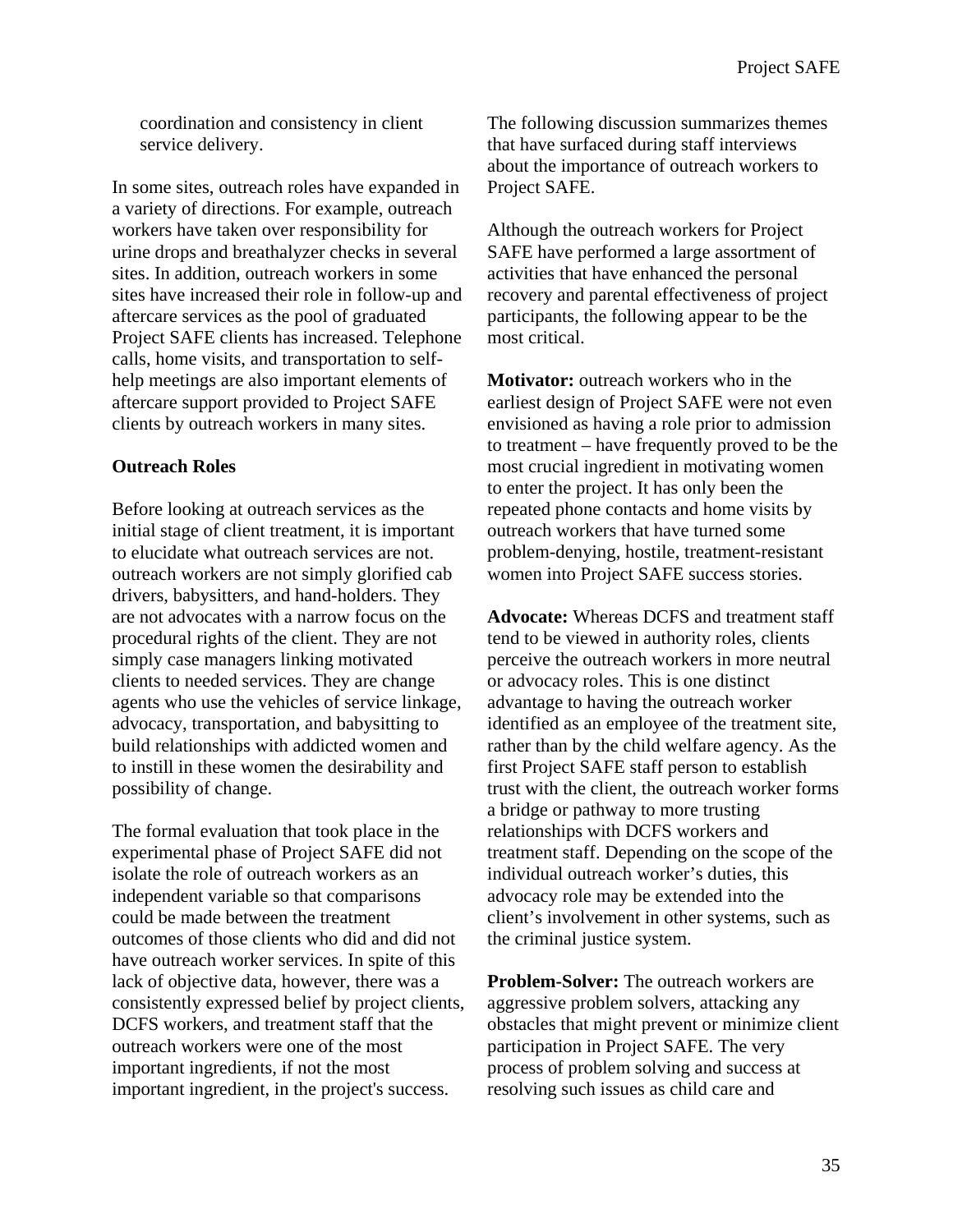coordination and consistency in client service delivery.

In some sites, outreach roles have expanded in a variety of directions. For example, outreach workers have taken over responsibility for urine drops and breathalyzer checks in several sites. In addition, outreach workers in some sites have increased their role in follow-up and aftercare services as the pool of graduated Project SAFE clients has increased. Telephone calls, home visits, and transportation to self-help meetings are also important elements of aftercare support provided to Project SAFE clients by outreach workers in many sites.

**Outreach Roles**

Before looking at outreach services as the initial stage of client treatment, it is important to elucidate what outreach services are not. outreach workers are not simply glorified cab drivers, babysitters, and hand-holders. They are not advocates with a narrow focus on the procedural rights of the client. They are not simply case managers linking motivated clients to needed services. They are change agents who use the vehicles of service linkage, advocacy, transportation, and babysitting to build relationships with addicted women and to instill in these women the desirability and possibility of change.

The formal evaluation that took place in the experimental phase of Project SAFE did not isolate the role of outreach workers as an independent variable so that comparisons could be made between the treatment outcomes of those clients who did and did not have outreach worker services. In spite of this lack of objective data, however, there was a consistently expressed belief by project clients, DCFS workers, and treatment staff that the outreach workers were one of the most important ingredients, if not the most important ingredient, in the project's success.

The following discussion summarizes themes that have surfaced during staff interviews about the importance of outreach workers to Project SAFE.

Although the outreach workers for Project SAFE have performed a large assortment of activities that have enhanced the personal recovery and parental effectiveness of project participants, the following appear to be the most critical.

**Motivator:** outreach workers who in the earliest design of Project SAFE were not even envisioned as having a role prior to admission to treatment – have frequently proved to be the most crucial ingredient in motivating women to enter the project. It has only been the repeated phone contacts and home visits by outreach workers that have turned some problem-denying, hostile, treatment-resistant women into Project SAFE success stories.

**Advocate:** Whereas DCFS and treatment staff tend to be viewed in authority roles, clients perceive the outreach workers in more neutral or advocacy roles. This is one distinct advantage to having the outreach worker identified as an employee of the treatment site, rather than by the child welfare agency. As the first Project SAFE staff person to establish trust with the client, the outreach worker forms a bridge or pathway to more trusting relationships with DCFS workers and treatment staff. Depending on the scope of the individual outreach worker's duties, this advocacy role may be extended into the client's involvement in other systems, such as the criminal justice system.

**Problem-Solver:** The outreach workers are aggressive problem solvers, attacking any obstacles that might prevent or minimize client participation in Project SAFE. The very process of problem solving and success at resolving such issues as child care and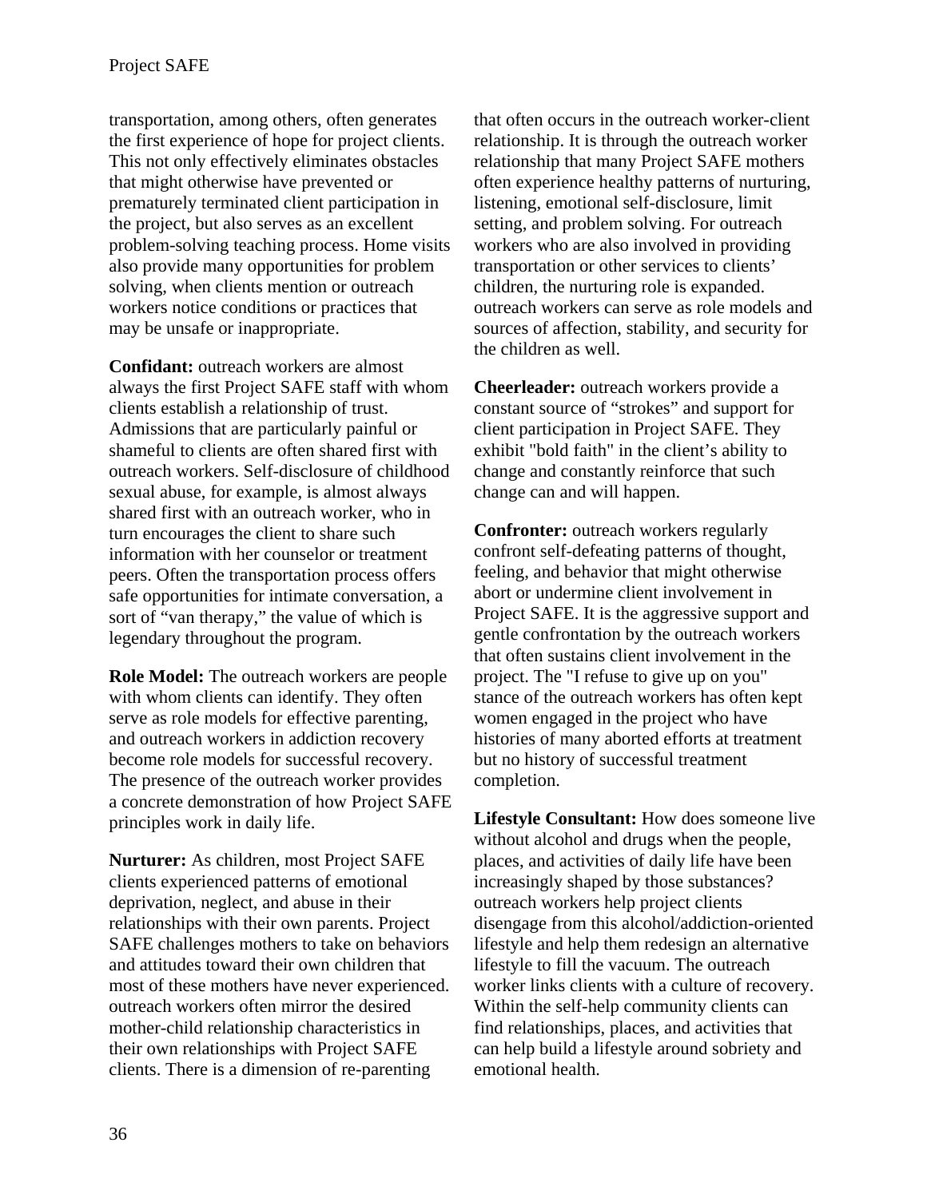transportation, among others, often generates the first experience of hope for project clients. This not only effectively eliminates obstacles that might otherwise have prevented or prematurely terminated client participation in the project, but also serves as an excellent problem-solving teaching process. Home visits also provide many opportunities for problem solving, when clients mention or outreach workers notice conditions or practices that may be unsafe or inappropriate.

**Confidant:** outreach workers are almost always the first Project SAFE staff with whom clients establish a relationship of trust. Admissions that are particularly painful or shameful to clients are often shared first with outreach workers. Self-disclosure of childhood sexual abuse, for example, is almost always shared first with an outreach worker, who in turn encourages the client to share such information with her counselor or treatment peers. Often the transportation process offers safe opportunities for intimate conversation, a sort of "van therapy," the value of which is legendary throughout the program.

**Role Model:** The outreach workers are people with whom clients can identify. They often serve as role models for effective parenting, and outreach workers in addiction recovery become role models for successful recovery. The presence of the outreach worker provides a concrete demonstration of how Project SAFE principles work in daily life.

**Nurturer:** As children, most Project SAFE clients experienced patterns of emotional deprivation, neglect, and abuse in their relationships with their own parents. Project SAFE challenges mothers to take on behaviors and attitudes toward their own children that most of these mothers have never experienced. outreach workers often mirror the desired mother-child relationship characteristics in their own relationships with Project SAFE clients. There is a dimension of re-parenting that often occurs in the outreach worker-client relationship. It is through the outreach worker relationship that many Project SAFE mothers often experience healthy patterns of nurturing, listening, emotional self-disclosure, limit setting, and problem solving. For outreach workers who are also involved in providing transportation or other services to clients' children, the nurturing role is expanded. outreach workers can serve as role models and sources of affection, stability, and security for the children as well.

**Cheerleader:** outreach workers provide a constant source of "strokes" and support for client participation in Project SAFE. They exhibit "bold faith" in the client's ability to change and constantly reinforce that such change can and will happen.

**Confronter:** outreach workers regularly confront self-defeating patterns of thought, feeling, and behavior that might otherwise abort or undermine client involvement in Project SAFE. It is the aggressive support and gentle confrontation by the outreach workers that often sustains client involvement in the project. The "I refuse to give up on you" stance of the outreach workers has often kept women engaged in the project who have histories of many aborted efforts at treatment but no history of successful treatment completion.

**Lifestyle Consultant:** How does someone live without alcohol and drugs when the people, places, and activities of daily life have been increasingly shaped by those substances? outreach workers help project clients disengage from this alcohol/addiction-oriented lifestyle and help them redesign an alternative lifestyle to fill the vacuum. The outreach worker links clients with a culture of recovery. Within the self-help community clients can find relationships, places, and activities that can help build a lifestyle around sobriety and emotional health.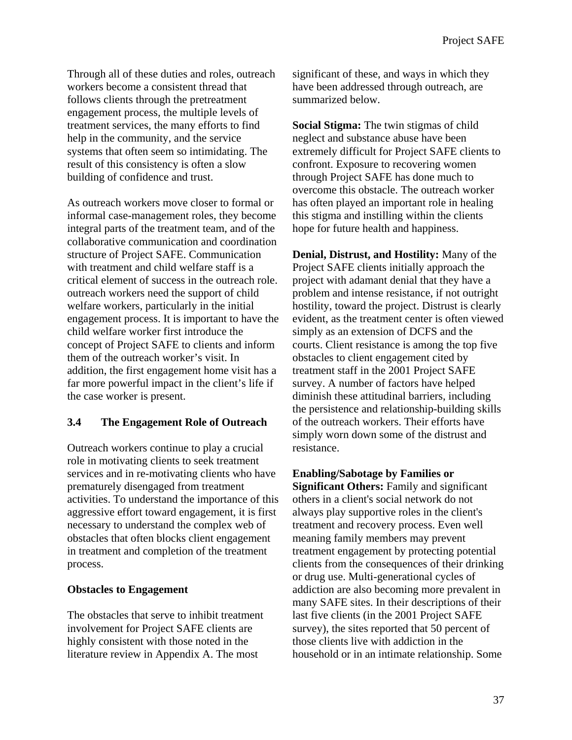Through all of these duties and roles, outreach workers become a consistent thread that follows clients through the pretreatment engagement process, the multiple levels of treatment services, the many efforts to find help in the community, and the service systems that often seem so intimidating. The result of this consistency is often a slow building of confidence and trust.

As outreach workers move closer to formal or informal case-management roles, they become integral parts of the treatment team, and of the collaborative communication and coordination structure of Project SAFE. Communication with treatment and child welfare staff is a critical element of success in the outreach role. outreach workers need the support of child welfare workers, particularly in the initial engagement process. It is important to have the child welfare worker first introduce the concept of Project SAFE to clients and inform them of the outreach worker's visit. In addition, the first engagement home visit has a far more powerful impact in the client's life if the case worker is present.

## 3.4 The Engagement Role of Outreach

Outreach workers continue to play a crucial role in motivating clients to seek treatment services and in re-motivating clients who have prematurely disengaged from treatment activities. To understand the importance of this aggressive effort toward engagement, it is first necessary to understand the complex web of obstacles that often blocks client engagement in treatment and completion of the treatment process.

### Obstacles to Engagement

The obstacles that serve to inhibit treatment involvement for Project SAFE clients are highly consistent with those noted in the literature review in Appendix A. The most significant of these, and ways in which they have been addressed through outreach, are summarized below.

**Social Stigma:** The twin stigmas of child neglect and substance abuse have been extremely difficult for Project SAFE clients to confront. Exposure to recovering women through Project SAFE has done much to overcome this obstacle. The outreach worker has often played an important role in healing this stigma and instilling within the clients hope for future health and happiness.

**Denial, Distrust, and Hostility:** Many of the Project SAFE clients initially approach the project with adamant denial that they have a problem and intense resistance, if not outright hostility, toward the project. Distrust is clearly evident, as the treatment center is often viewed simply as an extension of DCFS and the courts. Client resistance is among the top five obstacles to client engagement cited by treatment staff in the 2001 Project SAFE survey. A number of factors have helped diminish these attitudinal barriers, including the persistence and relationship-building skills of the outreach workers. Their efforts have simply worn down some of the distrust and resistance.

**Enabling/Sabotage by Families or Significant Others:** Family and significant others in a client's social network do not always play supportive roles in the client's treatment and recovery process. Even well meaning family members may prevent treatment engagement by protecting potential clients from the consequences of their drinking or drug use. Multi-generational cycles of addiction are also becoming more prevalent in many SAFE sites. In their descriptions of their last five clients (in the 2001 Project SAFE survey), the sites reported that 50 percent of those clients live with addiction in the household or in an intimate relationship. Some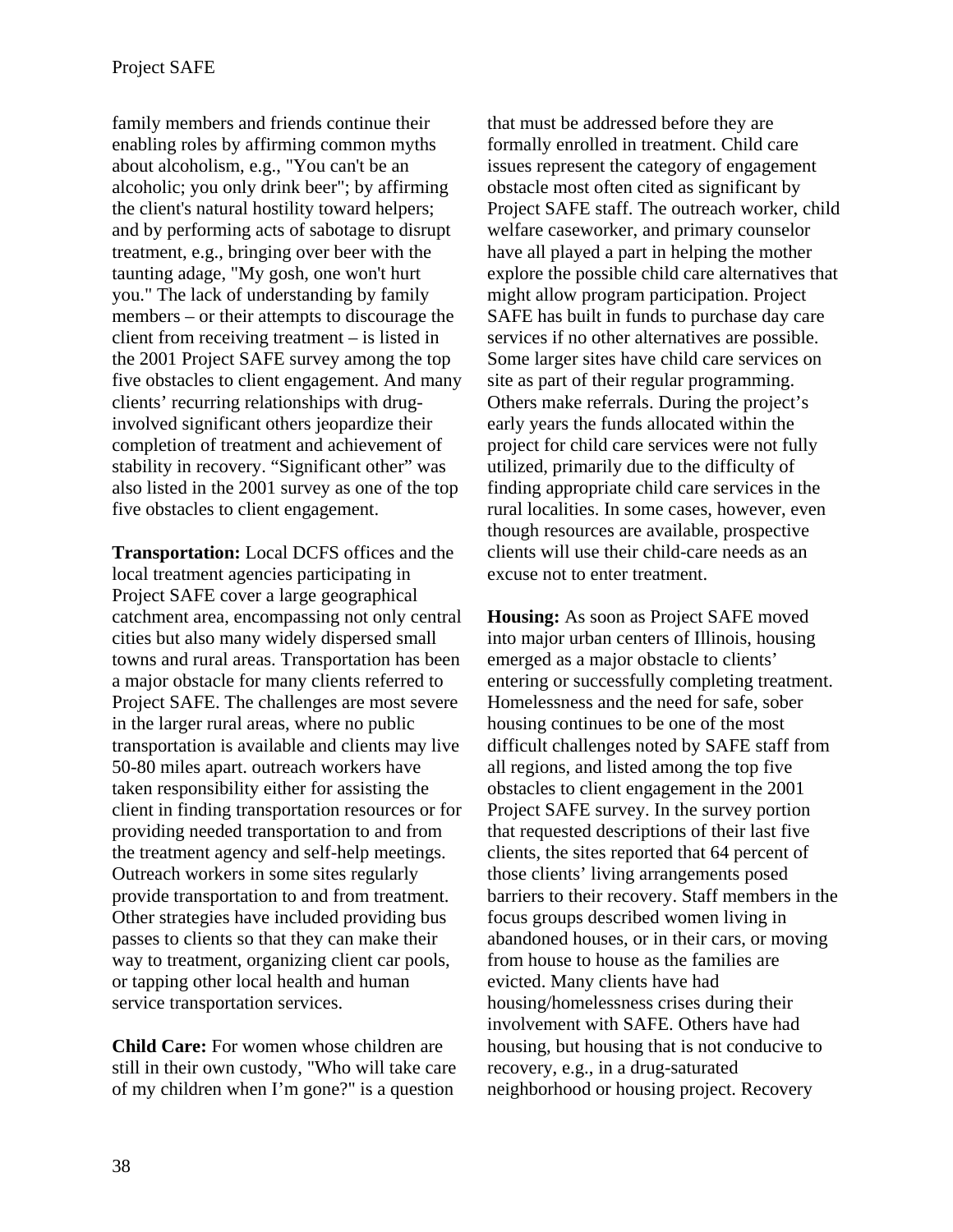family members and friends continue their enabling roles by affirming common myths about alcoholism, e.g., "You can't be an alcoholic; you only drink beer"; by affirming the client's natural hostility toward helpers; and by performing acts of sabotage to disrupt treatment, e.g., bringing over beer with the taunting adage, "My gosh, one won't hurt you." The lack of understanding by family members – or their attempts to discourage the client from receiving treatment – is listed in the 2001 Project SAFE survey among the top five obstacles to client engagement. And many clients' recurring relationships with drug-involved significant others jeopardize their completion of treatment and achievement of stability in recovery. "Significant other" was also listed in the 2001 survey as one of the top five obstacles to client engagement.

**Transportation:** Local DCFS offices and the local treatment agencies participating in Project SAFE cover a large geographical catchment area, encompassing not only central cities but also many widely dispersed small towns and rural areas. Transportation has been a major obstacle for many clients referred to Project SAFE. The challenges are most severe in the larger rural areas, where no public transportation is available and clients may live 50-80 miles apart. outreach workers have taken responsibility either for assisting the client in finding transportation resources or for providing needed transportation to and from the treatment agency and self-help meetings. Outreach workers in some sites regularly provide transportation to and from treatment. Other strategies have included providing bus passes to clients so that they can make their way to treatment, organizing client car pools, or tapping other local health and human service transportation services.

**Child Care:** For women whose children are still in their own custody, "Who will take care of my children when I'm gone?" is a question that must be addressed before they are formally enrolled in treatment. Child care issues represent the category of engagement obstacle most often cited as significant by Project SAFE staff. The outreach worker, child welfare caseworker, and primary counselor have all played a part in helping the mother explore the possible child care alternatives that might allow program participation. Project SAFE has built in funds to purchase day care services if no other alternatives are possible. Some larger sites have child care services on site as part of their regular programming. Others make referrals. During the project's early years the funds allocated within the project for child care services were not fully utilized, primarily due to the difficulty of finding appropriate child care services in the rural localities. In some cases, however, even though resources are available, prospective clients will use their child-care needs as an excuse not to enter treatment.

**Housing:** As soon as Project SAFE moved into major urban centers of Illinois, housing emerged as a major obstacle to clients' entering or successfully completing treatment. Homelessness and the need for safe, sober housing continues to be one of the most difficult challenges noted by SAFE staff from all regions, and listed among the top five obstacles to client engagement in the 2001 Project SAFE survey. In the survey portion that requested descriptions of their last five clients, the sites reported that 64 percent of those clients' living arrangements posed barriers to their recovery. Staff members in the focus groups described women living in abandoned houses, or in their cars, or moving from house to house as the families are evicted. Many clients have had housing/homelessness crises during their involvement with SAFE. Others have had housing, but housing that is not conducive to recovery, e.g., in a drug-saturated neighborhood or housing project. Recovery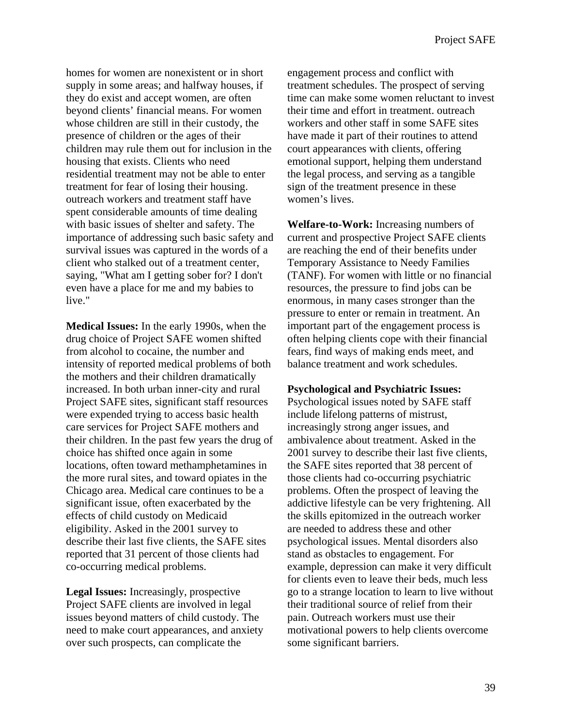homes for women are nonexistent or in short supply in some areas; and halfway houses, if they do exist and accept women, are often beyond clients' financial means. For women whose children are still in their custody, the presence of children or the ages of their children may rule them out for inclusion in the housing that exists. Clients who need residential treatment may not be able to enter treatment for fear of losing their housing. outreach workers and treatment staff have spent considerable amounts of time dealing with basic issues of shelter and safety. The importance of addressing such basic safety and survival issues was captured in the words of a client who stalked out of a treatment center, saying, "What am I getting sober for? I don't even have a place for me and my babies to live."

**Medical Issues:** In the early 1990s, when the drug choice of Project SAFE women shifted from alcohol to cocaine, the number and intensity of reported medical problems of both the mothers and their children dramatically increased. In both urban inner-city and rural Project SAFE sites, significant staff resources were expended trying to access basic health care services for Project SAFE mothers and their children. In the past few years the drug of choice has shifted once again in some locations, often toward methamphetamines in the more rural sites, and toward opiates in the Chicago area. Medical care continues to be a significant issue, often exacerbated by the effects of child custody on Medicaid eligibility. Asked in the 2001 survey to describe their last five clients, the SAFE sites reported that 31 percent of those clients had co-occurring medical problems.

**Legal Issues:** Increasingly, prospective Project SAFE clients are involved in legal issues beyond matters of child custody. The need to make court appearances, and anxiety over such prospects, can complicate the engagement process and conflict with treatment schedules. The prospect of serving time can make some women reluctant to invest their time and effort in treatment. outreach workers and other staff in some SAFE sites have made it part of their routines to attend court appearances with clients, offering emotional support, helping them understand the legal process, and serving as a tangible sign of the treatment presence in these women's lives.

**Welfare-to-Work:** Increasing numbers of current and prospective Project SAFE clients are reaching the end of their benefits under Temporary Assistance to Needy Families (TANF). For women with little or no financial resources, the pressure to find jobs can be enormous, in many cases stronger than the pressure to enter or remain in treatment. An important part of the engagement process is often helping clients cope with their financial fears, find ways of making ends meet, and balance treatment and work schedules.

**Psychological and Psychiatric Issues:** Psychological issues noted by SAFE staff include lifelong patterns of mistrust, increasingly strong anger issues, and ambivalence about treatment. Asked in the 2001 survey to describe their last five clients, the SAFE sites reported that 38 percent of those clients had co-occurring psychiatric problems. Often the prospect of leaving the addictive lifestyle can be very frightening. All the skills epitomized in the outreach worker are needed to address these and other psychological issues. Mental disorders also stand as obstacles to engagement. For example, depression can make it very difficult for clients even to leave their beds, much less go to a strange location to learn to live without their traditional source of relief from their pain. Outreach workers must use their motivational powers to help clients overcome some significant barriers.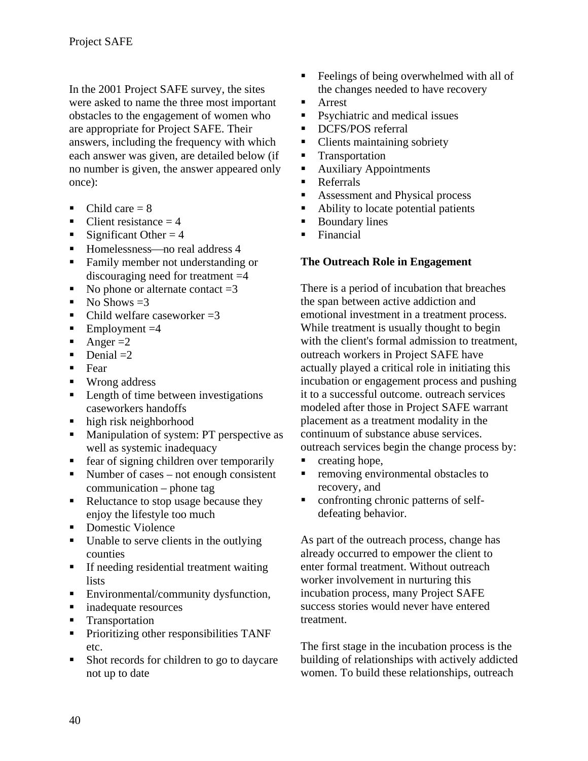In the 2001 Project SAFE survey, the sites were asked to name the three most important obstacles to the engagement of women who are appropriate for Project SAFE. Their answers, including the frequency with which each answer was given, are detailed below (if no number is given, the answer appeared only once):

- Child care = 8
- Client resistance = 4
- Significant Other = 4
- Homelessness—no real address 4
- Family member not understanding or discouraging need for treatment =4
- No phone or alternate contact =3
- No Shows =3
- Child welfare caseworker =3
- Employment =4
- Anger =2
- Denial =2
- Fear
- Wrong address
- Length of time between investigations caseworkers handoffs
- high risk neighborhood
- Manipulation of system: PT perspective as well as systemic inadequacy
- fear of signing children over temporarily
- Number of cases – not enough consistent communication – phone tag
- Reluctance to stop usage because they enjoy the lifestyle too much
- Domestic Violence
- Unable to serve clients in the outlying counties
- If needing residential treatment waiting lists
- Environmental/community dysfunction,
- inadequate resources
- Transportation
- Prioritizing other responsibilities TANF etc.
- Shot records for children to go to daycare not up to date
- Feelings of being overwhelmed with all of the changes needed to have recovery
- Arrest
- Psychiatric and medical issues
- DCFS/POS referral
- Clients maintaining sobriety
- Transportation
- Auxiliary Appointments
- Referrals
- Assessment and Physical process
- Ability to locate potential patients
- Boundary lines
- Financial

**The Outreach Role in Engagement**

There is a period of incubation that breaches the span between active addiction and emotional investment in a treatment process. While treatment is usually thought to begin with the client's formal admission to treatment, outreach workers in Project SAFE have actually played a critical role in initiating this incubation or engagement process and pushing it to a successful outcome. outreach services modeled after those in Project SAFE warrant placement as a treatment modality in the continuum of substance abuse services. outreach services begin the change process by:

- creating hope,
- removing environmental obstacles to recovery, and
- confronting chronic patterns of self-defeating behavior.

As part of the outreach process, change has already occurred to empower the client to enter formal treatment. Without outreach worker involvement in nurturing this incubation process, many Project SAFE success stories would never have entered treatment.

The first stage in the incubation process is the building of relationships with actively addicted women. To build these relationships, outreach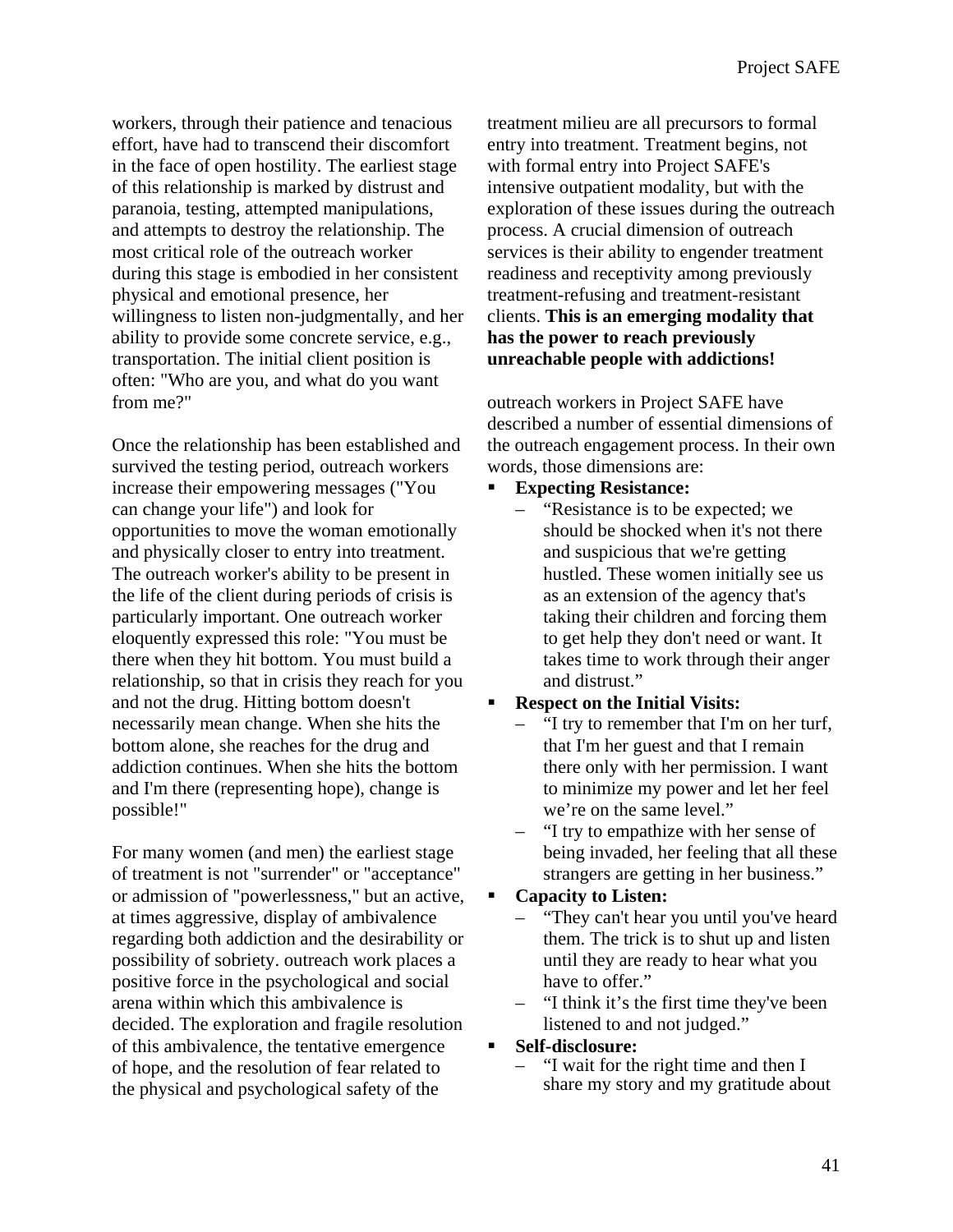workers, through their patience and tenacious effort, have had to transcend their discomfort in the face of open hostility. The earliest stage of this relationship is marked by distrust and paranoia, testing, attempted manipulations, and attempts to destroy the relationship. The most critical role of the outreach worker during this stage is embodied in her consistent physical and emotional presence, her willingness to listen non-judgmentally, and her ability to provide some concrete service, e.g., transportation. The initial client position is often: "Who are you, and what do you want from me?"

Once the relationship has been established and survived the testing period, outreach workers increase their empowering messages ("You can change your life") and look for opportunities to move the woman emotionally and physically closer to entry into treatment. The outreach worker's ability to be present in the life of the client during periods of crisis is particularly important. One outreach worker eloquently expressed this role: "You must be there when they hit bottom. You must build a relationship, so that in crisis they reach for you and not the drug. Hitting bottom doesn't necessarily mean change. When she hits the bottom alone, she reaches for the drug and addiction continues. When she hits the bottom and I'm there (representing hope), change is possible!"

For many women (and men) the earliest stage of treatment is not "surrender" or "acceptance" or admission of "powerlessness," but an active, at times aggressive, display of ambivalence regarding both addiction and the desirability or possibility of sobriety. outreach work places a positive force in the psychological and social arena within which this ambivalence is decided. The exploration and fragile resolution of this ambivalence, the tentative emergence of hope, and the resolution of fear related to the physical and psychological safety of the treatment milieu are all precursors to formal entry into treatment. Treatment begins, not with formal entry into Project SAFE's intensive outpatient modality, but with the exploration of these issues during the outreach process. A crucial dimension of outreach services is their ability to engender treatment readiness and receptivity among previously treatment-refusing and treatment-resistant clients. **This is an emerging modality that has the power to reach previously unreachable people with addictions!**

outreach workers in Project SAFE have described a number of essential dimensions of the outreach engagement process. In their own words, those dimensions are:

- **Expecting Resistance:**
  - "Resistance is to be expected; we should be shocked when it's not there and suspicious that we're getting hustled. These women initially see us as an extension of the agency that's taking their children and forcing them to get help they don't need or want. It takes time to work through their anger and distrust."
- **Respect on the Initial Visits:**
  - "I try to remember that I'm on her turf, that I'm her guest and that I remain there only with her permission. I want to minimize my power and let her feel we're on the same level."
  - "I try to empathize with her sense of being invaded, her feeling that all these strangers are getting in her business."
- **Capacity to Listen:**
  - "They can't hear you until you've heard them. The trick is to shut up and listen until they are ready to hear what you have to offer."
  - "I think it's the first time they've been listened to and not judged."
- **Self-disclosure:**
  - "I wait for the right time and then I share my story and my gratitude about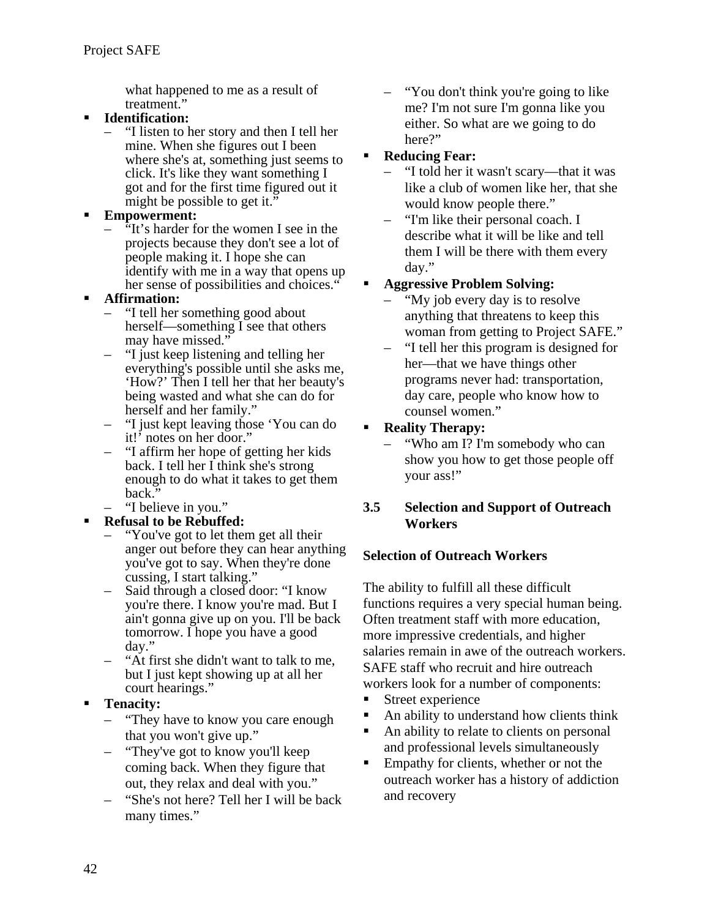what happened to me as a result of treatment."

- **Identification:**
  - "I listen to her story and then I tell her mine. When she figures out I been where she's at, something just seems to click. It's like they want something I got and for the first time figured out it might be possible to get it."
- **Empowerment:**
  - "It's harder for the women I see in the projects because they don't see a lot of people making it. I hope she can identify with me in a way that opens up her sense of possibilities and choices."
- **Affirmation:**
  - "I tell her something good about herself—something I see that others may have missed."
  - "I just keep listening and telling her everything's possible until she asks me, 'How?' Then I tell her that her beauty's being wasted and what she can do for herself and her family."
  - "I just kept leaving those 'You can do it!' notes on her door."
  - "I affirm her hope of getting her kids back. I tell her I think she's strong enough to do what it takes to get them back."
  - "I believe in you."
- **Refusal to be Rebuffed:**
  - "You've got to let them get all their anger out before they can hear anything you've got to say. When they're done cussing, I start talking."
  - Said through a closed door: "I know you're there. I know you're mad. But I ain't gonna give up on you. I'll be back tomorrow. I hope you have a good day."
  - "At first she didn't want to talk to me, but I just kept showing up at all her court hearings."
- **Tenacity:**
  - "They have to know you care enough that you won't give up."
  - "They've got to know you'll keep coming back. When they figure that out, they relax and deal with you."
  - "She's not here? Tell her I will be back many times."
  - "You don't think you're going to like me? I'm not sure I'm gonna like you either. So what are we going to do here?"
- **Reducing Fear:**
  - "I told her it wasn't scary—that it was like a club of women like her, that she would know people there."
  - "I'm like their personal coach. I describe what it will be like and tell them I will be there with them every day."
- **Aggressive Problem Solving:**
  - "My job every day is to resolve anything that threatens to keep this woman from getting to Project SAFE."
  - "I tell her this program is designed for her—that we have things other programs never had: transportation, day care, people who know how to counsel women."
- **Reality Therapy:**
  - "Who am I? I'm somebody who can show you how to get those people off your ass!"

## 3.5 Selection and Support of Outreach Workers

### Selection of Outreach Workers

The ability to fulfill all these difficult functions requires a very special human being. Often treatment staff with more education, more impressive credentials, and higher salaries remain in awe of the outreach workers. SAFE staff who recruit and hire outreach workers look for a number of components:

- Street experience
- An ability to understand how clients think
- An ability to relate to clients on personal and professional levels simultaneously
- Empathy for clients, whether or not the outreach worker has a history of addiction and recovery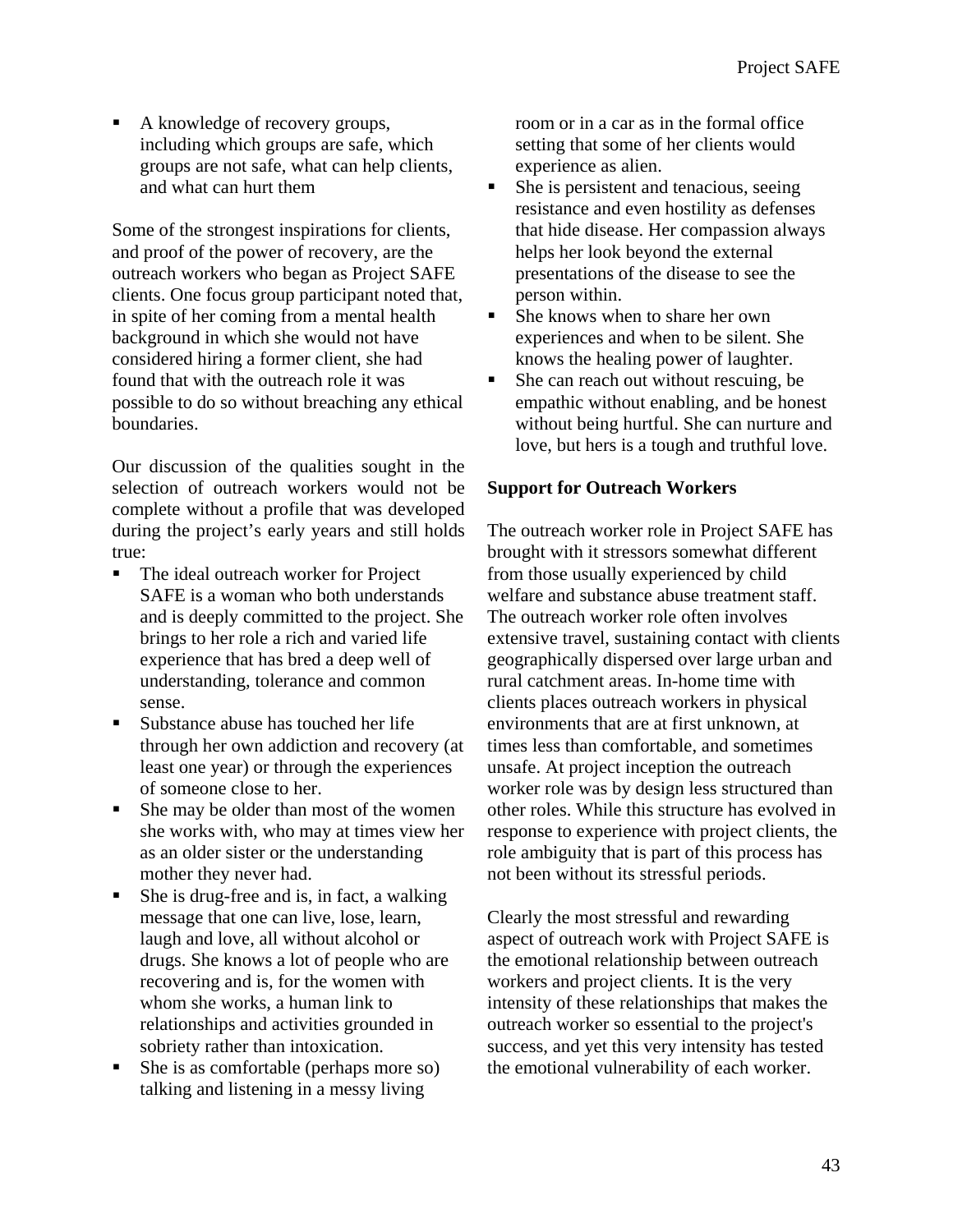- A knowledge of recovery groups, including which groups are safe, which groups are not safe, what can help clients, and what can hurt them

Some of the strongest inspirations for clients, and proof of the power of recovery, are the outreach workers who began as Project SAFE clients. One focus group participant noted that, in spite of her coming from a mental health background in which she would not have considered hiring a former client, she had found that with the outreach role it was possible to do so without breaching any ethical boundaries.

Our discussion of the qualities sought in the selection of outreach workers would not be complete without a profile that was developed during the project's early years and still holds true:

- The ideal outreach worker for Project SAFE is a woman who both understands and is deeply committed to the project. She brings to her role a rich and varied life experience that has bred a deep well of understanding, tolerance and common sense.
- Substance abuse has touched her life through her own addiction and recovery (at least one year) or through the experiences of someone close to her.
- She may be older than most of the women she works with, who may at times view her as an older sister or the understanding mother they never had.
- She is drug-free and is, in fact, a walking message that one can live, lose, learn, laugh and love, all without alcohol or drugs. She knows a lot of people who are recovering and is, for the women with whom she works, a human link to relationships and activities grounded in sobriety rather than intoxication.
- She is as comfortable (perhaps more so) talking and listening in a messy living room or in a car as in the formal office setting that some of her clients would experience as alien.
- She is persistent and tenacious, seeing resistance and even hostility as defenses that hide disease. Her compassion always helps her look beyond the external presentations of the disease to see the person within.
- She knows when to share her own experiences and when to be silent. She knows the healing power of laughter.
- She can reach out without rescuing, be empathic without enabling, and be honest without being hurtful. She can nurture and love, but hers is a tough and truthful love.

**Support for Outreach Workers**

The outreach worker role in Project SAFE has brought with it stressors somewhat different from those usually experienced by child welfare and substance abuse treatment staff. The outreach worker role often involves extensive travel, sustaining contact with clients geographically dispersed over large urban and rural catchment areas. In-home time with clients places outreach workers in physical environments that are at first unknown, at times less than comfortable, and sometimes unsafe. At project inception the outreach worker role was by design less structured than other roles. While this structure has evolved in response to experience with project clients, the role ambiguity that is part of this process has not been without its stressful periods.

Clearly the most stressful and rewarding aspect of outreach work with Project SAFE is the emotional relationship between outreach workers and project clients. It is the very intensity of these relationships that makes the outreach worker so essential to the project's success, and yet this very intensity has tested the emotional vulnerability of each worker.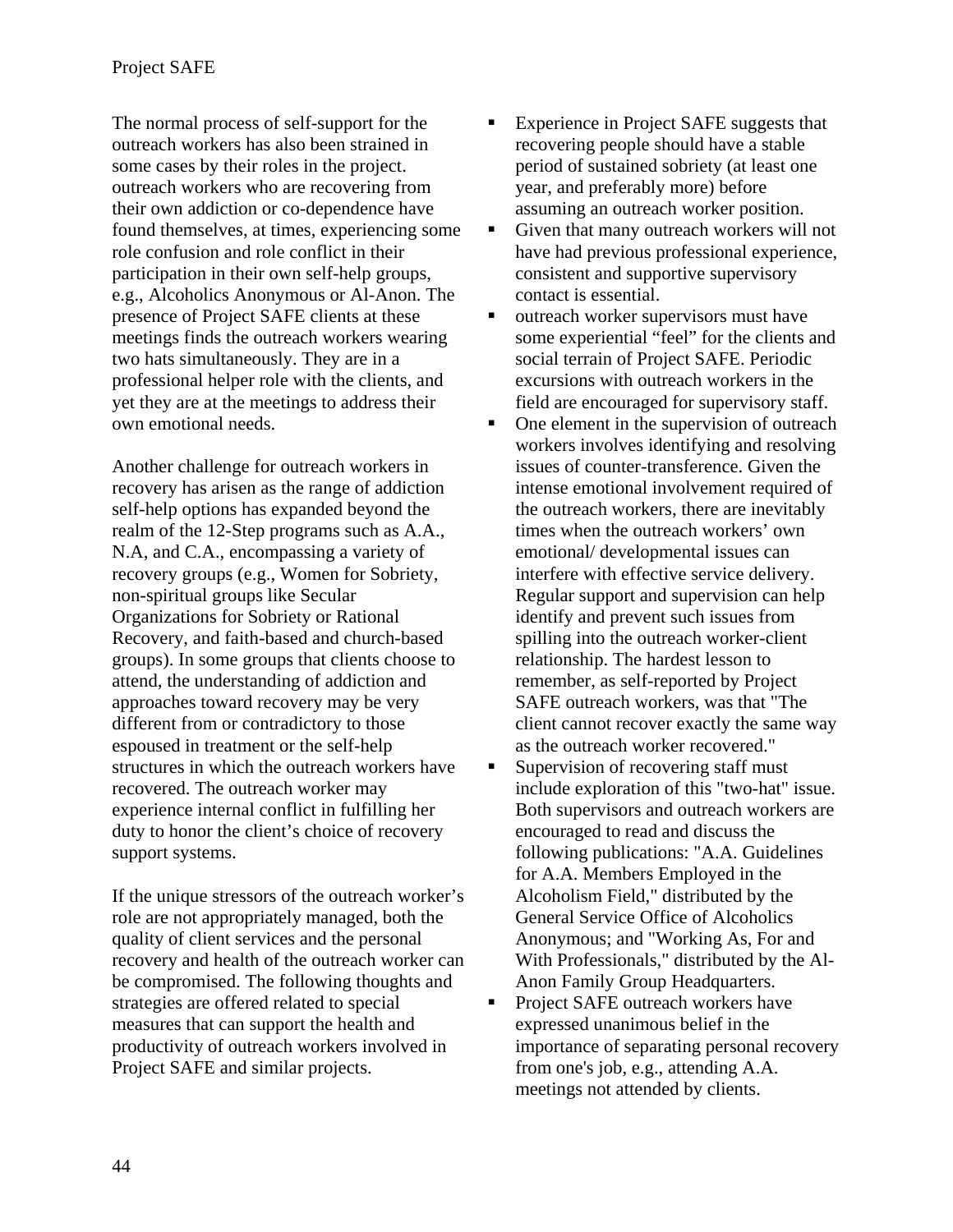The normal process of self-support for the outreach workers has also been strained in some cases by their roles in the project. outreach workers who are recovering from their own addiction or co-dependence have found themselves, at times, experiencing some role confusion and role conflict in their participation in their own self-help groups, e.g., Alcoholics Anonymous or Al-Anon. The presence of Project SAFE clients at these meetings finds the outreach workers wearing two hats simultaneously. They are in a professional helper role with the clients, and yet they are at the meetings to address their own emotional needs.

Another challenge for outreach workers in recovery has arisen as the range of addiction self-help options has expanded beyond the realm of the 12-Step programs such as A.A., N.A, and C.A., encompassing a variety of recovery groups (e.g., Women for Sobriety, non-spiritual groups like Secular Organizations for Sobriety or Rational Recovery, and faith-based and church-based groups). In some groups that clients choose to attend, the understanding of addiction and approaches toward recovery may be very different from or contradictory to those espoused in treatment or the self-help structures in which the outreach workers have recovered. The outreach worker may experience internal conflict in fulfilling her duty to honor the client's choice of recovery support systems.

If the unique stressors of the outreach worker's role are not appropriately managed, both the quality of client services and the personal recovery and health of the outreach worker can be compromised. The following thoughts and strategies are offered related to special measures that can support the health and productivity of outreach workers involved in Project SAFE and similar projects.

- Experience in Project SAFE suggests that recovering people should have a stable period of sustained sobriety (at least one year, and preferably more) before assuming an outreach worker position.
- Given that many outreach workers will not have had previous professional experience, consistent and supportive supervisory contact is essential.
- outreach worker supervisors must have some experiential "feel" for the clients and social terrain of Project SAFE. Periodic excursions with outreach workers in the field are encouraged for supervisory staff.
- One element in the supervision of outreach workers involves identifying and resolving issues of counter-transference. Given the intense emotional involvement required of the outreach workers, there are inevitably times when the outreach workers' own emotional/ developmental issues can interfere with effective service delivery. Regular support and supervision can help identify and prevent such issues from spilling into the outreach worker-client relationship. The hardest lesson to remember, as self-reported by Project SAFE outreach workers, was that "The client cannot recover exactly the same way as the outreach worker recovered."
- Supervision of recovering staff must include exploration of this "two-hat" issue. Both supervisors and outreach workers are encouraged to read and discuss the following publications: "A.A. Guidelines for A.A. Members Employed in the Alcoholism Field," distributed by the General Service Office of Alcoholics Anonymous; and "Working As, For and With Professionals," distributed by the Al-Anon Family Group Headquarters.
- Project SAFE outreach workers have expressed unanimous belief in the importance of separating personal recovery from one's job, e.g., attending A.A. meetings not attended by clients.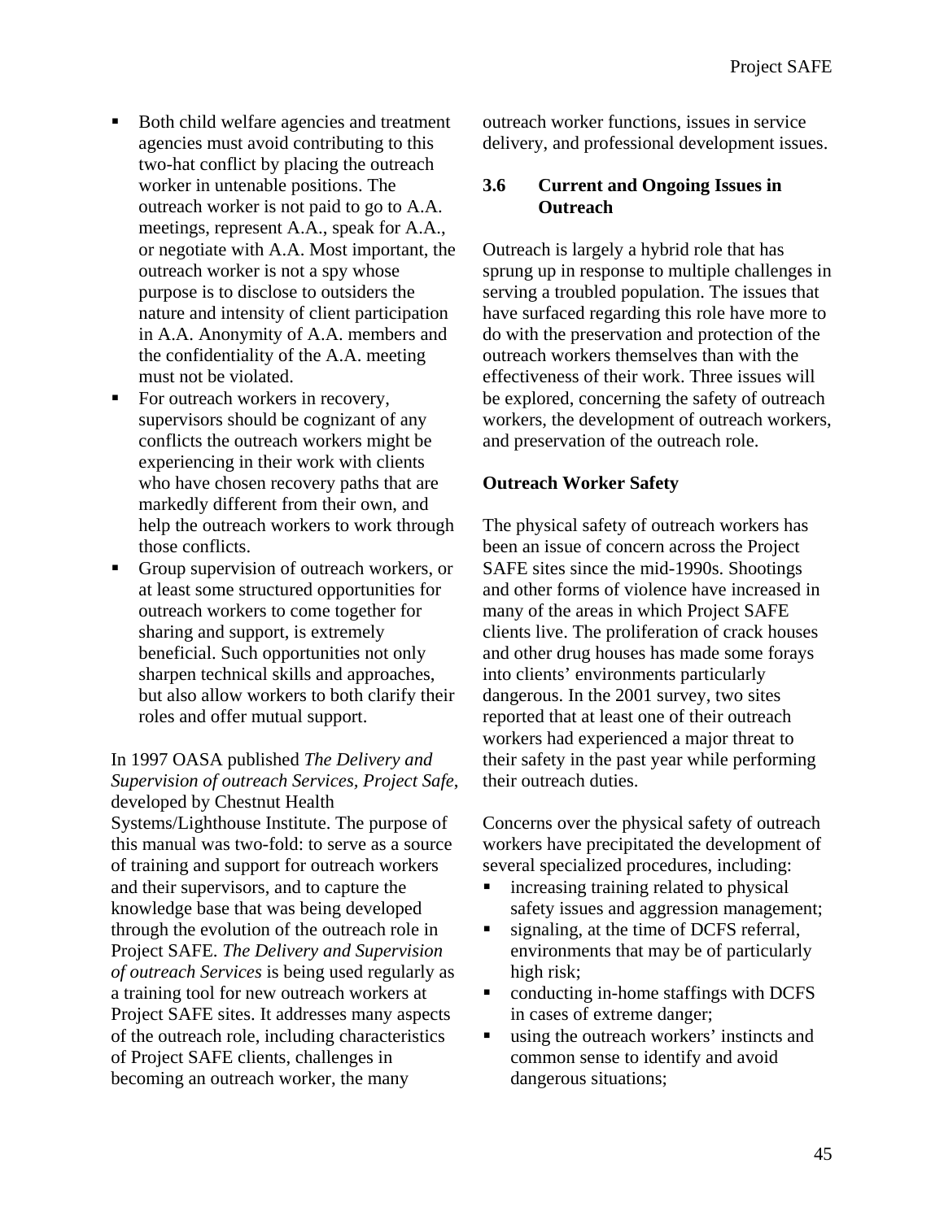- Both child welfare agencies and treatment agencies must avoid contributing to this two-hat conflict by placing the outreach worker in untenable positions. The outreach worker is not paid to go to A.A. meetings, represent A.A., speak for A.A., or negotiate with A.A. Most important, the outreach worker is not a spy whose purpose is to disclose to outsiders the nature and intensity of client participation in A.A. Anonymity of A.A. members and the confidentiality of the A.A. meeting must not be violated.
- For outreach workers in recovery, supervisors should be cognizant of any conflicts the outreach workers might be experiencing in their work with clients who have chosen recovery paths that are markedly different from their own, and help the outreach workers to work through those conflicts.
- Group supervision of outreach workers, or at least some structured opportunities for outreach workers to come together for sharing and support, is extremely beneficial. Such opportunities not only sharpen technical skills and approaches, but also allow workers to both clarify their roles and offer mutual support.

In 1997 OASA published *The Delivery and Supervision of outreach Services, Project Safe*, developed by Chestnut Health Systems/Lighthouse Institute. The purpose of this manual was two-fold: to serve as a source of training and support for outreach workers and their supervisors, and to capture the knowledge base that was being developed through the evolution of the outreach role in Project SAFE. *The Delivery and Supervision of outreach Services* is being used regularly as a training tool for new outreach workers at Project SAFE sites. It addresses many aspects of the outreach role, including characteristics of Project SAFE clients, challenges in becoming an outreach worker, the many outreach worker functions, issues in service delivery, and professional development issues.

## 3.6 Current and Ongoing Issues in Outreach

Outreach is largely a hybrid role that has sprung up in response to multiple challenges in serving a troubled population. The issues that have surfaced regarding this role have more to do with the preservation and protection of the outreach workers themselves than with the effectiveness of their work. Three issues will be explored, concerning the safety of outreach workers, the development of outreach workers, and preservation of the outreach role.

### Outreach Worker Safety

The physical safety of outreach workers has been an issue of concern across the Project SAFE sites since the mid-1990s. Shootings and other forms of violence have increased in many of the areas in which Project SAFE clients live. The proliferation of crack houses and other drug houses has made some forays into clients' environments particularly dangerous. In the 2001 survey, two sites reported that at least one of their outreach workers had experienced a major threat to their safety in the past year while performing their outreach duties.

Concerns over the physical safety of outreach workers have precipitated the development of several specialized procedures, including:

- increasing training related to physical safety issues and aggression management;
- signaling, at the time of DCFS referral, environments that may be of particularly high risk;
- conducting in-home staffings with DCFS in cases of extreme danger;
- using the outreach workers' instincts and common sense to identify and avoid dangerous situations;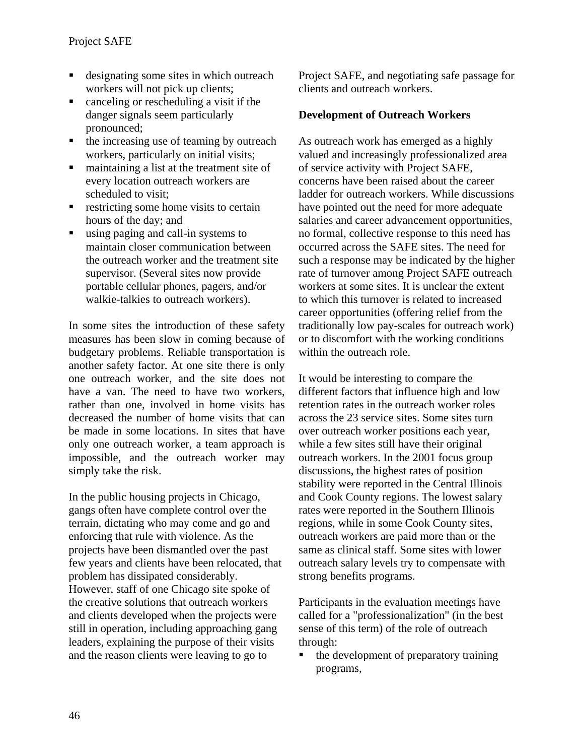- designating some sites in which outreach workers will not pick up clients;
- canceling or rescheduling a visit if the danger signals seem particularly pronounced;
- the increasing use of teaming by outreach workers, particularly on initial visits;
- maintaining a list at the treatment site of every location outreach workers are scheduled to visit;
- restricting some home visits to certain hours of the day; and
- using paging and call-in systems to maintain closer communication between the outreach worker and the treatment site supervisor. (Several sites now provide portable cellular phones, pagers, and/or walkie-talkies to outreach workers).

In some sites the introduction of these safety measures has been slow in coming because of budgetary problems. Reliable transportation is another safety factor. At one site there is only one outreach worker, and the site does not have a van. The need to have two workers, rather than one, involved in home visits has decreased the number of home visits that can be made in some locations. In sites that have only one outreach worker, a team approach is impossible, and the outreach worker may simply take the risk.

In the public housing projects in Chicago, gangs often have complete control over the terrain, dictating who may come and go and enforcing that rule with violence. As the projects have been dismantled over the past few years and clients have been relocated, that problem has dissipated considerably. However, staff of one Chicago site spoke of the creative solutions that outreach workers and clients developed when the projects were still in operation, including approaching gang leaders, explaining the purpose of their visits and the reason clients were leaving to go to Project SAFE, and negotiating safe passage for clients and outreach workers.

**Development of Outreach Workers**

As outreach work has emerged as a highly valued and increasingly professionalized area of service activity with Project SAFE, concerns have been raised about the career ladder for outreach workers. While discussions have pointed out the need for more adequate salaries and career advancement opportunities, no formal, collective response to this need has occurred across the SAFE sites. The need for such a response may be indicated by the higher rate of turnover among Project SAFE outreach workers at some sites. It is unclear the extent to which this turnover is related to increased career opportunities (offering relief from the traditionally low pay-scales for outreach work) or to discomfort with the working conditions within the outreach role.

It would be interesting to compare the different factors that influence high and low retention rates in the outreach worker roles across the 23 service sites. Some sites turn over outreach worker positions each year, while a few sites still have their original outreach workers. In the 2001 focus group discussions, the highest rates of position stability were reported in the Central Illinois and Cook County regions. The lowest salary rates were reported in the Southern Illinois regions, while in some Cook County sites, outreach workers are paid more than or the same as clinical staff. Some sites with lower outreach salary levels try to compensate with strong benefits programs.

Participants in the evaluation meetings have called for a "professionalization" (in the best sense of this term) of the role of outreach through:

- the development of preparatory training programs,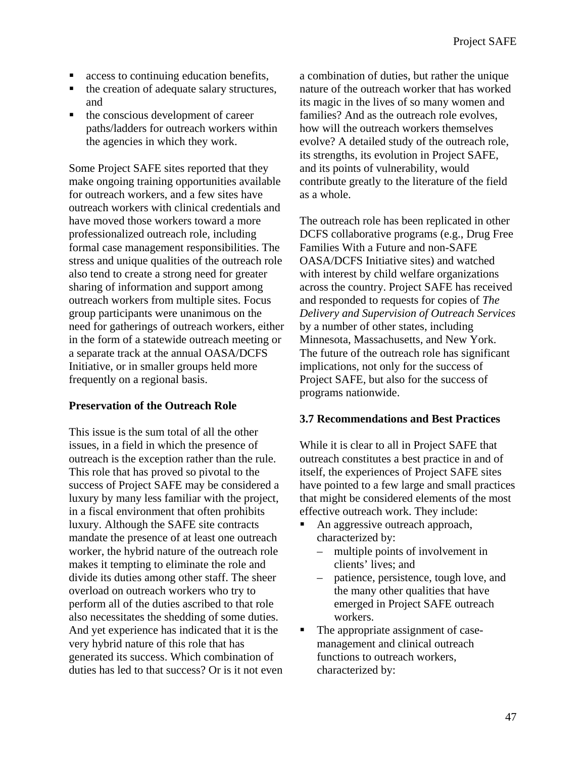- access to continuing education benefits,
- the creation of adequate salary structures, and
- the conscious development of career paths/ladders for outreach workers within the agencies in which they work.

Some Project SAFE sites reported that they make ongoing training opportunities available for outreach workers, and a few sites have outreach workers with clinical credentials and have moved those workers toward a more professionalized outreach role, including formal case management responsibilities. The stress and unique qualities of the outreach role also tend to create a strong need for greater sharing of information and support among outreach workers from multiple sites. Focus group participants were unanimous on the need for gatherings of outreach workers, either in the form of a statewide outreach meeting or a separate track at the annual OASA/DCFS Initiative, or in smaller groups held more frequently on a regional basis.

**Preservation of the Outreach Role**

This issue is the sum total of all the other issues, in a field in which the presence of outreach is the exception rather than the rule. This role that has proved so pivotal to the success of Project SAFE may be considered a luxury by many less familiar with the project, in a fiscal environment that often prohibits luxury. Although the SAFE site contracts mandate the presence of at least one outreach worker, the hybrid nature of the outreach role makes it tempting to eliminate the role and divide its duties among other staff. The sheer overload on outreach workers who try to perform all of the duties ascribed to that role also necessitates the shedding of some duties. And yet experience has indicated that it is the very hybrid nature of this role that has generated its success. Which combination of duties has led to that success? Or is it not even a combination of duties, but rather the unique nature of the outreach worker that has worked its magic in the lives of so many women and families? And as the outreach role evolves, how will the outreach workers themselves evolve? A detailed study of the outreach role, its strengths, its evolution in Project SAFE, and its points of vulnerability, would contribute greatly to the literature of the field as a whole.

The outreach role has been replicated in other DCFS collaborative programs (e.g., Drug Free Families With a Future and non-SAFE OASA/DCFS Initiative sites) and watched with interest by child welfare organizations across the country. Project SAFE has received and responded to requests for copies of *The Delivery and Supervision of Outreach Services* by a number of other states, including Minnesota, Massachusetts, and New York. The future of the outreach role has significant implications, not only for the success of Project SAFE, but also for the success of programs nationwide.

### 3.7 Recommendations and Best Practices

While it is clear to all in Project SAFE that outreach constitutes a best practice in and of itself, the experiences of Project SAFE sites have pointed to a few large and small practices that might be considered elements of the most effective outreach work. They include:

- An aggressive outreach approach, characterized by:
  - multiple points of involvement in clients' lives; and
  - patience, persistence, tough love, and the many other qualities that have emerged in Project SAFE outreach workers.
- The appropriate assignment of case-management and clinical outreach functions to outreach workers, characterized by: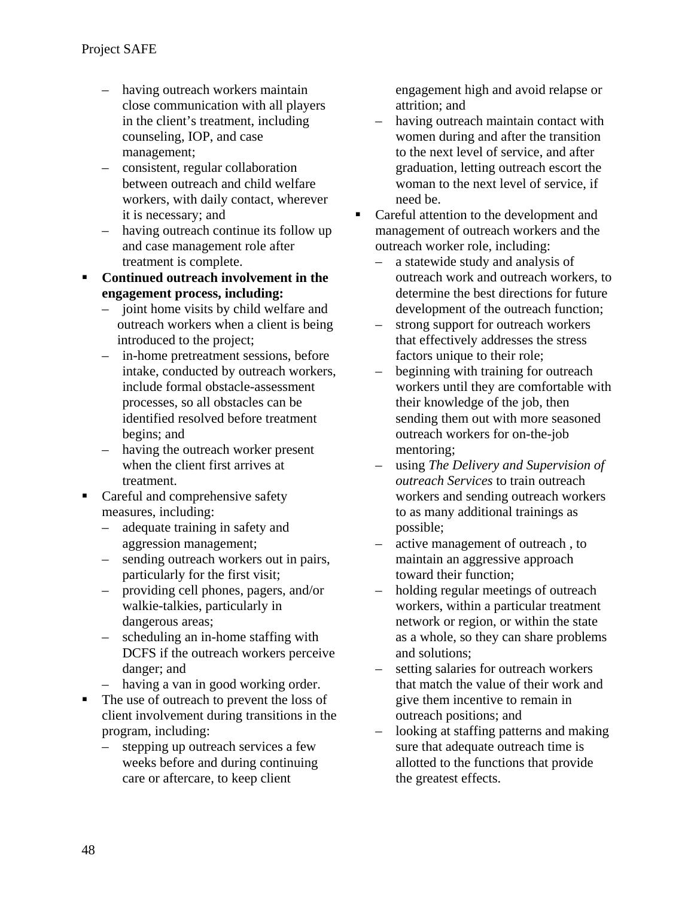- having outreach workers maintain close communication with all players in the client's treatment, including counseling, IOP, and case management;
  - consistent, regular collaboration between outreach and child welfare workers, with daily contact, wherever it is necessary; and
  - having outreach continue its follow up and case management role after treatment is complete.
- **Continued outreach involvement in the engagement process, including:**
  - joint home visits by child welfare and outreach workers when a client is being introduced to the project;
  - in-home pretreatment sessions, before intake, conducted by outreach workers, include formal obstacle-assessment processes, so all obstacles can be identified resolved before treatment begins; and
  - having the outreach worker present when the client first arrives at treatment.
- Careful and comprehensive safety measures, including:
  - adequate training in safety and aggression management;
  - sending outreach workers out in pairs, particularly for the first visit;
  - providing cell phones, pagers, and/or walkie-talkies, particularly in dangerous areas;
  - scheduling an in-home staffing with DCFS if the outreach workers perceive danger; and
  - having a van in good working order.
- The use of outreach to prevent the loss of client involvement during transitions in the program, including:
  - stepping up outreach services a few weeks before and during continuing care or aftercare, to keep client engagement high and avoid relapse or attrition; and
  - having outreach maintain contact with women during and after the transition to the next level of service, and after graduation, letting outreach escort the woman to the next level of service, if need be.
- Careful attention to the development and management of outreach workers and the outreach worker role, including:
  - a statewide study and analysis of outreach work and outreach workers, to determine the best directions for future development of the outreach function;
  - strong support for outreach workers that effectively addresses the stress factors unique to their role;
  - beginning with training for outreach workers until they are comfortable with their knowledge of the job, then sending them out with more seasoned outreach workers for on-the-job mentoring;
  - using *The Delivery and Supervision of outreach Services* to train outreach workers and sending outreach workers to as many additional trainings as possible;
  - active management of outreach , to maintain an aggressive approach toward their function;
  - holding regular meetings of outreach workers, within a particular treatment network or region, or within the state as a whole, so they can share problems and solutions;
  - setting salaries for outreach workers that match the value of their work and give them incentive to remain in outreach positions; and
  - looking at staffing patterns and making sure that adequate outreach time is allotted to the functions that provide the greatest effects.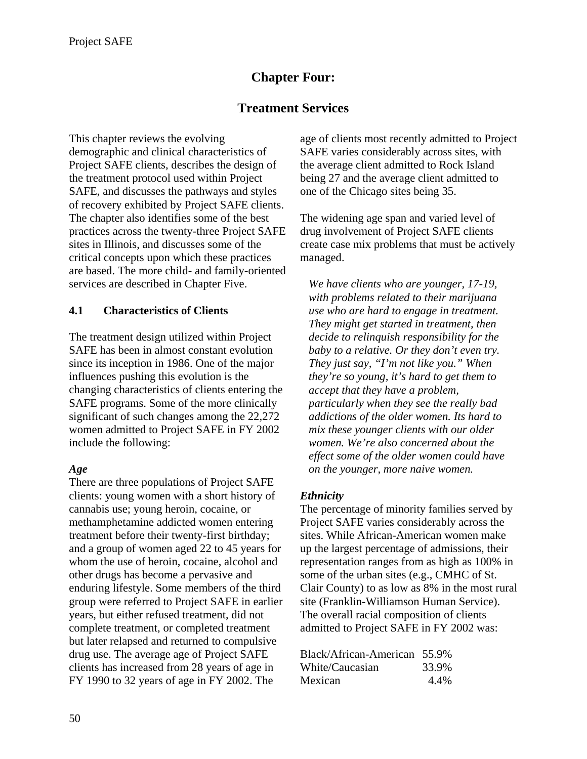# Chapter Four:

# Treatment Services

This chapter reviews the evolving demographic and clinical characteristics of Project SAFE clients, describes the design of the treatment protocol used within Project SAFE, and discusses the pathways and styles of recovery exhibited by Project SAFE clients. The chapter also identifies some of the best practices across the twenty-three Project SAFE sites in Illinois, and discusses some of the critical concepts upon which these practices are based. The more child- and family-oriented services are described in Chapter Five.

## 4.1 Characteristics of Clients

The treatment design utilized within Project SAFE has been in almost constant evolution since its inception in 1986. One of the major influences pushing this evolution is the changing characteristics of clients entering the SAFE programs. Some of the more clinically significant of such changes among the 22,272 women admitted to Project SAFE in FY 2002 include the following:

***Age***

There are three populations of Project SAFE clients: young women with a short history of cannabis use; young heroin, cocaine, or methamphetamine addicted women entering treatment before their twenty-first birthday; and a group of women aged 22 to 45 years for whom the use of heroin, cocaine, alcohol and other drugs has become a pervasive and enduring lifestyle. Some members of the third group were referred to Project SAFE in earlier years, but either refused treatment, did not complete treatment, or completed treatment but later relapsed and returned to compulsive drug use. The average age of Project SAFE clients has increased from 28 years of age in FY 1990 to 32 years of age in FY 2002. The age of clients most recently admitted to Project SAFE varies considerably across sites, with the average client admitted to Rock Island being 27 and the average client admitted to one of the Chicago sites being 35.

The widening age span and varied level of drug involvement of Project SAFE clients create case mix problems that must be actively managed.

> *We have clients who are younger, 17-19, with problems related to their marijuana use who are hard to engage in treatment. They might get started in treatment, then decide to relinquish responsibility for the baby to a relative. Or they don't even try. They just say, "I'm not like you." When they're so young, it's hard to get them to accept that they have a problem, particularly when they see the really bad addictions of the older women. Its hard to mix these younger clients with our older women. We're also concerned about the effect some of the older women could have on the younger, more naive women.*

***Ethnicity***

The percentage of minority families served by Project SAFE varies considerably across the sites. While African-American women make up the largest percentage of admissions, their representation ranges from as high as 100% in some of the urban sites (e.g., CMHC of St. Clair County) to as low as 8% in the most rural site (Franklin-Williamson Human Service). The overall racial composition of clients admitted to Project SAFE in FY 2002 was:

| | |
|---|---|
| Black/African-American | 55.9% |
| White/Caucasian | 33.9% |
| Mexican | 4.4% |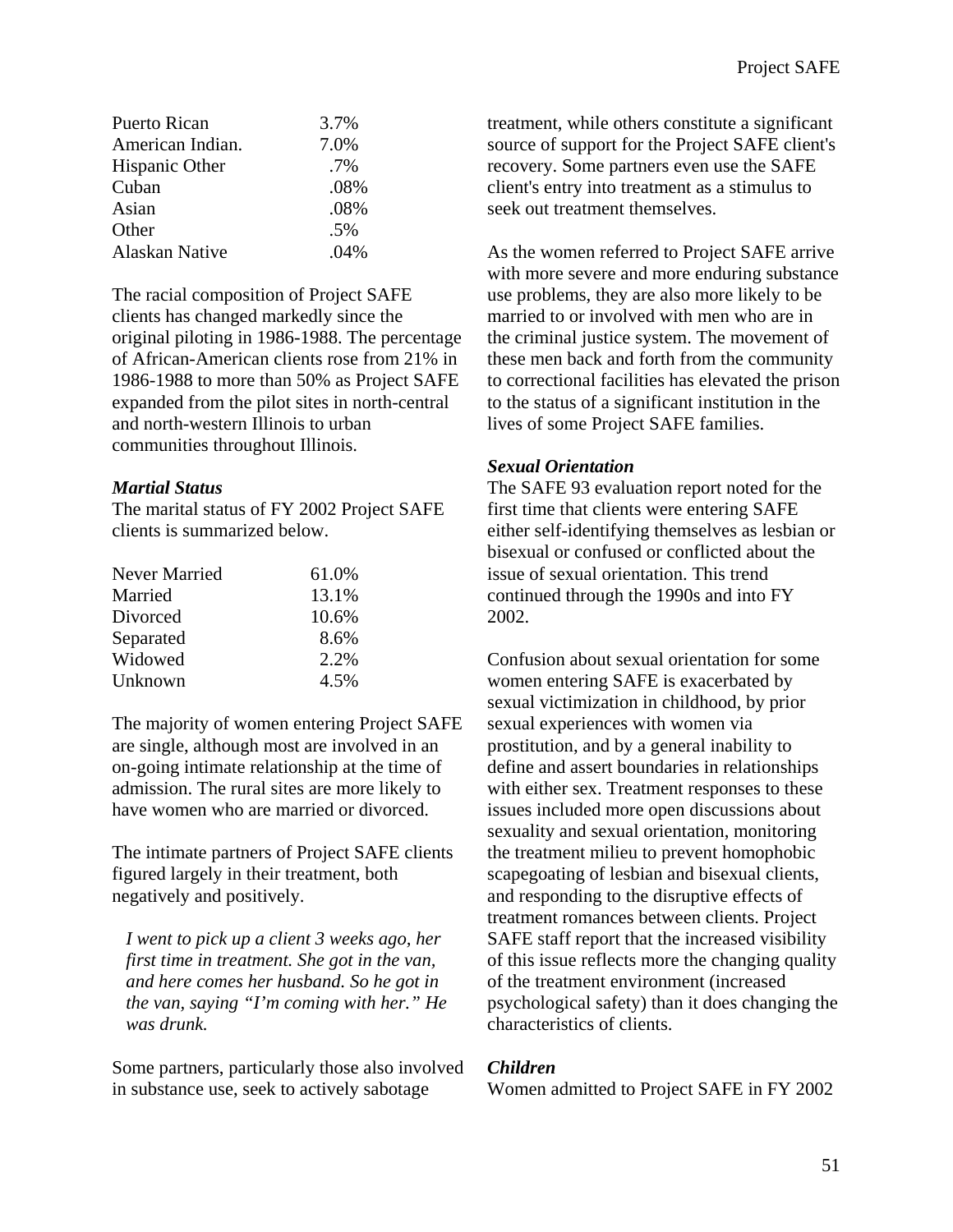| | |
|---|---|
| Puerto Rican | 3.7% |
| American Indian. | 7.0% |
| Hispanic Other | .7% |
| Cuban | .08% |
| Asian | .08% |
| Other | .5% |
| Alaskan Native | .04% |

The racial composition of Project SAFE clients has changed markedly since the original piloting in 1986-1988. The percentage of African-American clients rose from 21% in 1986-1988 to more than 50% as Project SAFE expanded from the pilot sites in north-central and north-western Illinois to urban communities throughout Illinois.

***Martial Status***

The marital status of FY 2002 Project SAFE clients is summarized below.

| | |
|---|---|
| Never Married | 61.0% |
| Married | 13.1% |
| Divorced | 10.6% |
| Separated | 8.6% |
| Widowed | 2.2% |
| Unknown | 4.5% |

The majority of women entering Project SAFE are single, although most are involved in an on-going intimate relationship at the time of admission. The rural sites are more likely to have women who are married or divorced.

The intimate partners of Project SAFE clients figured largely in their treatment, both negatively and positively.

> *I went to pick up a client 3 weeks ago, her first time in treatment. She got in the van, and here comes her husband. So he got in the van, saying "I'm coming with her." He was drunk.*

Some partners, particularly those also involved in substance use, seek to actively sabotage treatment, while others constitute a significant source of support for the Project SAFE client's recovery. Some partners even use the SAFE client's entry into treatment as a stimulus to seek out treatment themselves.

As the women referred to Project SAFE arrive with more severe and more enduring substance use problems, they are also more likely to be married to or involved with men who are in the criminal justice system. The movement of these men back and forth from the community to correctional facilities has elevated the prison to the status of a significant institution in the lives of some Project SAFE families.

***Sexual Orientation***

The SAFE 93 evaluation report noted for the first time that clients were entering SAFE either self-identifying themselves as lesbian or bisexual or confused or conflicted about the issue of sexual orientation. This trend continued through the 1990s and into FY 2002.

Confusion about sexual orientation for some women entering SAFE is exacerbated by sexual victimization in childhood, by prior sexual experiences with women via prostitution, and by a general inability to define and assert boundaries in relationships with either sex. Treatment responses to these issues included more open discussions about sexuality and sexual orientation, monitoring the treatment milieu to prevent homophobic scapegoating of lesbian and bisexual clients, and responding to the disruptive effects of treatment romances between clients. Project SAFE staff report that the increased visibility of this issue reflects more the changing quality of the treatment environment (increased psychological safety) than it does changing the characteristics of clients.

***Children***

Women admitted to Project SAFE in FY 2002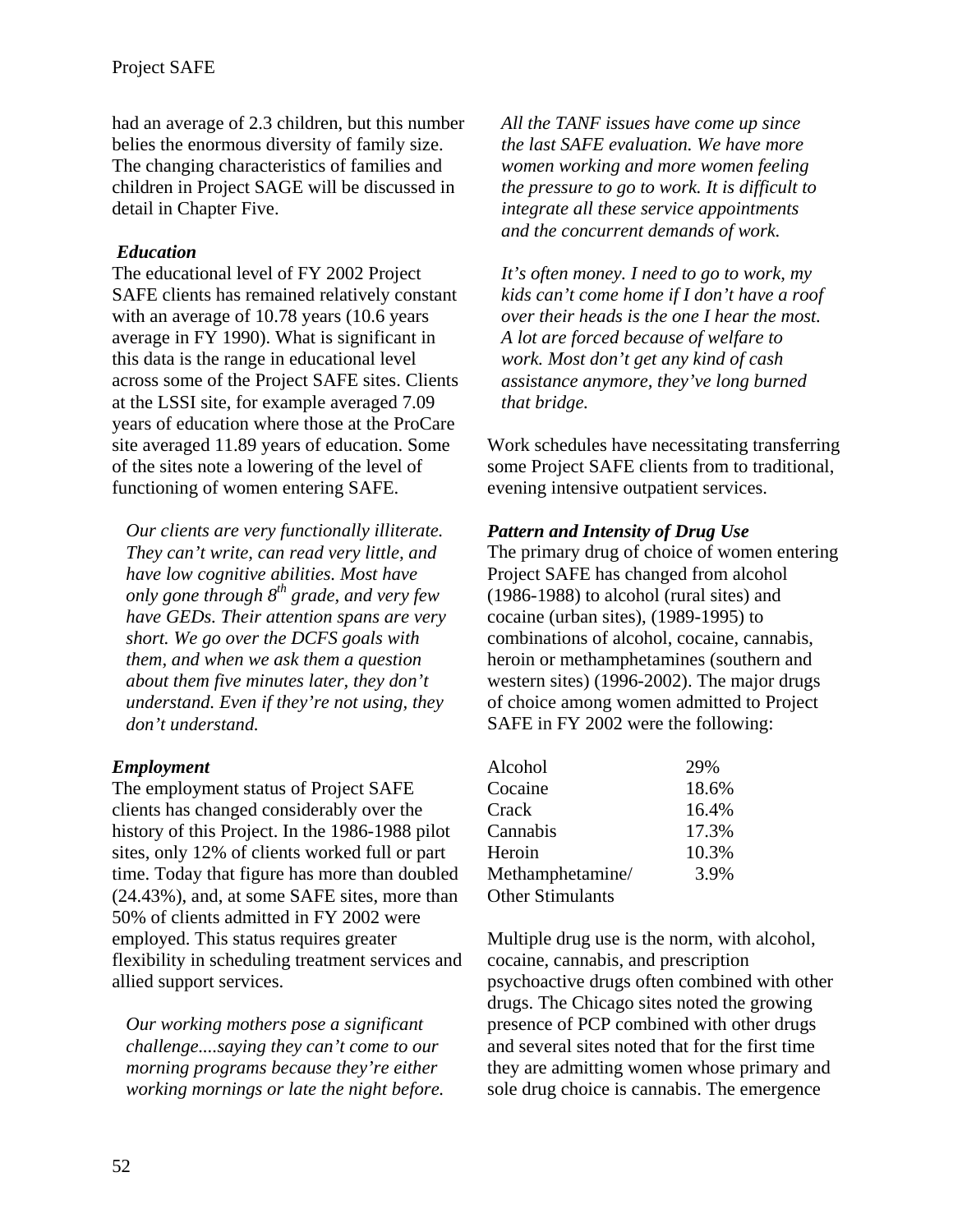had an average of 2.3 children, but this number belies the enormous diversity of family size. The changing characteristics of families and children in Project SAGE will be discussed in detail in Chapter Five.

### *Education*

The educational level of FY 2002 Project SAFE clients has remained relatively constant with an average of 10.78 years (10.6 years average in FY 1990). What is significant in this data is the range in educational level across some of the Project SAFE sites. Clients at the LSSI site, for example averaged 7.09 years of education where those at the ProCare site averaged 11.89 years of education. Some of the sites note a lowering of the level of functioning of women entering SAFE.

> *Our clients are very functionally illiterate. They can't write, can read very little, and have low cognitive abilities. Most have only gone through 8th grade, and very few have GEDs. Their attention spans are very short. We go over the DCFS goals with them, and when we ask them a question about them five minutes later, they don't understand. Even if they're not using, they don't understand.*

### *Employment*

The employment status of Project SAFE clients has changed considerably over the history of this Project. In the 1986-1988 pilot sites, only 12% of clients worked full or part time. Today that figure has more than doubled (24.43%), and, at some SAFE sites, more than 50% of clients admitted in FY 2002 were employed. This status requires greater flexibility in scheduling treatment services and allied support services.

> *Our working mothers pose a significant challenge....saying they can't come to our morning programs because they're either working mornings or late the night before. All the TANF issues have come up since the last SAFE evaluation. We have more women working and more women feeling the pressure to go to work. It is difficult to integrate all these service appointments and the concurrent demands of work.*

> *It's often money. I need to go to work, my kids can't come home if I don't have a roof over their heads is the one I hear the most. A lot are forced because of welfare to work. Most don't get any kind of cash assistance anymore, they've long burned that bridge.*

Work schedules have necessitating transferring some Project SAFE clients from to traditional, evening intensive outpatient services.

### *Pattern and Intensity of Drug Use*

The primary drug of choice of women entering Project SAFE has changed from alcohol (1986-1988) to alcohol (rural sites) and cocaine (urban sites), (1989-1995) to combinations of alcohol, cocaine, cannabis, heroin or methamphetamines (southern and western sites) (1996-2002). The major drugs of choice among women admitted to Project SAFE in FY 2002 were the following:

| Drug | Percent |
|---|---|
| Alcohol | 29% |
| Cocaine | 18.6% |
| Crack | 16.4% |
| Cannabis | 17.3% |
| Heroin | 10.3% |
| Methamphetamine/ Other Stimulants | 3.9% |

Multiple drug use is the norm, with alcohol, cocaine, cannabis, and prescription psychoactive drugs often combined with other drugs. The Chicago sites noted the growing presence of PCP combined with other drugs and several sites noted that for the first time they are admitting women whose primary and sole drug choice is cannabis. The emergence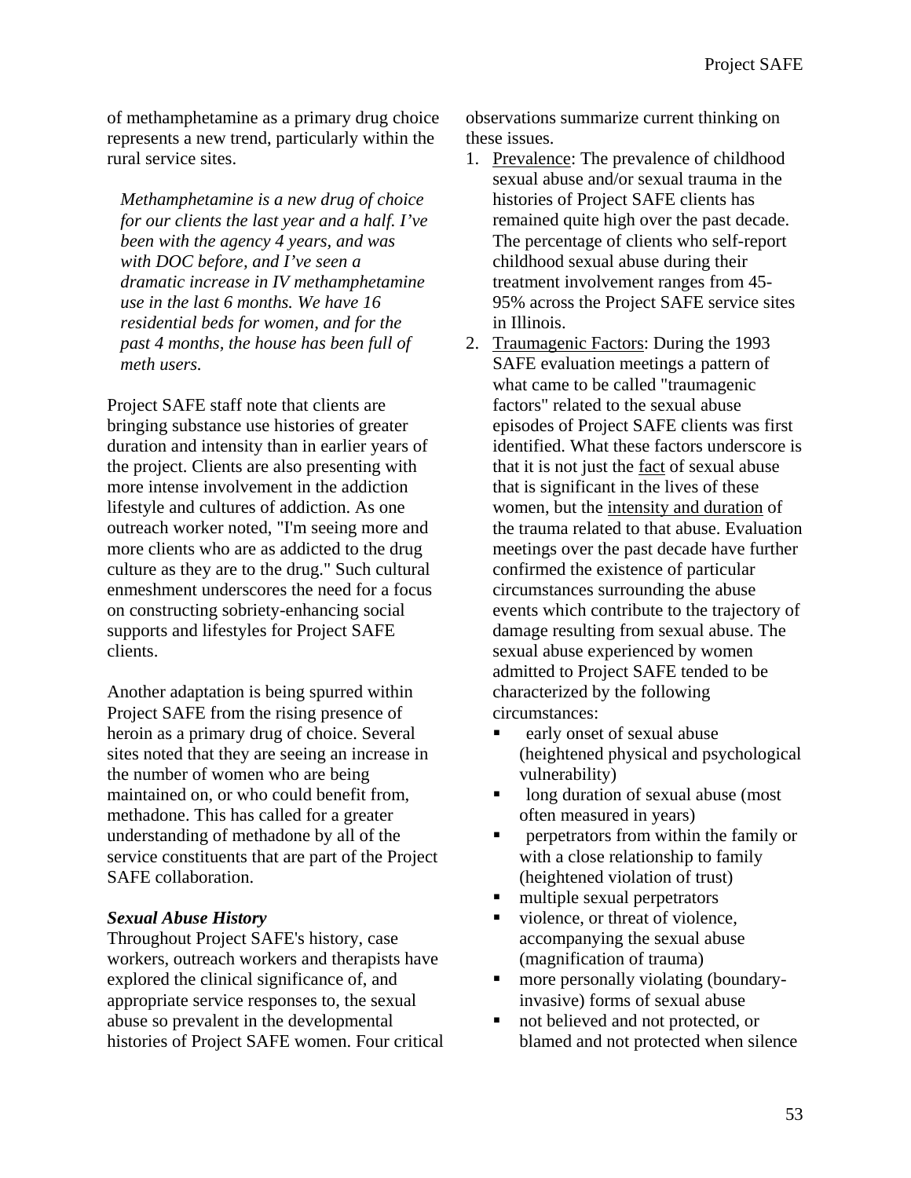of methamphetamine as a primary drug choice represents a new trend, particularly within the rural service sites.

> *Methamphetamine is a new drug of choice for our clients the last year and a half. I've been with the agency 4 years, and was with DOC before, and I've seen a dramatic increase in IV methamphetamine use in the last 6 months. We have 16 residential beds for women, and for the past 4 months, the house has been full of meth users.*

Project SAFE staff note that clients are bringing substance use histories of greater duration and intensity than in earlier years of the project. Clients are also presenting with more intense involvement in the addiction lifestyle and cultures of addiction. As one outreach worker noted, "I'm seeing more and more clients who are as addicted to the drug culture as they are to the drug." Such cultural enmeshment underscores the need for a focus on constructing sobriety-enhancing social supports and lifestyles for Project SAFE clients.

Another adaptation is being spurred within Project SAFE from the rising presence of heroin as a primary drug of choice. Several sites noted that they are seeing an increase in the number of women who are being maintained on, or who could benefit from, methadone. This has called for a greater understanding of methadone by all of the service constituents that are part of the Project SAFE collaboration.

### *Sexual Abuse History*

Throughout Project SAFE's history, case workers, outreach workers and therapists have explored the clinical significance of, and appropriate service responses to, the sexual abuse so prevalent in the developmental histories of Project SAFE women. Four critical observations summarize current thinking on these issues.

1. Prevalence: The prevalence of childhood sexual abuse and/or sexual trauma in the histories of Project SAFE clients has remained quite high over the past decade. The percentage of clients who self-report childhood sexual abuse during their treatment involvement ranges from 45-95% across the Project SAFE service sites in Illinois.
2. Traumagenic Factors: During the 1993 SAFE evaluation meetings a pattern of what came to be called "traumagenic factors" related to the sexual abuse episodes of Project SAFE clients was first identified. What these factors underscore is that it is not just the fact of sexual abuse that is significant in the lives of these women, but the intensity and duration of the trauma related to that abuse. Evaluation meetings over the past decade have further confirmed the existence of particular circumstances surrounding the abuse events which contribute to the trajectory of damage resulting from sexual abuse. The sexual abuse experienced by women admitted to Project SAFE tended to be characterized by the following circumstances:
   - early onset of sexual abuse (heightened physical and psychological vulnerability)
   - long duration of sexual abuse (most often measured in years)
   - perpetrators from within the family or with a close relationship to family (heightened violation of trust)
   - multiple sexual perpetrators
   - violence, or threat of violence, accompanying the sexual abuse (magnification of trauma)
   - more personally violating (boundary-invasive) forms of sexual abuse
   - not believed and not protected, or blamed and not protected when silence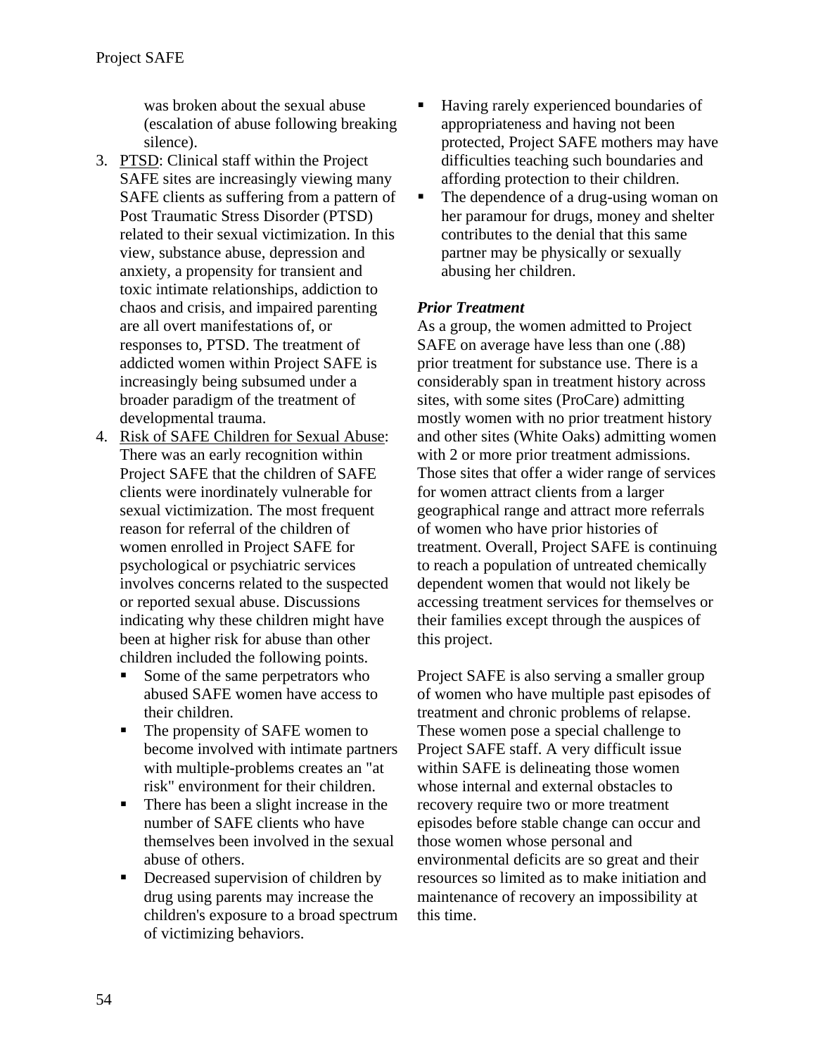was broken about the sexual abuse (escalation of abuse following breaking silence).

3. PTSD: Clinical staff within the Project SAFE sites are increasingly viewing many SAFE clients as suffering from a pattern of Post Traumatic Stress Disorder (PTSD) related to their sexual victimization. In this view, substance abuse, depression and anxiety, a propensity for transient and toxic intimate relationships, addiction to chaos and crisis, and impaired parenting are all overt manifestations of, or responses to, PTSD. The treatment of addicted women within Project SAFE is increasingly being subsumed under a broader paradigm of the treatment of developmental trauma.
4. Risk of SAFE Children for Sexual Abuse: There was an early recognition within Project SAFE that the children of SAFE clients were inordinately vulnerable for sexual victimization. The most frequent reason for referral of the children of women enrolled in Project SAFE for psychological or psychiatric services involves concerns related to the suspected or reported sexual abuse. Discussions indicating why these children might have been at higher risk for abuse than other children included the following points.
   - Some of the same perpetrators who abused SAFE women have access to their children.
   - The propensity of SAFE women to become involved with intimate partners with multiple-problems creates an "at risk" environment for their children.
   - There has been a slight increase in the number of SAFE clients who have themselves been involved in the sexual abuse of others.
   - Decreased supervision of children by drug using parents may increase the children's exposure to a broad spectrum of victimizing behaviors.
   - Having rarely experienced boundaries of appropriateness and having not been protected, Project SAFE mothers may have difficulties teaching such boundaries and affording protection to their children.
   - The dependence of a drug-using woman on her paramour for drugs, money and shelter contributes to the denial that this same partner may be physically or sexually abusing her children.

***Prior Treatment***

As a group, the women admitted to Project SAFE on average have less than one (.88) prior treatment for substance use. There is a considerably span in treatment history across sites, with some sites (ProCare) admitting mostly women with no prior treatment history and other sites (White Oaks) admitting women with 2 or more prior treatment admissions. Those sites that offer a wider range of services for women attract clients from a larger geographical range and attract more referrals of women who have prior histories of treatment. Overall, Project SAFE is continuing to reach a population of untreated chemically dependent women that would not likely be accessing treatment services for themselves or their families except through the auspices of this project.

Project SAFE is also serving a smaller group of women who have multiple past episodes of treatment and chronic problems of relapse. These women pose a special challenge to Project SAFE staff. A very difficult issue within SAFE is delineating those women whose internal and external obstacles to recovery require two or more treatment episodes before stable change can occur and those women whose personal and environmental deficits are so great and their resources so limited as to make initiation and maintenance of recovery an impossibility at this time.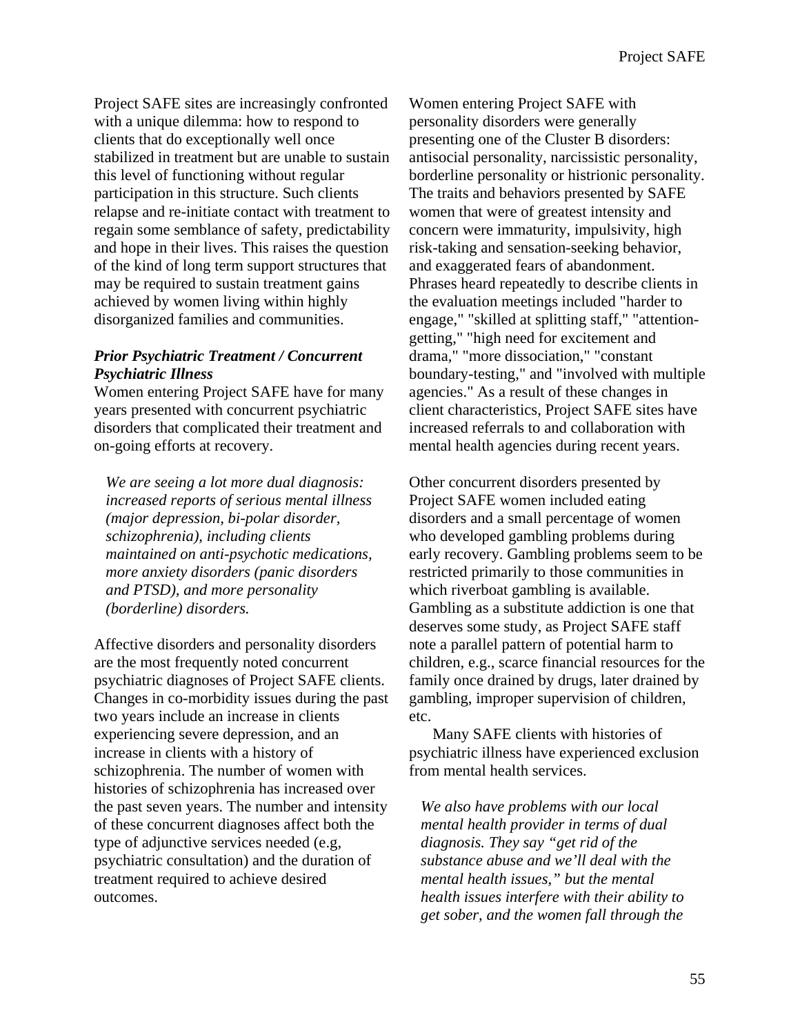Project SAFE sites are increasingly confronted with a unique dilemma: how to respond to clients that do exceptionally well once stabilized in treatment but are unable to sustain this level of functioning without regular participation in this structure. Such clients relapse and re-initiate contact with treatment to regain some semblance of safety, predictability and hope in their lives. This raises the question of the kind of long term support structures that may be required to sustain treatment gains achieved by women living within highly disorganized families and communities.

***Prior Psychiatric Treatment / Concurrent Psychiatric Illness***

Women entering Project SAFE have for many years presented with concurrent psychiatric disorders that complicated their treatment and on-going efforts at recovery.

> *We are seeing a lot more dual diagnosis: increased reports of serious mental illness (major depression, bi-polar disorder, schizophrenia), including clients maintained on anti-psychotic medications, more anxiety disorders (panic disorders and PTSD), and more personality (borderline) disorders.*

Affective disorders and personality disorders are the most frequently noted concurrent psychiatric diagnoses of Project SAFE clients. Changes in co-morbidity issues during the past two years include an increase in clients experiencing severe depression, and an increase in clients with a history of schizophrenia. The number of women with histories of schizophrenia has increased over the past seven years. The number and intensity of these concurrent diagnoses affect both the type of adjunctive services needed (e.g, psychiatric consultation) and the duration of treatment required to achieve desired outcomes.

Women entering Project SAFE with personality disorders were generally presenting one of the Cluster B disorders: antisocial personality, narcissistic personality, borderline personality or histrionic personality. The traits and behaviors presented by SAFE women that were of greatest intensity and concern were immaturity, impulsivity, high risk-taking and sensation-seeking behavior, and exaggerated fears of abandonment. Phrases heard repeatedly to describe clients in the evaluation meetings included "harder to engage," "skilled at splitting staff," "attention-getting," "high need for excitement and drama," "more dissociation," "constant boundary-testing," and "involved with multiple agencies." As a result of these changes in client characteristics, Project SAFE sites have increased referrals to and collaboration with mental health agencies during recent years.

Other concurrent disorders presented by Project SAFE women included eating disorders and a small percentage of women who developed gambling problems during early recovery. Gambling problems seem to be restricted primarily to those communities in which riverboat gambling is available. Gambling as a substitute addiction is one that deserves some study, as Project SAFE staff note a parallel pattern of potential harm to children, e.g., scarce financial resources for the family once drained by drugs, later drained by gambling, improper supervision of children, etc.

Many SAFE clients with histories of psychiatric illness have experienced exclusion from mental health services.

> *We also have problems with our local mental health provider in terms of dual diagnosis. They say "get rid of the substance abuse and we'll deal with the mental health issues," but the mental health issues interfere with their ability to get sober, and the women fall through the*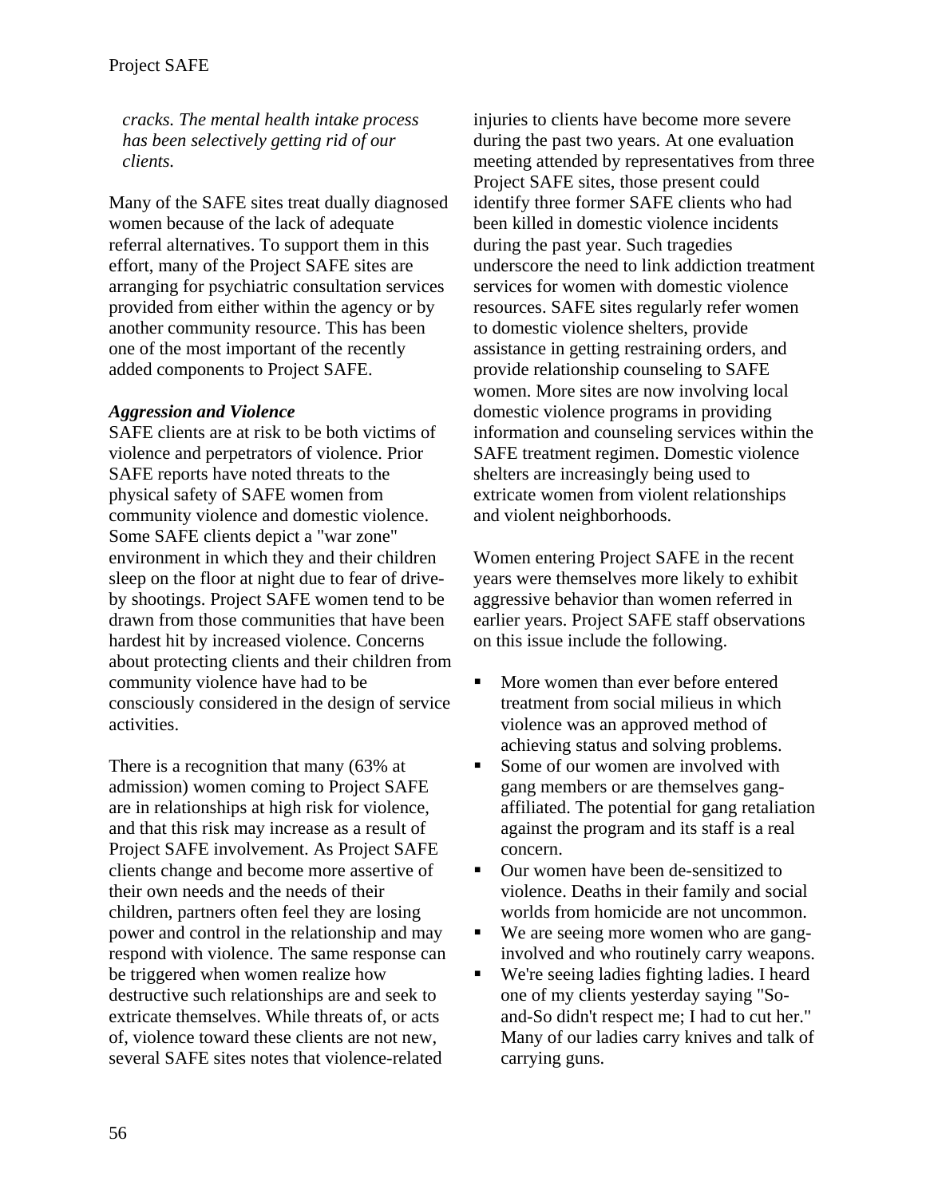*cracks. The mental health intake process has been selectively getting rid of our clients.*

Many of the SAFE sites treat dually diagnosed women because of the lack of adequate referral alternatives. To support them in this effort, many of the Project SAFE sites are arranging for psychiatric consultation services provided from either within the agency or by another community resource. This has been one of the most important of the recently added components to Project SAFE.

***Aggression and Violence***

SAFE clients are at risk to be both victims of violence and perpetrators of violence. Prior SAFE reports have noted threats to the physical safety of SAFE women from community violence and domestic violence. Some SAFE clients depict a "war zone" environment in which they and their children sleep on the floor at night due to fear of drive-by shootings. Project SAFE women tend to be drawn from those communities that have been hardest hit by increased violence. Concerns about protecting clients and their children from community violence have had to be consciously considered in the design of service activities.

There is a recognition that many (63% at admission) women coming to Project SAFE are in relationships at high risk for violence, and that this risk may increase as a result of Project SAFE involvement. As Project SAFE clients change and become more assertive of their own needs and the needs of their children, partners often feel they are losing power and control in the relationship and may respond with violence. The same response can be triggered when women realize how destructive such relationships are and seek to extricate themselves. While threats of, or acts of, violence toward these clients are not new, several SAFE sites notes that violence-related injuries to clients have become more severe during the past two years. At one evaluation meeting attended by representatives from three Project SAFE sites, those present could identify three former SAFE clients who had been killed in domestic violence incidents during the past year. Such tragedies underscore the need to link addiction treatment services for women with domestic violence resources. SAFE sites regularly refer women to domestic violence shelters, provide assistance in getting restraining orders, and provide relationship counseling to SAFE women. More sites are now involving local domestic violence programs in providing information and counseling services within the SAFE treatment regimen. Domestic violence shelters are increasingly being used to extricate women from violent relationships and violent neighborhoods.

Women entering Project SAFE in the recent years were themselves more likely to exhibit aggressive behavior than women referred in earlier years. Project SAFE staff observations on this issue include the following.

- More women than ever before entered treatment from social milieus in which violence was an approved method of achieving status and solving problems.
- Some of our women are involved with gang members or are themselves gang-affiliated. The potential for gang retaliation against the program and its staff is a real concern.
- Our women have been de-sensitized to violence. Deaths in their family and social worlds from homicide are not uncommon.
- We are seeing more women who are gang-involved and who routinely carry weapons.
- We're seeing ladies fighting ladies. I heard one of my clients yesterday saying "So-and-So didn't respect me; I had to cut her." Many of our ladies carry knives and talk of carrying guns.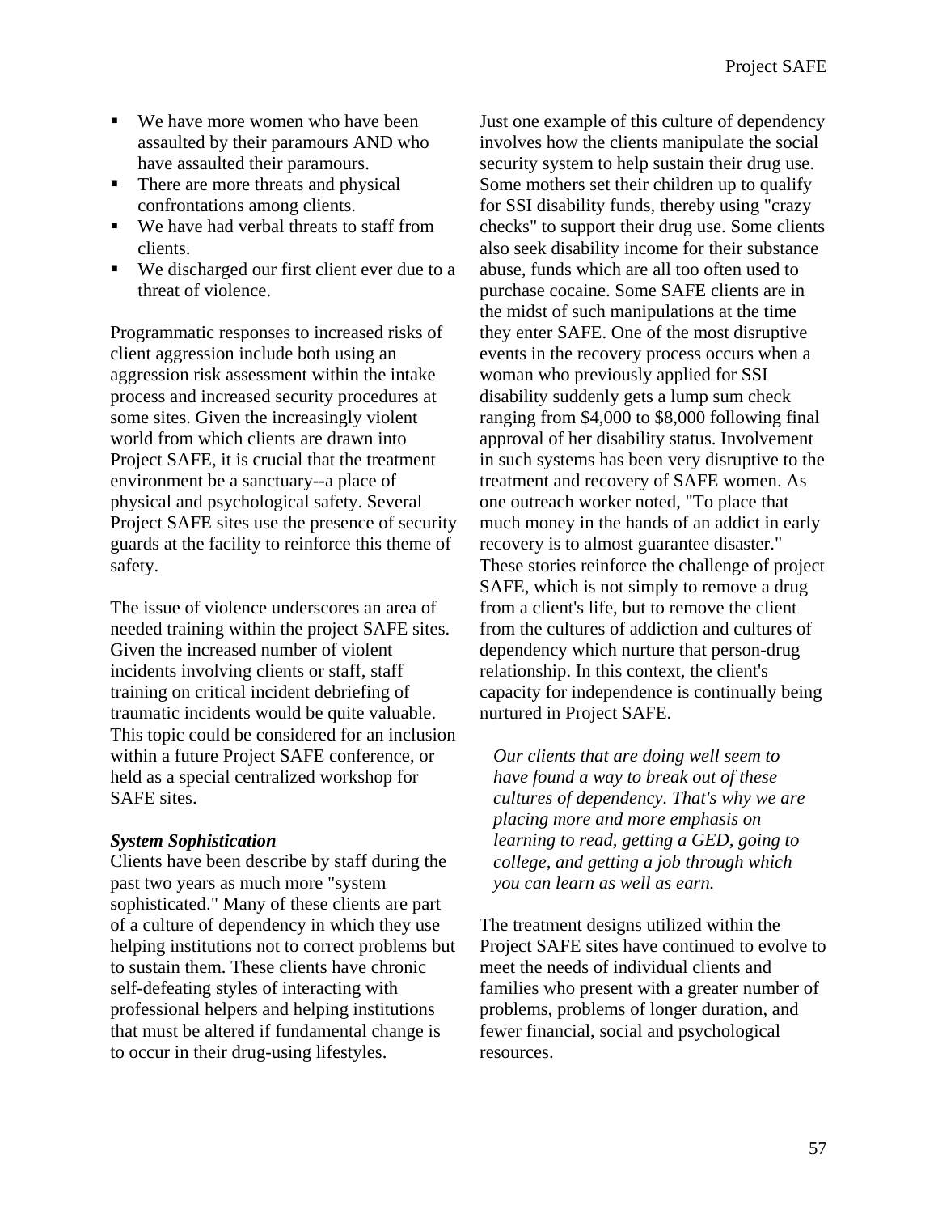- We have more women who have been assaulted by their paramours AND who have assaulted their paramours.
- There are more threats and physical confrontations among clients.
- We have had verbal threats to staff from clients.
- We discharged our first client ever due to a threat of violence.

Programmatic responses to increased risks of client aggression include both using an aggression risk assessment within the intake process and increased security procedures at some sites. Given the increasingly violent world from which clients are drawn into Project SAFE, it is crucial that the treatment environment be a sanctuary--a place of physical and psychological safety. Several Project SAFE sites use the presence of security guards at the facility to reinforce this theme of safety.

The issue of violence underscores an area of needed training within the project SAFE sites. Given the increased number of violent incidents involving clients or staff, staff training on critical incident debriefing of traumatic incidents would be quite valuable. This topic could be considered for an inclusion within a future Project SAFE conference, or held as a special centralized workshop for SAFE sites.

***System Sophistication***

Clients have been describe by staff during the past two years as much more "system sophisticated." Many of these clients are part of a culture of dependency in which they use helping institutions not to correct problems but to sustain them. These clients have chronic self-defeating styles of interacting with professional helpers and helping institutions that must be altered if fundamental change is to occur in their drug-using lifestyles.

Just one example of this culture of dependency involves how the clients manipulate the social security system to help sustain their drug use. Some mothers set their children up to qualify for SSI disability funds, thereby using "crazy checks" to support their drug use. Some clients also seek disability income for their substance abuse, funds which are all too often used to purchase cocaine. Some SAFE clients are in the midst of such manipulations at the time they enter SAFE. One of the most disruptive events in the recovery process occurs when a woman who previously applied for SSI disability suddenly gets a lump sum check ranging from $4,000 to $8,000 following final approval of her disability status. Involvement in such systems has been very disruptive to the treatment and recovery of SAFE women. As one outreach worker noted, "To place that much money in the hands of an addict in early recovery is to almost guarantee disaster." These stories reinforce the challenge of project SAFE, which is not simply to remove a drug from a client's life, but to remove the client from the cultures of addiction and cultures of dependency which nurture that person-drug relationship. In this context, the client's capacity for independence is continually being nurtured in Project SAFE.

> *Our clients that are doing well seem to have found a way to break out of these cultures of dependency. That's why we are placing more and more emphasis on learning to read, getting a GED, going to college, and getting a job through which you can learn as well as earn.*

The treatment designs utilized within the Project SAFE sites have continued to evolve to meet the needs of individual clients and families who present with a greater number of problems, problems of longer duration, and fewer financial, social and psychological resources.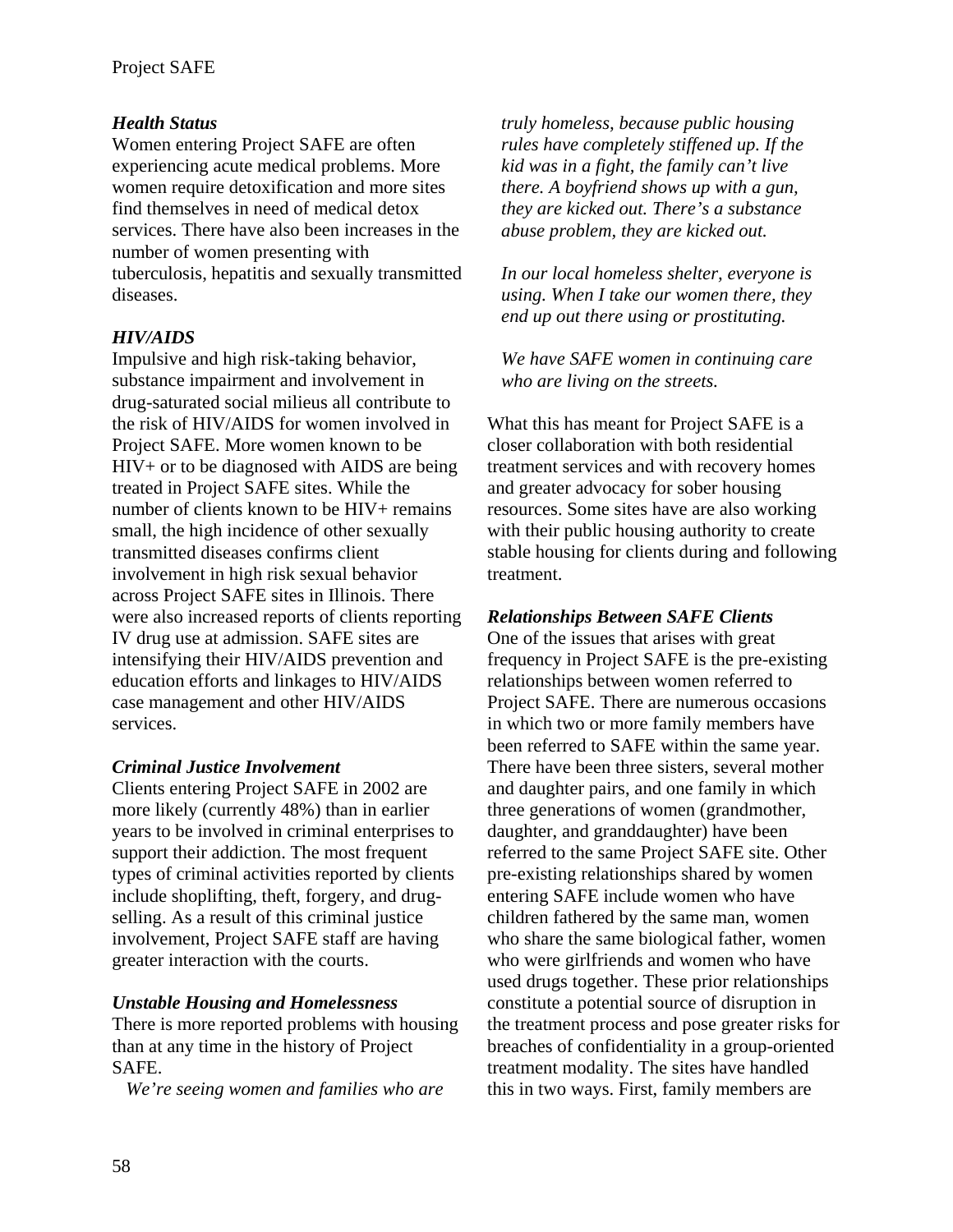### *Health Status*

Women entering Project SAFE are often experiencing acute medical problems. More women require detoxification and more sites find themselves in need of medical detox services. There have also been increases in the number of women presenting with tuberculosis, hepatitis and sexually transmitted diseases.

### *HIV/AIDS*

Impulsive and high risk-taking behavior, substance impairment and involvement in drug-saturated social milieus all contribute to the risk of HIV/AIDS for women involved in Project SAFE. More women known to be HIV+ or to be diagnosed with AIDS are being treated in Project SAFE sites. While the number of clients known to be HIV+ remains small, the high incidence of other sexually transmitted diseases confirms client involvement in high risk sexual behavior across Project SAFE sites in Illinois. There were also increased reports of clients reporting IV drug use at admission. SAFE sites are intensifying their HIV/AIDS prevention and education efforts and linkages to HIV/AIDS case management and other HIV/AIDS services.

### *Criminal Justice Involvement*

Clients entering Project SAFE in 2002 are more likely (currently 48%) than in earlier years to be involved in criminal enterprises to support their addiction. The most frequent types of criminal activities reported by clients include shoplifting, theft, forgery, and drug-selling. As a result of this criminal justice involvement, Project SAFE staff are having greater interaction with the courts.

### *Unstable Housing and Homelessness*

There is more reported problems with housing than at any time in the history of Project SAFE.

*We're seeing women and families who are truly homeless, because public housing rules have completely stiffened up. If the kid was in a fight, the family can't live there. A boyfriend shows up with a gun, they are kicked out. There's a substance abuse problem, they are kicked out.*

*In our local homeless shelter, everyone is using. When I take our women there, they end up out there using or prostituting.*

*We have SAFE women in continuing care who are living on the streets.*

What this has meant for Project SAFE is a closer collaboration with both residential treatment services and with recovery homes and greater advocacy for sober housing resources. Some sites have are also working with their public housing authority to create stable housing for clients during and following treatment.

### *Relationships Between SAFE Clients*

One of the issues that arises with great frequency in Project SAFE is the pre-existing relationships between women referred to Project SAFE. There are numerous occasions in which two or more family members have been referred to SAFE within the same year. There have been three sisters, several mother and daughter pairs, and one family in which three generations of women (grandmother, daughter, and granddaughter) have been referred to the same Project SAFE site. Other pre-existing relationships shared by women entering SAFE include women who have children fathered by the same man, women who share the same biological father, women who were girlfriends and women who have used drugs together. These prior relationships constitute a potential source of disruption in the treatment process and pose greater risks for breaches of confidentiality in a group-oriented treatment modality. The sites have handled this in two ways. First, family members are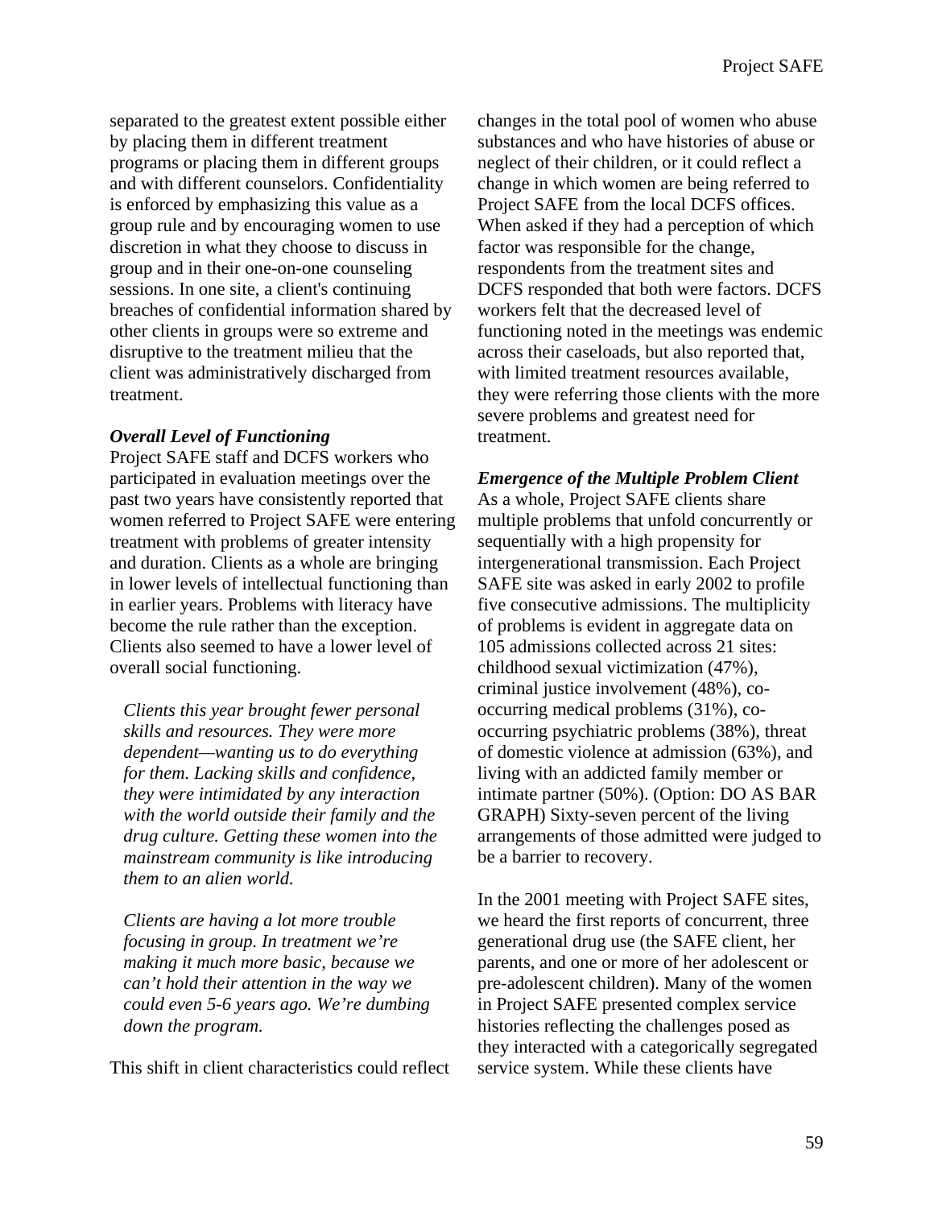separated to the greatest extent possible either by placing them in different treatment programs or placing them in different groups and with different counselors. Confidentiality is enforced by emphasizing this value as a group rule and by encouraging women to use discretion in what they choose to discuss in group and in their one-on-one counseling sessions. In one site, a client's continuing breaches of confidential information shared by other clients in groups were so extreme and disruptive to the treatment milieu that the client was administratively discharged from treatment.

***Overall Level of Functioning***

Project SAFE staff and DCFS workers who participated in evaluation meetings over the past two years have consistently reported that women referred to Project SAFE were entering treatment with problems of greater intensity and duration. Clients as a whole are bringing in lower levels of intellectual functioning than in earlier years. Problems with literacy have become the rule rather than the exception. Clients also seemed to have a lower level of overall social functioning.

> *Clients this year brought fewer personal skills and resources. They were more dependent—wanting us to do everything for them. Lacking skills and confidence, they were intimidated by any interaction with the world outside their family and the drug culture. Getting these women into the mainstream community is like introducing them to an alien world.*

> *Clients are having a lot more trouble focusing in group. In treatment we're making it much more basic, because we can't hold their attention in the way we could even 5-6 years ago. We're dumbing down the program.*

This shift in client characteristics could reflect changes in the total pool of women who abuse substances and who have histories of abuse or neglect of their children, or it could reflect a change in which women are being referred to Project SAFE from the local DCFS offices. When asked if they had a perception of which factor was responsible for the change, respondents from the treatment sites and DCFS responded that both were factors. DCFS workers felt that the decreased level of functioning noted in the meetings was endemic across their caseloads, but also reported that, with limited treatment resources available, they were referring those clients with the more severe problems and greatest need for treatment.

***Emergence of the Multiple Problem Client***

As a whole, Project SAFE clients share multiple problems that unfold concurrently or sequentially with a high propensity for intergenerational transmission. Each Project SAFE site was asked in early 2002 to profile five consecutive admissions. The multiplicity of problems is evident in aggregate data on 105 admissions collected across 21 sites: childhood sexual victimization (47%), criminal justice involvement (48%), co-occurring medical problems (31%), co-occurring psychiatric problems (38%), threat of domestic violence at admission (63%), and living with an addicted family member or intimate partner (50%). (Option: DO AS BAR GRAPH) Sixty-seven percent of the living arrangements of those admitted were judged to be a barrier to recovery.

In the 2001 meeting with Project SAFE sites, we heard the first reports of concurrent, three generational drug use (the SAFE client, her parents, and one or more of her adolescent or pre-adolescent children). Many of the women in Project SAFE presented complex service histories reflecting the challenges posed as they interacted with a categorically segregated service system. While these clients have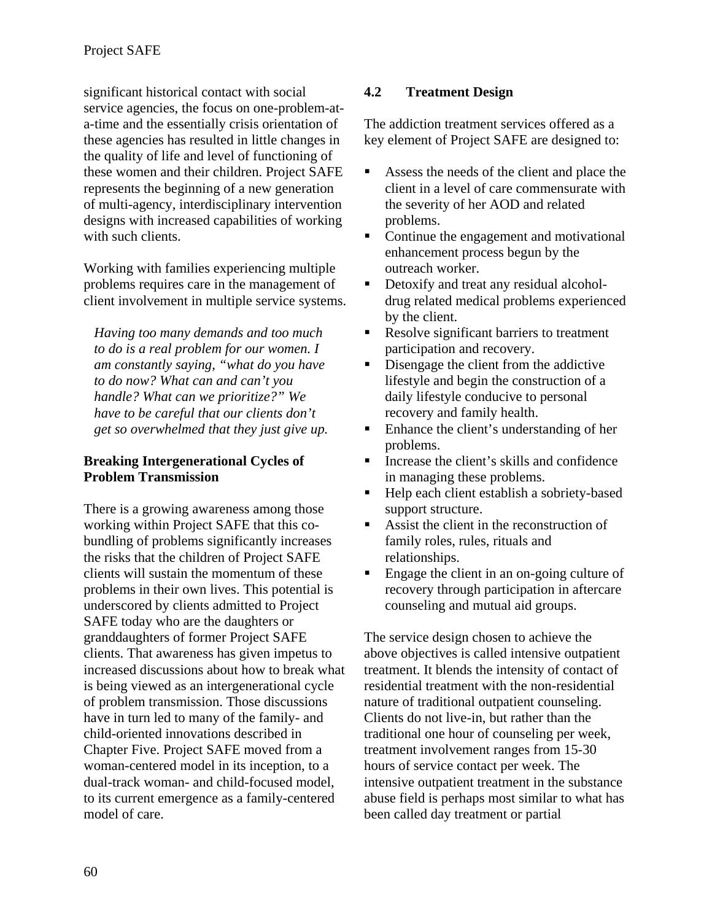significant historical contact with social service agencies, the focus on one-problem-at-a-time and the essentially crisis orientation of these agencies has resulted in little changes in the quality of life and level of functioning of these women and their children. Project SAFE represents the beginning of a new generation of multi-agency, interdisciplinary intervention designs with increased capabilities of working with such clients.

Working with families experiencing multiple problems requires care in the management of client involvement in multiple service systems.

> *Having too many demands and too much to do is a real problem for our women. I am constantly saying, "what do you have to do now? What can and can't you handle? What can we prioritize?" We have to be careful that our clients don't get so overwhelmed that they just give up.*

**Breaking Intergenerational Cycles of Problem Transmission**

There is a growing awareness among those working within Project SAFE that this co-bundling of problems significantly increases the risks that the children of Project SAFE clients will sustain the momentum of these problems in their own lives. This potential is underscored by clients admitted to Project SAFE today who are the daughters or granddaughters of former Project SAFE clients. That awareness has given impetus to increased discussions about how to break what is being viewed as an intergenerational cycle of problem transmission. Those discussions have in turn led to many of the family- and child-oriented innovations described in Chapter Five. Project SAFE moved from a woman-centered model in its inception, to a dual-track woman- and child-focused model, to its current emergence as a family-centered model of care.

## 4.2 Treatment Design

The addiction treatment services offered as a key element of Project SAFE are designed to:

- Assess the needs of the client and place the client in a level of care commensurate with the severity of her AOD and related problems.
- Continue the engagement and motivational enhancement process begun by the outreach worker.
- Detoxify and treat any residual alcohol-drug related medical problems experienced by the client.
- Resolve significant barriers to treatment participation and recovery.
- Disengage the client from the addictive lifestyle and begin the construction of a daily lifestyle conducive to personal recovery and family health.
- Enhance the client's understanding of her problems.
- Increase the client's skills and confidence in managing these problems.
- Help each client establish a sobriety-based support structure.
- Assist the client in the reconstruction of family roles, rules, rituals and relationships.
- Engage the client in an on-going culture of recovery through participation in aftercare counseling and mutual aid groups.

The service design chosen to achieve the above objectives is called intensive outpatient treatment. It blends the intensity of contact of residential treatment with the non-residential nature of traditional outpatient counseling. Clients do not live-in, but rather than the traditional one hour of counseling per week, treatment involvement ranges from 15-30 hours of service contact per week. The intensive outpatient treatment in the substance abuse field is perhaps most similar to what has been called day treatment or partial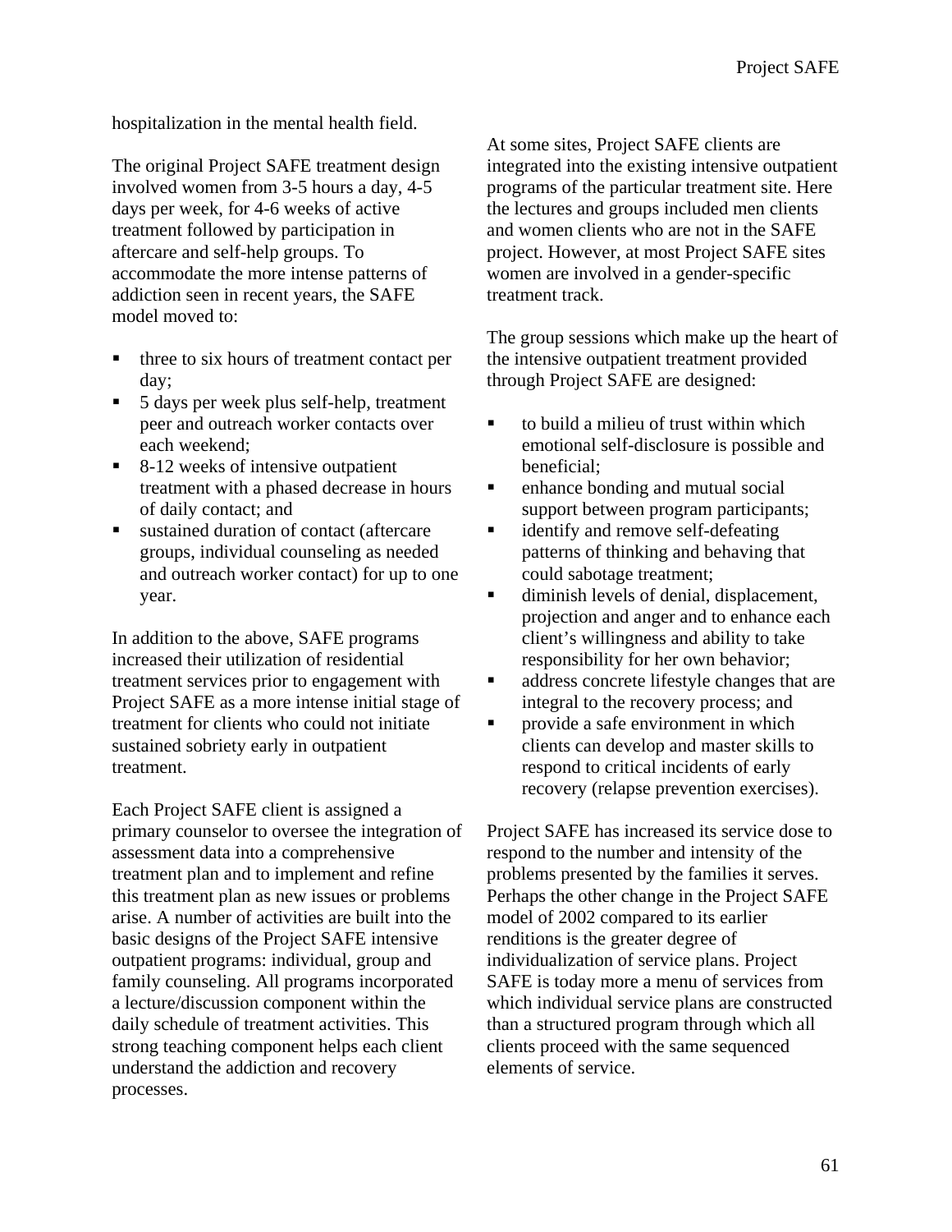hospitalization in the mental health field.

The original Project SAFE treatment design involved women from 3-5 hours a day, 4-5 days per week, for 4-6 weeks of active treatment followed by participation in aftercare and self-help groups. To accommodate the more intense patterns of addiction seen in recent years, the SAFE model moved to:

- three to six hours of treatment contact per day;
- 5 days per week plus self-help, treatment peer and outreach worker contacts over each weekend;
- 8-12 weeks of intensive outpatient treatment with a phased decrease in hours of daily contact; and
- sustained duration of contact (aftercare groups, individual counseling as needed and outreach worker contact) for up to one year.

In addition to the above, SAFE programs increased their utilization of residential treatment services prior to engagement with Project SAFE as a more intense initial stage of treatment for clients who could not initiate sustained sobriety early in outpatient treatment.

Each Project SAFE client is assigned a primary counselor to oversee the integration of assessment data into a comprehensive treatment plan and to implement and refine this treatment plan as new issues or problems arise. A number of activities are built into the basic designs of the Project SAFE intensive outpatient programs: individual, group and family counseling. All programs incorporated a lecture/discussion component within the daily schedule of treatment activities. This strong teaching component helps each client understand the addiction and recovery processes.

At some sites, Project SAFE clients are integrated into the existing intensive outpatient programs of the particular treatment site. Here the lectures and groups included men clients and women clients who are not in the SAFE project. However, at most Project SAFE sites women are involved in a gender-specific treatment track.

The group sessions which make up the heart of the intensive outpatient treatment provided through Project SAFE are designed:

- to build a milieu of trust within which emotional self-disclosure is possible and beneficial;
- enhance bonding and mutual social support between program participants;
- identify and remove self-defeating patterns of thinking and behaving that could sabotage treatment;
- diminish levels of denial, displacement, projection and anger and to enhance each client's willingness and ability to take responsibility for her own behavior;
- address concrete lifestyle changes that are integral to the recovery process; and
- provide a safe environment in which clients can develop and master skills to respond to critical incidents of early recovery (relapse prevention exercises).

Project SAFE has increased its service dose to respond to the number and intensity of the problems presented by the families it serves. Perhaps the other change in the Project SAFE model of 2002 compared to its earlier renditions is the greater degree of individualization of service plans. Project SAFE is today more a menu of services from which individual service plans are constructed than a structured program through which all clients proceed with the same sequenced elements of service.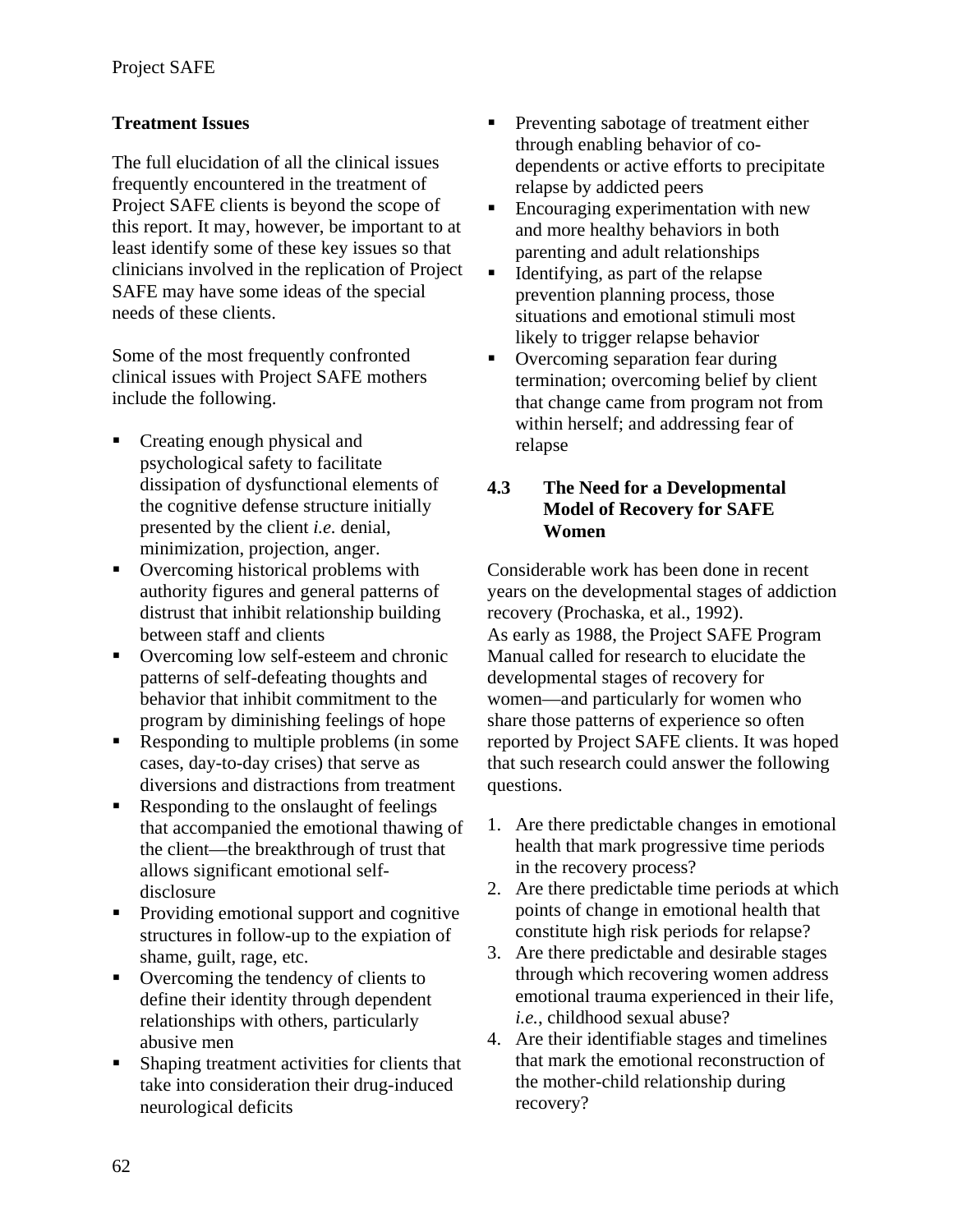**Treatment Issues**

The full elucidation of all the clinical issues frequently encountered in the treatment of Project SAFE clients is beyond the scope of this report. It may, however, be important to at least identify some of these key issues so that clinicians involved in the replication of Project SAFE may have some ideas of the special needs of these clients.

Some of the most frequently confronted clinical issues with Project SAFE mothers include the following.

- Creating enough physical and psychological safety to facilitate dissipation of dysfunctional elements of the cognitive defense structure initially presented by the client *i.e.* denial, minimization, projection, anger.
- Overcoming historical problems with authority figures and general patterns of distrust that inhibit relationship building between staff and clients
- Overcoming low self-esteem and chronic patterns of self-defeating thoughts and behavior that inhibit commitment to the program by diminishing feelings of hope
- Responding to multiple problems (in some cases, day-to-day crises) that serve as diversions and distractions from treatment
- Responding to the onslaught of feelings that accompanied the emotional thawing of the client—the breakthrough of trust that allows significant emotional self-disclosure
- Providing emotional support and cognitive structures in follow-up to the expiation of shame, guilt, rage, etc.
- Overcoming the tendency of clients to define their identity through dependent relationships with others, particularly abusive men
- Shaping treatment activities for clients that take into consideration their drug-induced neurological deficits
- Preventing sabotage of treatment either through enabling behavior of co-dependents or active efforts to precipitate relapse by addicted peers
- Encouraging experimentation with new and more healthy behaviors in both parenting and adult relationships
- Identifying, as part of the relapse prevention planning process, those situations and emotional stimuli most likely to trigger relapse behavior
- Overcoming separation fear during termination; overcoming belief by client that change came from program not from within herself; and addressing fear of relapse

### 4.3 The Need for a Developmental Model of Recovery for SAFE Women

Considerable work has been done in recent years on the developmental stages of addiction recovery (Prochaska, et al., 1992).
As early as 1988, the Project SAFE Program Manual called for research to elucidate the developmental stages of recovery for women—and particularly for women who share those patterns of experience so often reported by Project SAFE clients. It was hoped that such research could answer the following questions.

1. Are there predictable changes in emotional health that mark progressive time periods in the recovery process?
2. Are there predictable time periods at which points of change in emotional health that constitute high risk periods for relapse?
3. Are there predictable and desirable stages through which recovering women address emotional trauma experienced in their life, *i.e.*, childhood sexual abuse?
4. Are their identifiable stages and timelines that mark the emotional reconstruction of the mother-child relationship during recovery?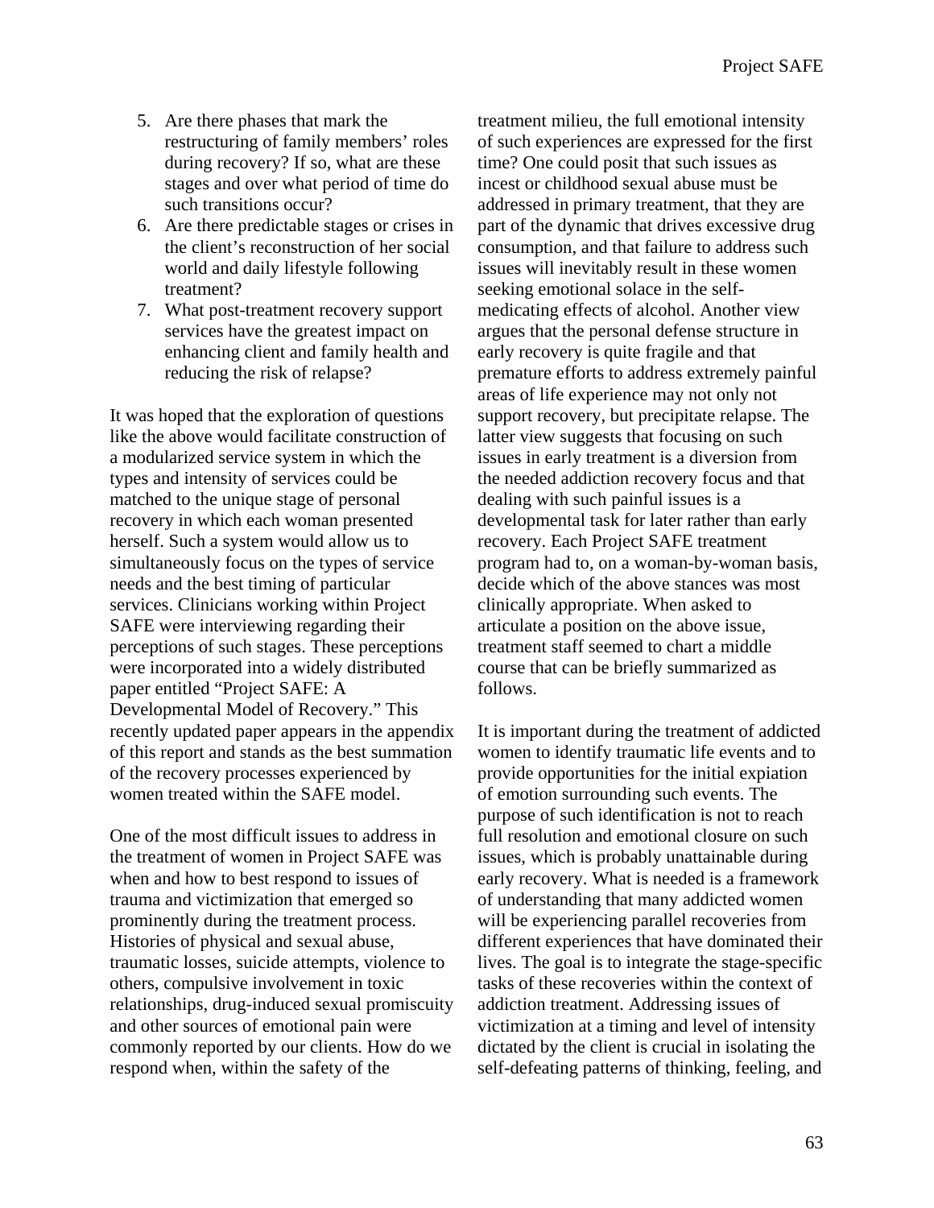5. Are there phases that mark the restructuring of family members' roles during recovery? If so, what are these stages and over what period of time do such transitions occur?
6. Are there predictable stages or crises in the client's reconstruction of her social world and daily lifestyle following treatment?
7. What post-treatment recovery support services have the greatest impact on enhancing client and family health and reducing the risk of relapse?

It was hoped that the exploration of questions like the above would facilitate construction of a modularized service system in which the types and intensity of services could be matched to the unique stage of personal recovery in which each woman presented herself. Such a system would allow us to simultaneously focus on the types of service needs and the best timing of particular services. Clinicians working within Project SAFE were interviewing regarding their perceptions of such stages. These perceptions were incorporated into a widely distributed paper entitled "Project SAFE: A Developmental Model of Recovery." This recently updated paper appears in the appendix of this report and stands as the best summation of the recovery processes experienced by women treated within the SAFE model.

One of the most difficult issues to address in the treatment of women in Project SAFE was when and how to best respond to issues of trauma and victimization that emerged so prominently during the treatment process. Histories of physical and sexual abuse, traumatic losses, suicide attempts, violence to others, compulsive involvement in toxic relationships, drug-induced sexual promiscuity and other sources of emotional pain were commonly reported by our clients. How do we respond when, within the safety of the treatment milieu, the full emotional intensity of such experiences are expressed for the first time? One could posit that such issues as incest or childhood sexual abuse must be addressed in primary treatment, that they are part of the dynamic that drives excessive drug consumption, and that failure to address such issues will inevitably result in these women seeking emotional solace in the self-medicating effects of alcohol. Another view argues that the personal defense structure in early recovery is quite fragile and that premature efforts to address extremely painful areas of life experience may not only not support recovery, but precipitate relapse. The latter view suggests that focusing on such issues in early treatment is a diversion from the needed addiction recovery focus and that dealing with such painful issues is a developmental task for later rather than early recovery. Each Project SAFE treatment program had to, on a woman-by-woman basis, decide which of the above stances was most clinically appropriate. When asked to articulate a position on the above issue, treatment staff seemed to chart a middle course that can be briefly summarized as follows.

It is important during the treatment of addicted women to identify traumatic life events and to provide opportunities for the initial expiation of emotion surrounding such events. The purpose of such identification is not to reach full resolution and emotional closure on such issues, which is probably unattainable during early recovery. What is needed is a framework of understanding that many addicted women will be experiencing parallel recoveries from different experiences that have dominated their lives. The goal is to integrate the stage-specific tasks of these recoveries within the context of addiction treatment. Addressing issues of victimization at a timing and level of intensity dictated by the client is crucial in isolating the self-defeating patterns of thinking, feeling, and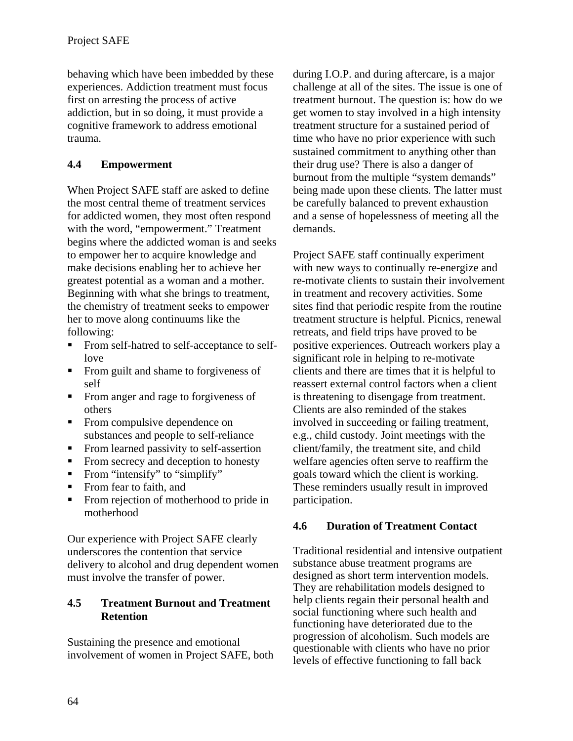behaving which have been imbedded by these experiences. Addiction treatment must focus first on arresting the process of active addiction, but in so doing, it must provide a cognitive framework to address emotional trauma.

### 4.4 Empowerment

When Project SAFE staff are asked to define the most central theme of treatment services for addicted women, they most often respond with the word, "empowerment." Treatment begins where the addicted woman is and seeks to empower her to acquire knowledge and make decisions enabling her to achieve her greatest potential as a woman and a mother. Beginning with what she brings to treatment, the chemistry of treatment seeks to empower her to move along continuums like the following:

- From self-hatred to self-acceptance to self-love
- From guilt and shame to forgiveness of self
- From anger and rage to forgiveness of others
- From compulsive dependence on substances and people to self-reliance
- From learned passivity to self-assertion
- From secrecy and deception to honesty
- From "intensify" to "simplify"
- From fear to faith, and
- From rejection of motherhood to pride in motherhood

Our experience with Project SAFE clearly underscores the contention that service delivery to alcohol and drug dependent women must involve the transfer of power.

### 4.5 Treatment Burnout and Treatment Retention

Sustaining the presence and emotional involvement of women in Project SAFE, both during I.O.P. and during aftercare, is a major challenge at all of the sites. The issue is one of treatment burnout. The question is: how do we get women to stay involved in a high intensity treatment structure for a sustained period of time who have no prior experience with such sustained commitment to anything other than their drug use? There is also a danger of burnout from the multiple "system demands" being made upon these clients. The latter must be carefully balanced to prevent exhaustion and a sense of hopelessness of meeting all the demands.

Project SAFE staff continually experiment with new ways to continually re-energize and re-motivate clients to sustain their involvement in treatment and recovery activities. Some sites find that periodic respite from the routine treatment structure is helpful. Picnics, renewal retreats, and field trips have proved to be positive experiences. Outreach workers play a significant role in helping to re-motivate clients and there are times that it is helpful to reassert external control factors when a client is threatening to disengage from treatment. Clients are also reminded of the stakes involved in succeeding or failing treatment, e.g., child custody. Joint meetings with the client/family, the treatment site, and child welfare agencies often serve to reaffirm the goals toward which the client is working. These reminders usually result in improved participation.

### 4.6 Duration of Treatment Contact

Traditional residential and intensive outpatient substance abuse treatment programs are designed as short term intervention models. They are rehabilitation models designed to help clients regain their personal health and social functioning where such health and functioning have deteriorated due to the progression of alcoholism. Such models are questionable with clients who have no prior levels of effective functioning to fall back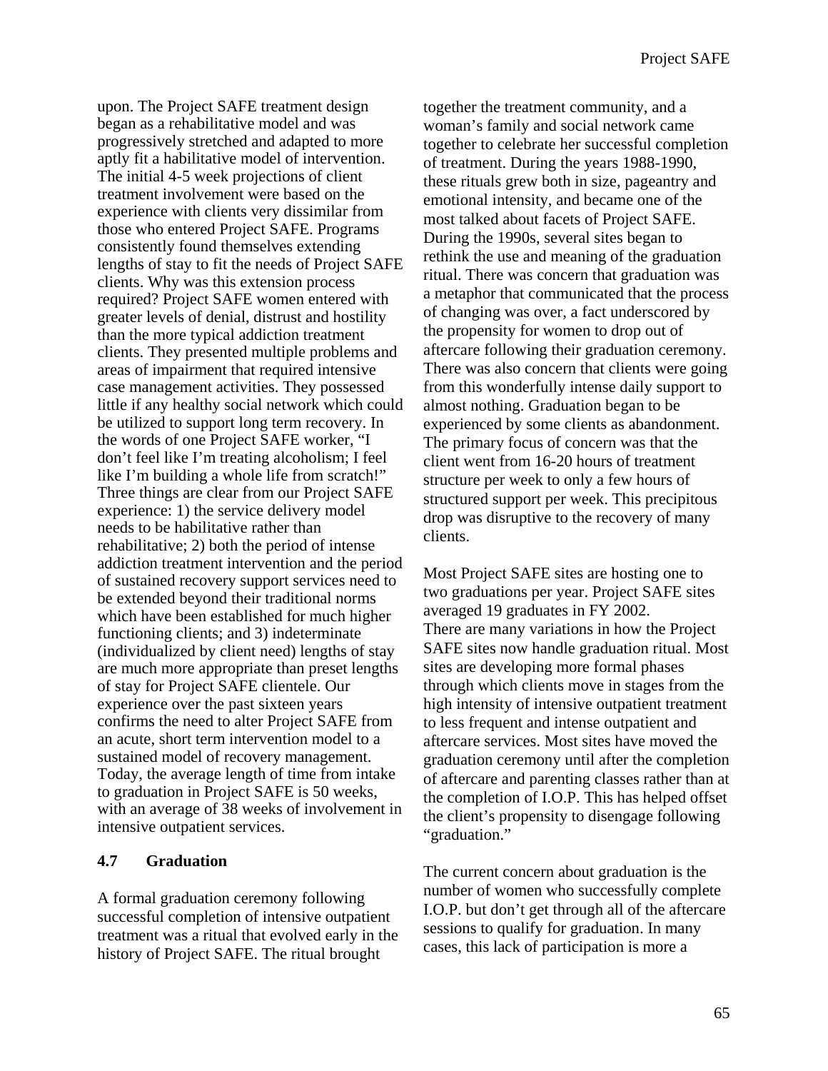upon. The Project SAFE treatment design began as a rehabilitative model and was progressively stretched and adapted to more aptly fit a habilitative model of intervention. The initial 4-5 week projections of client treatment involvement were based on the experience with clients very dissimilar from those who entered Project SAFE. Programs consistently found themselves extending lengths of stay to fit the needs of Project SAFE clients. Why was this extension process required? Project SAFE women entered with greater levels of denial, distrust and hostility than the more typical addiction treatment clients. They presented multiple problems and areas of impairment that required intensive case management activities. They possessed little if any healthy social network which could be utilized to support long term recovery. In the words of one Project SAFE worker, "I don't feel like I'm treating alcoholism; I feel like I'm building a whole life from scratch!" Three things are clear from our Project SAFE experience: 1) the service delivery model needs to be habilitative rather than rehabilitative; 2) both the period of intense addiction treatment intervention and the period of sustained recovery support services need to be extended beyond their traditional norms which have been established for much higher functioning clients; and 3) indeterminate (individualized by client need) lengths of stay are much more appropriate than preset lengths of stay for Project SAFE clientele. Our experience over the past sixteen years confirms the need to alter Project SAFE from an acute, short term intervention model to a sustained model of recovery management. Today, the average length of time from intake to graduation in Project SAFE is 50 weeks, with an average of 38 weeks of involvement in intensive outpatient services.

## 4.7 Graduation

A formal graduation ceremony following successful completion of intensive outpatient treatment was a ritual that evolved early in the history of Project SAFE. The ritual brought together the treatment community, and a woman's family and social network came together to celebrate her successful completion of treatment. During the years 1988-1990, these rituals grew both in size, pageantry and emotional intensity, and became one of the most talked about facets of Project SAFE. During the 1990s, several sites began to rethink the use and meaning of the graduation ritual. There was concern that graduation was a metaphor that communicated that the process of changing was over, a fact underscored by the propensity for women to drop out of aftercare following their graduation ceremony. There was also concern that clients were going from this wonderfully intense daily support to almost nothing. Graduation began to be experienced by some clients as abandonment. The primary focus of concern was that the client went from 16-20 hours of treatment structure per week to only a few hours of structured support per week. This precipitous drop was disruptive to the recovery of many clients.

Most Project SAFE sites are hosting one to two graduations per year. Project SAFE sites averaged 19 graduates in FY 2002. There are many variations in how the Project SAFE sites now handle graduation ritual. Most sites are developing more formal phases through which clients move in stages from the high intensity of intensive outpatient treatment to less frequent and intense outpatient and aftercare services. Most sites have moved the graduation ceremony until after the completion of aftercare and parenting classes rather than at the completion of I.O.P. This has helped offset the client's propensity to disengage following "graduation."

The current concern about graduation is the number of women who successfully complete I.O.P. but don't get through all of the aftercare sessions to qualify for graduation. In many cases, this lack of participation is more a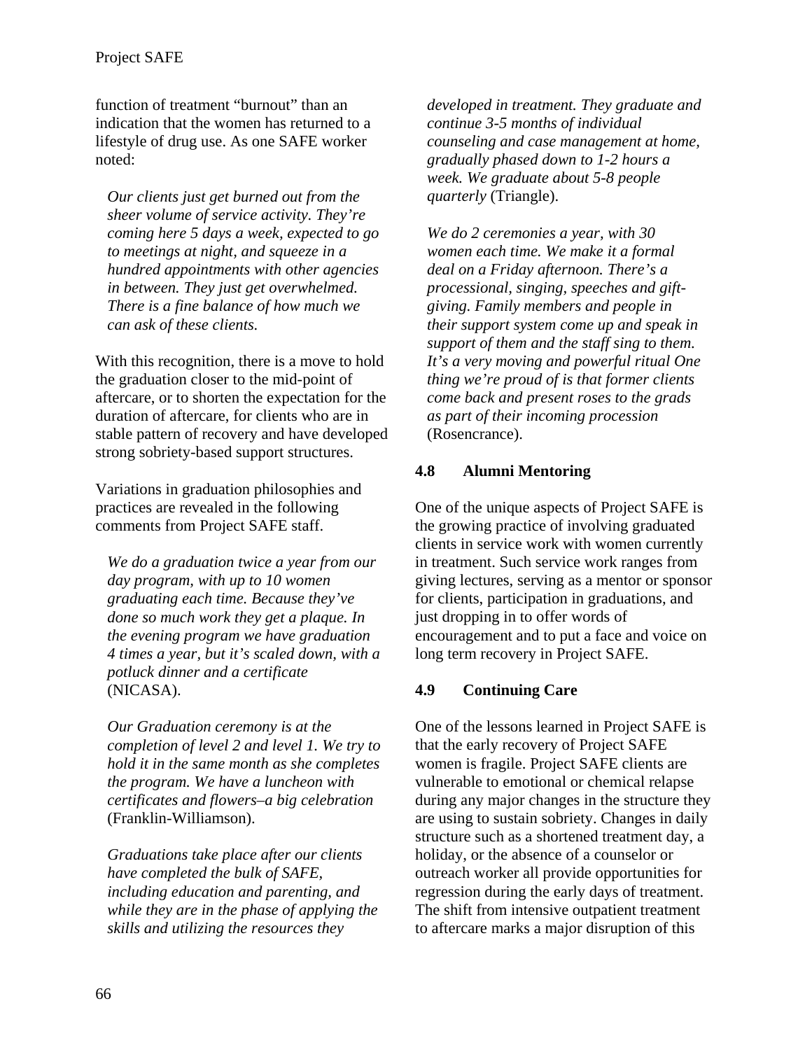function of treatment "burnout" than an indication that the women has returned to a lifestyle of drug use. As one SAFE worker noted:

> *Our clients just get burned out from the sheer volume of service activity. They're coming here 5 days a week, expected to go to meetings at night, and squeeze in a hundred appointments with other agencies in between. They just get overwhelmed. There is a fine balance of how much we can ask of these clients.*

With this recognition, there is a move to hold the graduation closer to the mid-point of aftercare, or to shorten the expectation for the duration of aftercare, for clients who are in stable pattern of recovery and have developed strong sobriety-based support structures.

Variations in graduation philosophies and practices are revealed in the following comments from Project SAFE staff.

> *We do a graduation twice a year from our day program, with up to 10 women graduating each time. Because they've done so much work they get a plaque. In the evening program we have graduation 4 times a year, but it's scaled down, with a potluck dinner and a certificate* (NICASA).

> *Our Graduation ceremony is at the completion of level 2 and level 1. We try to hold it in the same month as she completes the program. We have a luncheon with certificates and flowers–a big celebration* (Franklin-Williamson).

> *Graduations take place after our clients have completed the bulk of SAFE, including education and parenting, and while they are in the phase of applying the skills and utilizing the resources they developed in treatment. They graduate and continue 3-5 months of individual counseling and case management at home, gradually phased down to 1-2 hours a week. We graduate about 5-8 people quarterly* (Triangle).

> *We do 2 ceremonies a year, with 30 women each time. We make it a formal deal on a Friday afternoon. There's a processional, singing, speeches and gift-giving. Family members and people in their support system come up and speak in support of them and the staff sing to them. It's a very moving and powerful ritual One thing we're proud of is that former clients come back and present roses to the grads as part of their incoming procession* (Rosencrance).

## 4.8 Alumni Mentoring

One of the unique aspects of Project SAFE is the growing practice of involving graduated clients in service work with women currently in treatment. Such service work ranges from giving lectures, serving as a mentor or sponsor for clients, participation in graduations, and just dropping in to offer words of encouragement and to put a face and voice on long term recovery in Project SAFE.

## 4.9 Continuing Care

One of the lessons learned in Project SAFE is that the early recovery of Project SAFE women is fragile. Project SAFE clients are vulnerable to emotional or chemical relapse during any major changes in the structure they are using to sustain sobriety. Changes in daily structure such as a shortened treatment day, a holiday, or the absence of a counselor or outreach worker all provide opportunities for regression during the early days of treatment. The shift from intensive outpatient treatment to aftercare marks a major disruption of this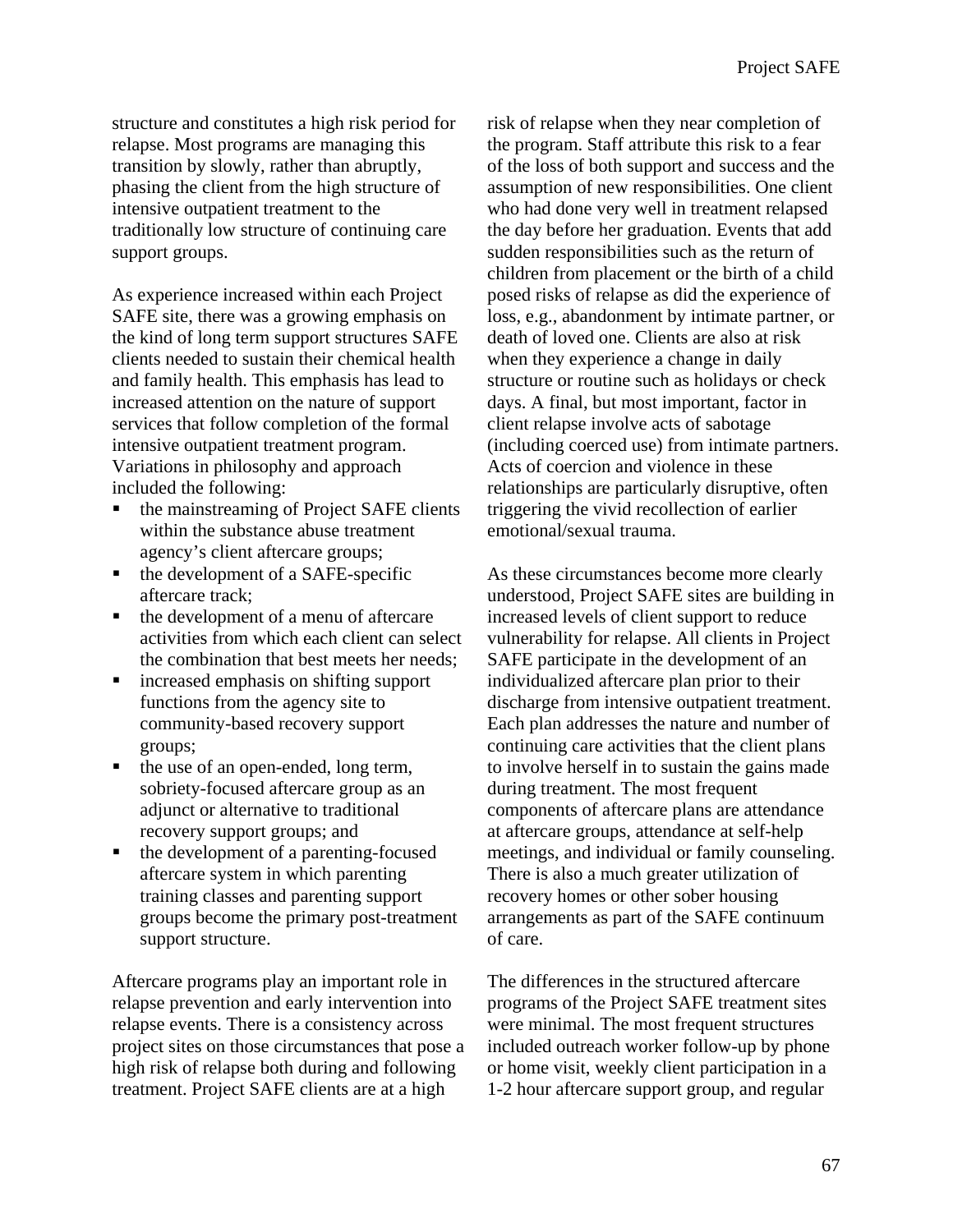structure and constitutes a high risk period for relapse. Most programs are managing this transition by slowly, rather than abruptly, phasing the client from the high structure of intensive outpatient treatment to the traditionally low structure of continuing care support groups.

As experience increased within each Project SAFE site, there was a growing emphasis on the kind of long term support structures SAFE clients needed to sustain their chemical health and family health. This emphasis has lead to increased attention on the nature of support services that follow completion of the formal intensive outpatient treatment program. Variations in philosophy and approach included the following:

- the mainstreaming of Project SAFE clients within the substance abuse treatment agency's client aftercare groups;
- the development of a SAFE-specific aftercare track;
- the development of a menu of aftercare activities from which each client can select the combination that best meets her needs;
- increased emphasis on shifting support functions from the agency site to community-based recovery support groups;
- the use of an open-ended, long term, sobriety-focused aftercare group as an adjunct or alternative to traditional recovery support groups; and
- the development of a parenting-focused aftercare system in which parenting training classes and parenting support groups become the primary post-treatment support structure.

Aftercare programs play an important role in relapse prevention and early intervention into relapse events. There is a consistency across project sites on those circumstances that pose a high risk of relapse both during and following treatment. Project SAFE clients are at a high risk of relapse when they near completion of the program. Staff attribute this risk to a fear of the loss of both support and success and the assumption of new responsibilities. One client who had done very well in treatment relapsed the day before her graduation. Events that add sudden responsibilities such as the return of children from placement or the birth of a child posed risks of relapse as did the experience of loss, e.g., abandonment by intimate partner, or death of loved one. Clients are also at risk when they experience a change in daily structure or routine such as holidays or check days. A final, but most important, factor in client relapse involve acts of sabotage (including coerced use) from intimate partners. Acts of coercion and violence in these relationships are particularly disruptive, often triggering the vivid recollection of earlier emotional/sexual trauma.

As these circumstances become more clearly understood, Project SAFE sites are building in increased levels of client support to reduce vulnerability for relapse. All clients in Project SAFE participate in the development of an individualized aftercare plan prior to their discharge from intensive outpatient treatment. Each plan addresses the nature and number of continuing care activities that the client plans to involve herself in to sustain the gains made during treatment. The most frequent components of aftercare plans are attendance at aftercare groups, attendance at self-help meetings, and individual or family counseling. There is also a much greater utilization of recovery homes or other sober housing arrangements as part of the SAFE continuum of care.

The differences in the structured aftercare programs of the Project SAFE treatment sites were minimal. The most frequent structures included outreach worker follow-up by phone or home visit, weekly client participation in a 1-2 hour aftercare support group, and regular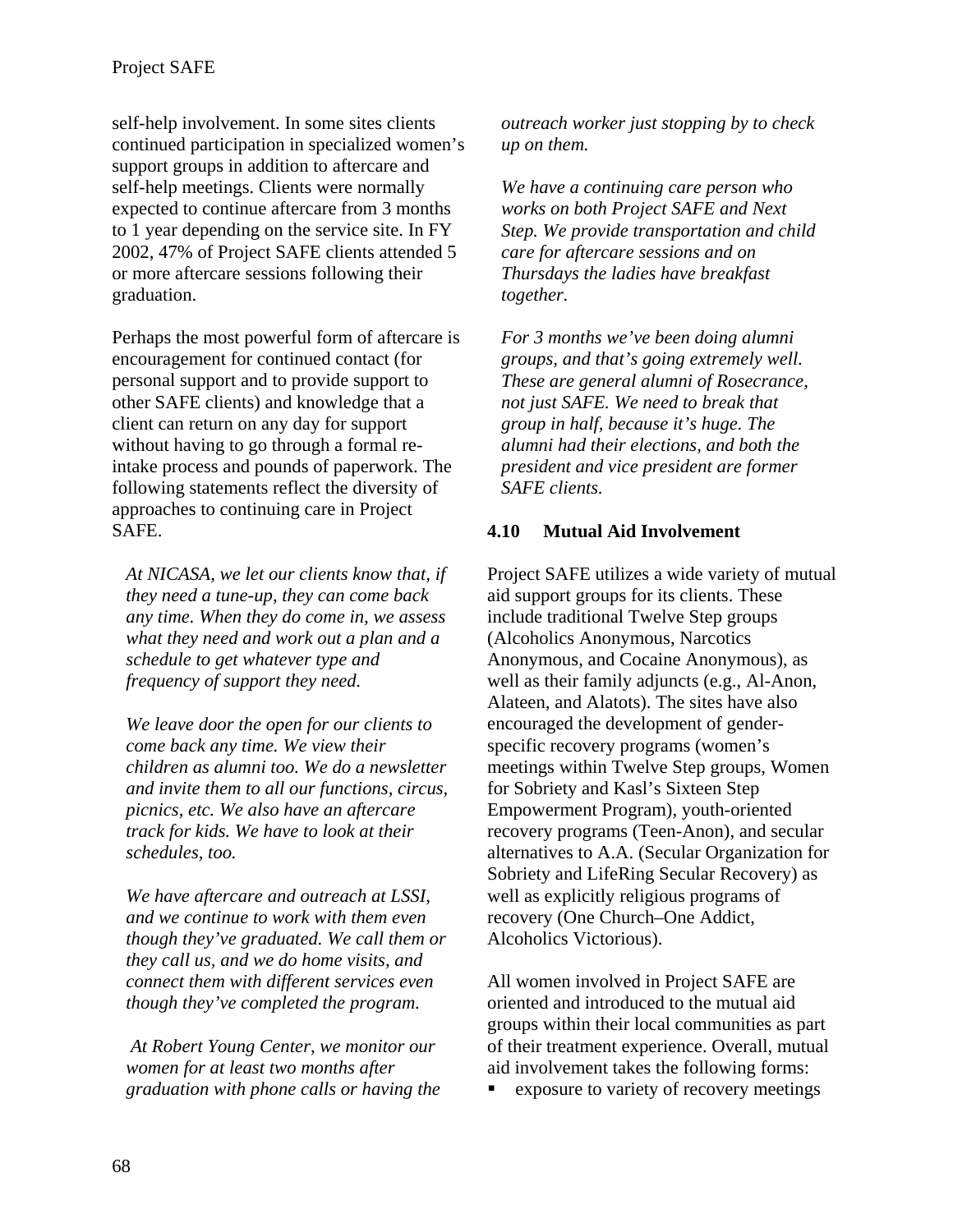self-help involvement. In some sites clients continued participation in specialized women's support groups in addition to aftercare and self-help meetings. Clients were normally expected to continue aftercare from 3 months to 1 year depending on the service site. In FY 2002, 47% of Project SAFE clients attended 5 or more aftercare sessions following their graduation.

Perhaps the most powerful form of aftercare is encouragement for continued contact (for personal support and to provide support to other SAFE clients) and knowledge that a client can return on any day for support without having to go through a formal re-intake process and pounds of paperwork. The following statements reflect the diversity of approaches to continuing care in Project SAFE.

> *At NICASA, we let our clients know that, if they need a tune-up, they can come back any time. When they do come in, we assess what they need and work out a plan and a schedule to get whatever type and frequency of support they need.*

> *We leave door the open for our clients to come back any time. We view their children as alumni too. We do a newsletter and invite them to all our functions, circus, picnics, etc. We also have an aftercare track for kids. We have to look at their schedules, too.*

> *We have aftercare and outreach at LSSI, and we continue to work with them even though they've graduated. We call them or they call us, and we do home visits, and connect them with different services even though they've completed the program.*

> *At Robert Young Center, we monitor our women for at least two months after graduation with phone calls or having the outreach worker just stopping by to check up on them.*

> *We have a continuing care person who works on both Project SAFE and Next Step. We provide transportation and child care for aftercare sessions and on Thursdays the ladies have breakfast together.*

> *For 3 months we've been doing alumni groups, and that's going extremely well. These are general alumni of Rosecrance, not just SAFE. We need to break that group in half, because it's huge. The alumni had their elections, and both the president and vice president are former SAFE clients.*

### 4.10 Mutual Aid Involvement

Project SAFE utilizes a wide variety of mutual aid support groups for its clients. These include traditional Twelve Step groups (Alcoholics Anonymous, Narcotics Anonymous, and Cocaine Anonymous), as well as their family adjuncts (e.g., Al-Anon, Alateen, and Alatots). The sites have also encouraged the development of gender-specific recovery programs (women's meetings within Twelve Step groups, Women for Sobriety and Kasl's Sixteen Step Empowerment Program), youth-oriented recovery programs (Teen-Anon), and secular alternatives to A.A. (Secular Organization for Sobriety and LifeRing Secular Recovery) as well as explicitly religious programs of recovery (One Church–One Addict, Alcoholics Victorious).

All women involved in Project SAFE are oriented and introduced to the mutual aid groups within their local communities as part of their treatment experience. Overall, mutual aid involvement takes the following forms:

- exposure to variety of recovery meetings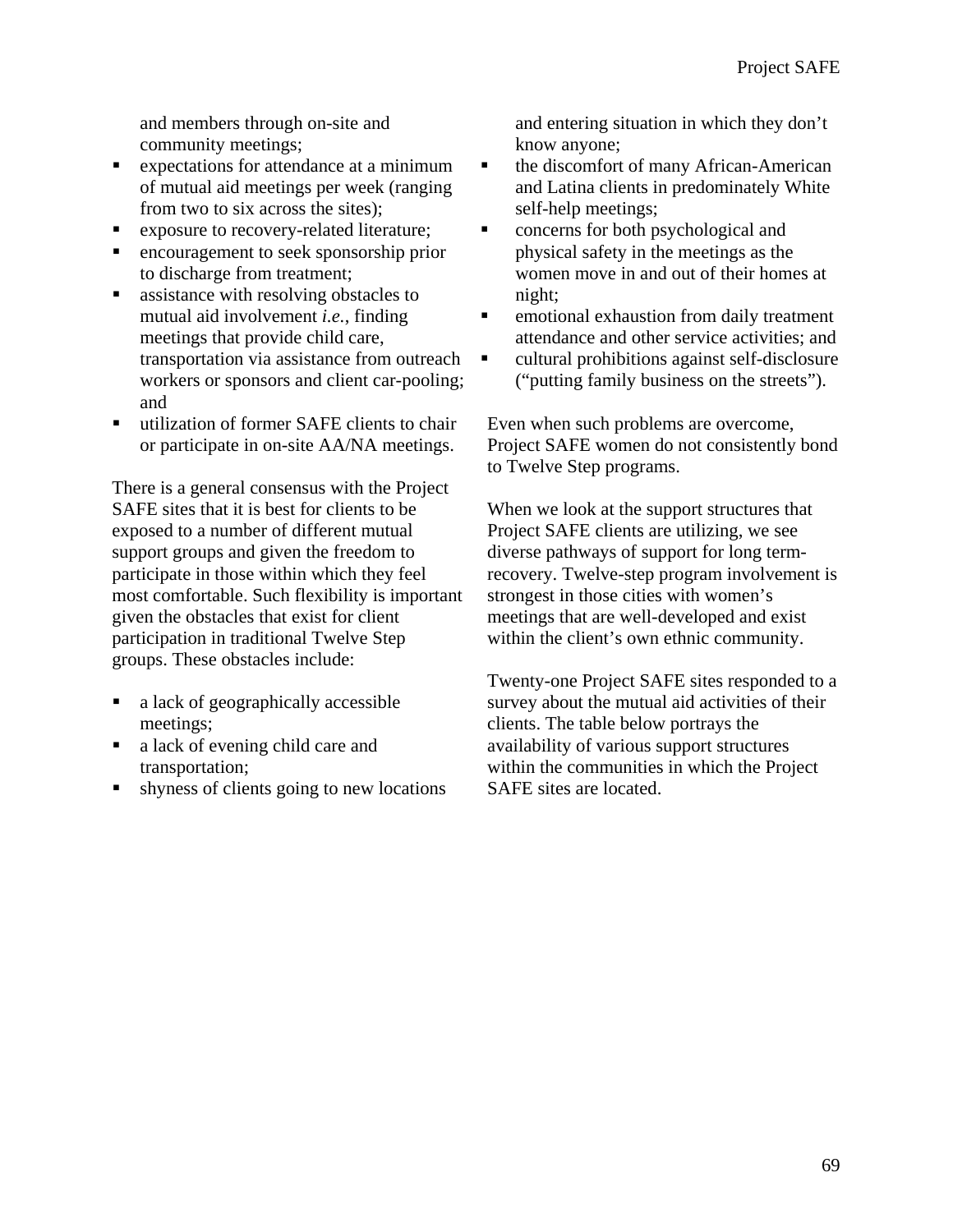and members through on-site and community meetings;

- expectations for attendance at a minimum of mutual aid meetings per week (ranging from two to six across the sites);
- exposure to recovery-related literature;
- encouragement to seek sponsorship prior to discharge from treatment;
- assistance with resolving obstacles to mutual aid involvement *i.e.*, finding meetings that provide child care, transportation via assistance from outreach workers or sponsors and client car-pooling; and
- utilization of former SAFE clients to chair or participate in on-site AA/NA meetings.

There is a general consensus with the Project SAFE sites that it is best for clients to be exposed to a number of different mutual support groups and given the freedom to participate in those within which they feel most comfortable. Such flexibility is important given the obstacles that exist for client participation in traditional Twelve Step groups. These obstacles include:

- a lack of geographically accessible meetings;
- a lack of evening child care and transportation;
- shyness of clients going to new locations and entering situation in which they don't know anyone;
- the discomfort of many African-American and Latina clients in predominately White self-help meetings;
- concerns for both psychological and physical safety in the meetings as the women move in and out of their homes at night;
- emotional exhaustion from daily treatment attendance and other service activities; and
- cultural prohibitions against self-disclosure ("putting family business on the streets").

Even when such problems are overcome, Project SAFE women do not consistently bond to Twelve Step programs.

When we look at the support structures that Project SAFE clients are utilizing, we see diverse pathways of support for long term-recovery. Twelve-step program involvement is strongest in those cities with women's meetings that are well-developed and exist within the client's own ethnic community.

Twenty-one Project SAFE sites responded to a survey about the mutual aid activities of their clients. The table below portrays the availability of various support structures within the communities in which the Project SAFE sites are located.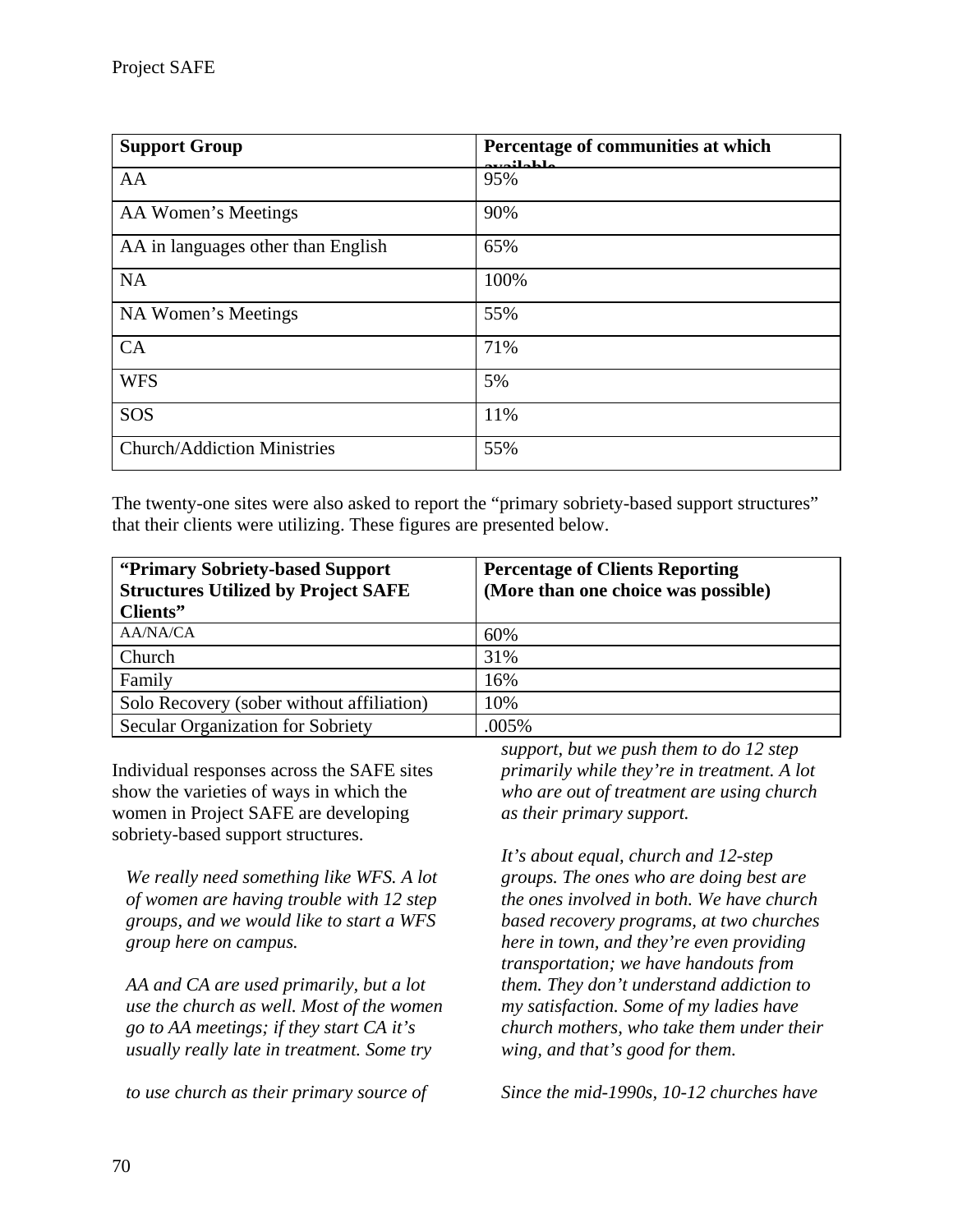| Support Group | Percentage of communities at which available |
|---|---|
| AA | 95% |
| AA Women's Meetings | 90% |
| AA in languages other than English | 65% |
| NA | 100% |
| NA Women's Meetings | 55% |
| CA | 71% |
| WFS | 5% |
| SOS | 11% |
| Church/Addiction Ministries | 55% |

The twenty-one sites were also asked to report the "primary sobriety-based support structures" that their clients were utilizing. These figures are presented below.

| "Primary Sobriety-based Support Structures Utilized by Project SAFE Clients" | Percentage of Clients Reporting (More than one choice was possible) |
|---|---|
| AA/NA/CA | 60% |
| Church | 31% |
| Family | 16% |
| Solo Recovery (sober without affiliation) | 10% |
| Secular Organization for Sobriety | .005% |

Individual responses across the SAFE sites show the varieties of ways in which the women in Project SAFE are developing sobriety-based support structures.

*We really need something like WFS. A lot of women are having trouble with 12 step groups, and we would like to start a WFS group here on campus.*

*AA and CA are used primarily, but a lot use the church as well. Most of the women go to AA meetings; if they start CA it's usually really late in treatment. Some try to use church as their primary source of support, but we push them to do 12 step primarily while they're in treatment. A lot who are out of treatment are using church as their primary support.*

*It's about equal, church and 12-step groups. The ones who are doing best are the ones involved in both. We have church based recovery programs, at two churches here in town, and they're even providing transportation; we have handouts from them. They don't understand addiction to my satisfaction. Some of my ladies have church mothers, who take them under their wing, and that's good for them.*

*Since the mid-1990s, 10-12 churches have*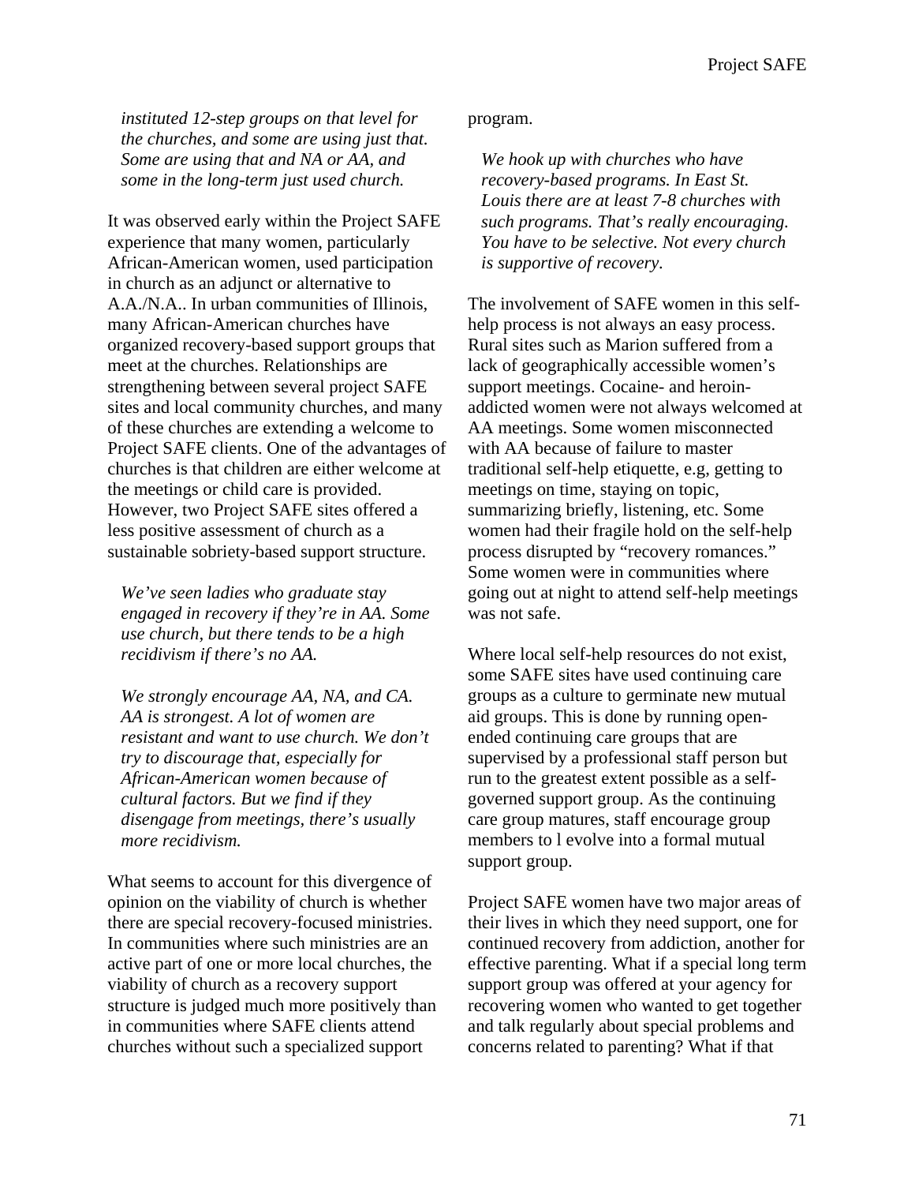*instituted 12-step groups on that level for the churches, and some are using just that. Some are using that and NA or AA, and some in the long-term just used church.*

It was observed early within the Project SAFE experience that many women, particularly African-American women, used participation in church as an adjunct or alternative to A.A./N.A.. In urban communities of Illinois, many African-American churches have organized recovery-based support groups that meet at the churches. Relationships are strengthening between several project SAFE sites and local community churches, and many of these churches are extending a welcome to Project SAFE clients. One of the advantages of churches is that children are either welcome at the meetings or child care is provided. However, two Project SAFE sites offered a less positive assessment of church as a sustainable sobriety-based support structure.

*We've seen ladies who graduate stay engaged in recovery if they're in AA. Some use church, but there tends to be a high recidivism if there's no AA.*

*We strongly encourage AA, NA, and CA. AA is strongest. A lot of women are resistant and want to use church. We don't try to discourage that, especially for African-American women because of cultural factors. But we find if they disengage from meetings, there's usually more recidivism.*

What seems to account for this divergence of opinion on the viability of church is whether there are special recovery-focused ministries. In communities where such ministries are an active part of one or more local churches, the viability of church as a recovery support structure is judged much more positively than in communities where SAFE clients attend churches without such a specialized support program.

*We hook up with churches who have recovery-based programs. In East St. Louis there are at least 7-8 churches with such programs. That's really encouraging. You have to be selective. Not every church is supportive of recovery.*

The involvement of SAFE women in this self-help process is not always an easy process. Rural sites such as Marion suffered from a lack of geographically accessible women's support meetings. Cocaine- and heroin-addicted women were not always welcomed at AA meetings. Some women misconnected with AA because of failure to master traditional self-help etiquette, e.g, getting to meetings on time, staying on topic, summarizing briefly, listening, etc. Some women had their fragile hold on the self-help process disrupted by "recovery romances." Some women were in communities where going out at night to attend self-help meetings was not safe.

Where local self-help resources do not exist, some SAFE sites have used continuing care groups as a culture to germinate new mutual aid groups. This is done by running open-ended continuing care groups that are supervised by a professional staff person but run to the greatest extent possible as a self-governed support group. As the continuing care group matures, staff encourage group members to l evolve into a formal mutual support group.

Project SAFE women have two major areas of their lives in which they need support, one for continued recovery from addiction, another for effective parenting. What if a special long term support group was offered at your agency for recovering women who wanted to get together and talk regularly about special problems and concerns related to parenting? What if that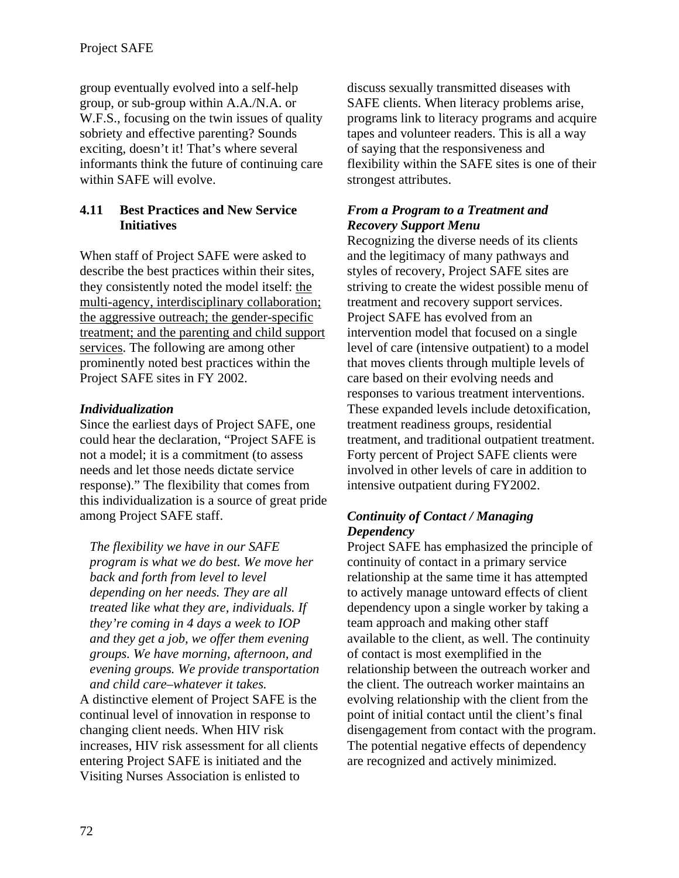group eventually evolved into a self-help group, or sub-group within A.A./N.A. or W.F.S., focusing on the twin issues of quality sobriety and effective parenting? Sounds exciting, doesn't it! That's where several informants think the future of continuing care within SAFE will evolve.

## 4.11 Best Practices and New Service Initiatives

When staff of Project SAFE were asked to describe the best practices within their sites, they consistently noted the model itself: <u>the multi-agency, interdisciplinary collaboration; the aggressive outreach; the gender-specific treatment; and the parenting and child support services</u>. The following are among other prominently noted best practices within the Project SAFE sites in FY 2002.

### *Individualization*

Since the earliest days of Project SAFE, one could hear the declaration, "Project SAFE is not a model; it is a commitment (to assess needs and let those needs dictate service response)." The flexibility that comes from this individualization is a source of great pride among Project SAFE staff.

> *The flexibility we have in our SAFE program is what we do best. We move her back and forth from level to level depending on her needs. They are all treated like what they are, individuals. If they're coming in 4 days a week to IOP and they get a job, we offer them evening groups. We have morning, afternoon, and evening groups. We provide transportation and child care–whatever it takes.*

A distinctive element of Project SAFE is the continual level of innovation in response to changing client needs. When HIV risk increases, HIV risk assessment for all clients entering Project SAFE is initiated and the Visiting Nurses Association is enlisted to discuss sexually transmitted diseases with SAFE clients. When literacy problems arise, programs link to literacy programs and acquire tapes and volunteer readers. This is all a way of saying that the responsiveness and flexibility within the SAFE sites is one of their strongest attributes.

### *From a Program to a Treatment and Recovery Support Menu*

Recognizing the diverse needs of its clients and the legitimacy of many pathways and styles of recovery, Project SAFE sites are striving to create the widest possible menu of treatment and recovery support services. Project SAFE has evolved from an intervention model that focused on a single level of care (intensive outpatient) to a model that moves clients through multiple levels of care based on their evolving needs and responses to various treatment interventions. These expanded levels include detoxification, treatment readiness groups, residential treatment, and traditional outpatient treatment. Forty percent of Project SAFE clients were involved in other levels of care in addition to intensive outpatient during FY2002.

### *Continuity of Contact / Managing Dependency*

Project SAFE has emphasized the principle of continuity of contact in a primary service relationship at the same time it has attempted to actively manage untoward effects of client dependency upon a single worker by taking a team approach and making other staff available to the client, as well. The continuity of contact is most exemplified in the relationship between the outreach worker and the client. The outreach worker maintains an evolving relationship with the client from the point of initial contact until the client's final disengagement from contact with the program. The potential negative effects of dependency are recognized and actively minimized.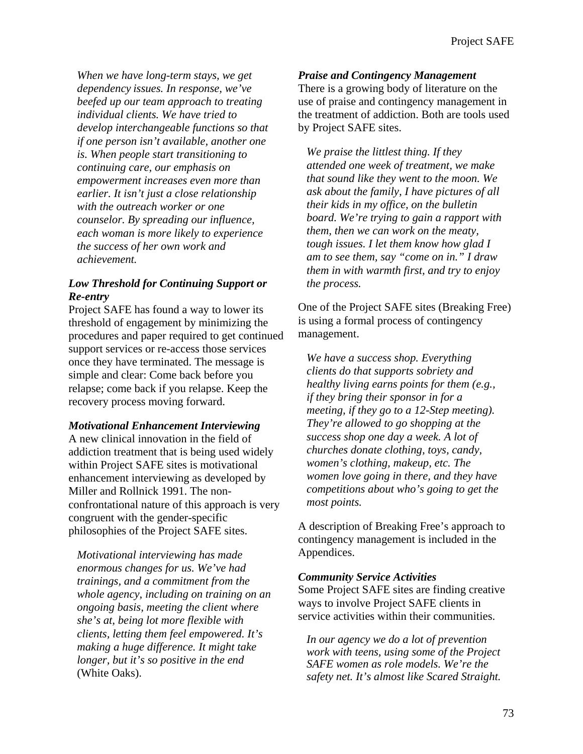*When we have long-term stays, we get dependency issues. In response, we've beefed up our team approach to treating individual clients. We have tried to develop interchangeable functions so that if one person isn't available, another one is. When people start transitioning to continuing care, our emphasis on empowerment increases even more than earlier. It isn't just a close relationship with the outreach worker or one counselor. By spreading our influence, each woman is more likely to experience the success of her own work and achievement.*

### *Low Threshold for Continuing Support or Re-entry*

Project SAFE has found a way to lower its threshold of engagement by minimizing the procedures and paper required to get continued support services or re-access those services once they have terminated. The message is simple and clear: Come back before you relapse; come back if you relapse. Keep the recovery process moving forward.

### *Motivational Enhancement Interviewing*

A new clinical innovation in the field of addiction treatment that is being used widely within Project SAFE sites is motivational enhancement interviewing as developed by Miller and Rollnick 1991. The non-confrontational nature of this approach is very congruent with the gender-specific philosophies of the Project SAFE sites.

*Motivational interviewing has made enormous changes for us. We've had trainings, and a commitment from the whole agency, including on training on an ongoing basis, meeting the client where she's at, being lot more flexible with clients, letting them feel empowered. It's making a huge difference. It might take longer, but it's so positive in the end* (White Oaks).

### *Praise and Contingency Management*

There is a growing body of literature on the use of praise and contingency management in the treatment of addiction. Both are tools used by Project SAFE sites.

*We praise the littlest thing. If they attended one week of treatment, we make that sound like they went to the moon. We ask about the family, I have pictures of all their kids in my office, on the bulletin board. We're trying to gain a rapport with them, then we can work on the meaty, tough issues. I let them know how glad I am to see them, say "come on in." I draw them in with warmth first, and try to enjoy the process.*

One of the Project SAFE sites (Breaking Free) is using a formal process of contingency management.

*We have a success shop. Everything clients do that supports sobriety and healthy living earns points for them (e.g., if they bring their sponsor in for a meeting, if they go to a 12-Step meeting). They're allowed to go shopping at the success shop one day a week. A lot of churches donate clothing, toys, candy, women's clothing, makeup, etc. The women love going in there, and they have competitions about who's going to get the most points.*

A description of Breaking Free's approach to contingency management is included in the Appendices.

### *Community Service Activities*

Some Project SAFE sites are finding creative ways to involve Project SAFE clients in service activities within their communities.

*In our agency we do a lot of prevention work with teens, using some of the Project SAFE women as role models. We're the safety net. It's almost like Scared Straight.*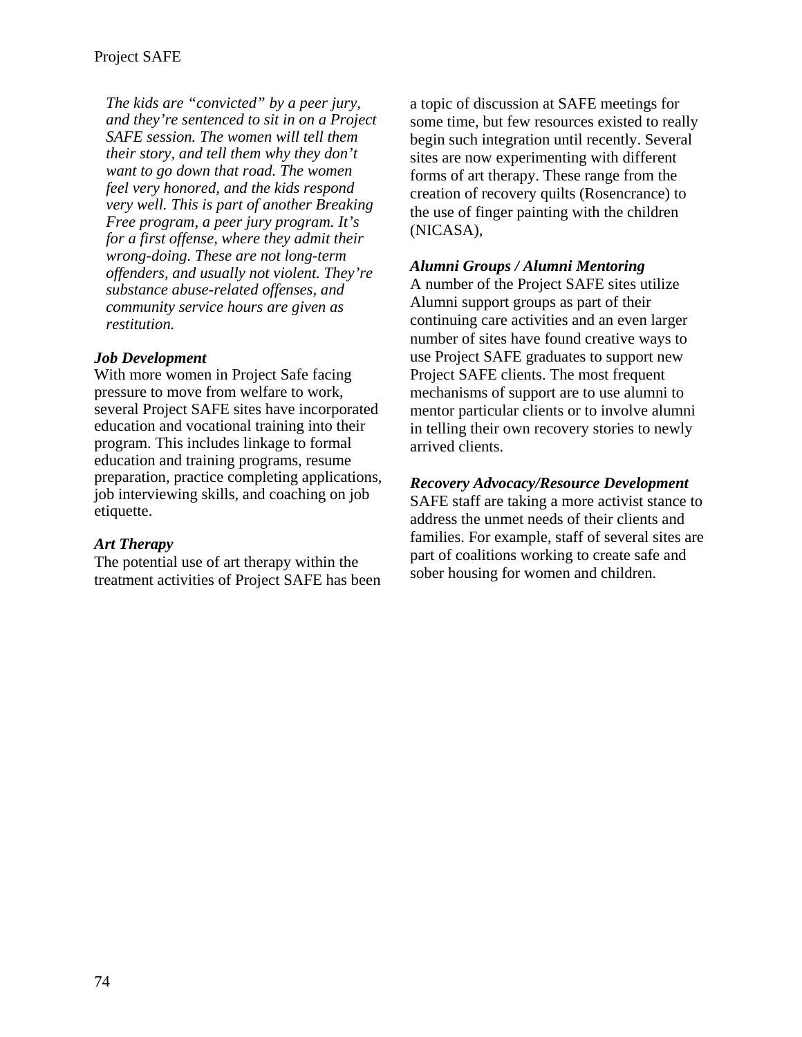*The kids are "convicted" by a peer jury, and they're sentenced to sit in on a Project SAFE session. The women will tell them their story, and tell them why they don't want to go down that road. The women feel very honored, and the kids respond very well. This is part of another Breaking Free program, a peer jury program. It's for a first offense, where they admit their wrong-doing. These are not long-term offenders, and usually not violent. They're substance abuse-related offenses, and community service hours are given as restitution.*

***Job Development***

With more women in Project Safe facing pressure to move from welfare to work, several Project SAFE sites have incorporated education and vocational training into their program. This includes linkage to formal education and training programs, resume preparation, practice completing applications, job interviewing skills, and coaching on job etiquette.

***Art Therapy***

The potential use of art therapy within the treatment activities of Project SAFE has been a topic of discussion at SAFE meetings for some time, but few resources existed to really begin such integration until recently. Several sites are now experimenting with different forms of art therapy. These range from the creation of recovery quilts (Rosencrance) to the use of finger painting with the children (NICASA),

***Alumni Groups / Alumni Mentoring***

A number of the Project SAFE sites utilize Alumni support groups as part of their continuing care activities and an even larger number of sites have found creative ways to use Project SAFE graduates to support new Project SAFE clients. The most frequent mechanisms of support are to use alumni to mentor particular clients or to involve alumni in telling their own recovery stories to newly arrived clients.

***Recovery Advocacy/Resource Development***

SAFE staff are taking a more activist stance to address the unmet needs of their clients and families. For example, staff of several sites are part of coalitions working to create safe and sober housing for women and children.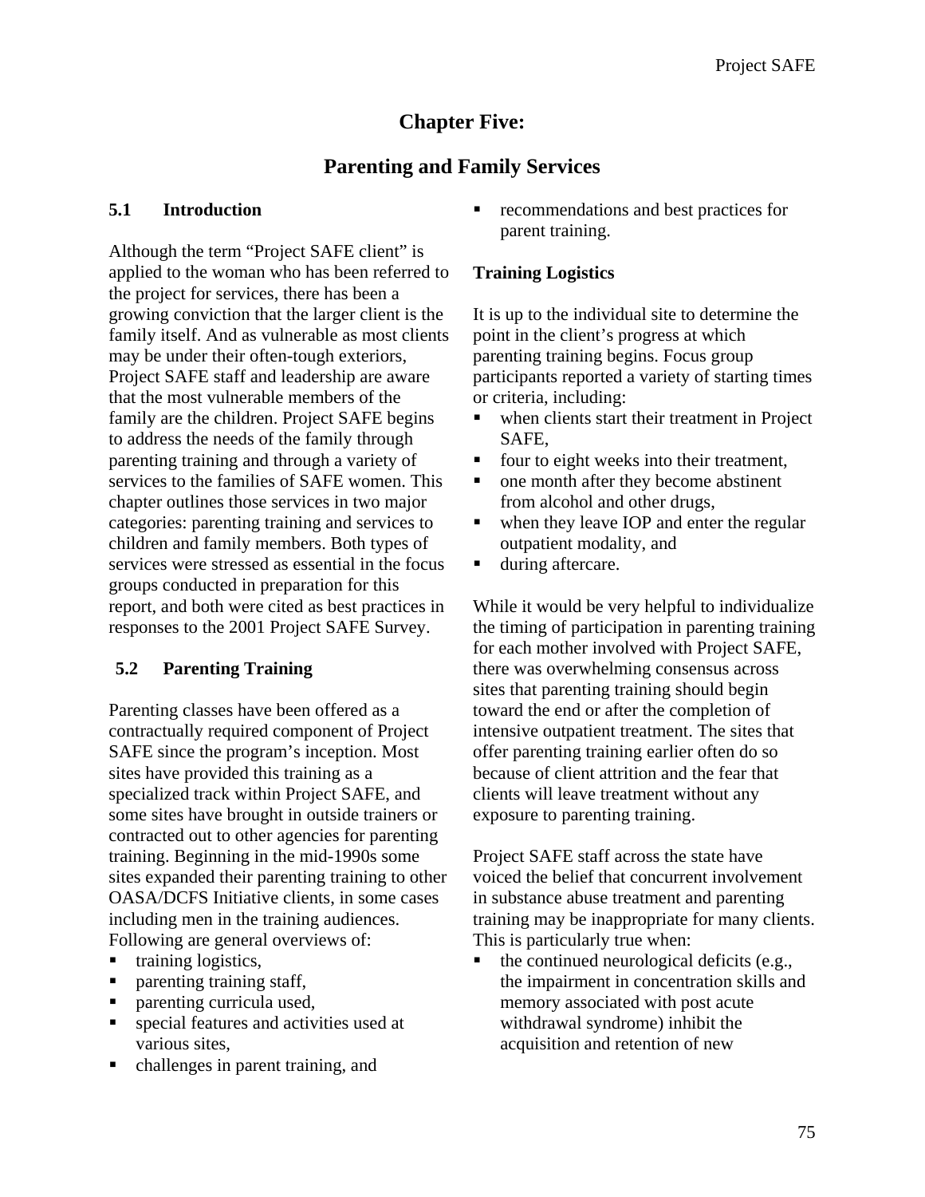# Chapter Five:

# Parenting and Family Services

## 5.1 Introduction

Although the term "Project SAFE client" is applied to the woman who has been referred to the project for services, there has been a growing conviction that the larger client is the family itself. And as vulnerable as most clients may be under their often-tough exteriors, Project SAFE staff and leadership are aware that the most vulnerable members of the family are the children. Project SAFE begins to address the needs of the family through parenting training and through a variety of services to the families of SAFE women. This chapter outlines those services in two major categories: parenting training and services to children and family members. Both types of services were stressed as essential in the focus groups conducted in preparation for this report, and both were cited as best practices in responses to the 2001 Project SAFE Survey.

## 5.2 Parenting Training

Parenting classes have been offered as a contractually required component of Project SAFE since the program's inception. Most sites have provided this training as a specialized track within Project SAFE, and some sites have brought in outside trainers or contracted out to other agencies for parenting training. Beginning in the mid-1990s some sites expanded their parenting training to other OASA/DCFS Initiative clients, in some cases including men in the training audiences. Following are general overviews of:

- training logistics,
- parenting training staff,
- parenting curricula used,
- special features and activities used at various sites,
- challenges in parent training, and
- recommendations and best practices for parent training.

### Training Logistics

It is up to the individual site to determine the point in the client's progress at which parenting training begins. Focus group participants reported a variety of starting times or criteria, including:

- when clients start their treatment in Project SAFE,
- four to eight weeks into their treatment,
- one month after they become abstinent from alcohol and other drugs,
- when they leave IOP and enter the regular outpatient modality, and
- during aftercare.

While it would be very helpful to individualize the timing of participation in parenting training for each mother involved with Project SAFE, there was overwhelming consensus across sites that parenting training should begin toward the end or after the completion of intensive outpatient treatment. The sites that offer parenting training earlier often do so because of client attrition and the fear that clients will leave treatment without any exposure to parenting training.

Project SAFE staff across the state have voiced the belief that concurrent involvement in substance abuse treatment and parenting training may be inappropriate for many clients. This is particularly true when:

- the continued neurological deficits (e.g., the impairment in concentration skills and memory associated with post acute withdrawal syndrome) inhibit the acquisition and retention of new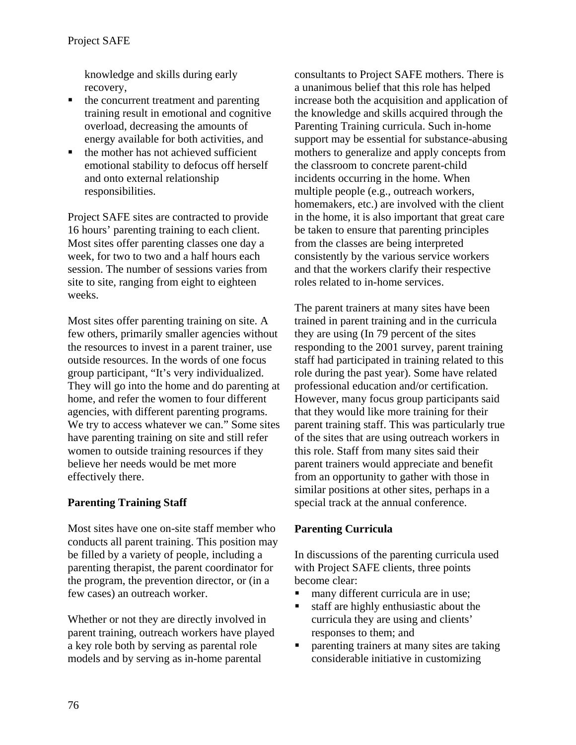knowledge and skills during early recovery,

- the concurrent treatment and parenting training result in emotional and cognitive overload, decreasing the amounts of energy available for both activities, and
- the mother has not achieved sufficient emotional stability to defocus off herself and onto external relationship responsibilities.

Project SAFE sites are contracted to provide 16 hours' parenting training to each client. Most sites offer parenting classes one day a week, for two to two and a half hours each session. The number of sessions varies from site to site, ranging from eight to eighteen weeks.

Most sites offer parenting training on site. A few others, primarily smaller agencies without the resources to invest in a parent trainer, use outside resources. In the words of one focus group participant, "It's very individualized. They will go into the home and do parenting at home, and refer the women to four different agencies, with different parenting programs. We try to access whatever we can." Some sites have parenting training on site and still refer women to outside training resources if they believe her needs would be met more effectively there.

**Parenting Training Staff**

Most sites have one on-site staff member who conducts all parent training. This position may be filled by a variety of people, including a parenting therapist, the parent coordinator for the program, the prevention director, or (in a few cases) an outreach worker.

Whether or not they are directly involved in parent training, outreach workers have played a key role both by serving as parental role models and by serving as in-home parental consultants to Project SAFE mothers. There is a unanimous belief that this role has helped increase both the acquisition and application of the knowledge and skills acquired through the Parenting Training curricula. Such in-home support may be essential for substance-abusing mothers to generalize and apply concepts from the classroom to concrete parent-child incidents occurring in the home. When multiple people (e.g., outreach workers, homemakers, etc.) are involved with the client in the home, it is also important that great care be taken to ensure that parenting principles from the classes are being interpreted consistently by the various service workers and that the workers clarify their respective roles related to in-home services.

The parent trainers at many sites have been trained in parent training and in the curricula they are using (In 79 percent of the sites responding to the 2001 survey, parent training staff had participated in training related to this role during the past year). Some have related professional education and/or certification. However, many focus group participants said that they would like more training for their parent training staff. This was particularly true of the sites that are using outreach workers in this role. Staff from many sites said their parent trainers would appreciate and benefit from an opportunity to gather with those in similar positions at other sites, perhaps in a special track at the annual conference.

**Parenting Curricula**

In discussions of the parenting curricula used with Project SAFE clients, three points become clear:

- many different curricula are in use;
- staff are highly enthusiastic about the curricula they are using and clients' responses to them; and
- parenting trainers at many sites are taking considerable initiative in customizing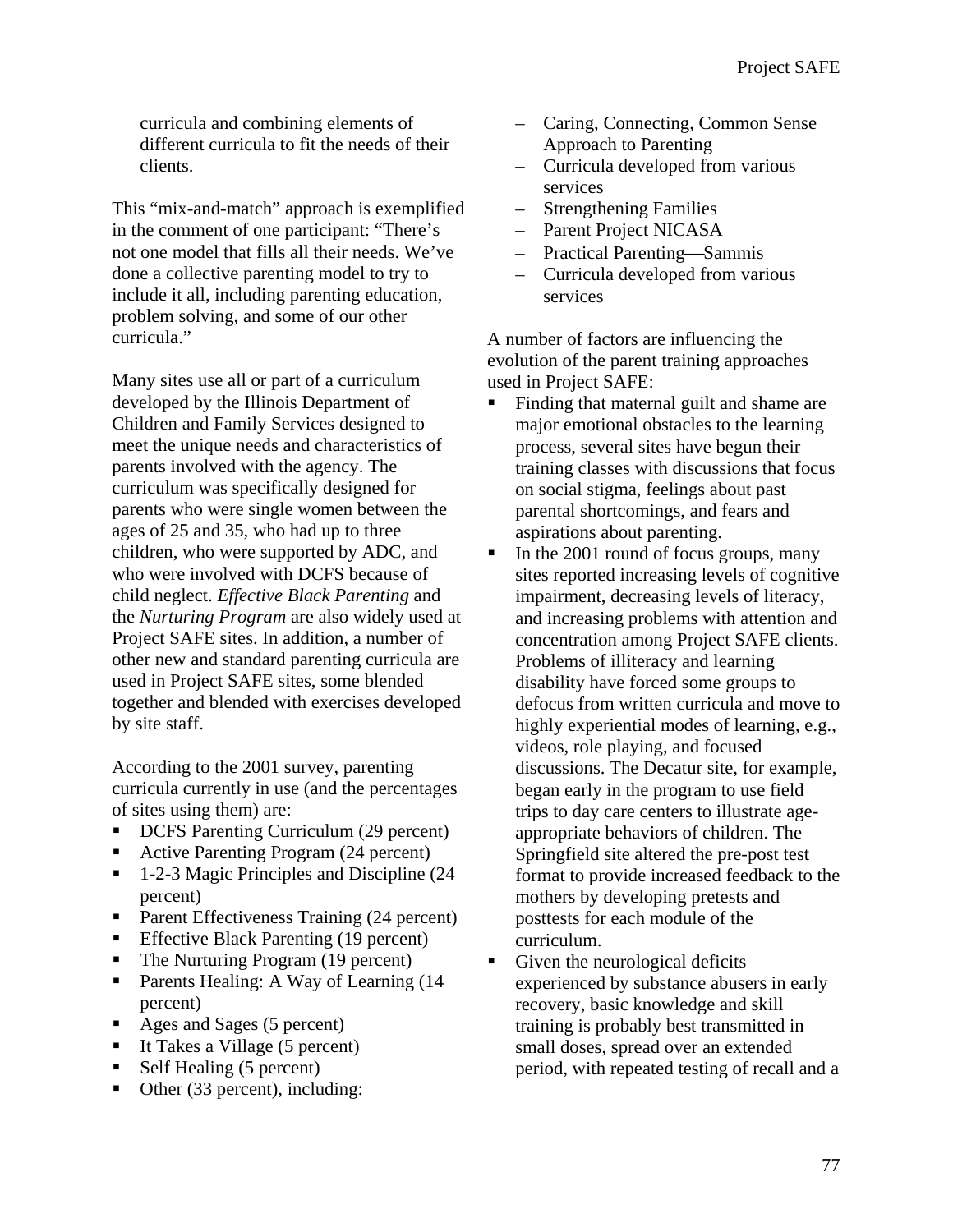curricula and combining elements of different curricula to fit the needs of their clients.

This "mix-and-match" approach is exemplified in the comment of one participant: "There's not one model that fills all their needs. We've done a collective parenting model to try to include it all, including parenting education, problem solving, and some of our other curricula."

Many sites use all or part of a curriculum developed by the Illinois Department of Children and Family Services designed to meet the unique needs and characteristics of parents involved with the agency. The curriculum was specifically designed for parents who were single women between the ages of 25 and 35, who had up to three children, who were supported by ADC, and who were involved with DCFS because of child neglect. *Effective Black Parenting* and the *Nurturing Program* are also widely used at Project SAFE sites. In addition, a number of other new and standard parenting curricula are used in Project SAFE sites, some blended together and blended with exercises developed by site staff.

According to the 2001 survey, parenting curricula currently in use (and the percentages of sites using them) are:

- DCFS Parenting Curriculum (29 percent)
- Active Parenting Program (24 percent)
- 1-2-3 Magic Principles and Discipline (24 percent)
- Parent Effectiveness Training (24 percent)
- Effective Black Parenting (19 percent)
- The Nurturing Program (19 percent)
- Parents Healing: A Way of Learning (14 percent)
- Ages and Sages (5 percent)
- It Takes a Village (5 percent)
- Self Healing (5 percent)
- Other (33 percent), including:
  - Caring, Connecting, Common Sense Approach to Parenting
  - Curricula developed from various services
  - Strengthening Families
  - Parent Project NICASA
  - Practical Parenting—Sammis
  - Curricula developed from various services

A number of factors are influencing the evolution of the parent training approaches used in Project SAFE:

- Finding that maternal guilt and shame are major emotional obstacles to the learning process, several sites have begun their training classes with discussions that focus on social stigma, feelings about past parental shortcomings, and fears and aspirations about parenting.
- In the 2001 round of focus groups, many sites reported increasing levels of cognitive impairment, decreasing levels of literacy, and increasing problems with attention and concentration among Project SAFE clients. Problems of illiteracy and learning disability have forced some groups to defocus from written curricula and move to highly experiential modes of learning, e.g., videos, role playing, and focused discussions. The Decatur site, for example, began early in the program to use field trips to day care centers to illustrate age-appropriate behaviors of children. The Springfield site altered the pre-post test format to provide increased feedback to the mothers by developing pretests and posttests for each module of the curriculum.
- Given the neurological deficits experienced by substance abusers in early recovery, basic knowledge and skill training is probably best transmitted in small doses, spread over an extended period, with repeated testing of recall and a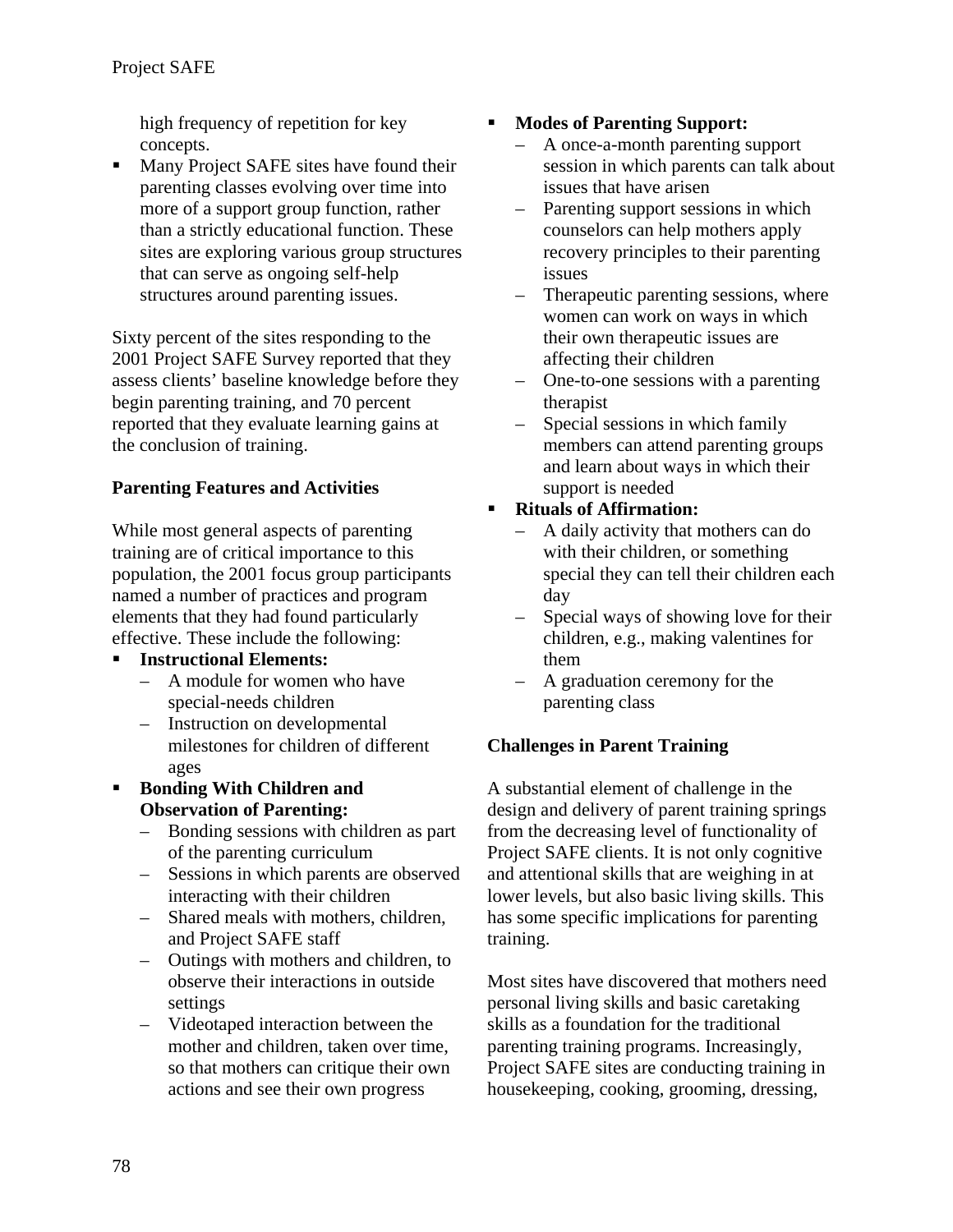high frequency of repetition for key concepts.

- Many Project SAFE sites have found their parenting classes evolving over time into more of a support group function, rather than a strictly educational function. These sites are exploring various group structures that can serve as ongoing self-help structures around parenting issues.

Sixty percent of the sites responding to the 2001 Project SAFE Survey reported that they assess clients' baseline knowledge before they begin parenting training, and 70 percent reported that they evaluate learning gains at the conclusion of training.

**Parenting Features and Activities**

While most general aspects of parenting training are of critical importance to this population, the 2001 focus group participants named a number of practices and program elements that they had found particularly effective. These include the following:

- **Instructional Elements:**
  - A module for women who have special-needs children
  - Instruction on developmental milestones for children of different ages
- **Bonding With Children and Observation of Parenting:**
  - Bonding sessions with children as part of the parenting curriculum
  - Sessions in which parents are observed interacting with their children
  - Shared meals with mothers, children, and Project SAFE staff
  - Outings with mothers and children, to observe their interactions in outside settings
  - Videotaped interaction between the mother and children, taken over time, so that mothers can critique their own actions and see their own progress
- **Modes of Parenting Support:**
  - A once-a-month parenting support session in which parents can talk about issues that have arisen
  - Parenting support sessions in which counselors can help mothers apply recovery principles to their parenting issues
  - Therapeutic parenting sessions, where women can work on ways in which their own therapeutic issues are affecting their children
  - One-to-one sessions with a parenting therapist
  - Special sessions in which family members can attend parenting groups and learn about ways in which their support is needed
- **Rituals of Affirmation:**
  - A daily activity that mothers can do with their children, or something special they can tell their children each day
  - Special ways of showing love for their children, e.g., making valentines for them
  - A graduation ceremony for the parenting class

**Challenges in Parent Training**

A substantial element of challenge in the design and delivery of parent training springs from the decreasing level of functionality of Project SAFE clients. It is not only cognitive and attentional skills that are weighing in at lower levels, but also basic living skills. This has some specific implications for parenting training.

Most sites have discovered that mothers need personal living skills and basic caretaking skills as a foundation for the traditional parenting training programs. Increasingly, Project SAFE sites are conducting training in housekeeping, cooking, grooming, dressing,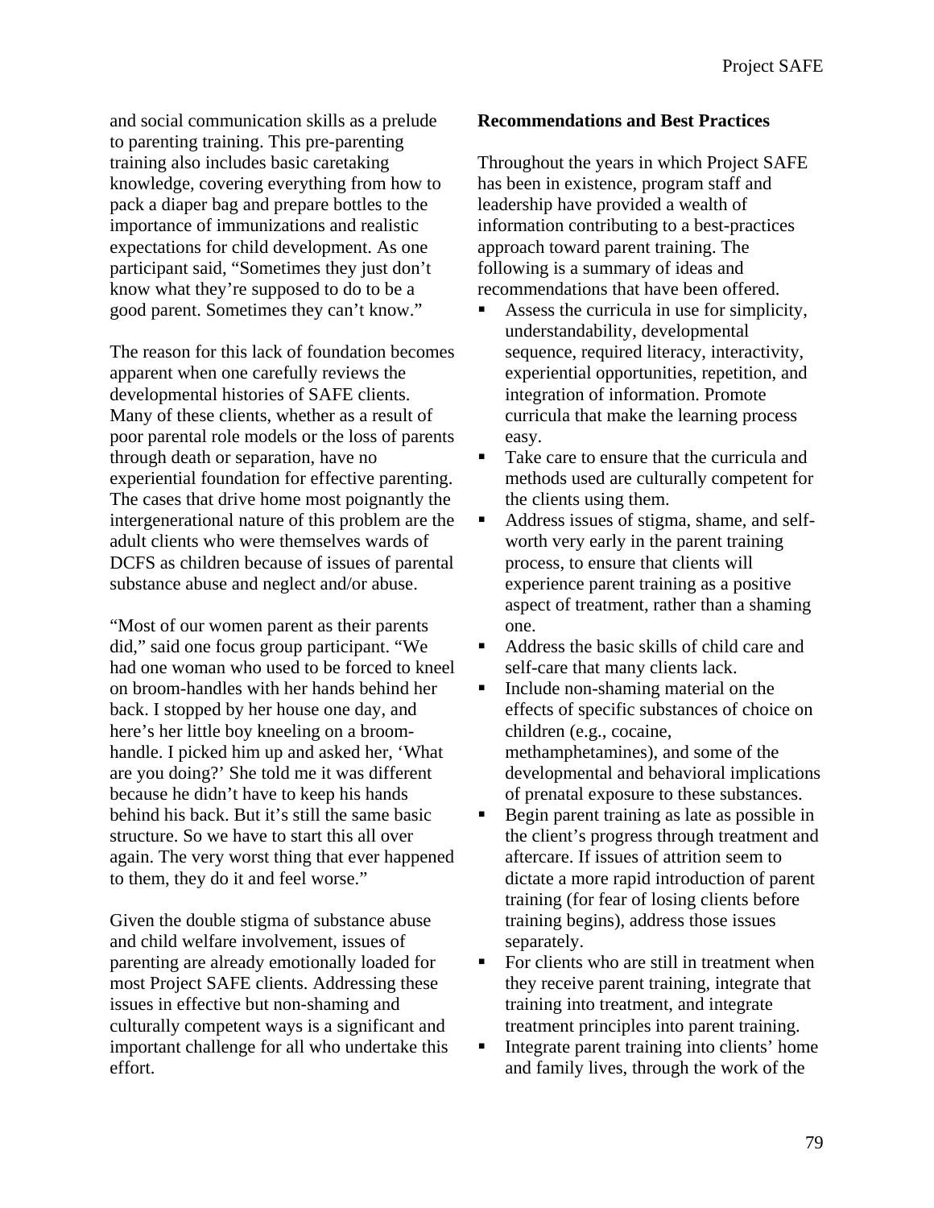and social communication skills as a prelude to parenting training. This pre-parenting training also includes basic caretaking knowledge, covering everything from how to pack a diaper bag and prepare bottles to the importance of immunizations and realistic expectations for child development. As one participant said, "Sometimes they just don't know what they're supposed to do to be a good parent. Sometimes they can't know."

The reason for this lack of foundation becomes apparent when one carefully reviews the developmental histories of SAFE clients. Many of these clients, whether as a result of poor parental role models or the loss of parents through death or separation, have no experiential foundation for effective parenting. The cases that drive home most poignantly the intergenerational nature of this problem are the adult clients who were themselves wards of DCFS as children because of issues of parental substance abuse and neglect and/or abuse.

"Most of our women parent as their parents did," said one focus group participant. "We had one woman who used to be forced to kneel on broom-handles with her hands behind her back. I stopped by her house one day, and here's her little boy kneeling on a broom-handle. I picked him up and asked her, 'What are you doing?' She told me it was different because he didn't have to keep his hands behind his back. But it's still the same basic structure. So we have to start this all over again. The very worst thing that ever happened to them, they do it and feel worse."

Given the double stigma of substance abuse and child welfare involvement, issues of parenting are already emotionally loaded for most Project SAFE clients. Addressing these issues in effective but non-shaming and culturally competent ways is a significant and important challenge for all who undertake this effort.

**Recommendations and Best Practices**

Throughout the years in which Project SAFE has been in existence, program staff and leadership have provided a wealth of information contributing to a best-practices approach toward parent training. The following is a summary of ideas and recommendations that have been offered.

- Assess the curricula in use for simplicity, understandability, developmental sequence, required literacy, interactivity, experiential opportunities, repetition, and integration of information. Promote curricula that make the learning process easy.
- Take care to ensure that the curricula and methods used are culturally competent for the clients using them.
- Address issues of stigma, shame, and self-worth very early in the parent training process, to ensure that clients will experience parent training as a positive aspect of treatment, rather than a shaming one.
- Address the basic skills of child care and self-care that many clients lack.
- Include non-shaming material on the effects of specific substances of choice on children (e.g., cocaine, methamphetamines), and some of the developmental and behavioral implications of prenatal exposure to these substances.
- Begin parent training as late as possible in the client's progress through treatment and aftercare. If issues of attrition seem to dictate a more rapid introduction of parent training (for fear of losing clients before training begins), address those issues separately.
- For clients who are still in treatment when they receive parent training, integrate that training into treatment, and integrate treatment principles into parent training.
- Integrate parent training into clients' home and family lives, through the work of the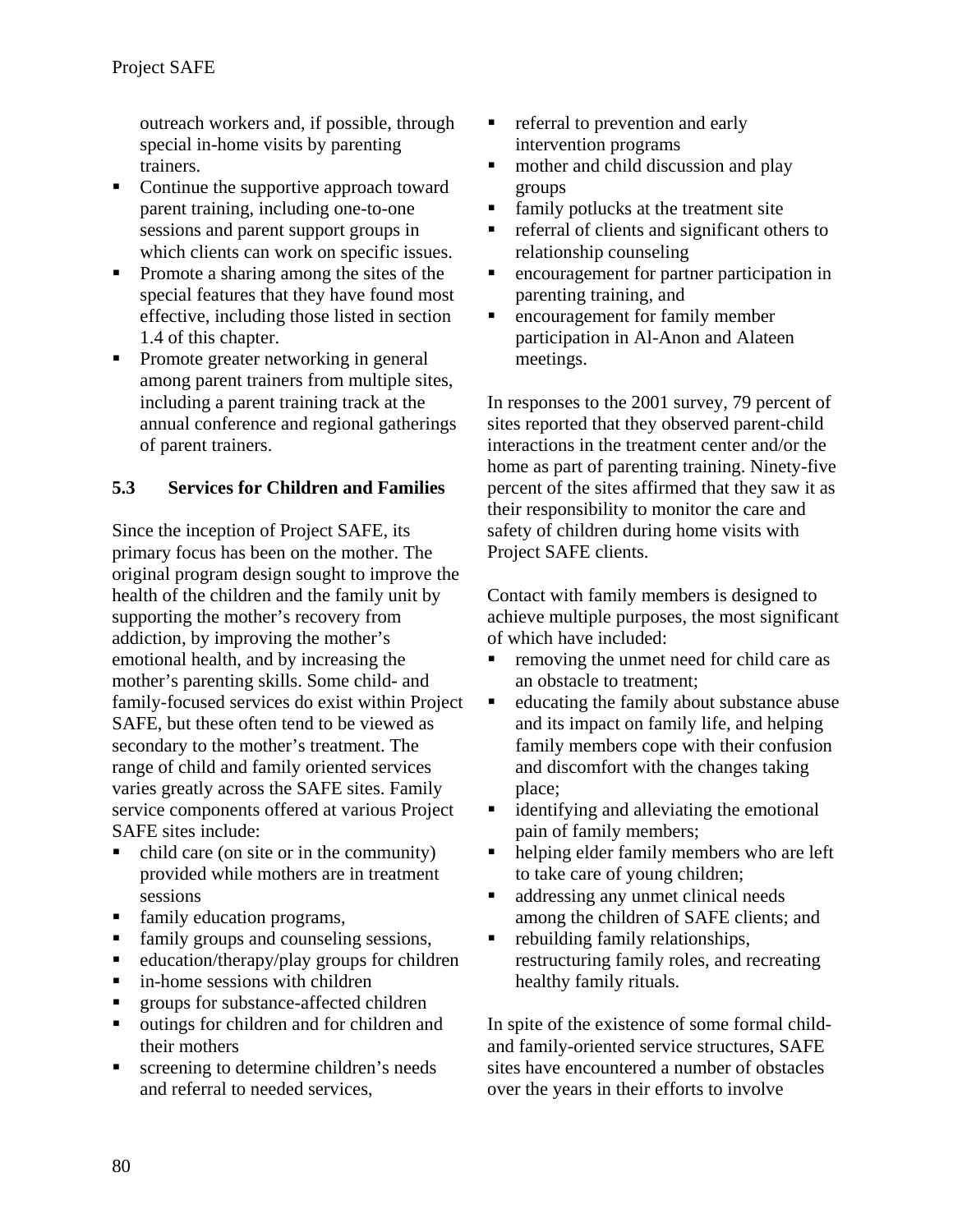outreach workers and, if possible, through special in-home visits by parenting trainers.

- Continue the supportive approach toward parent training, including one-to-one sessions and parent support groups in which clients can work on specific issues.
- Promote a sharing among the sites of the special features that they have found most effective, including those listed in section 1.4 of this chapter.
- Promote greater networking in general among parent trainers from multiple sites, including a parent training track at the annual conference and regional gatherings of parent trainers.

### 5.3 Services for Children and Families

Since the inception of Project SAFE, its primary focus has been on the mother. The original program design sought to improve the health of the children and the family unit by supporting the mother's recovery from addiction, by improving the mother's emotional health, and by increasing the mother's parenting skills. Some child- and family-focused services do exist within Project SAFE, but these often tend to be viewed as secondary to the mother's treatment. The range of child and family oriented services varies greatly across the SAFE sites. Family service components offered at various Project SAFE sites include:

- child care (on site or in the community) provided while mothers are in treatment sessions
- family education programs,
- family groups and counseling sessions,
- education/therapy/play groups for children
- in-home sessions with children
- groups for substance-affected children
- outings for children and for children and their mothers
- screening to determine children's needs and referral to needed services,
- referral to prevention and early intervention programs
- mother and child discussion and play groups
- family potlucks at the treatment site
- referral of clients and significant others to relationship counseling
- encouragement for partner participation in parenting training, and
- encouragement for family member participation in Al-Anon and Alateen meetings.

In responses to the 2001 survey, 79 percent of sites reported that they observed parent-child interactions in the treatment center and/or the home as part of parenting training. Ninety-five percent of the sites affirmed that they saw it as their responsibility to monitor the care and safety of children during home visits with Project SAFE clients.

Contact with family members is designed to achieve multiple purposes, the most significant of which have included:

- removing the unmet need for child care as an obstacle to treatment;
- educating the family about substance abuse and its impact on family life, and helping family members cope with their confusion and discomfort with the changes taking place;
- identifying and alleviating the emotional pain of family members;
- helping elder family members who are left to take care of young children;
- addressing any unmet clinical needs among the children of SAFE clients; and
- rebuilding family relationships, restructuring family roles, and recreating healthy family rituals.

In spite of the existence of some formal child- and family-oriented service structures, SAFE sites have encountered a number of obstacles over the years in their efforts to involve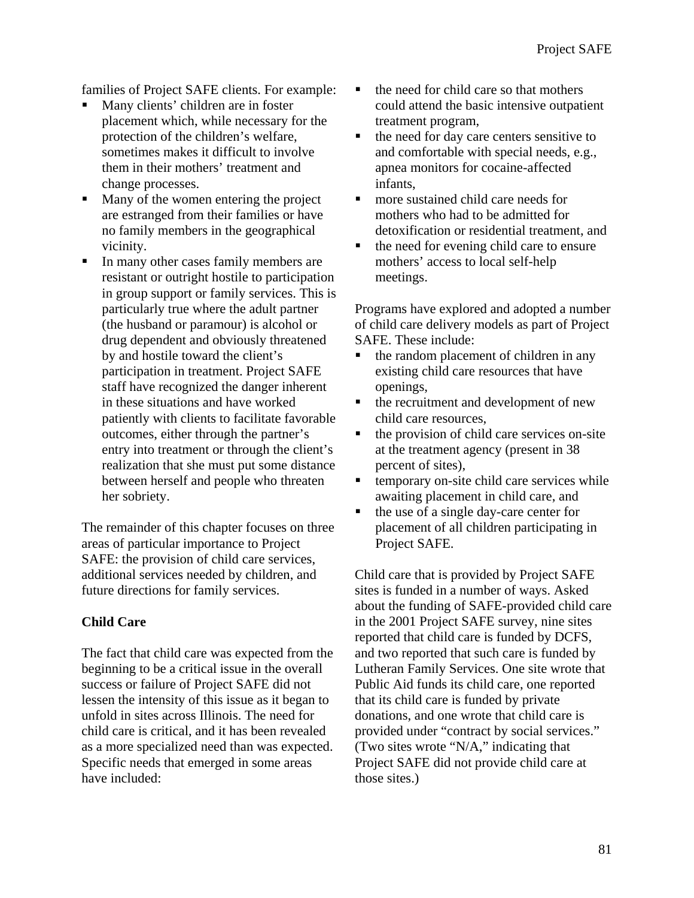families of Project SAFE clients. For example:

- Many clients' children are in foster placement which, while necessary for the protection of the children's welfare, sometimes makes it difficult to involve them in their mothers' treatment and change processes.
- Many of the women entering the project are estranged from their families or have no family members in the geographical vicinity.
- In many other cases family members are resistant or outright hostile to participation in group support or family services. This is particularly true where the adult partner (the husband or paramour) is alcohol or drug dependent and obviously threatened by and hostile toward the client's participation in treatment. Project SAFE staff have recognized the danger inherent in these situations and have worked patiently with clients to facilitate favorable outcomes, either through the partner's entry into treatment or through the client's realization that she must put some distance between herself and people who threaten her sobriety.

The remainder of this chapter focuses on three areas of particular importance to Project SAFE: the provision of child care services, additional services needed by children, and future directions for family services.

**Child Care**

The fact that child care was expected from the beginning to be a critical issue in the overall success or failure of Project SAFE did not lessen the intensity of this issue as it began to unfold in sites across Illinois. The need for child care is critical, and it has been revealed as a more specialized need than was expected. Specific needs that emerged in some areas have included:

- the need for child care so that mothers could attend the basic intensive outpatient treatment program,
- the need for day care centers sensitive to and comfortable with special needs, e.g., apnea monitors for cocaine-affected infants,
- more sustained child care needs for mothers who had to be admitted for detoxification or residential treatment, and
- the need for evening child care to ensure mothers' access to local self-help meetings.

Programs have explored and adopted a number of child care delivery models as part of Project SAFE. These include:

- the random placement of children in any existing child care resources that have openings,
- the recruitment and development of new child care resources,
- the provision of child care services on-site at the treatment agency (present in 38 percent of sites),
- temporary on-site child care services while awaiting placement in child care, and
- the use of a single day-care center for placement of all children participating in Project SAFE.

Child care that is provided by Project SAFE sites is funded in a number of ways. Asked about the funding of SAFE-provided child care in the 2001 Project SAFE survey, nine sites reported that child care is funded by DCFS, and two reported that such care is funded by Lutheran Family Services. One site wrote that Public Aid funds its child care, one reported that its child care is funded by private donations, and one wrote that child care is provided under "contract by social services." (Two sites wrote "N/A," indicating that Project SAFE did not provide child care at those sites.)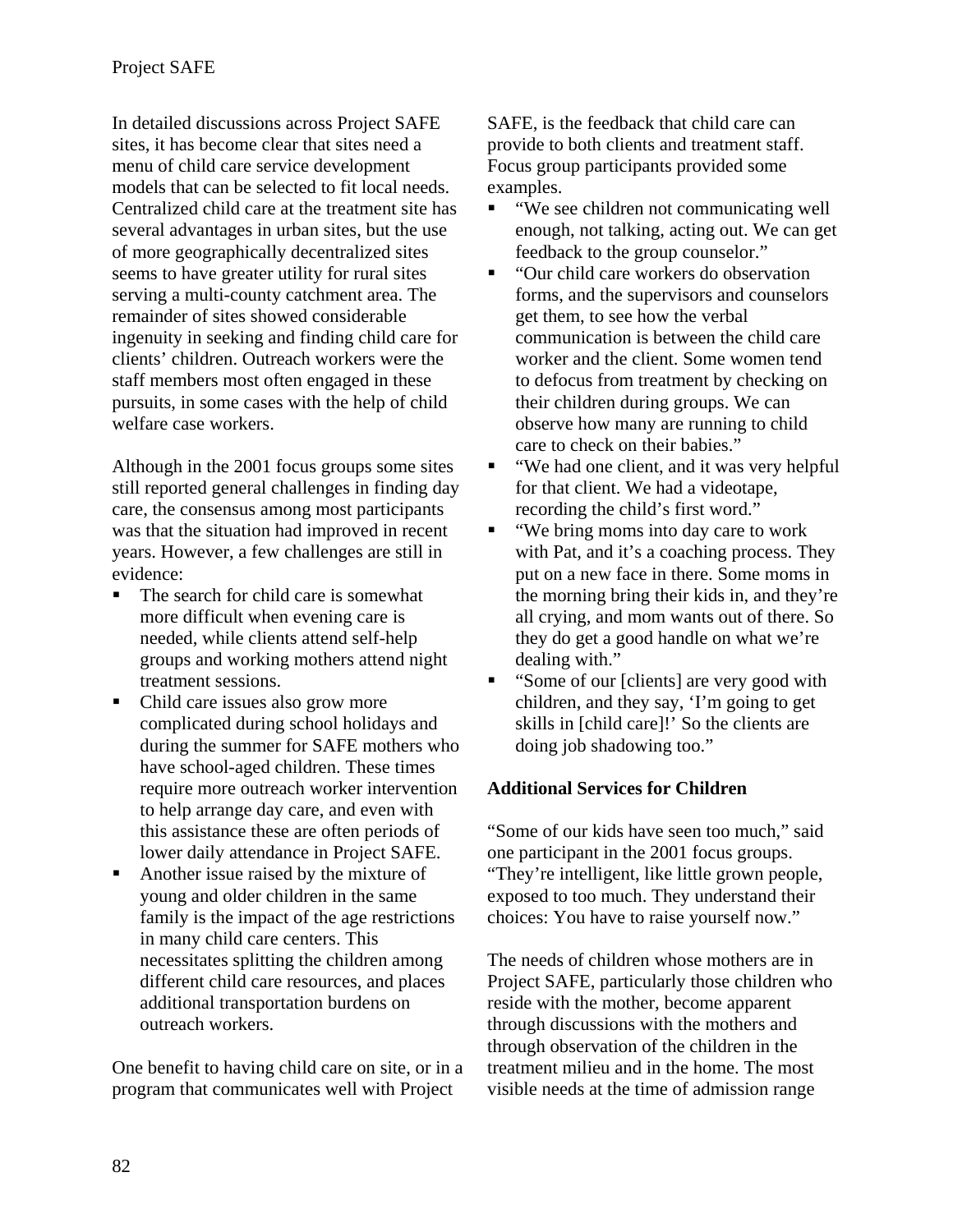In detailed discussions across Project SAFE sites, it has become clear that sites need a menu of child care service development models that can be selected to fit local needs. Centralized child care at the treatment site has several advantages in urban sites, but the use of more geographically decentralized sites seems to have greater utility for rural sites serving a multi-county catchment area. The remainder of sites showed considerable ingenuity in seeking and finding child care for clients' children. Outreach workers were the staff members most often engaged in these pursuits, in some cases with the help of child welfare case workers.

Although in the 2001 focus groups some sites still reported general challenges in finding day care, the consensus among most participants was that the situation had improved in recent years. However, a few challenges are still in evidence:

- The search for child care is somewhat more difficult when evening care is needed, while clients attend self-help groups and working mothers attend night treatment sessions.
- Child care issues also grow more complicated during school holidays and during the summer for SAFE mothers who have school-aged children. These times require more outreach worker intervention to help arrange day care, and even with this assistance these are often periods of lower daily attendance in Project SAFE.
- Another issue raised by the mixture of young and older children in the same family is the impact of the age restrictions in many child care centers. This necessitates splitting the children among different child care resources, and places additional transportation burdens on outreach workers.

One benefit to having child care on site, or in a program that communicates well with Project SAFE, is the feedback that child care can provide to both clients and treatment staff. Focus group participants provided some examples.

- "We see children not communicating well enough, not talking, acting out. We can get feedback to the group counselor."
- "Our child care workers do observation forms, and the supervisors and counselors get them, to see how the verbal communication is between the child care worker and the client. Some women tend to defocus from treatment by checking on their children during groups. We can observe how many are running to child care to check on their babies."
- "We had one client, and it was very helpful for that client. We had a videotape, recording the child's first word."
- "We bring moms into day care to work with Pat, and it's a coaching process. They put on a new face in there. Some moms in the morning bring their kids in, and they're all crying, and mom wants out of there. So they do get a good handle on what we're dealing with."
- "Some of our [clients] are very good with children, and they say, 'I'm going to get skills in [child care]!' So the clients are doing job shadowing too."

**Additional Services for Children**

"Some of our kids have seen too much," said one participant in the 2001 focus groups. "They're intelligent, like little grown people, exposed to too much. They understand their choices: You have to raise yourself now."

The needs of children whose mothers are in Project SAFE, particularly those children who reside with the mother, become apparent through discussions with the mothers and through observation of the children in the treatment milieu and in the home. The most visible needs at the time of admission range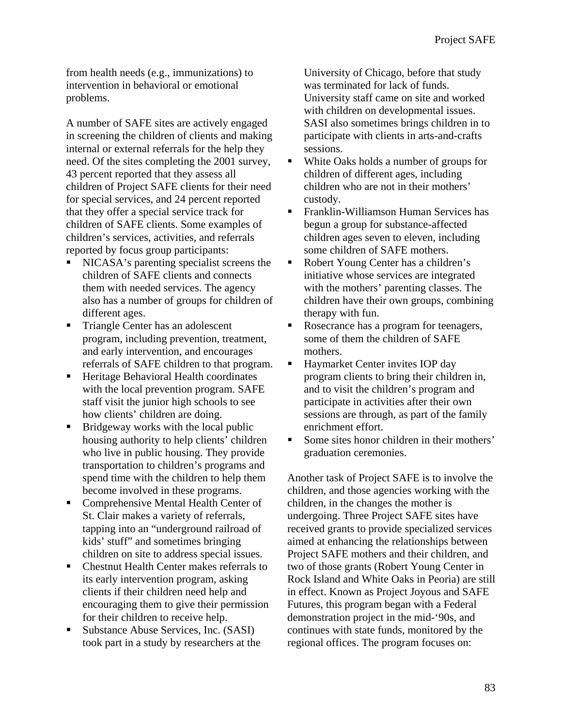from health needs (e.g., immunizations) to intervention in behavioral or emotional problems.

A number of SAFE sites are actively engaged in screening the children of clients and making internal or external referrals for the help they need. Of the sites completing the 2001 survey, 43 percent reported that they assess all children of Project SAFE clients for their need for special services, and 24 percent reported that they offer a special service track for children of SAFE clients. Some examples of children's services, activities, and referrals reported by focus group participants:

- NICASA's parenting specialist screens the children of SAFE clients and connects them with needed services. The agency also has a number of groups for children of different ages.
- Triangle Center has an adolescent program, including prevention, treatment, and early intervention, and encourages referrals of SAFE children to that program.
- Heritage Behavioral Health coordinates with the local prevention program. SAFE staff visit the junior high schools to see how clients' children are doing.
- Bridgeway works with the local public housing authority to help clients' children who live in public housing. They provide transportation to children's programs and spend time with the children to help them become involved in these programs.
- Comprehensive Mental Health Center of St. Clair makes a variety of referrals, tapping into an "underground railroad of kids' stuff" and sometimes bringing children on site to address special issues.
- Chestnut Health Center makes referrals to its early intervention program, asking clients if their children need help and encouraging them to give their permission for their children to receive help.
- Substance Abuse Services, Inc. (SASI) took part in a study by researchers at the University of Chicago, before that study was terminated for lack of funds. University staff came on site and worked with children on developmental issues. SASI also sometimes brings children in to participate with clients in arts-and-crafts sessions.
- White Oaks holds a number of groups for children of different ages, including children who are not in their mothers' custody.
- Franklin-Williamson Human Services has begun a group for substance-affected children ages seven to eleven, including some children of SAFE mothers.
- Robert Young Center has a children's initiative whose services are integrated with the mothers' parenting classes. The children have their own groups, combining therapy with fun.
- Rosecrance has a program for teenagers, some of them the children of SAFE mothers.
- Haymarket Center invites IOP day program clients to bring their children in, and to visit the children's program and participate in activities after their own sessions are through, as part of the family enrichment effort.
- Some sites honor children in their mothers' graduation ceremonies.

Another task of Project SAFE is to involve the children, and those agencies working with the children, in the changes the mother is undergoing. Three Project SAFE sites have received grants to provide specialized services aimed at enhancing the relationships between Project SAFE mothers and their children, and two of those grants (Robert Young Center in Rock Island and White Oaks in Peoria) are still in effect. Known as Project Joyous and SAFE Futures, this program began with a Federal demonstration project in the mid-'90s, and continues with state funds, monitored by the regional offices. The program focuses on: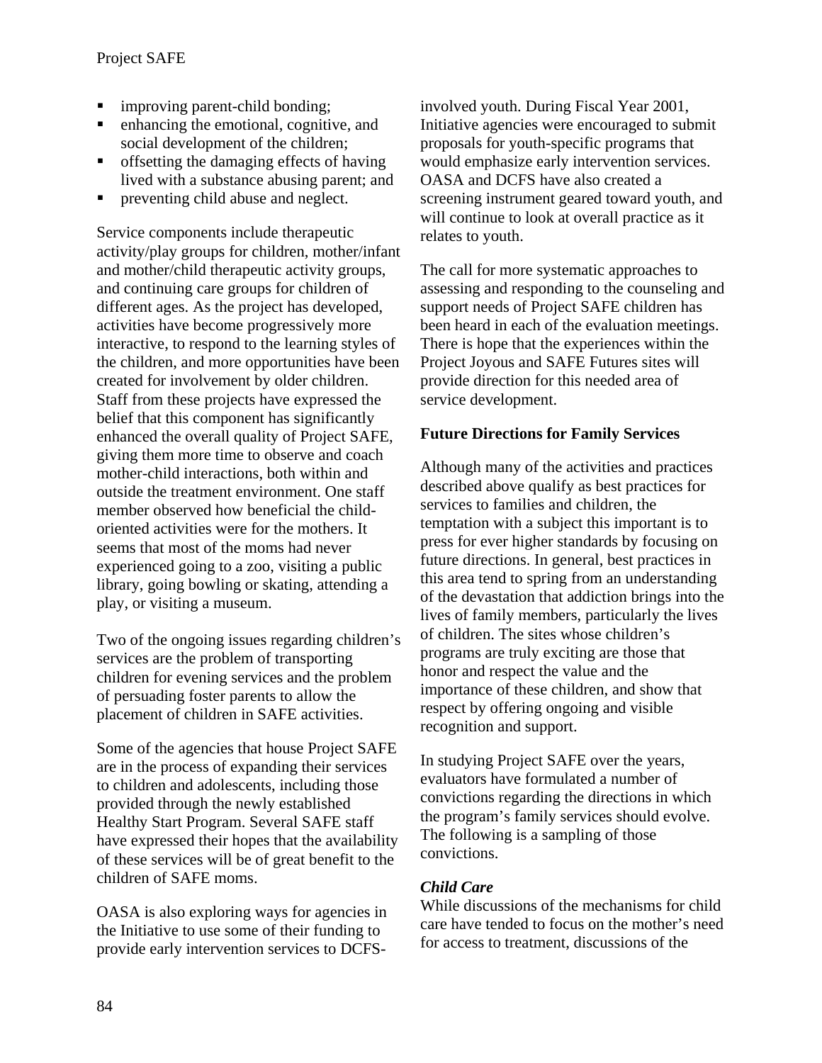- improving parent-child bonding;
- enhancing the emotional, cognitive, and social development of the children;
- offsetting the damaging effects of having lived with a substance abusing parent; and
- preventing child abuse and neglect.

Service components include therapeutic activity/play groups for children, mother/infant and mother/child therapeutic activity groups, and continuing care groups for children of different ages. As the project has developed, activities have become progressively more interactive, to respond to the learning styles of the children, and more opportunities have been created for involvement by older children. Staff from these projects have expressed the belief that this component has significantly enhanced the overall quality of Project SAFE, giving them more time to observe and coach mother-child interactions, both within and outside the treatment environment. One staff member observed how beneficial the child-oriented activities were for the mothers. It seems that most of the moms had never experienced going to a zoo, visiting a public library, going bowling or skating, attending a play, or visiting a museum.

Two of the ongoing issues regarding children's services are the problem of transporting children for evening services and the problem of persuading foster parents to allow the placement of children in SAFE activities.

Some of the agencies that house Project SAFE are in the process of expanding their services to children and adolescents, including those provided through the newly established Healthy Start Program. Several SAFE staff have expressed their hopes that the availability of these services will be of great benefit to the children of SAFE moms.

OASA is also exploring ways for agencies in the Initiative to use some of their funding to provide early intervention services to DCFS-involved youth. During Fiscal Year 2001, Initiative agencies were encouraged to submit proposals for youth-specific programs that would emphasize early intervention services. OASA and DCFS have also created a screening instrument geared toward youth, and will continue to look at overall practice as it relates to youth.

The call for more systematic approaches to assessing and responding to the counseling and support needs of Project SAFE children has been heard in each of the evaluation meetings. There is hope that the experiences within the Project Joyous and SAFE Futures sites will provide direction for this needed area of service development.

**Future Directions for Family Services**

Although many of the activities and practices described above qualify as best practices for services to families and children, the temptation with a subject this important is to press for ever higher standards by focusing on future directions. In general, best practices in this area tend to spring from an understanding of the devastation that addiction brings into the lives of family members, particularly the lives of children. The sites whose children's programs are truly exciting are those that honor and respect the value and the importance of these children, and show that respect by offering ongoing and visible recognition and support.

In studying Project SAFE over the years, evaluators have formulated a number of convictions regarding the directions in which the program's family services should evolve. The following is a sampling of those convictions.

***Child Care***

While discussions of the mechanisms for child care have tended to focus on the mother's need for access to treatment, discussions of the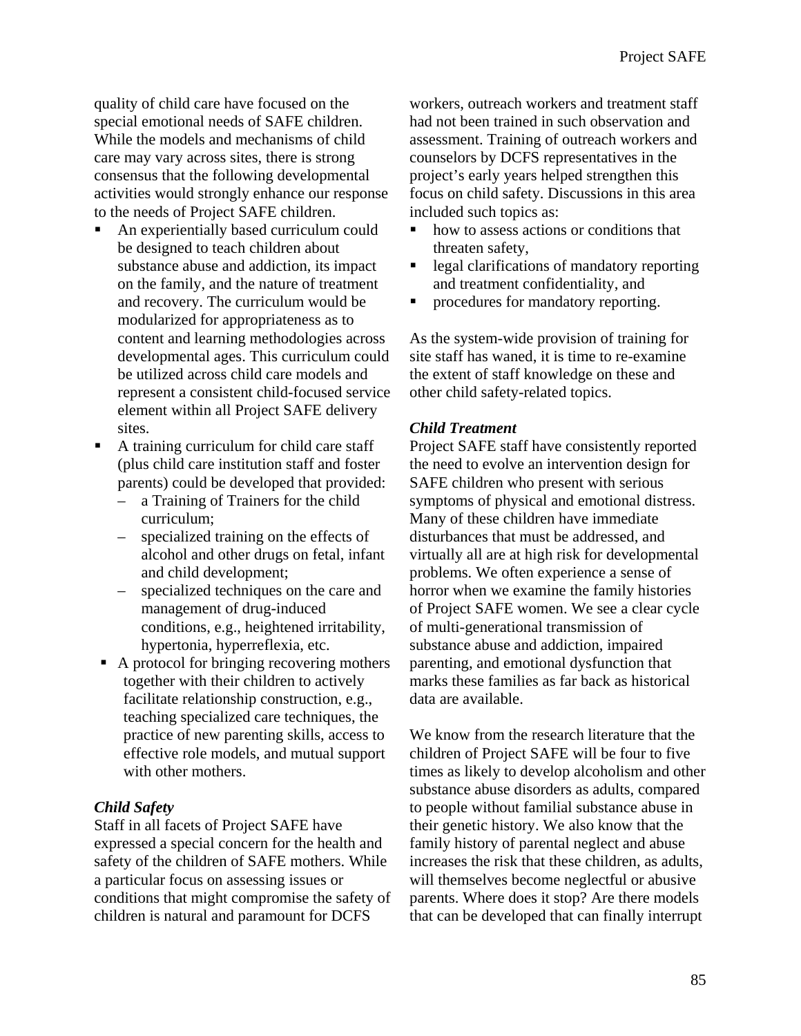quality of child care have focused on the special emotional needs of SAFE children. While the models and mechanisms of child care may vary across sites, there is strong consensus that the following developmental activities would strongly enhance our response to the needs of Project SAFE children.

- An experientially based curriculum could be designed to teach children about substance abuse and addiction, its impact on the family, and the nature of treatment and recovery. The curriculum would be modularized for appropriateness as to content and learning methodologies across developmental ages. This curriculum could be utilized across child care models and represent a consistent child-focused service element within all Project SAFE delivery sites.
- A training curriculum for child care staff (plus child care institution staff and foster parents) could be developed that provided:
  - a Training of Trainers for the child curriculum;
  - specialized training on the effects of alcohol and other drugs on fetal, infant and child development;
  - specialized techniques on the care and management of drug-induced conditions, e.g., heightened irritability, hypertonia, hyperreflexia, etc.
- A protocol for bringing recovering mothers together with their children to actively facilitate relationship construction, e.g., teaching specialized care techniques, the practice of new parenting skills, access to effective role models, and mutual support with other mothers.

### *Child Safety*

Staff in all facets of Project SAFE have expressed a special concern for the health and safety of the children of SAFE mothers. While a particular focus on assessing issues or conditions that might compromise the safety of children is natural and paramount for DCFS workers, outreach workers and treatment staff had not been trained in such observation and assessment. Training of outreach workers and counselors by DCFS representatives in the project's early years helped strengthen this focus on child safety. Discussions in this area included such topics as:

- how to assess actions or conditions that threaten safety,
- legal clarifications of mandatory reporting and treatment confidentiality, and
- procedures for mandatory reporting.

As the system-wide provision of training for site staff has waned, it is time to re-examine the extent of staff knowledge on these and other child safety-related topics.

### *Child Treatment*

Project SAFE staff have consistently reported the need to evolve an intervention design for SAFE children who present with serious symptoms of physical and emotional distress. Many of these children have immediate disturbances that must be addressed, and virtually all are at high risk for developmental problems. We often experience a sense of horror when we examine the family histories of Project SAFE women. We see a clear cycle of multi-generational transmission of substance abuse and addiction, impaired parenting, and emotional dysfunction that marks these families as far back as historical data are available.

We know from the research literature that the children of Project SAFE will be four to five times as likely to develop alcoholism and other substance abuse disorders as adults, compared to people without familial substance abuse in their genetic history. We also know that the family history of parental neglect and abuse increases the risk that these children, as adults, will themselves become neglectful or abusive parents. Where does it stop? Are there models that can be developed that can finally interrupt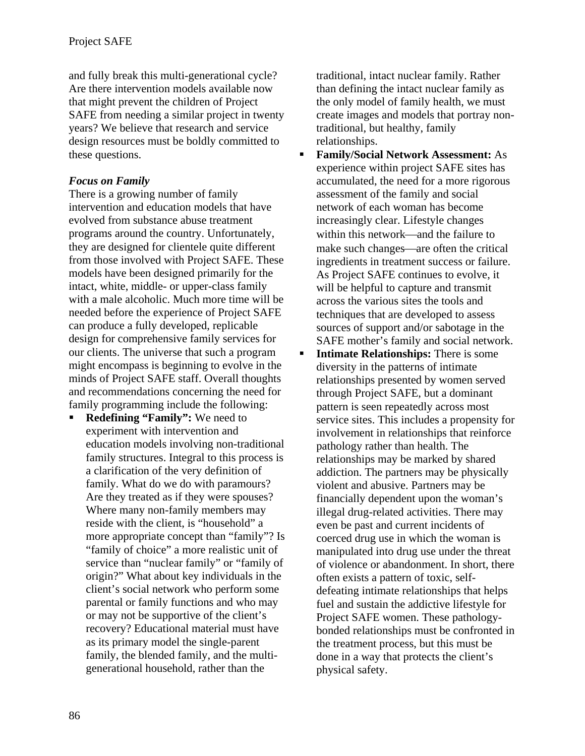and fully break this multi-generational cycle? Are there intervention models available now that might prevent the children of Project SAFE from needing a similar project in twenty years? We believe that research and service design resources must be boldly committed to these questions.

***Focus on Family***

There is a growing number of family intervention and education models that have evolved from substance abuse treatment programs around the country. Unfortunately, they are designed for clientele quite different from those involved with Project SAFE. These models have been designed primarily for the intact, white, middle- or upper-class family with a male alcoholic. Much more time will be needed before the experience of Project SAFE can produce a fully developed, replicable design for comprehensive family services for our clients. The universe that such a program might encompass is beginning to evolve in the minds of Project SAFE staff. Overall thoughts and recommendations concerning the need for family programming include the following:

- **Redefining "Family":** We need to experiment with intervention and education models involving non-traditional family structures. Integral to this process is a clarification of the very definition of family. What do we do with paramours? Are they treated as if they were spouses? Where many non-family members may reside with the client, is "household" a more appropriate concept than "family"? Is "family of choice" a more realistic unit of service than "nuclear family" or "family of origin?" What about key individuals in the client's social network who perform some parental or family functions and who may or may not be supportive of the client's recovery? Educational material must have as its primary model the single-parent family, the blended family, and the multi-generational household, rather than the traditional, intact nuclear family. Rather than defining the intact nuclear family as the only model of family health, we must create images and models that portray non-traditional, but healthy, family relationships.
- **Family/Social Network Assessment:** As experience within project SAFE sites has accumulated, the need for a more rigorous assessment of the family and social network of each woman has become increasingly clear. Lifestyle changes within this network—and the failure to make such changes—are often the critical ingredients in treatment success or failure. As Project SAFE continues to evolve, it will be helpful to capture and transmit across the various sites the tools and techniques that are developed to assess sources of support and/or sabotage in the SAFE mother's family and social network.
- **Intimate Relationships:** There is some diversity in the patterns of intimate relationships presented by women served through Project SAFE, but a dominant pattern is seen repeatedly across most service sites. This includes a propensity for involvement in relationships that reinforce pathology rather than health. The relationships may be marked by shared addiction. The partners may be physically violent and abusive. Partners may be financially dependent upon the woman's illegal drug-related activities. There may even be past and current incidents of coerced drug use in which the woman is manipulated into drug use under the threat of violence or abandonment. In short, there often exists a pattern of toxic, self-defeating intimate relationships that helps fuel and sustain the addictive lifestyle for Project SAFE women. These pathology-bonded relationships must be confronted in the treatment process, but this must be done in a way that protects the client's physical safety.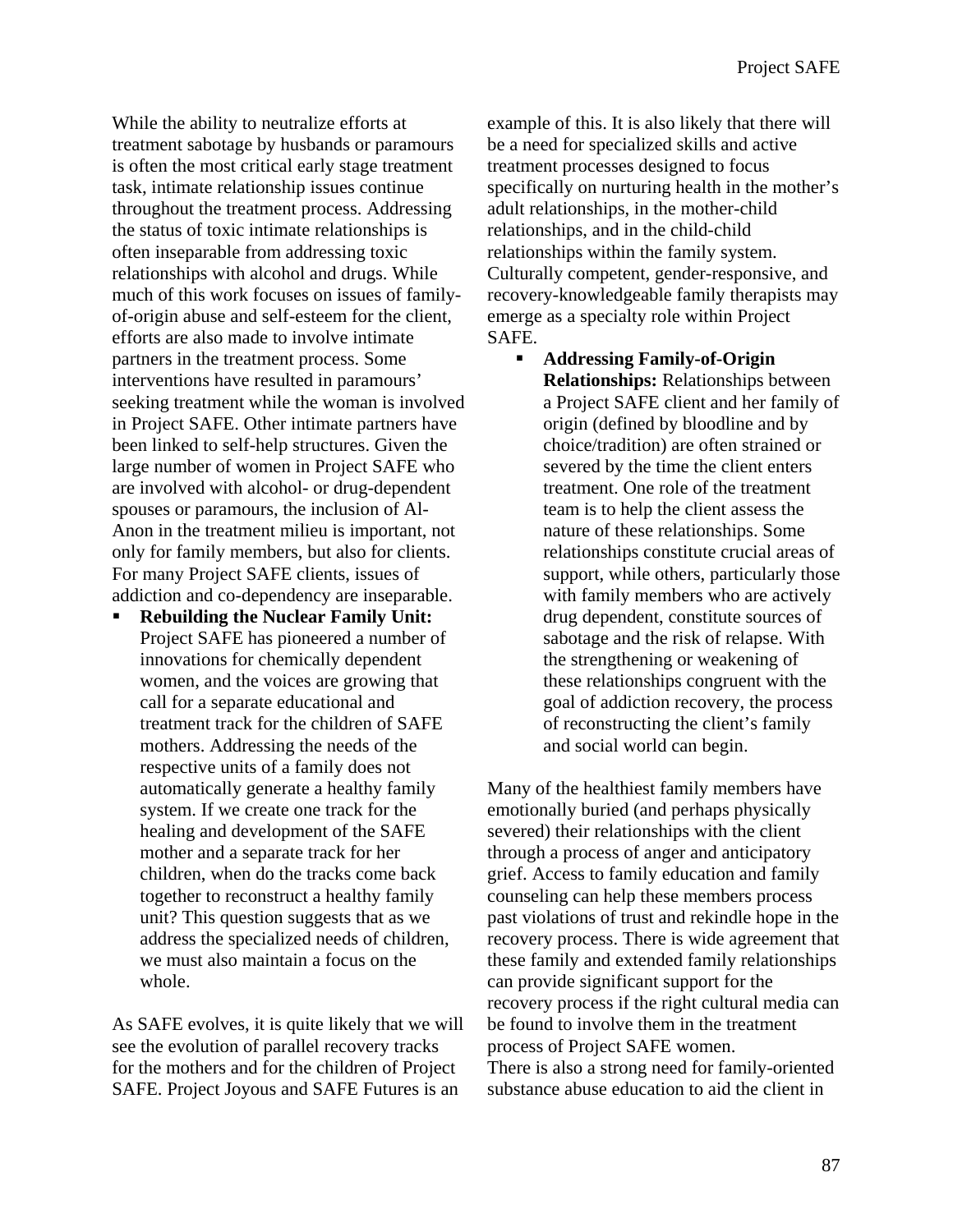While the ability to neutralize efforts at treatment sabotage by husbands or paramours is often the most critical early stage treatment task, intimate relationship issues continue throughout the treatment process. Addressing the status of toxic intimate relationships is often inseparable from addressing toxic relationships with alcohol and drugs. While much of this work focuses on issues of family-of-origin abuse and self-esteem for the client, efforts are also made to involve intimate partners in the treatment process. Some interventions have resulted in paramours' seeking treatment while the woman is involved in Project SAFE. Other intimate partners have been linked to self-help structures. Given the large number of women in Project SAFE who are involved with alcohol- or drug-dependent spouses or paramours, the inclusion of Al-Anon in the treatment milieu is important, not only for family members, but also for clients. For many Project SAFE clients, issues of addiction and co-dependency are inseparable.

- **Rebuilding the Nuclear Family Unit:** Project SAFE has pioneered a number of innovations for chemically dependent women, and the voices are growing that call for a separate educational and treatment track for the children of SAFE mothers. Addressing the needs of the respective units of a family does not automatically generate a healthy family system. If we create one track for the healing and development of the SAFE mother and a separate track for her children, when do the tracks come back together to reconstruct a healthy family unit? This question suggests that as we address the specialized needs of children, we must also maintain a focus on the whole.

As SAFE evolves, it is quite likely that we will see the evolution of parallel recovery tracks for the mothers and for the children of Project SAFE. Project Joyous and SAFE Futures is an example of this. It is also likely that there will be a need for specialized skills and active treatment processes designed to focus specifically on nurturing health in the mother's adult relationships, in the mother-child relationships, and in the child-child relationships within the family system. Culturally competent, gender-responsive, and recovery-knowledgeable family therapists may emerge as a specialty role within Project SAFE.

- **Addressing Family-of-Origin Relationships:** Relationships between a Project SAFE client and her family of origin (defined by bloodline and by choice/tradition) are often strained or severed by the time the client enters treatment. One role of the treatment team is to help the client assess the nature of these relationships. Some relationships constitute crucial areas of support, while others, particularly those with family members who are actively drug dependent, constitute sources of sabotage and the risk of relapse. With the strengthening or weakening of these relationships congruent with the goal of addiction recovery, the process of reconstructing the client's family and social world can begin.

Many of the healthiest family members have emotionally buried (and perhaps physically severed) their relationships with the client through a process of anger and anticipatory grief. Access to family education and family counseling can help these members process past violations of trust and rekindle hope in the recovery process. There is wide agreement that these family and extended family relationships can provide significant support for the recovery process if the right cultural media can be found to involve them in the treatment process of Project SAFE women.

There is also a strong need for family-oriented substance abuse education to aid the client in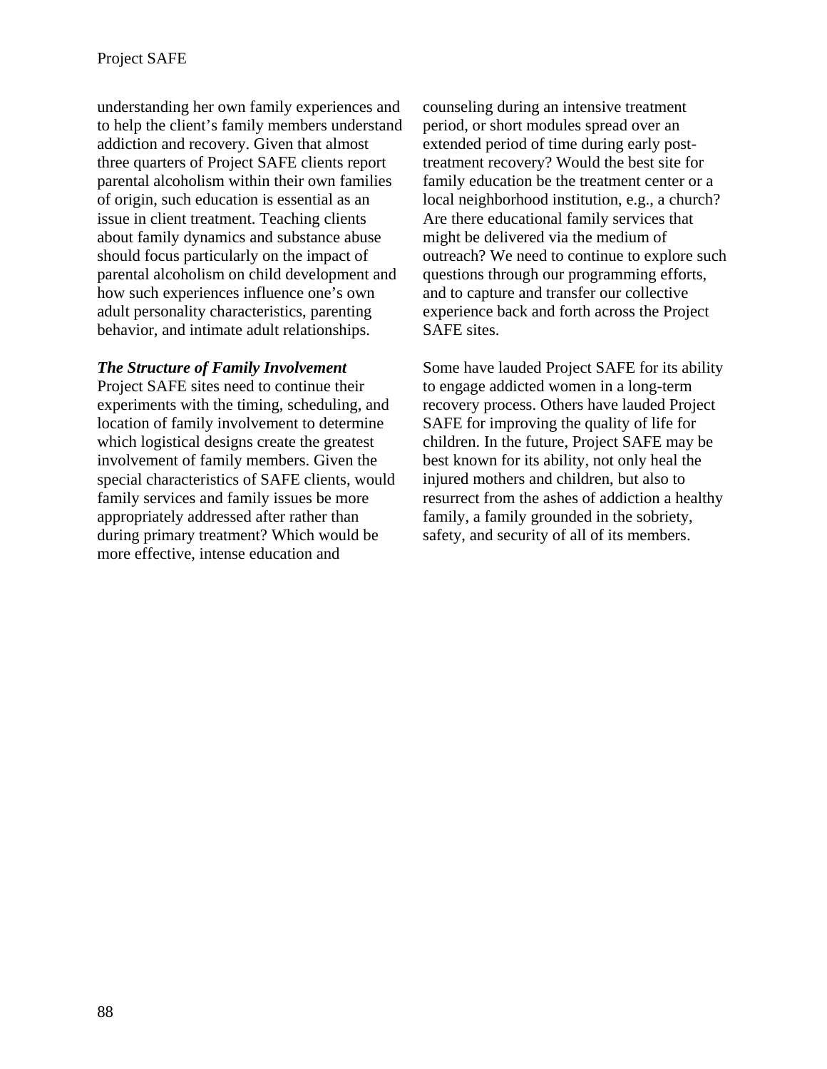understanding her own family experiences and to help the client's family members understand addiction and recovery. Given that almost three quarters of Project SAFE clients report parental alcoholism within their own families of origin, such education is essential as an issue in client treatment. Teaching clients about family dynamics and substance abuse should focus particularly on the impact of parental alcoholism on child development and how such experiences influence one's own adult personality characteristics, parenting behavior, and intimate adult relationships.

***The Structure of Family Involvement***

Project SAFE sites need to continue their experiments with the timing, scheduling, and location of family involvement to determine which logistical designs create the greatest involvement of family members. Given the special characteristics of SAFE clients, would family services and family issues be more appropriately addressed after rather than during primary treatment? Which would be more effective, intense education and counseling during an intensive treatment period, or short modules spread over an extended period of time during early post-treatment recovery? Would the best site for family education be the treatment center or a local neighborhood institution, e.g., a church? Are there educational family services that might be delivered via the medium of outreach? We need to continue to explore such questions through our programming efforts, and to capture and transfer our collective experience back and forth across the Project SAFE sites.

Some have lauded Project SAFE for its ability to engage addicted women in a long-term recovery process. Others have lauded Project SAFE for improving the quality of life for children. In the future, Project SAFE may be best known for its ability, not only heal the injured mothers and children, but also to resurrect from the ashes of addiction a healthy family, a family grounded in the sobriety, safety, and security of all of its members.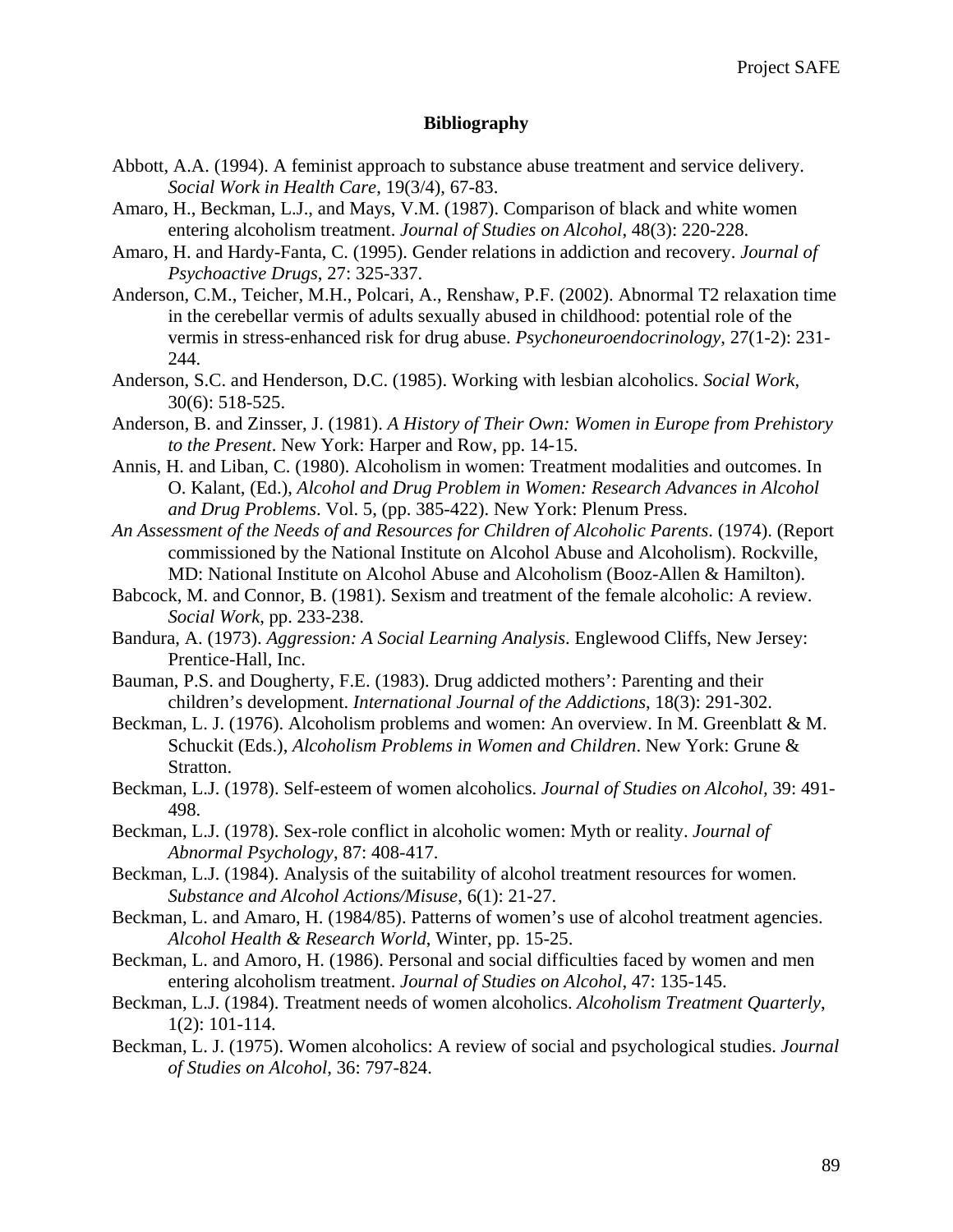## Bibliography

Abbott, A.A. (1994). A feminist approach to substance abuse treatment and service delivery. *Social Work in Health Care*, 19(3/4), 67-83.

Amaro, H., Beckman, L.J., and Mays, V.M. (1987). Comparison of black and white women entering alcoholism treatment. *Journal of Studies on Alcohol*, 48(3): 220-228.

Amaro, H. and Hardy-Fanta, C. (1995). Gender relations in addiction and recovery. *Journal of Psychoactive Drugs*, 27: 325-337.

Anderson, C.M., Teicher, M.H., Polcari, A., Renshaw, P.F. (2002). Abnormal T2 relaxation time in the cerebellar vermis of adults sexually abused in childhood: potential role of the vermis in stress-enhanced risk for drug abuse. *Psychoneuroendocrinology*, 27(1-2): 231-244.

Anderson, S.C. and Henderson, D.C. (1985). Working with lesbian alcoholics. *Social Work*, 30(6): 518-525.

Anderson, B. and Zinsser, J. (1981). *A History of Their Own: Women in Europe from Prehistory to the Present*. New York: Harper and Row, pp. 14-15.

Annis, H. and Liban, C. (1980). Alcoholism in women: Treatment modalities and outcomes. In O. Kalant, (Ed.), *Alcohol and Drug Problem in Women: Research Advances in Alcohol and Drug Problems*. Vol. 5, (pp. 385-422). New York: Plenum Press.

*An Assessment of the Needs of and Resources for Children of Alcoholic Parents*. (1974). (Report commissioned by the National Institute on Alcohol Abuse and Alcoholism). Rockville, MD: National Institute on Alcohol Abuse and Alcoholism (Booz-Allen & Hamilton).

Babcock, M. and Connor, B. (1981). Sexism and treatment of the female alcoholic: A review. *Social Work*, pp. 233-238.

Bandura, A. (1973). *Aggression: A Social Learning Analysis*. Englewood Cliffs, New Jersey: Prentice-Hall, Inc.

Bauman, P.S. and Dougherty, F.E. (1983). Drug addicted mothers': Parenting and their children's development. *International Journal of the Addictions*, 18(3): 291-302.

Beckman, L. J. (1976). Alcoholism problems and women: An overview. In M. Greenblatt & M. Schuckit (Eds.), *Alcoholism Problems in Women and Children*. New York: Grune & Stratton.

Beckman, L.J. (1978). Self-esteem of women alcoholics. *Journal of Studies on Alcohol,* 39: 491-498.

Beckman, L.J. (1978). Sex-role conflict in alcoholic women: Myth or reality. *Journal of Abnormal Psychology*, 87: 408-417.

Beckman, L.J. (1984). Analysis of the suitability of alcohol treatment resources for women. *Substance and Alcohol Actions/Misuse*, 6(1): 21-27.

Beckman, L. and Amaro, H. (1984/85). Patterns of women's use of alcohol treatment agencies. *Alcohol Health & Research World*, Winter, pp. 15-25.

Beckman, L. and Amoro, H. (1986). Personal and social difficulties faced by women and men entering alcoholism treatment. *Journal of Studies on Alcohol*, 47: 135-145.

Beckman, L.J. (1984). Treatment needs of women alcoholics. *Alcoholism Treatment Quarterly*, 1(2): 101-114.

Beckman, L. J. (1975). Women alcoholics: A review of social and psychological studies. *Journal of Studies on Alcohol*, 36: 797-824.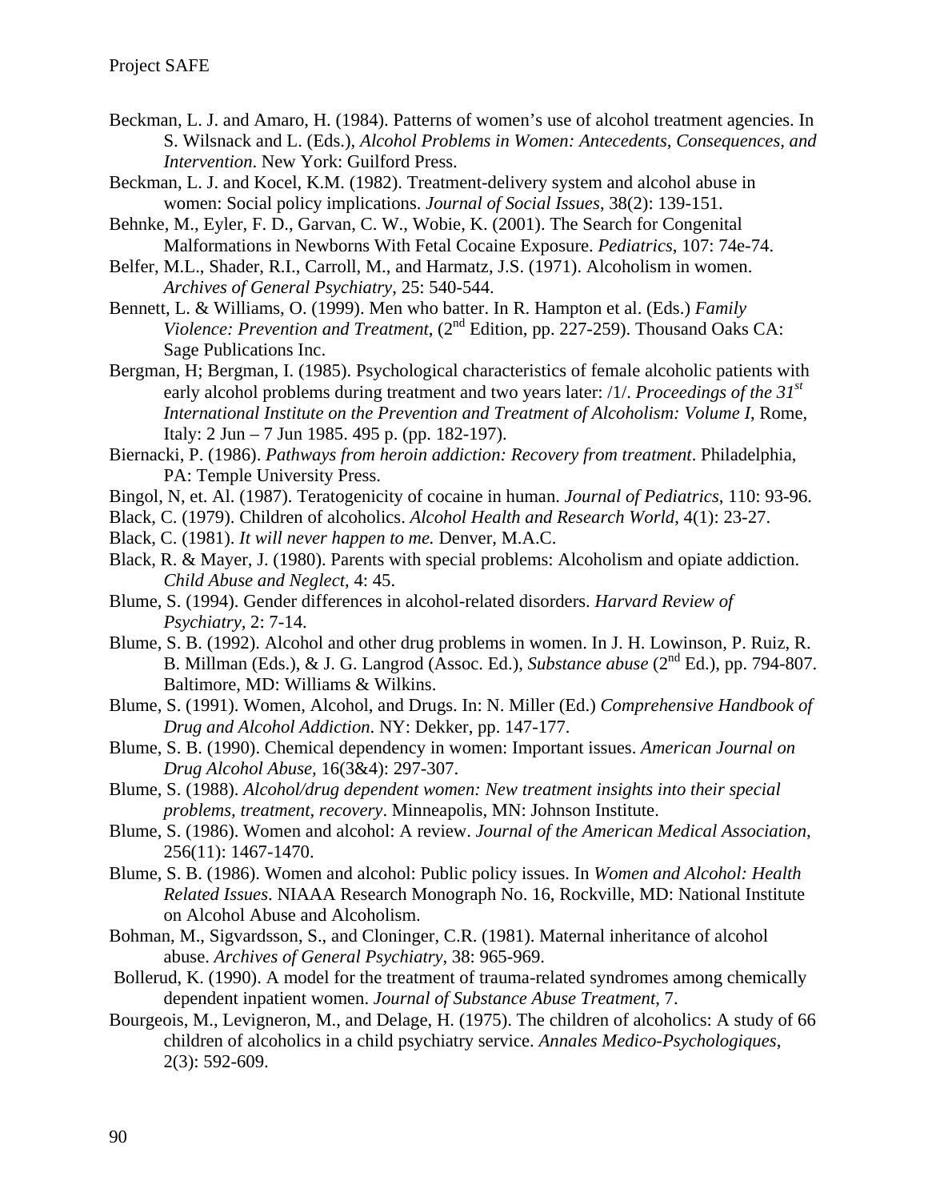Beckman, L. J. and Amaro, H. (1984). Patterns of women's use of alcohol treatment agencies. In S. Wilsnack and L. (Eds.), *Alcohol Problems in Women: Antecedents, Consequences, and Intervention*. New York: Guilford Press.

Beckman, L. J. and Kocel, K.M. (1982). Treatment-delivery system and alcohol abuse in women: Social policy implications. *Journal of Social Issues*, 38(2): 139-151.

Behnke, M., Eyler, F. D., Garvan, C. W., Wobie, K. (2001). The Search for Congenital Malformations in Newborns With Fetal Cocaine Exposure. *Pediatrics*, 107: 74e-74.

Belfer, M.L., Shader, R.I., Carroll, M., and Harmatz, J.S. (1971). Alcoholism in women. *Archives of General Psychiatry*, 25: 540-544.

Bennett, L. & Williams, O. (1999). Men who batter. In R. Hampton et al. (Eds.) *Family Violence: Prevention and Treatment*, (2nd Edition, pp. 227-259). Thousand Oaks CA: Sage Publications Inc.

Bergman, H; Bergman, I. (1985). Psychological characteristics of female alcoholic patients with early alcohol problems during treatment and two years later: /1/. *Proceedings of the 31st International Institute on the Prevention and Treatment of Alcoholism: Volume I*, Rome, Italy: 2 Jun – 7 Jun 1985. 495 p. (pp. 182-197).

Biernacki, P. (1986). *Pathways from heroin addiction: Recovery from treatment*. Philadelphia, PA: Temple University Press.

Bingol, N, et. Al. (1987). Teratogenicity of cocaine in human. *Journal of Pediatrics*, 110: 93-96.

Black, C. (1979). Children of alcoholics. *Alcohol Health and Research World*, 4(1): 23-27.

Black, C. (1981). *It will never happen to me.* Denver, M.A.C.

Black, R. & Mayer, J. (1980). Parents with special problems: Alcoholism and opiate addiction. *Child Abuse and Neglect*, 4: 45.

Blume, S. (1994). Gender differences in alcohol-related disorders. *Harvard Review of Psychiatry*, 2: 7-14.

Blume, S. B. (1992). Alcohol and other drug problems in women. In J. H. Lowinson, P. Ruiz, R. B. Millman (Eds.), & J. G. Langrod (Assoc. Ed.), *Substance abuse* (2nd Ed.), pp. 794-807. Baltimore, MD: Williams & Wilkins.

Blume, S. (1991). Women, Alcohol, and Drugs. In: N. Miller (Ed.) *Comprehensive Handbook of Drug and Alcohol Addiction*. NY: Dekker, pp. 147-177.

Blume, S. B. (1990). Chemical dependency in women: Important issues. *American Journal on Drug Alcohol Abuse*, 16(3&4): 297-307.

Blume, S. (1988). *Alcohol/drug dependent women: New treatment insights into their special problems, treatment, recovery*. Minneapolis, MN: Johnson Institute.

Blume, S. (1986). Women and alcohol: A review. *Journal of the American Medical Association*, 256(11): 1467-1470.

Blume, S. B. (1986). Women and alcohol: Public policy issues. In *Women and Alcohol: Health Related Issues*. NIAAA Research Monograph No. 16, Rockville, MD: National Institute on Alcohol Abuse and Alcoholism.

Bohman, M., Sigvardsson, S., and Cloninger, C.R. (1981). Maternal inheritance of alcohol abuse. *Archives of General Psychiatry*, 38: 965-969.

Bollerud, K. (1990). A model for the treatment of trauma-related syndromes among chemically dependent inpatient women. *Journal of Substance Abuse Treatment*, 7.

Bourgeois, M., Levigneron, M., and Delage, H. (1975). The children of alcoholics: A study of 66 children of alcoholics in a child psychiatry service. *Annales Medico-Psychologiques*, 2(3): 592-609.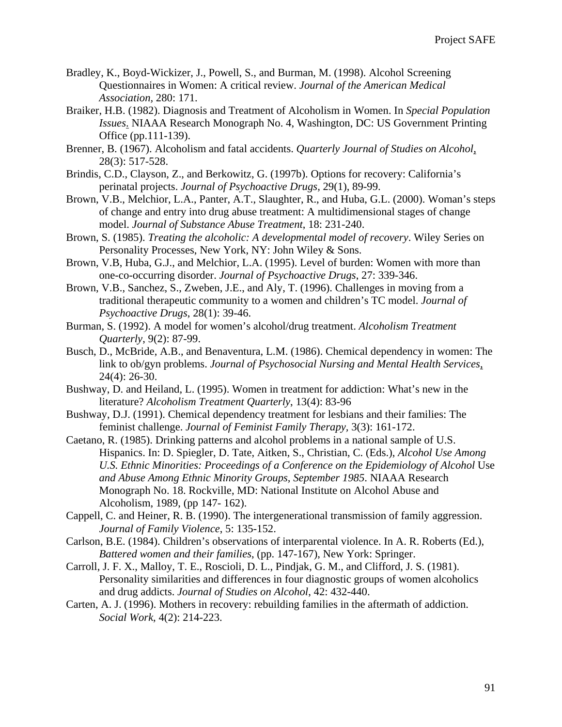Bradley, K., Boyd-Wickizer, J., Powell, S., and Burman, M. (1998). Alcohol Screening Questionnaires in Women: A critical review. *Journal of the American Medical Association*, 280: 171.

Braiker, H.B. (1982). Diagnosis and Treatment of Alcoholism in Women. In *Special Population Issues*. NIAAA Research Monograph No. 4, Washington, DC: US Government Printing Office (pp.111-139).

Brenner, B. (1967). Alcoholism and fatal accidents. *Quarterly Journal of Studies on Alcohol*, 28(3): 517-528.

Brindis, C.D., Clayson, Z., and Berkowitz, G. (1997b). Options for recovery: California's perinatal projects. *Journal of Psychoactive Drugs*, 29(1), 89-99.

Brown, V.B., Melchior, L.A., Panter, A.T., Slaughter, R., and Huba, G.L. (2000). Woman's steps of change and entry into drug abuse treatment: A multidimensional stages of change model. *Journal of Substance Abuse Treatment*, 18: 231-240.

Brown, S. (1985). *Treating the alcoholic: A developmental model of recovery*. Wiley Series on Personality Processes, New York, NY: John Wiley & Sons.

Brown, V.B, Huba, G.J., and Melchior, L.A. (1995). Level of burden: Women with more than one-co-occurring disorder. *Journal of Psychoactive Drugs*, 27: 339-346.

Brown, V.B., Sanchez, S., Zweben, J.E., and Aly, T. (1996). Challenges in moving from a traditional therapeutic community to a women and children's TC model. *Journal of Psychoactive Drugs*, 28(1): 39-46.

Burman, S. (1992). A model for women's alcohol/drug treatment. *Alcoholism Treatment Quarterly*, 9(2): 87-99.

Busch, D., McBride, A.B., and Benaventura, L.M. (1986). Chemical dependency in women: The link to ob/gyn problems. *Journal of Psychosocial Nursing and Mental Health Services*, 24(4): 26-30.

Bushway, D. and Heiland, L. (1995). Women in treatment for addiction: What's new in the literature? *Alcoholism Treatment Quarterly*, 13(4): 83-96

Bushway, D.J. (1991). Chemical dependency treatment for lesbians and their families: The feminist challenge. *Journal of Feminist Family Therapy*, 3(3): 161-172.

Caetano, R. (1985). Drinking patterns and alcohol problems in a national sample of U.S. Hispanics. In: D. Spiegler, D. Tate, Aitken, S., Christian, C. (Eds.), *Alcohol Use Among U.S. Ethnic Minorities: Proceedings of a Conference on the Epidemiology of Alcohol* Use *and Abuse Among Ethnic Minority Groups, September 1985*. NIAAA Research Monograph No. 18. Rockville, MD: National Institute on Alcohol Abuse and Alcoholism, 1989, (pp 147- 162).

Cappell, C. and Heiner, R. B. (1990). The intergenerational transmission of family aggression. *Journal of Family Violence*, 5: 135-152.

Carlson, B.E. (1984). Children's observations of interparental violence. In A. R. Roberts (Ed.), *Battered women and their families*, (pp. 147-167), New York: Springer.

Carroll, J. F. X., Malloy, T. E., Roscioli, D. L., Pindjak, G. M., and Clifford, J. S. (1981). Personality similarities and differences in four diagnostic groups of women alcoholics and drug addicts. *Journal of Studies on Alcohol*, 42: 432-440.

Carten, A. J. (1996). Mothers in recovery: rebuilding families in the aftermath of addiction. *Social Work*, 4(2): 214-223.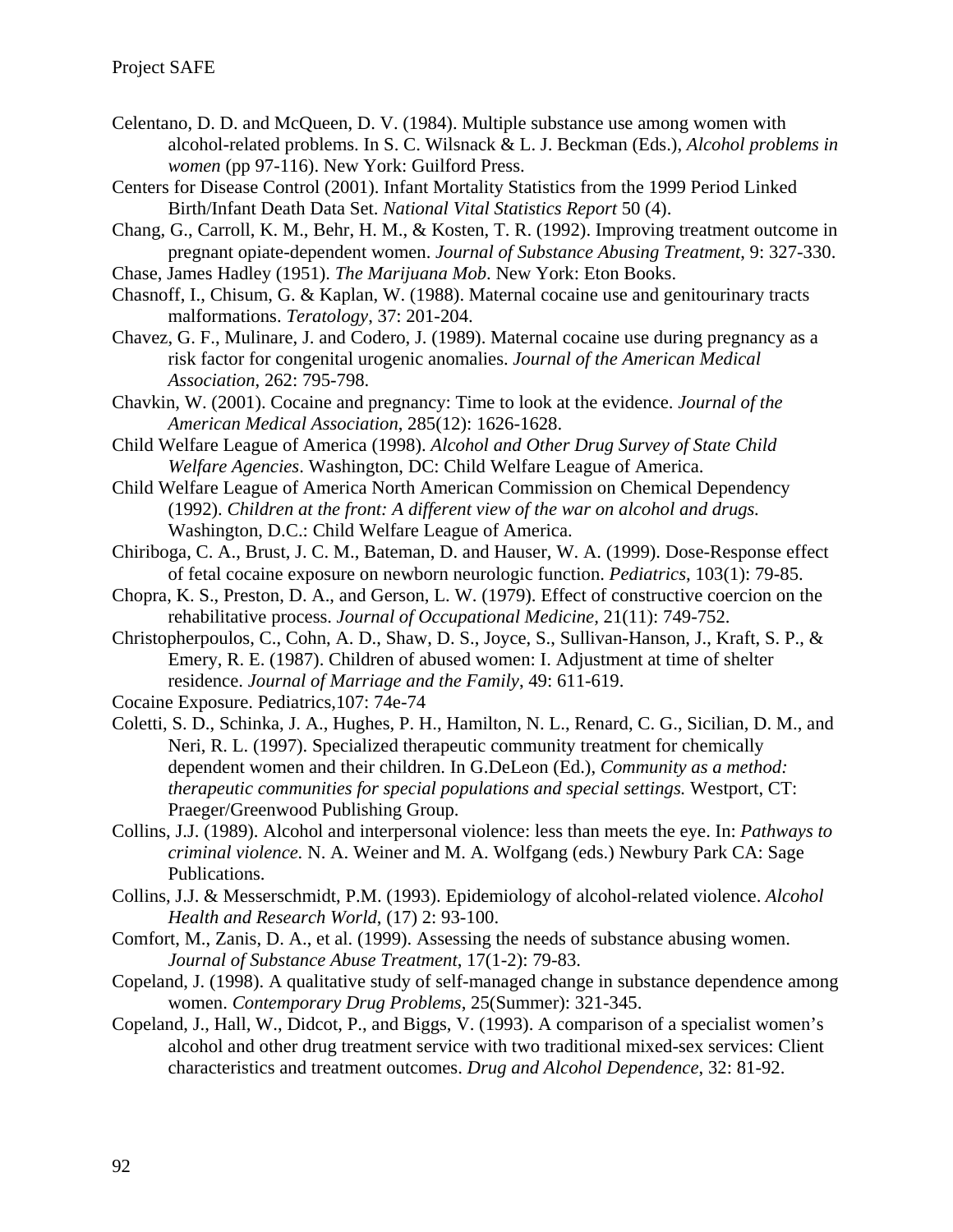Celentano, D. D. and McQueen, D. V. (1984). Multiple substance use among women with alcohol-related problems. In S. C. Wilsnack & L. J. Beckman (Eds.), *Alcohol problems in women* (pp 97-116). New York: Guilford Press.

Centers for Disease Control (2001). Infant Mortality Statistics from the 1999 Period Linked Birth/Infant Death Data Set. *National Vital Statistics Report* 50 (4).

Chang, G., Carroll, K. M., Behr, H. M., & Kosten, T. R. (1992). Improving treatment outcome in pregnant opiate-dependent women. *Journal of Substance Abusing Treatment*, 9: 327-330.

Chase, James Hadley (1951). *The Marijuana Mob*. New York: Eton Books.

Chasnoff, I., Chisum, G. & Kaplan, W. (1988). Maternal cocaine use and genitourinary tracts malformations. *Teratology*, 37: 201-204.

Chavez, G. F., Mulinare, J. and Codero, J. (1989). Maternal cocaine use during pregnancy as a risk factor for congenital urogenic anomalies. *Journal of the American Medical Association*, 262: 795-798.

Chavkin, W. (2001). Cocaine and pregnancy: Time to look at the evidence. *Journal of the American Medical Association*, 285(12): 1626-1628.

Child Welfare League of America (1998). *Alcohol and Other Drug Survey of State Child Welfare Agencies*. Washington, DC: Child Welfare League of America.

Child Welfare League of America North American Commission on Chemical Dependency (1992). *Children at the front: A different view of the war on alcohol and drugs.* Washington, D.C.: Child Welfare League of America.

Chiriboga, C. A., Brust, J. C. M., Bateman, D. and Hauser, W. A. (1999). Dose-Response effect of fetal cocaine exposure on newborn neurologic function. *Pediatrics*, 103(1): 79-85.

Chopra, K. S., Preston, D. A., and Gerson, L. W. (1979). Effect of constructive coercion on the rehabilitative process. *Journal of Occupational Medicine*, 21(11): 749-752.

Christopherpoulos, C., Cohn, A. D., Shaw, D. S., Joyce, S., Sullivan-Hanson, J., Kraft, S. P., & Emery, R. E. (1987). Children of abused women: I. Adjustment at time of shelter residence. *Journal of Marriage and the Family*, 49: 611-619.

Cocaine Exposure. Pediatrics,107: 74e-74

Coletti, S. D., Schinka, J. A., Hughes, P. H., Hamilton, N. L., Renard, C. G., Sicilian, D. M., and Neri, R. L. (1997). Specialized therapeutic community treatment for chemically dependent women and their children. In G.DeLeon (Ed.), *Community as a method: therapeutic communities for special populations and special settings.* Westport, CT: Praeger/Greenwood Publishing Group.

Collins, J.J. (1989). Alcohol and interpersonal violence: less than meets the eye. In: *Pathways to criminal violence.* N. A. Weiner and M. A. Wolfgang (eds.) Newbury Park CA: Sage Publications.

Collins, J.J. & Messerschmidt, P.M. (1993). Epidemiology of alcohol-related violence. *Alcohol Health and Research World*, (17) 2: 93-100.

Comfort, M., Zanis, D. A., et al. (1999). Assessing the needs of substance abusing women. *Journal of Substance Abuse Treatment*, 17(1-2): 79-83.

Copeland, J. (1998). A qualitative study of self-managed change in substance dependence among women. *Contemporary Drug Problems*, 25(Summer): 321-345.

Copeland, J., Hall, W., Didcot, P., and Biggs, V. (1993). A comparison of a specialist women's alcohol and other drug treatment service with two traditional mixed-sex services: Client characteristics and treatment outcomes. *Drug and Alcohol Dependence*, 32: 81-92.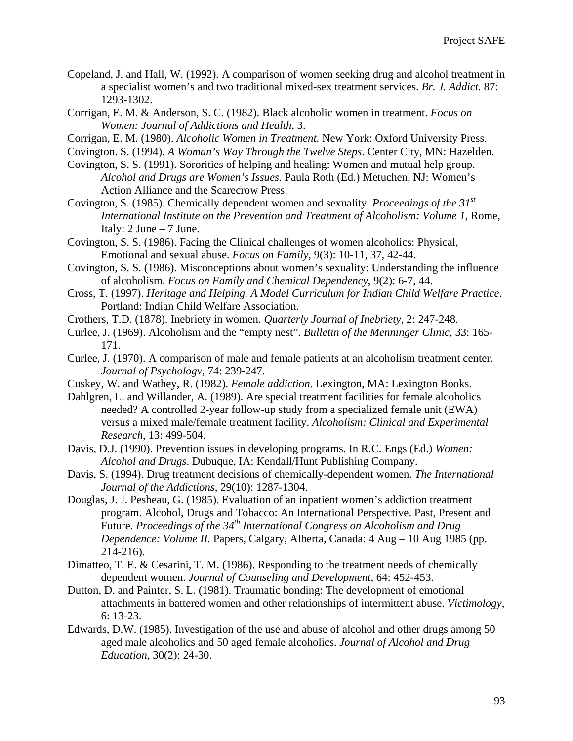Copeland, J. and Hall, W. (1992). A comparison of women seeking drug and alcohol treatment in a specialist women's and two traditional mixed-sex treatment services. *Br. J. Addict.* 87: 1293-1302.

Corrigan, E. M. & Anderson, S. C. (1982). Black alcoholic women in treatment. *Focus on Women: Journal of Addictions and Health*, 3.

Corrigan, E. M. (1980). *Alcoholic Women in Treatment.* New York: Oxford University Press.

Covington. S. (1994). *A Woman's Way Through the Twelve Steps*. Center City, MN: Hazelden.

Covington, S. S. (1991). Sororities of helping and healing: Women and mutual help group. *Alcohol and Drugs are Women's Issues.* Paula Roth (Ed.) Metuchen, NJ: Women's Action Alliance and the Scarecrow Press.

Covington, S. (1985). Chemically dependent women and sexuality. *Proceedings of the 31st International Institute on the Prevention and Treatment of Alcoholism: Volume 1*, Rome, Italy: 2 June – 7 June.

Covington, S. S. (1986). Facing the Clinical challenges of women alcoholics: Physical, Emotional and sexual abuse. *Focus on Family*, 9(3): 10-11, 37, 42-44.

Covington, S. S. (1986). Misconceptions about women's sexuality: Understanding the influence of alcoholism. *Focus on Family and Chemical Dependency*, 9(2): 6-7, 44.

Cross, T. (1997). *Heritage and Helping. A Model Curriculum for Indian Child Welfare Practice*. Portland: Indian Child Welfare Association.

Crothers, T.D. (1878). Inebriety in women. *Quarterly Journal of Inebriety*, 2: 247-248.

Curlee, J. (1969). Alcoholism and the "empty nest". *Bulletin of the Menninger Clinic,* 33: 165-171.

Curlee, J. (1970). A comparison of male and female patients at an alcoholism treatment center. *Journal of Psychologv*, 74: 239-247.

Cuskey, W. and Wathey, R. (1982). *Female addiction*. Lexington, MA: Lexington Books.

Dahlgren, L. and Willander, A. (1989). Are special treatment facilities for female alcoholics needed? A controlled 2-year follow-up study from a specialized female unit (EWA) versus a mixed male/female treatment facility. *Alcoholism: Clinical and Experimental Research*, 13: 499-504.

Davis, D.J. (1990). Prevention issues in developing programs. In R.C. Engs (Ed.) *Women: Alcohol and Drugs*. Dubuque, IA: Kendall/Hunt Publishing Company.

Davis, S. (1994). Drug treatment decisions of chemically-dependent women. *The International Journal of the Addictions*, 29(10): 1287-1304.

Douglas, J. J. Pesheau, G. (1985). Evaluation of an inpatient women's addiction treatment program. Alcohol, Drugs and Tobacco: An International Perspective. Past, Present and Future. *Proceedings of the 34th International Congress on Alcoholism and Drug Dependence: Volume II.* Papers, Calgary, Alberta, Canada: 4 Aug – 10 Aug 1985 (pp. 214-216).

Dimatteo, T. E. & Cesarini, T. M. (1986). Responding to the treatment needs of chemically dependent women. *Journal of Counseling and Development*, 64: 452-453.

Dutton, D. and Painter, S. L. (1981). Traumatic bonding: The development of emotional attachments in battered women and other relationships of intermittent abuse. *Victimology*, 6: 13-23.

Edwards, D.W. (1985). Investigation of the use and abuse of alcohol and other drugs among 50 aged male alcoholics and 50 aged female alcoholics. *Journal of Alcohol and Drug Education*, 30(2): 24-30.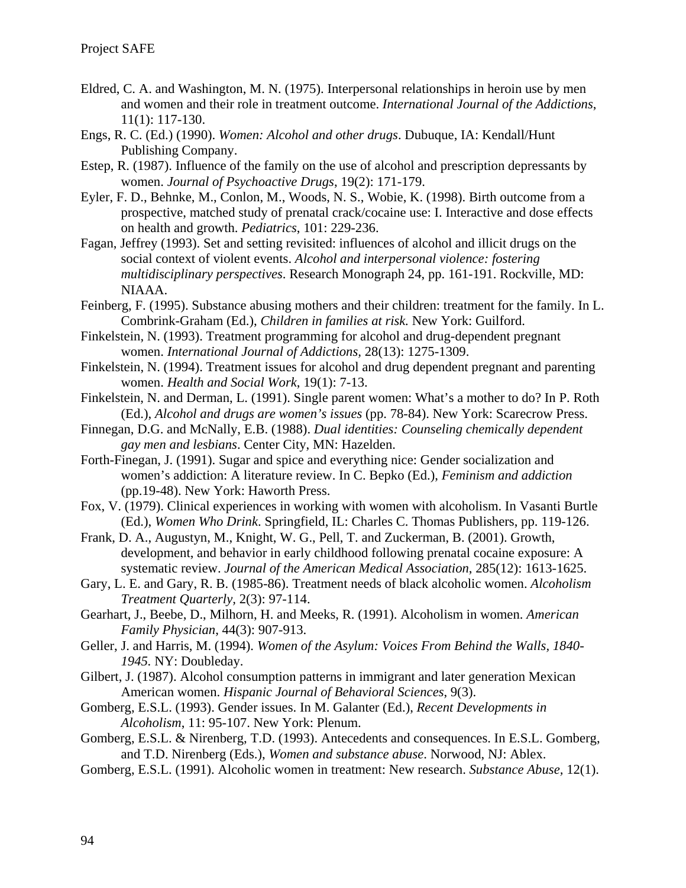Eldred, C. A. and Washington, M. N. (1975). Interpersonal relationships in heroin use by men and women and their role in treatment outcome. *International Journal of the Addictions*, 11(1): 117-130.

Engs, R. C. (Ed.) (1990). *Women: Alcohol and other drugs*. Dubuque, IA: Kendall/Hunt Publishing Company.

Estep, R. (1987). Influence of the family on the use of alcohol and prescription depressants by women. *Journal of Psychoactive Drugs*, 19(2): 171-179.

Eyler, F. D., Behnke, M., Conlon, M., Woods, N. S., Wobie, K. (1998). Birth outcome from a prospective, matched study of prenatal crack/cocaine use: I. Interactive and dose effects on health and growth. *Pediatrics*, 101: 229-236.

Fagan, Jeffrey (1993). Set and setting revisited: influences of alcohol and illicit drugs on the social context of violent events. *Alcohol and interpersonal violence: fostering multidisciplinary perspectives*. Research Monograph 24, pp. 161-191. Rockville, MD: NIAAA.

Feinberg, F. (1995). Substance abusing mothers and their children: treatment for the family. In L. Combrink-Graham (Ed.), *Children in families at risk.* New York: Guilford.

Finkelstein, N. (1993). Treatment programming for alcohol and drug-dependent pregnant women. *International Journal of Addictions*, 28(13): 1275-1309.

Finkelstein, N. (1994). Treatment issues for alcohol and drug dependent pregnant and parenting women. *Health and Social Work*, 19(1): 7-13.

Finkelstein, N. and Derman, L. (1991). Single parent women: What's a mother to do? In P. Roth (Ed.), *Alcohol and drugs are women's issues* (pp. 78-84). New York: Scarecrow Press.

Finnegan, D.G. and McNally, E.B. (1988). *Dual identities: Counseling chemically dependent gay men and lesbians*. Center City, MN: Hazelden.

Forth-Finegan, J. (1991). Sugar and spice and everything nice: Gender socialization and women's addiction: A literature review. In C. Bepko (Ed.), *Feminism and addiction* (pp.19-48). New York: Haworth Press.

Fox, V. (1979). Clinical experiences in working with women with alcoholism. In Vasanti Burtle (Ed.), *Women Who Drink*. Springfield, IL: Charles C. Thomas Publishers, pp. 119-126.

Frank, D. A., Augustyn, M., Knight, W. G., Pell, T. and Zuckerman, B. (2001). Growth, development, and behavior in early childhood following prenatal cocaine exposure: A systematic review. *Journal of the American Medical Association*, 285(12): 1613-1625.

Gary, L. E. and Gary, R. B. (1985-86). Treatment needs of black alcoholic women. *Alcoholism Treatment Quarterly*, 2(3): 97-114.

Gearhart, J., Beebe, D., Milhorn, H. and Meeks, R. (1991). Alcoholism in women. *American Family Physician*, 44(3): 907-913.

Geller, J. and Harris, M. (1994). *Women of the Asylum: Voices From Behind the Walls, 1840-1945.* NY: Doubleday.

Gilbert, J. (1987). Alcohol consumption patterns in immigrant and later generation Mexican American women. *Hispanic Journal of Behavioral Sciences*, 9(3).

Gomberg, E.S.L. (1993). Gender issues. In M. Galanter (Ed.), *Recent Developments in Alcoholism*, 11: 95-107. New York: Plenum.

Gomberg, E.S.L. & Nirenberg, T.D. (1993). Antecedents and consequences. In E.S.L. Gomberg, and T.D. Nirenberg (Eds.), *Women and substance abuse.* Norwood, NJ: Ablex.

Gomberg, E.S.L. (1991). Alcoholic women in treatment: New research. *Substance Abuse,* 12(1).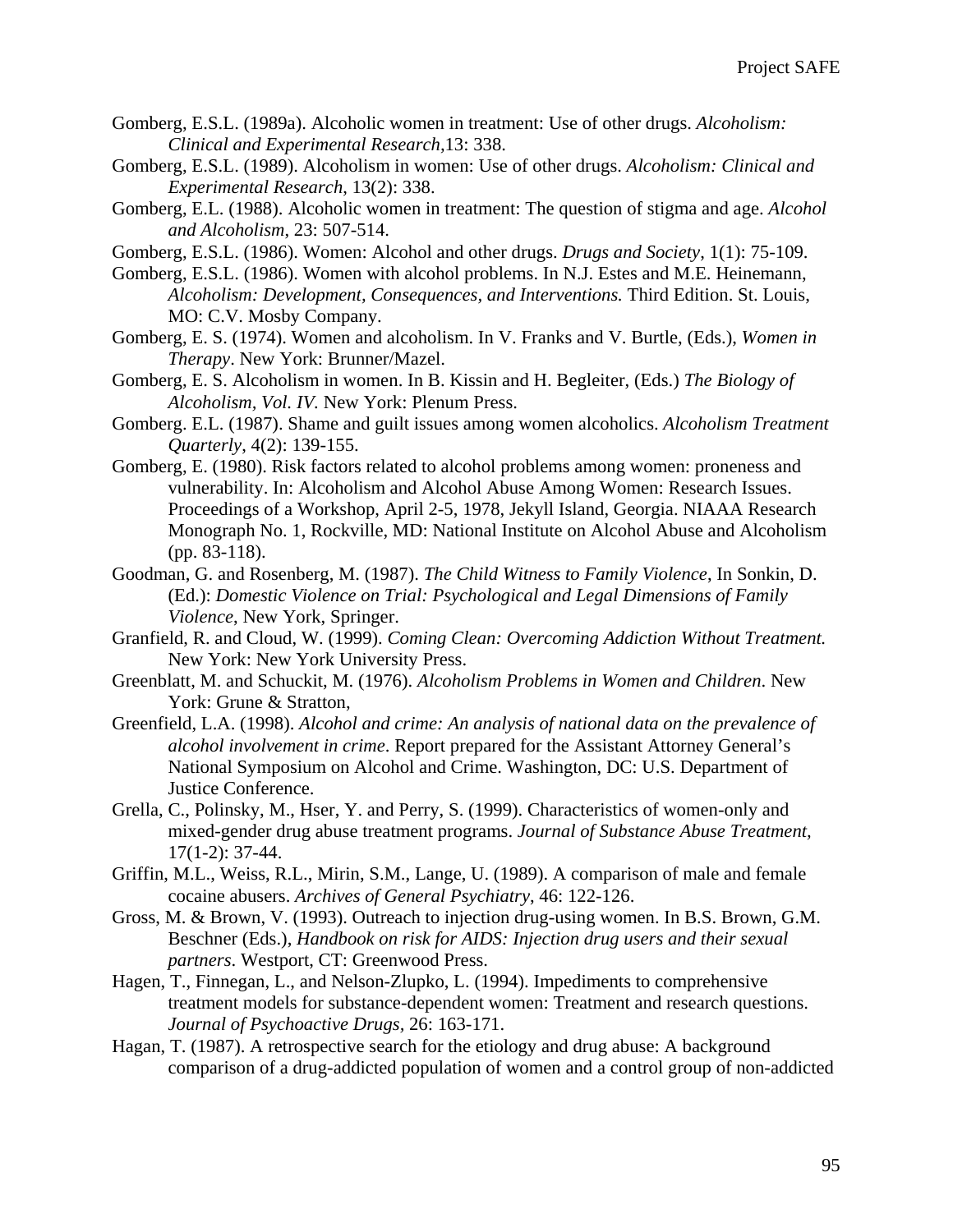Gomberg, E.S.L. (1989a). Alcoholic women in treatment: Use of other drugs. *Alcoholism: Clinical and Experimental Research*,13: 338.

Gomberg, E.S.L. (1989). Alcoholism in women: Use of other drugs. *Alcoholism: Clinical and Experimental Research*, 13(2): 338.

Gomberg, E.L. (1988). Alcoholic women in treatment: The question of stigma and age. *Alcohol and Alcoholism*, 23: 507-514.

Gomberg, E.S.L. (1986). Women: Alcohol and other drugs. *Drugs and Society*, 1(1): 75-109.

Gomberg, E.S.L. (1986). Women with alcohol problems. In N.J. Estes and M.E. Heinemann, *Alcoholism: Development, Consequences, and Interventions.* Third Edition. St. Louis, MO: C.V. Mosby Company.

Gomberg, E. S. (1974). Women and alcoholism. In V. Franks and V. Burtle, (Eds.), *Women in Therapy*. New York: Brunner/Mazel.

Gomberg, E. S. Alcoholism in women. In B. Kissin and H. Begleiter, (Eds.) *The Biology of Alcoholism, Vol. IV.* New York: Plenum Press.

Gomberg. E.L. (1987). Shame and guilt issues among women alcoholics. *Alcoholism Treatment Quarterly*, 4(2): 139-155.

Gomberg, E. (1980). Risk factors related to alcohol problems among women: proneness and vulnerability. In: Alcoholism and Alcohol Abuse Among Women: Research Issues. Proceedings of a Workshop, April 2-5, 1978, Jekyll Island, Georgia. NIAAA Research Monograph No. 1, Rockville, MD: National Institute on Alcohol Abuse and Alcoholism (pp. 83-118).

Goodman, G. and Rosenberg, M. (1987). *The Child Witness to Family Violence*, In Sonkin, D. (Ed.): *Domestic Violence on Trial: Psychological and Legal Dimensions of Family Violence*, New York, Springer.

Granfield, R. and Cloud, W. (1999). *Coming Clean: Overcoming Addiction Without Treatment.* New York: New York University Press.

Greenblatt, M. and Schuckit, M. (1976). *Alcoholism Problems in Women and Children*. New York: Grune & Stratton,

Greenfield, L.A. (1998). *Alcohol and crime: An analysis of national data on the prevalence of alcohol involvement in crime*. Report prepared for the Assistant Attorney General's National Symposium on Alcohol and Crime. Washington, DC: U.S. Department of Justice Conference.

Grella, C., Polinsky, M., Hser, Y. and Perry, S. (1999). Characteristics of women-only and mixed-gender drug abuse treatment programs. *Journal of Substance Abuse Treatment,* 17(1-2): 37-44.

Griffin, M.L., Weiss, R.L., Mirin, S.M., Lange, U. (1989). A comparison of male and female cocaine abusers. *Archives of General Psychiatry*, 46: 122-126.

Gross, M. & Brown, V. (1993). Outreach to injection drug-using women. In B.S. Brown, G.M. Beschner (Eds.), *Handbook on risk for AIDS: Injection drug users and their sexual partners*. Westport, CT: Greenwood Press.

Hagen, T., Finnegan, L., and Nelson-Zlupko, L. (1994). Impediments to comprehensive treatment models for substance-dependent women: Treatment and research questions. *Journal of Psychoactive Drugs*, 26: 163-171.

Hagan, T. (1987). A retrospective search for the etiology and drug abuse: A background comparison of a drug-addicted population of women and a control group of non-addicted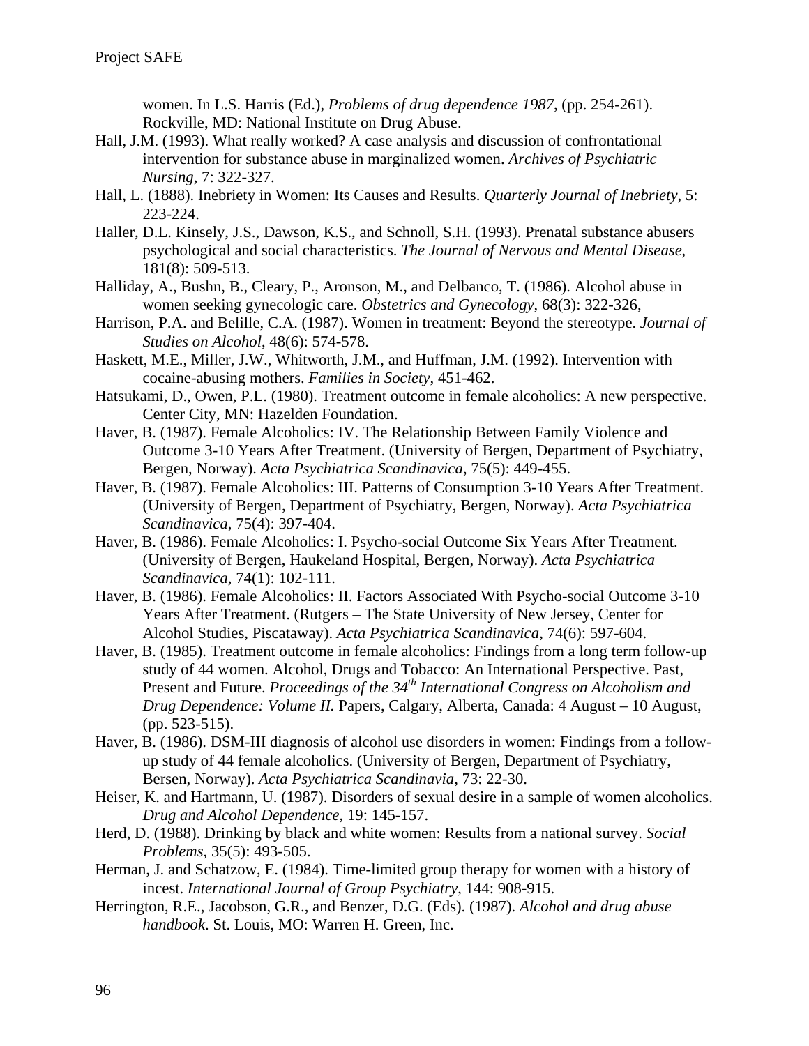women. In L.S. Harris (Ed.), *Problems of drug dependence 1987*, (pp. 254-261). Rockville, MD: National Institute on Drug Abuse.

Hall, J.M. (1993). What really worked? A case analysis and discussion of confrontational intervention for substance abuse in marginalized women. *Archives of Psychiatric Nursing*, 7: 322-327.

Hall, L. (1888). Inebriety in Women: Its Causes and Results. *Quarterly Journal of Inebriety*, 5: 223-224.

Haller, D.L. Kinsely, J.S., Dawson, K.S., and Schnoll, S.H. (1993). Prenatal substance abusers psychological and social characteristics. *The Journal of Nervous and Mental Disease*, 181(8): 509-513.

Halliday, A., Bushn, B., Cleary, P., Aronson, M., and Delbanco, T. (1986). Alcohol abuse in women seeking gynecologic care. *Obstetrics and Gynecology*, 68(3): 322-326,

Harrison, P.A. and Belille, C.A. (1987). Women in treatment: Beyond the stereotype. *Journal of Studies on Alcohol*, 48(6): 574-578.

Haskett, M.E., Miller, J.W., Whitworth, J.M., and Huffman, J.M. (1992). Intervention with cocaine-abusing mothers. *Families in Society*, 451-462.

Hatsukami, D., Owen, P.L. (1980). Treatment outcome in female alcoholics: A new perspective. Center City, MN: Hazelden Foundation.

Haver, B. (1987). Female Alcoholics: IV. The Relationship Between Family Violence and Outcome 3-10 Years After Treatment. (University of Bergen, Department of Psychiatry, Bergen, Norway). *Acta Psychiatrica Scandinavica*, 75(5): 449-455.

Haver, B. (1987). Female Alcoholics: III. Patterns of Consumption 3-10 Years After Treatment. (University of Bergen, Department of Psychiatry, Bergen, Norway). *Acta Psychiatrica Scandinavica*, 75(4): 397-404.

Haver, B. (1986). Female Alcoholics: I. Psycho-social Outcome Six Years After Treatment. (University of Bergen, Haukeland Hospital, Bergen, Norway). *Acta Psychiatrica Scandinavica,* 74(1): 102-111.

Haver, B. (1986). Female Alcoholics: II. Factors Associated With Psycho-social Outcome 3-10 Years After Treatment. (Rutgers – The State University of New Jersey, Center for Alcohol Studies, Piscataway). *Acta Psychiatrica Scandinavica*, 74(6): 597-604.

Haver, B. (1985). Treatment outcome in female alcoholics: Findings from a long term follow-up study of 44 women. Alcohol, Drugs and Tobacco: An International Perspective. Past, Present and Future. *Proceedings of the 34th International Congress on Alcoholism and Drug Dependence: Volume II.* Papers, Calgary, Alberta, Canada: 4 August – 10 August, (pp. 523-515).

Haver, B. (1986). DSM-III diagnosis of alcohol use disorders in women: Findings from a follow-up study of 44 female alcoholics. (University of Bergen, Department of Psychiatry, Bersen, Norway). *Acta Psychiatrica Scandinavia*, 73: 22-30.

Heiser, K. and Hartmann, U. (1987). Disorders of sexual desire in a sample of women alcoholics. *Drug and Alcohol Dependence*, 19: 145-157.

Herd, D. (1988). Drinking by black and white women: Results from a national survey. *Social Problems*, 35(5): 493-505.

Herman, J. and Schatzow, E. (1984). Time-limited group therapy for women with a history of incest. *International Journal of Group Psychiatry*, 144: 908-915.

Herrington, R.E., Jacobson, G.R., and Benzer, D.G. (Eds). (1987). *Alcohol and drug abuse handbook.* St. Louis, MO: Warren H. Green, Inc.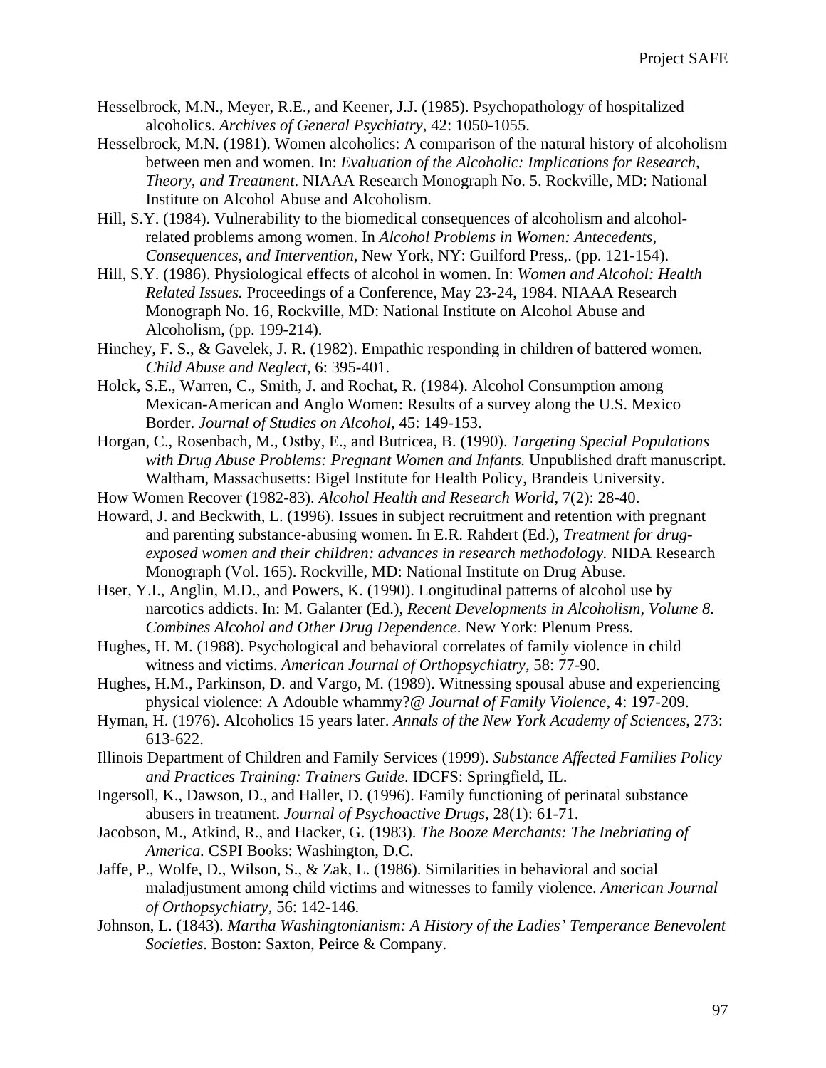Hesselbrock, M.N., Meyer, R.E., and Keener, J.J. (1985). Psychopathology of hospitalized alcoholics. *Archives of General Psychiatry*, 42: 1050-1055.

Hesselbrock, M.N. (1981). Women alcoholics: A comparison of the natural history of alcoholism between men and women. In: *Evaluation of the Alcoholic: Implications for Research, Theory, and Treatment*. NIAAA Research Monograph No. 5. Rockville, MD: National Institute on Alcohol Abuse and Alcoholism.

Hill, S.Y. (1984). Vulnerability to the biomedical consequences of alcoholism and alcohol-related problems among women. In *Alcohol Problems in Women: Antecedents, Consequences, and Intervention,* New York, NY: Guilford Press,. (pp. 121-154).

Hill, S.Y. (1986). Physiological effects of alcohol in women. In: *Women and Alcohol: Health Related Issues.* Proceedings of a Conference, May 23-24, 1984. NIAAA Research Monograph No. 16, Rockville, MD: National Institute on Alcohol Abuse and Alcoholism, (pp. 199-214).

Hinchey, F. S., & Gavelek, J. R. (1982). Empathic responding in children of battered women. *Child Abuse and Neglect*, 6: 395-401.

Holck, S.E., Warren, C., Smith, J. and Rochat, R. (1984). Alcohol Consumption among Mexican-American and Anglo Women: Results of a survey along the U.S. Mexico Border. *Journal of Studies on Alcohol*, 45: 149-153.

Horgan, C., Rosenbach, M., Ostby, E., and Butricea, B. (1990). *Targeting Special Populations with Drug Abuse Problems: Pregnant Women and Infants.* Unpublished draft manuscript. Waltham, Massachusetts: Bigel Institute for Health Policy, Brandeis University.

How Women Recover (1982-83). *Alcohol Health and Research World*, 7(2): 28-40.

Howard, J. and Beckwith, L. (1996). Issues in subject recruitment and retention with pregnant and parenting substance-abusing women. In E.R. Rahdert (Ed.), *Treatment for drug-exposed women and their children: advances in research methodology.* NIDA Research Monograph (Vol. 165). Rockville, MD: National Institute on Drug Abuse.

Hser, Y.I., Anglin, M.D., and Powers, K. (1990). Longitudinal patterns of alcohol use by narcotics addicts. In: M. Galanter (Ed.), *Recent Developments in Alcoholism, Volume 8. Combines Alcohol and Other Drug Dependence*. New York: Plenum Press.

Hughes, H. M. (1988). Psychological and behavioral correlates of family violence in child witness and victims. *American Journal of Orthopsychiatry*, 58: 77-90.

Hughes, H.M., Parkinson, D. and Vargo, M. (1989). Witnessing spousal abuse and experiencing physical violence: A Adouble whammy?@ *Journal of Family Violence*, 4: 197-209.

Hyman, H. (1976). Alcoholics 15 years later. *Annals of the New York Academy of Sciences*, 273: 613-622.

Illinois Department of Children and Family Services (1999). *Substance Affected Families Policy and Practices Training: Trainers Guide*. IDCFS: Springfield, IL.

Ingersoll, K., Dawson, D., and Haller, D. (1996). Family functioning of perinatal substance abusers in treatment. *Journal of Psychoactive Drugs*, 28(1): 61-71.

Jacobson, M., Atkind, R., and Hacker, G. (1983). *The Booze Merchants: The Inebriating of America.* CSPI Books: Washington, D.C.

Jaffe, P., Wolfe, D., Wilson, S., & Zak, L. (1986). Similarities in behavioral and social maladjustment among child victims and witnesses to family violence. *American Journal of Orthopsychiatry*, 56: 142-146.

Johnson, L. (1843). *Martha Washingtonianism: A History of the Ladies' Temperance Benevolent Societies*. Boston: Saxton, Peirce & Company.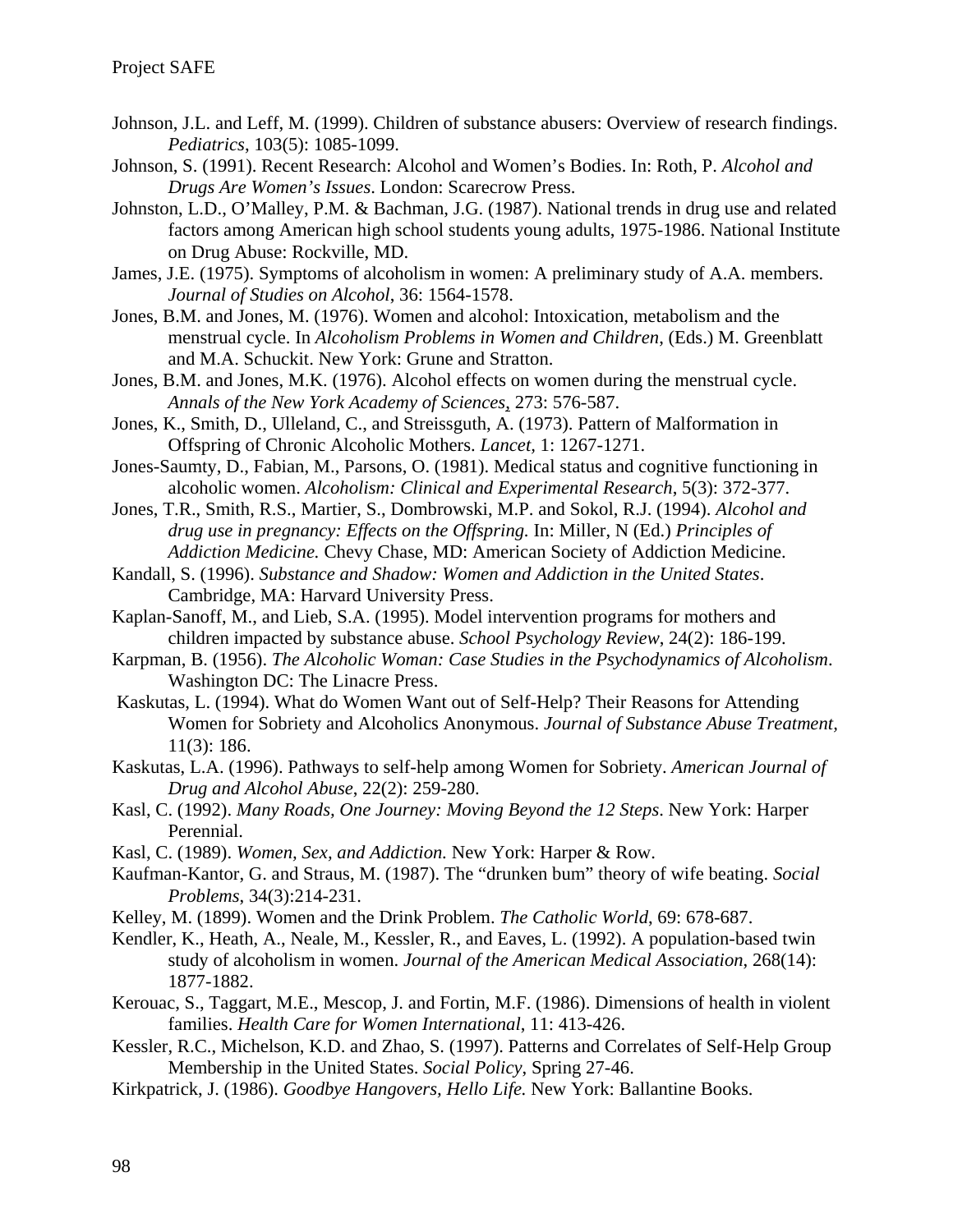Johnson, J.L. and Leff, M. (1999). Children of substance abusers: Overview of research findings. *Pediatrics*, 103(5): 1085-1099.

Johnson, S. (1991). Recent Research: Alcohol and Women's Bodies. In: Roth, P. *Alcohol and Drugs Are Women's Issues*. London: Scarecrow Press.

Johnston, L.D., O'Malley, P.M. & Bachman, J.G. (1987). National trends in drug use and related factors among American high school students young adults, 1975-1986. National Institute on Drug Abuse: Rockville, MD.

James, J.E. (1975). Symptoms of alcoholism in women: A preliminary study of A.A. members. *Journal of Studies on Alcohol*, 36: 1564-1578.

Jones, B.M. and Jones, M. (1976). Women and alcohol: Intoxication, metabolism and the menstrual cycle. In *Alcoholism Problems in Women and Children*, (Eds.) M. Greenblatt and M.A. Schuckit. New York: Grune and Stratton.

Jones, B.M. and Jones, M.K. (1976). Alcohol effects on women during the menstrual cycle. *Annals of the New York Academy of Sciences*, 273: 576-587.

Jones, K., Smith, D., Ulleland, C., and Streissguth, A. (1973). Pattern of Malformation in Offspring of Chronic Alcoholic Mothers. *Lancet*, 1: 1267-1271.

Jones-Saumty, D., Fabian, M., Parsons, O. (1981). Medical status and cognitive functioning in alcoholic women. *Alcoholism: Clinical and Experimental Research*, 5(3): 372-377.

Jones, T.R., Smith, R.S., Martier, S., Dombrowski, M.P. and Sokol, R.J. (1994). *Alcohol and drug use in pregnancy: Effects on the Offspring.* In: Miller, N (Ed.) *Principles of Addiction Medicine.* Chevy Chase, MD: American Society of Addiction Medicine.

Kandall, S. (1996). *Substance and Shadow: Women and Addiction in the United States*. Cambridge, MA: Harvard University Press.

Kaplan-Sanoff, M., and Lieb, S.A. (1995). Model intervention programs for mothers and children impacted by substance abuse. *School Psychology Review*, 24(2): 186-199.

Karpman, B. (1956). *The Alcoholic Woman: Case Studies in the Psychodynamics of Alcoholism*. Washington DC: The Linacre Press.

Kaskutas, L. (1994). What do Women Want out of Self-Help? Their Reasons for Attending Women for Sobriety and Alcoholics Anonymous. *Journal of Substance Abuse Treatment,* 11(3): 186.

Kaskutas, L.A. (1996). Pathways to self-help among Women for Sobriety. *American Journal of Drug and Alcohol Abuse*, 22(2): 259-280.

Kasl, C. (1992). *Many Roads, One Journey: Moving Beyond the 12 Steps*. New York: Harper Perennial.

Kasl, C. (1989). *Women, Sex, and Addiction.* New York: Harper & Row.

Kaufman-Kantor, G. and Straus, M. (1987). The "drunken bum" theory of wife beating. *Social Problems*, 34(3):214-231.

Kelley, M. (1899). Women and the Drink Problem. *The Catholic World*, 69: 678-687.

Kendler, K., Heath, A., Neale, M., Kessler, R., and Eaves, L. (1992). A population-based twin study of alcoholism in women. *Journal of the American Medical Association*, 268(14): 1877-1882.

Kerouac, S., Taggart, M.E., Mescop, J. and Fortin, M.F. (1986). Dimensions of health in violent families. *Health Care for Women International*, 11: 413-426.

Kessler, R.C., Michelson, K.D. and Zhao, S. (1997). Patterns and Correlates of Self-Help Group Membership in the United States. *Social Policy*, Spring 27-46.

Kirkpatrick, J. (1986). *Goodbye Hangovers, Hello Life.* New York: Ballantine Books.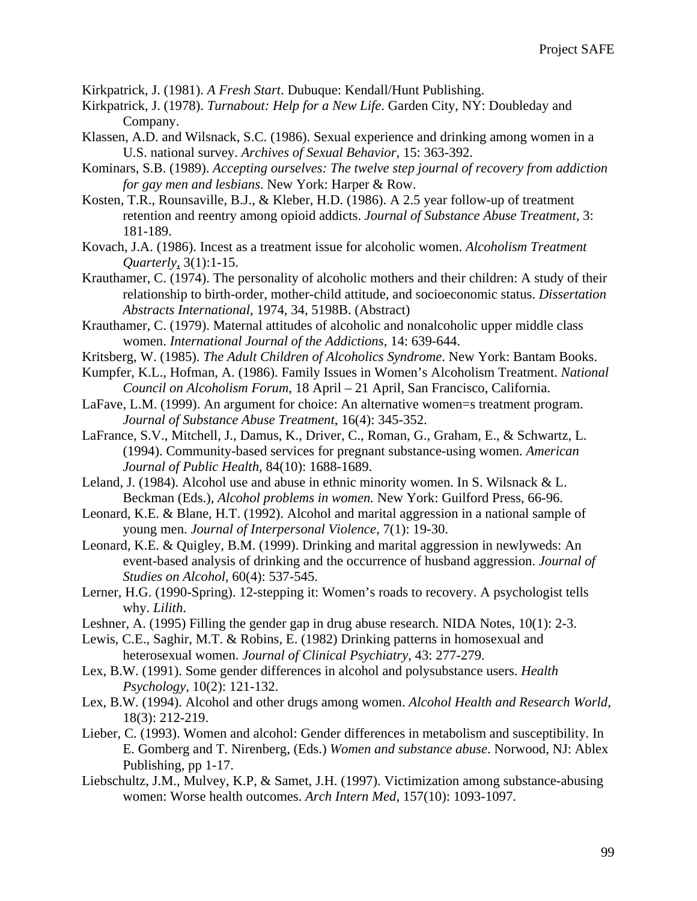Kirkpatrick, J. (1981). *A Fresh Start*. Dubuque: Kendall/Hunt Publishing.

Kirkpatrick, J. (1978). *Turnabout: Help for a New Life*. Garden City, NY: Doubleday and Company.

Klassen, A.D. and Wilsnack, S.C. (1986). Sexual experience and drinking among women in a U.S. national survey. *Archives of Sexual Behavior*, 15: 363-392.

Kominars, S.B. (1989). *Accepting ourselves: The twelve step journal of recovery from addiction for gay men and lesbians*. New York: Harper & Row.

Kosten, T.R., Rounsaville, B.J., & Kleber, H.D. (1986). A 2.5 year follow-up of treatment retention and reentry among opioid addicts. *Journal of Substance Abuse Treatment*, 3: 181-189.

Kovach, J.A. (1986). Incest as a treatment issue for alcoholic women. *Alcoholism Treatment Quarterly*, 3(1):1-15.

Krauthamer, C. (1974). The personality of alcoholic mothers and their children: A study of their relationship to birth-order, mother-child attitude, and socioeconomic status. *Dissertation Abstracts International*, 1974, 34, 5198B. (Abstract)

Krauthamer, C. (1979). Maternal attitudes of alcoholic and nonalcoholic upper middle class women. *International Journal of the Addictions*, 14: 639-644.

Kritsberg, W. (1985). *The Adult Children of Alcoholics Syndrome*. New York: Bantam Books.

Kumpfer, K.L., Hofman, A. (1986). Family Issues in Women's Alcoholism Treatment. *National Council on Alcoholism Forum*, 18 April – 21 April, San Francisco, California.

LaFave, L.M. (1999). An argument for choice: An alternative women=s treatment program. *Journal of Substance Abuse Treatment*, 16(4): 345-352.

LaFrance, S.V., Mitchell, J., Damus, K., Driver, C., Roman, G., Graham, E., & Schwartz, L. (1994). Community-based services for pregnant substance-using women. *American Journal of Public Health*, 84(10): 1688-1689.

Leland, J. (1984). Alcohol use and abuse in ethnic minority women. In S. Wilsnack & L. Beckman (Eds.), *Alcohol problems in women.* New York: Guilford Press, 66-96.

Leonard, K.E. & Blane, H.T. (1992). Alcohol and marital aggression in a national sample of young men. *Journal of Interpersonal Violence*, 7(1): 19-30.

Leonard, K.E. & Quigley, B.M. (1999). Drinking and marital aggression in newlyweds: An event-based analysis of drinking and the occurrence of husband aggression. *Journal of Studies on Alcohol*, 60(4): 537-545.

Lerner, H.G. (1990-Spring). 12-stepping it: Women's roads to recovery. A psychologist tells why. *Lilith*.

Leshner, A. (1995) Filling the gender gap in drug abuse research. NIDA Notes, 10(1): 2-3.

Lewis, C.E., Saghir, M.T. & Robins, E. (1982) Drinking patterns in homosexual and heterosexual women. *Journal of Clinical Psychiatry*, 43: 277-279.

Lex, B.W. (1991). Some gender differences in alcohol and polysubstance users. *Health Psychology*, 10(2): 121-132.

Lex, B.W. (1994). Alcohol and other drugs among women. *Alcohol Health and Research World*, 18(3): 212-219.

Lieber, C. (1993). Women and alcohol: Gender differences in metabolism and susceptibility. In E. Gomberg and T. Nirenberg, (Eds.) *Women and substance abuse*. Norwood, NJ: Ablex Publishing, pp 1-17.

Liebschultz, J.M., Mulvey, K.P, & Samet, J.H. (1997). Victimization among substance-abusing women: Worse health outcomes. *Arch Intern Med*, 157(10): 1093-1097.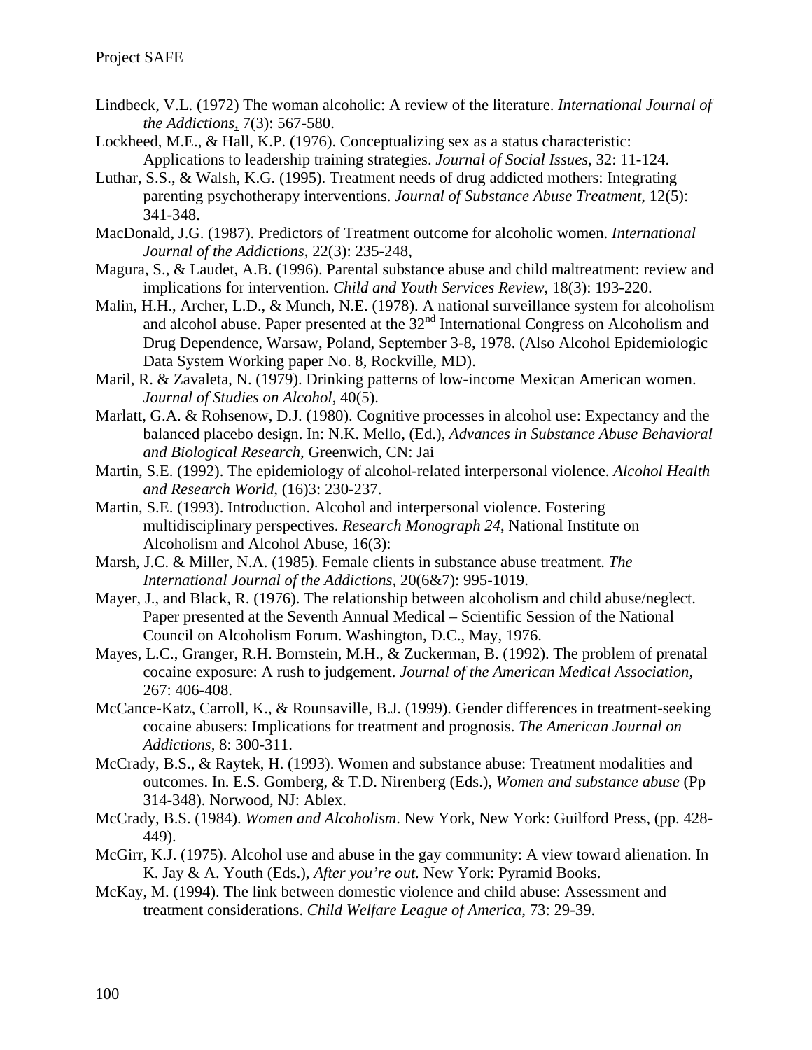Lindbeck, V.L. (1972) The woman alcoholic: A review of the literature. *International Journal of the Addictions*, 7(3): 567-580.

Lockheed, M.E., & Hall, K.P. (1976). Conceptualizing sex as a status characteristic: Applications to leadership training strategies. *Journal of Social Issues*, 32: 11-124.

Luthar, S.S., & Walsh, K.G. (1995). Treatment needs of drug addicted mothers: Integrating parenting psychotherapy interventions. *Journal of Substance Abuse Treatment*, 12(5): 341-348.

MacDonald, J.G. (1987). Predictors of Treatment outcome for alcoholic women. *International Journal of the Addictions*, 22(3): 235-248,

Magura, S., & Laudet, A.B. (1996). Parental substance abuse and child maltreatment: review and implications for intervention. *Child and Youth Services Review*, 18(3): 193-220.

Malin, H.H., Archer, L.D., & Munch, N.E. (1978). A national surveillance system for alcoholism and alcohol abuse. Paper presented at the 32nd International Congress on Alcoholism and Drug Dependence, Warsaw, Poland, September 3-8, 1978. (Also Alcohol Epidemiologic Data System Working paper No. 8, Rockville, MD).

Maril, R. & Zavaleta, N. (1979). Drinking patterns of low-income Mexican American women. *Journal of Studies on Alcohol*, 40(5).

Marlatt, G.A. & Rohsenow, D.J. (1980). Cognitive processes in alcohol use: Expectancy and the balanced placebo design. In: N.K. Mello, (Ed.), *Advances in Substance Abuse Behavioral and Biological Research*, Greenwich, CN: Jai

Martin, S.E. (1992). The epidemiology of alcohol-related interpersonal violence. *Alcohol Health and Research World*, (16)3: 230-237.

Martin, S.E. (1993). Introduction. Alcohol and interpersonal violence. Fostering multidisciplinary perspectives. *Research Monograph 24*, National Institute on Alcoholism and Alcohol Abuse, 16(3):

Marsh, J.C. & Miller, N.A. (1985). Female clients in substance abuse treatment. *The International Journal of the Addictions*, 20(6&7): 995-1019.

Mayer, J., and Black, R. (1976). The relationship between alcoholism and child abuse/neglect. Paper presented at the Seventh Annual Medical – Scientific Session of the National Council on Alcoholism Forum. Washington, D.C., May, 1976.

Mayes, L.C., Granger, R.H. Bornstein, M.H., & Zuckerman, B. (1992). The problem of prenatal cocaine exposure: A rush to judgement. *Journal of the American Medical Association*, 267: 406-408.

McCance-Katz, Carroll, K., & Rounsaville, B.J. (1999). Gender differences in treatment-seeking cocaine abusers: Implications for treatment and prognosis. *The American Journal on Addictions*, 8: 300-311.

McCrady, B.S., & Raytek, H. (1993). Women and substance abuse: Treatment modalities and outcomes. In. E.S. Gomberg, & T.D. Nirenberg (Eds.), *Women and substance abuse* (Pp 314-348). Norwood, NJ: Ablex.

McCrady, B.S. (1984). *Women and Alcoholism*. New York, New York: Guilford Press, (pp. 428-449).

McGirr, K.J. (1975). Alcohol use and abuse in the gay community: A view toward alienation. In K. Jay & A. Youth (Eds.), *After you're out.* New York: Pyramid Books.

McKay, M. (1994). The link between domestic violence and child abuse: Assessment and treatment considerations. *Child Welfare League of America*, 73: 29-39.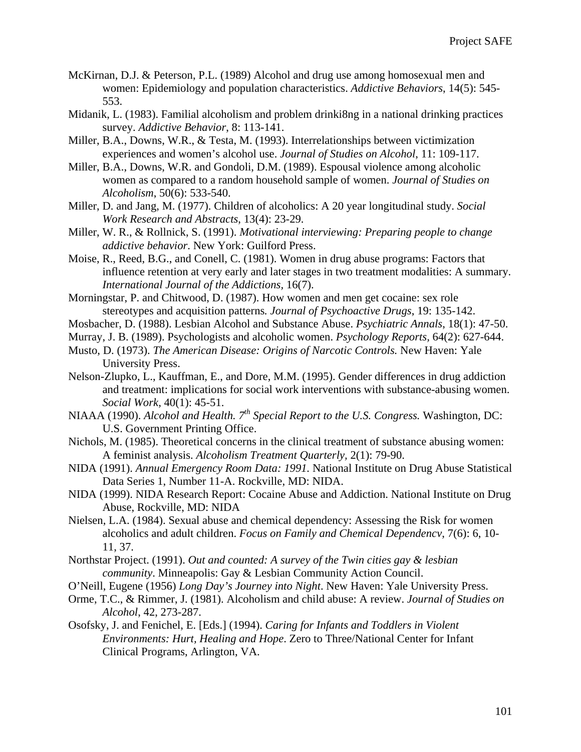McKirnan, D.J. & Peterson, P.L. (1989) Alcohol and drug use among homosexual men and women: Epidemiology and population characteristics. *Addictive Behaviors*, 14(5): 545-553.

Midanik, L. (1983). Familial alcoholism and problem drinki8ng in a national drinking practices survey. *Addictive Behavior*, 8: 113-141.

Miller, B.A., Downs, W.R., & Testa, M. (1993). Interrelationships between victimization experiences and women's alcohol use. *Journal of Studies on Alcohol*, 11: 109-117.

Miller, B.A., Downs, W.R. and Gondoli, D.M. (1989). Espousal violence among alcoholic women as compared to a random household sample of women. *Journal of Studies on Alcoholism*, 50(6): 533-540.

Miller, D. and Jang, M. (1977). Children of alcoholics: A 20 year longitudinal study. *Social Work Research and Abstracts*, 13(4): 23-29.

Miller, W. R., & Rollnick, S. (1991). *Motivational interviewing: Preparing people to change addictive behavior*. New York: Guilford Press.

Moise, R., Reed, B.G., and Conell, C. (1981). Women in drug abuse programs: Factors that influence retention at very early and later stages in two treatment modalities: A summary. *International Journal of the Addictions*, 16(7).

Morningstar, P. and Chitwood, D. (1987). How women and men get cocaine: sex role stereotypes and acquisition patterns*. Journal of Psychoactive Drugs*, 19: 135-142.

Mosbacher, D. (1988). Lesbian Alcohol and Substance Abuse. *Psychiatric Annals*, 18(1): 47-50.

Murray, J. B. (1989). Psychologists and alcoholic women. *Psychology Reports,* 64(2): 627-644.

Musto, D. (1973). *The American Disease: Origins of Narcotic Controls.* New Haven: Yale University Press.

Nelson-Zlupko, L., Kauffman, E., and Dore, M.M. (1995). Gender differences in drug addiction and treatment: implications for social work interventions with substance-abusing women. *Social Work*, 40(1): 45-51.

NIAAA (1990). *Alcohol and Health. 7th Special Report to the U.S. Congress.* Washington, DC: U.S. Government Printing Office.

Nichols, M. (1985). Theoretical concerns in the clinical treatment of substance abusing women: A feminist analysis. *Alcoholism Treatment Quarterly,* 2(1): 79-90.

NIDA (1991). *Annual Emergency Room Data: 1991.* National Institute on Drug Abuse Statistical Data Series 1, Number 11-A. Rockville, MD: NIDA.

NIDA (1999). NIDA Research Report: Cocaine Abuse and Addiction. National Institute on Drug Abuse, Rockville, MD: NIDA

Nielsen, L.A. (1984). Sexual abuse and chemical dependency: Assessing the Risk for women alcoholics and adult children. *Focus on Family and Chemical Dependencv*, 7(6): 6, 10-11, 37.

Northstar Project. (1991). *Out and counted: A survey of the Twin cities gay & lesbian community*. Minneapolis: Gay & Lesbian Community Action Council.

O'Neill, Eugene (1956) *Long Day's Journey into Night*. New Haven: Yale University Press.

Orme, T.C., & Rimmer, J. (1981). Alcoholism and child abuse: A review. *Journal of Studies on Alcohol*, 42, 273-287.

Osofsky, J. and Fenichel, E. [Eds.] (1994). *Caring for Infants and Toddlers in Violent Environments: Hurt, Healing and Hope*. Zero to Three/National Center for Infant Clinical Programs, Arlington, VA.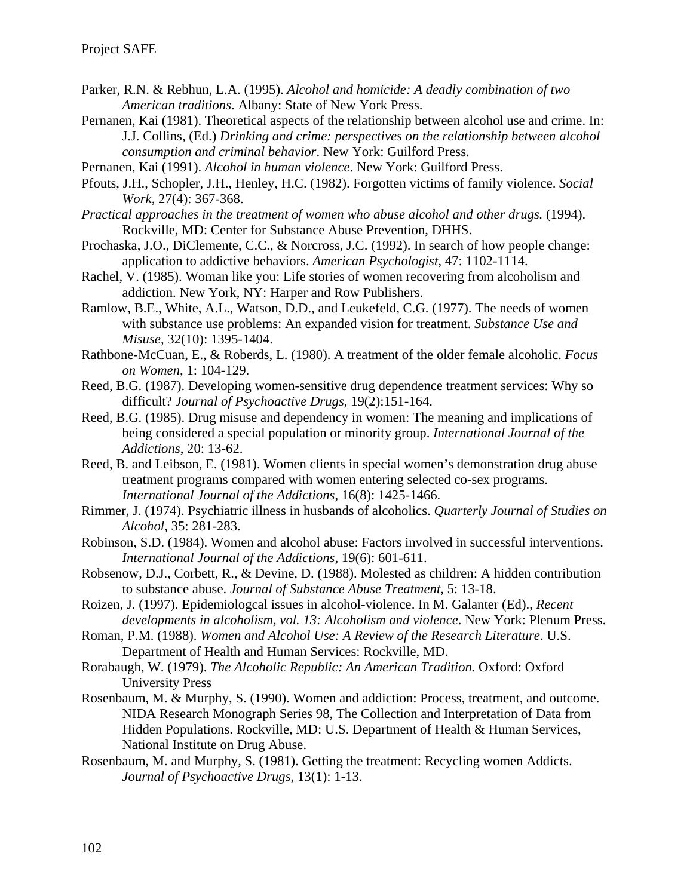Parker, R.N. & Rebhun, L.A. (1995). *Alcohol and homicide: A deadly combination of two American traditions*. Albany: State of New York Press.

Pernanen, Kai (1981). Theoretical aspects of the relationship between alcohol use and crime. In: J.J. Collins, (Ed.) *Drinking and crime: perspectives on the relationship between alcohol consumption and criminal behavior*. New York: Guilford Press.

Pernanen, Kai (1991). *Alcohol in human violence*. New York: Guilford Press.

Pfouts, J.H., Schopler, J.H., Henley, H.C. (1982). Forgotten victims of family violence. *Social Work*, 27(4): 367-368.

*Practical approaches in the treatment of women who abuse alcohol and other drugs.* (1994). Rockville, MD: Center for Substance Abuse Prevention, DHHS.

Prochaska, J.O., DiClemente, C.C., & Norcross, J.C. (1992). In search of how people change: application to addictive behaviors. *American Psychologist*, 47: 1102-1114.

Rachel, V. (1985). Woman like you: Life stories of women recovering from alcoholism and addiction. New York, NY: Harper and Row Publishers.

Ramlow, B.E., White, A.L., Watson, D.D., and Leukefeld, C.G. (1977). The needs of women with substance use problems: An expanded vision for treatment. *Substance Use and Misuse*, 32(10): 1395-1404.

Rathbone-McCuan, E., & Roberds, L. (1980). A treatment of the older female alcoholic. *Focus on Women*, 1: 104-129.

Reed, B.G. (1987). Developing women-sensitive drug dependence treatment services: Why so difficult? *Journal of Psychoactive Drugs*, 19(2):151-164.

Reed, B.G. (1985). Drug misuse and dependency in women: The meaning and implications of being considered a special population or minority group. *International Journal of the Addictions*, 20: 13-62.

Reed, B. and Leibson, E. (1981). Women clients in special women's demonstration drug abuse treatment programs compared with women entering selected co-sex programs. *International Journal of the Addictions*, 16(8): 1425-1466.

Rimmer, J. (1974). Psychiatric illness in husbands of alcoholics. *Quarterly Journal of Studies on Alcohol*, 35: 281-283.

Robinson, S.D. (1984). Women and alcohol abuse: Factors involved in successful interventions. *International Journal of the Addictions*, 19(6): 601-611.

Robsenow, D.J., Corbett, R., & Devine, D. (1988). Molested as children: A hidden contribution to substance abuse. *Journal of Substance Abuse Treatment*, 5: 13-18.

Roizen, J. (1997). Epidemiologcal issues in alcohol-violence. In M. Galanter (Ed)., *Recent developments in alcoholism, vol. 13: Alcoholism and violence*. New York: Plenum Press.

Roman, P.M. (1988). *Women and Alcohol Use: A Review of the Research Literature*. U.S. Department of Health and Human Services: Rockville, MD.

Rorabaugh, W. (1979). *The Alcoholic Republic: An American Tradition.* Oxford: Oxford University Press

Rosenbaum, M. & Murphy, S. (1990). Women and addiction: Process, treatment, and outcome. NIDA Research Monograph Series 98, The Collection and Interpretation of Data from Hidden Populations. Rockville, MD: U.S. Department of Health & Human Services, National Institute on Drug Abuse.

Rosenbaum, M. and Murphy, S. (1981). Getting the treatment: Recycling women Addicts. *Journal of Psychoactive Drugs*, 13(1): 1-13.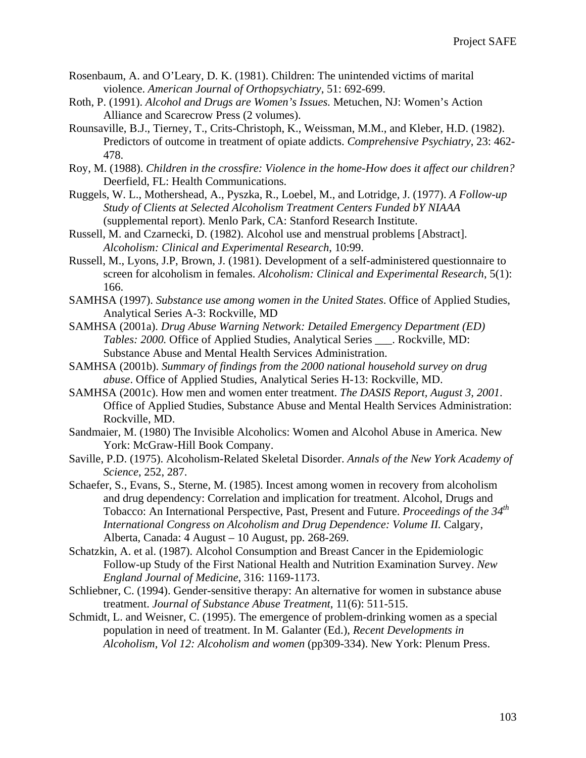Rosenbaum, A. and O'Leary, D. K. (1981). Children: The unintended victims of marital violence. *American Journal of Orthopsychiatry*, 51: 692-699.

Roth, P. (1991). *Alcohol and Drugs are Women's Issues.* Metuchen, NJ: Women's Action Alliance and Scarecrow Press (2 volumes).

Rounsaville, B.J., Tierney, T., Crits-Christoph, K., Weissman, M.M., and Kleber, H.D. (1982). Predictors of outcome in treatment of opiate addicts. *Comprehensive Psychiatry*, 23: 462-478.

Roy, M. (1988). *Children in the crossfire: Violence in the home-How does it affect our children?* Deerfield, FL: Health Communications.

Ruggels, W. L., Mothershead, A., Pyszka, R., Loebel, M., and Lotridge, J. (1977). *A Follow-up Study of Clients at Selected Alcoholism Treatment Centers Funded bY NIAAA* (supplemental report). Menlo Park, CA: Stanford Research Institute.

Russell, M. and Czarnecki, D. (1982). Alcohol use and menstrual problems [Abstract]. *Alcoholism: Clinical and Experimental Research*, 10:99.

Russell, M., Lyons, J.P, Brown, J. (1981). Development of a self-administered questionnaire to screen for alcoholism in females. *Alcoholism: Clinical and Experimental Research*, 5(1): 166.

SAMHSA (1997). *Substance use among women in the United States*. Office of Applied Studies, Analytical Series A-3: Rockville, MD

SAMHSA (2001a). *Drug Abuse Warning Network: Detailed Emergency Department (ED) Tables: 2000.* Office of Applied Studies, Analytical Series ___. Rockville, MD: Substance Abuse and Mental Health Services Administration.

SAMHSA (2001b). *Summary of findings from the 2000 national household survey on drug abuse*. Office of Applied Studies, Analytical Series H-13: Rockville, MD.

SAMHSA (2001c). How men and women enter treatment. *The DASIS Report, August 3, 2001*. Office of Applied Studies, Substance Abuse and Mental Health Services Administration: Rockville, MD.

Sandmaier, M. (1980) The Invisible Alcoholics: Women and Alcohol Abuse in America. New York: McGraw-Hill Book Company.

Saville, P.D. (1975). Alcoholism-Related Skeletal Disorder. *Annals of the New York Academy of Science*, 252, 287.

Schaefer, S., Evans, S., Sterne, M. (1985). Incest among women in recovery from alcoholism and drug dependency: Correlation and implication for treatment. Alcohol, Drugs and Tobacco: An International Perspective, Past, Present and Future. *Proceedings of the 34th International Congress on Alcoholism and Drug Dependence: Volume II.* Calgary, Alberta, Canada: 4 August – 10 August, pp. 268-269.

Schatzkin, A. et al. (1987). Alcohol Consumption and Breast Cancer in the Epidemiologic Follow-up Study of the First National Health and Nutrition Examination Survey. *New England Journal of Medicine*, 316: 1169-1173.

Schliebner, C. (1994). Gender-sensitive therapy: An alternative for women in substance abuse treatment. *Journal of Substance Abuse Treatment*, 11(6): 511-515.

Schmidt, L. and Weisner, C. (1995). The emergence of problem-drinking women as a special population in need of treatment. In M. Galanter (Ed.), *Recent Developments in Alcoholism, Vol 12: Alcoholism and women* (pp309-334). New York: Plenum Press.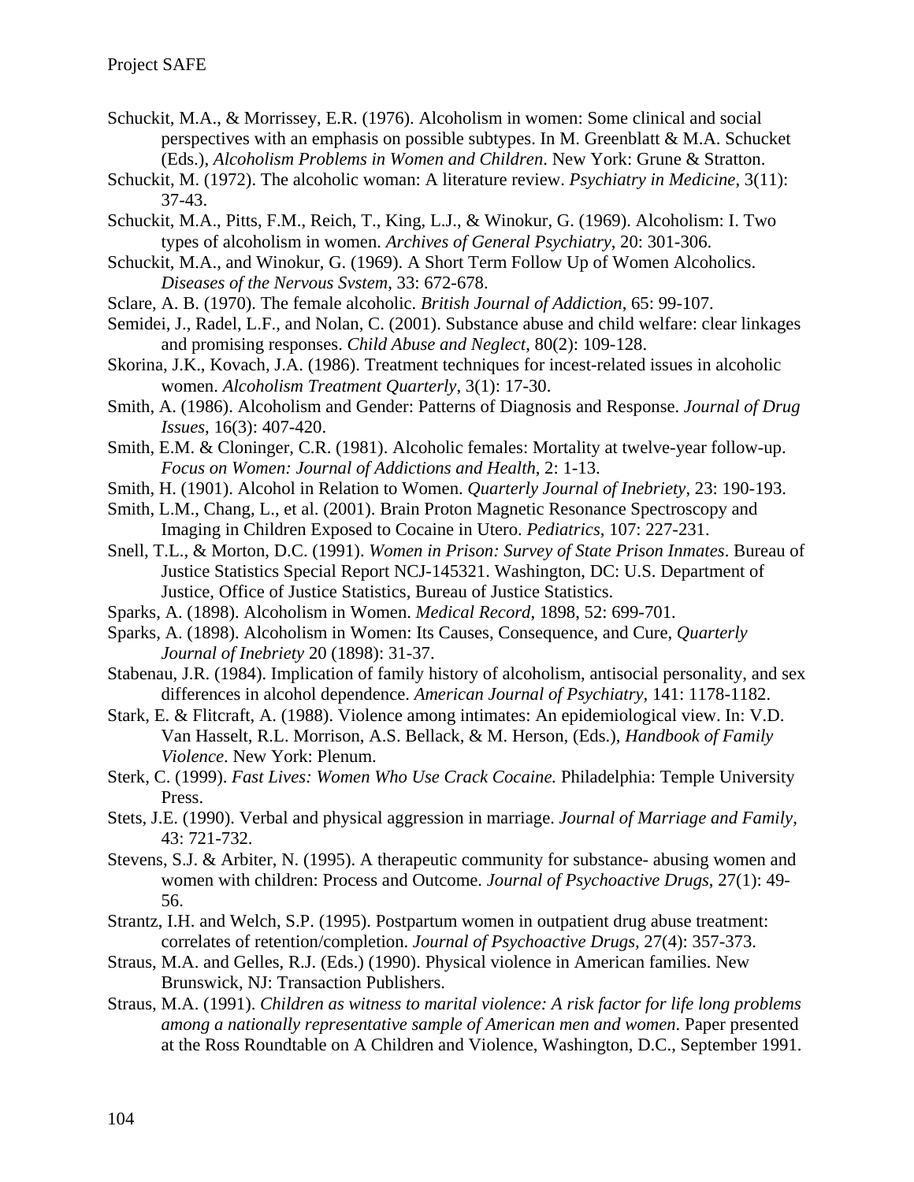Schuckit, M.A., & Morrissey, E.R. (1976). Alcoholism in women: Some clinical and social perspectives with an emphasis on possible subtypes. In M. Greenblatt & M.A. Schucket (Eds.), *Alcoholism Problems in Women and Children*. New York: Grune & Stratton.

Schuckit, M. (1972). The alcoholic woman: A literature review. *Psychiatry in Medicine*, 3(11): 37-43.

Schuckit, M.A., Pitts, F.M., Reich, T., King, L.J., & Winokur, G. (1969). Alcoholism: I. Two types of alcoholism in women. *Archives of General Psychiatry*, 20: 301-306.

Schuckit, M.A., and Winokur, G. (1969). A Short Term Follow Up of Women Alcoholics. *Diseases of the Nervous Svstem*, 33: 672-678.

Sclare, A. B. (1970). The female alcoholic. *British Journal of Addiction*, 65: 99-107.

Semidei, J., Radel, L.F., and Nolan, C. (2001). Substance abuse and child welfare: clear linkages and promising responses. *Child Abuse and Neglect*, 80(2): 109-128.

Skorina, J.K., Kovach, J.A. (1986). Treatment techniques for incest-related issues in alcoholic women. *Alcoholism Treatment Quarterly*, 3(1): 17-30.

Smith, A. (1986). Alcoholism and Gender: Patterns of Diagnosis and Response. *Journal of Drug Issues*, 16(3): 407-420.

Smith, E.M. & Cloninger, C.R. (1981). Alcoholic females: Mortality at twelve-year follow-up. *Focus on Women: Journal of Addictions and Health*, 2: 1-13.

Smith, H. (1901). Alcohol in Relation to Women. *Quarterly Journal of Inebriety*, 23: 190-193.

Smith, L.M., Chang, L., et al. (2001). Brain Proton Magnetic Resonance Spectroscopy and Imaging in Children Exposed to Cocaine in Utero. *Pediatrics*, 107: 227-231.

Snell, T.L., & Morton, D.C. (1991). *Women in Prison: Survey of State Prison Inmates*. Bureau of Justice Statistics Special Report NCJ-145321. Washington, DC: U.S. Department of Justice, Office of Justice Statistics, Bureau of Justice Statistics.

Sparks, A. (1898). Alcoholism in Women. *Medical Record*, 1898, 52: 699-701.

Sparks, A. (1898). Alcoholism in Women: Its Causes, Consequence, and Cure, *Quarterly Journal of Inebriety* 20 (1898): 31-37.

Stabenau, J.R. (1984). Implication of family history of alcoholism, antisocial personality, and sex differences in alcohol dependence. *American Journal of Psychiatry*, 141: 1178-1182.

Stark, E. & Flitcraft, A. (1988). Violence among intimates: An epidemiological view. In: V.D. Van Hasselt, R.L. Morrison, A.S. Bellack, & M. Herson, (Eds.), *Handbook of Family Violence*. New York: Plenum.

Sterk, C. (1999). *Fast Lives: Women Who Use Crack Cocaine.* Philadelphia: Temple University Press.

Stets, J.E. (1990). Verbal and physical aggression in marriage. *Journal of Marriage and Family*, 43: 721-732.

Stevens, S.J. & Arbiter, N. (1995). A therapeutic community for substance- abusing women and women with children: Process and Outcome. *Journal of Psychoactive Drugs*, 27(1): 49-56.

Strantz, I.H. and Welch, S.P. (1995). Postpartum women in outpatient drug abuse treatment: correlates of retention/completion. *Journal of Psychoactive Drugs*, 27(4): 357-373.

Straus, M.A. and Gelles, R.J. (Eds.) (1990). Physical violence in American families. New Brunswick, NJ: Transaction Publishers.

Straus, M.A. (1991). *Children as witness to marital violence: A risk factor for life long problems among a nationally representative sample of American men and women*. Paper presented at the Ross Roundtable on A Children and Violence, Washington, D.C., September 1991.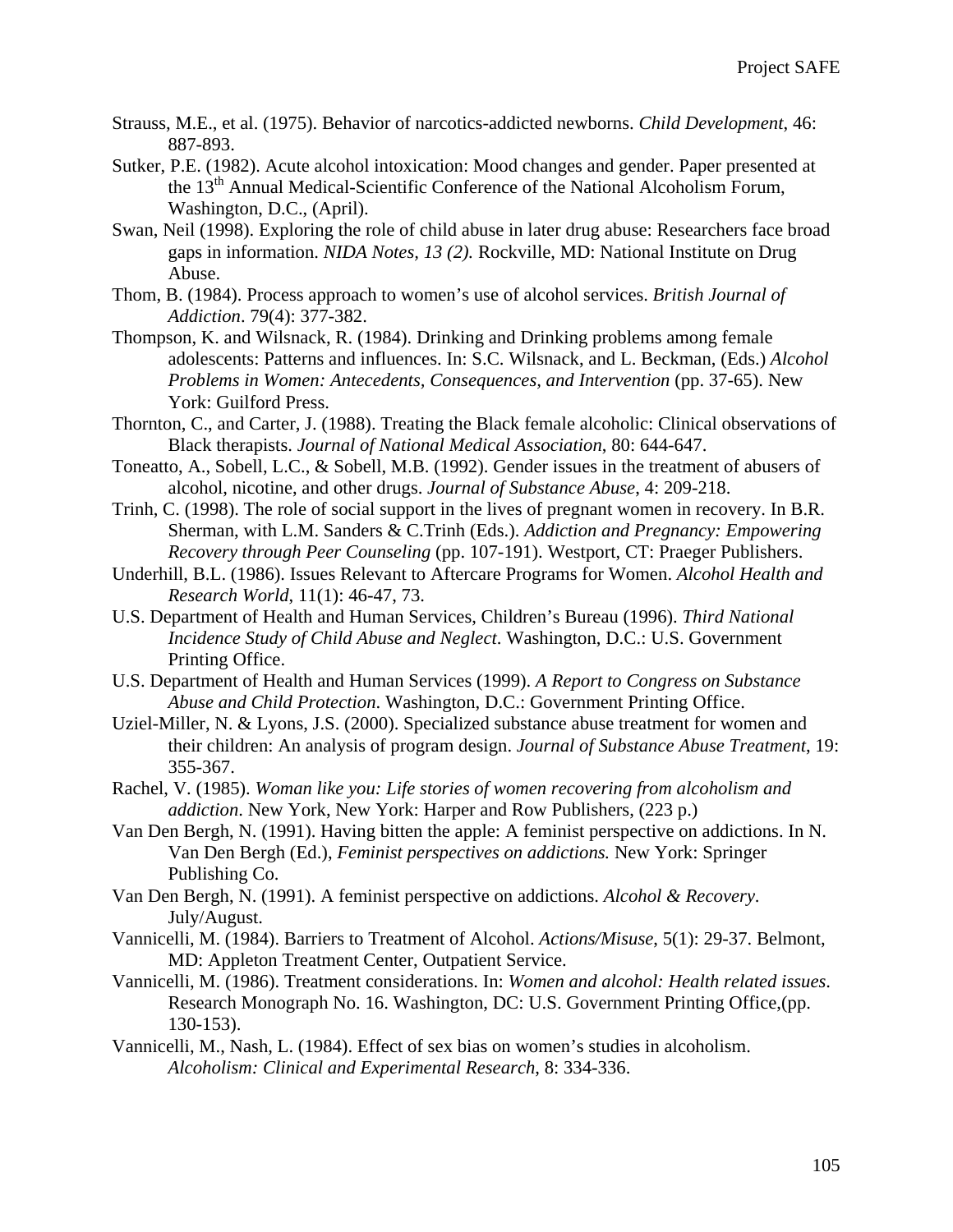Strauss, M.E., et al. (1975). Behavior of narcotics-addicted newborns. *Child Development*, 46: 887-893.

Sutker, P.E. (1982). Acute alcohol intoxication: Mood changes and gender. Paper presented at the 13th Annual Medical-Scientific Conference of the National Alcoholism Forum, Washington, D.C., (April).

Swan, Neil (1998). Exploring the role of child abuse in later drug abuse: Researchers face broad gaps in information. *NIDA Notes, 13 (2).* Rockville, MD: National Institute on Drug Abuse.

Thom, B. (1984). Process approach to women's use of alcohol services. *British Journal of Addiction*. 79(4): 377-382.

Thompson, K. and Wilsnack, R. (1984). Drinking and Drinking problems among female adolescents: Patterns and influences. In: S.C. Wilsnack, and L. Beckman, (Eds.) *Alcohol Problems in Women: Antecedents, Consequences, and Intervention* (pp. 37-65). New York: Guilford Press.

Thornton, C., and Carter, J. (1988). Treating the Black female alcoholic: Clinical observations of Black therapists. *Journal of National Medical Association*, 80: 644-647.

Toneatto, A., Sobell, L.C., & Sobell, M.B. (1992). Gender issues in the treatment of abusers of alcohol, nicotine, and other drugs. *Journal of Substance Abuse*, 4: 209-218.

Trinh, C. (1998). The role of social support in the lives of pregnant women in recovery. In B.R. Sherman, with L.M. Sanders & C.Trinh (Eds.). *Addiction and Pregnancy: Empowering Recovery through Peer Counseling* (pp. 107-191). Westport, CT: Praeger Publishers.

Underhill, B.L. (1986). Issues Relevant to Aftercare Programs for Women. *Alcohol Health and Research World*, 11(1): 46-47, 73.

U.S. Department of Health and Human Services, Children's Bureau (1996). *Third National Incidence Study of Child Abuse and Neglect*. Washington, D.C.: U.S. Government Printing Office.

U.S. Department of Health and Human Services (1999). *A Report to Congress on Substance Abuse and Child Protection*. Washington, D.C.: Government Printing Office.

Uziel-Miller, N. & Lyons, J.S. (2000). Specialized substance abuse treatment for women and their children: An analysis of program design. *Journal of Substance Abuse Treatment*, 19: 355-367.

Rachel, V. (1985). *Woman like you: Life stories of women recovering from alcoholism and addiction*. New York, New York: Harper and Row Publishers, (223 p.)

Van Den Bergh, N. (1991). Having bitten the apple: A feminist perspective on addictions. In N. Van Den Bergh (Ed.), *Feminist perspectives on addictions.* New York: Springer Publishing Co.

Van Den Bergh, N. (1991). A feminist perspective on addictions. *Alcohol & Recovery*. July/August.

Vannicelli, M. (1984). Barriers to Treatment of Alcohol. *Actions/Misuse*, 5(1): 29-37. Belmont, MD: Appleton Treatment Center, Outpatient Service.

Vannicelli, M. (1986). Treatment considerations. In: *Women and alcohol: Health related issues*. Research Monograph No. 16. Washington, DC: U.S. Government Printing Office,(pp. 130-153).

Vannicelli, M., Nash, L. (1984). Effect of sex bias on women's studies in alcoholism. *Alcoholism: Clinical and Experimental Research*, 8: 334-336.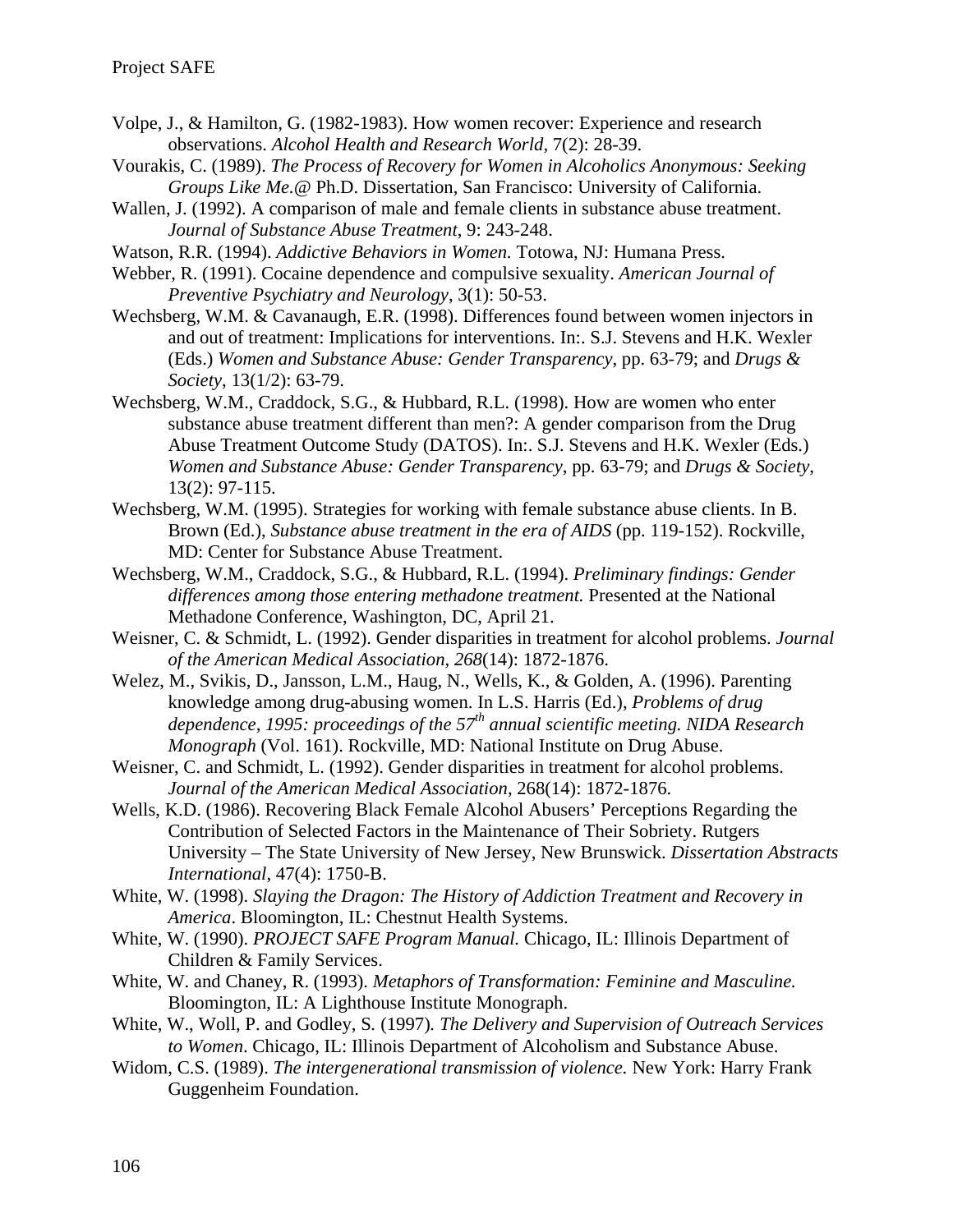Volpe, J., & Hamilton, G. (1982-1983). How women recover: Experience and research observations. *Alcohol Health and Research World*, 7(2): 28-39.

Vourakis, C. (1989). *The Process of Recovery for Women in Alcoholics Anonymous: Seeking Groups Like Me.@* Ph.D. Dissertation, San Francisco: University of California.

Wallen, J. (1992). A comparison of male and female clients in substance abuse treatment. *Journal of Substance Abuse Treatment*, 9: 243-248.

Watson, R.R. (1994). *Addictive Behaviors in Women.* Totowa, NJ: Humana Press.

Webber, R. (1991). Cocaine dependence and compulsive sexuality. *American Journal of Preventive Psychiatry and Neurology*, 3(1): 50-53.

Wechsberg, W.M. & Cavanaugh, E.R. (1998). Differences found between women injectors in and out of treatment: Implications for interventions. In:. S.J. Stevens and H.K. Wexler (Eds.) *Women and Substance Abuse: Gender Transparency*, pp. 63-79; and *Drugs & Society*, 13(1/2): 63-79.

Wechsberg, W.M., Craddock, S.G., & Hubbard, R.L. (1998). How are women who enter substance abuse treatment different than men?: A gender comparison from the Drug Abuse Treatment Outcome Study (DATOS). In:. S.J. Stevens and H.K. Wexler (Eds.) *Women and Substance Abuse: Gender Transparency*, pp. 63-79; and *Drugs & Society*, 13(2): 97-115.

Wechsberg, W.M. (1995). Strategies for working with female substance abuse clients. In B. Brown (Ed.), *Substance abuse treatment in the era of AIDS* (pp. 119-152). Rockville, MD: Center for Substance Abuse Treatment.

Wechsberg, W.M., Craddock, S.G., & Hubbard, R.L. (1994). *Preliminary findings: Gender differences among those entering methadone treatment.* Presented at the National Methadone Conference, Washington, DC, April 21.

Weisner, C. & Schmidt, L. (1992). Gender disparities in treatment for alcohol problems. *Journal of the American Medical Association*, *268*(14): 1872-1876.

Welez, M., Svikis, D., Jansson, L.M., Haug, N., Wells, K., & Golden, A. (1996). Parenting knowledge among drug-abusing women. In L.S. Harris (Ed.), *Problems of drug dependence, 1995: proceedings of the 57th annual scientific meeting. NIDA Research Monograph* (Vol. 161). Rockville, MD: National Institute on Drug Abuse.

Weisner, C. and Schmidt, L. (1992). Gender disparities in treatment for alcohol problems. *Journal of the American Medical Association*, 268(14): 1872-1876.

Wells, K.D. (1986). Recovering Black Female Alcohol Abusers' Perceptions Regarding the Contribution of Selected Factors in the Maintenance of Their Sobriety. Rutgers University – The State University of New Jersey, New Brunswick. *Dissertation Abstracts International*, 47(4): 1750-B.

White, W. (1998). *Slaying the Dragon: The History of Addiction Treatment and Recovery in America*. Bloomington, IL: Chestnut Health Systems.

White, W. (1990). *PROJECT SAFE Program Manual.* Chicago, IL: Illinois Department of Children & Family Services.

White, W. and Chaney, R. (1993). *Metaphors of Transformation: Feminine and Masculine.* Bloomington, IL: A Lighthouse Institute Monograph.

White, W., Woll, P. and Godley, S. (1997). *The Delivery and Supervision of Outreach Services to Women*. Chicago, IL: Illinois Department of Alcoholism and Substance Abuse.

Widom, C.S. (1989). *The intergenerational transmission of violence.* New York: Harry Frank Guggenheim Foundation.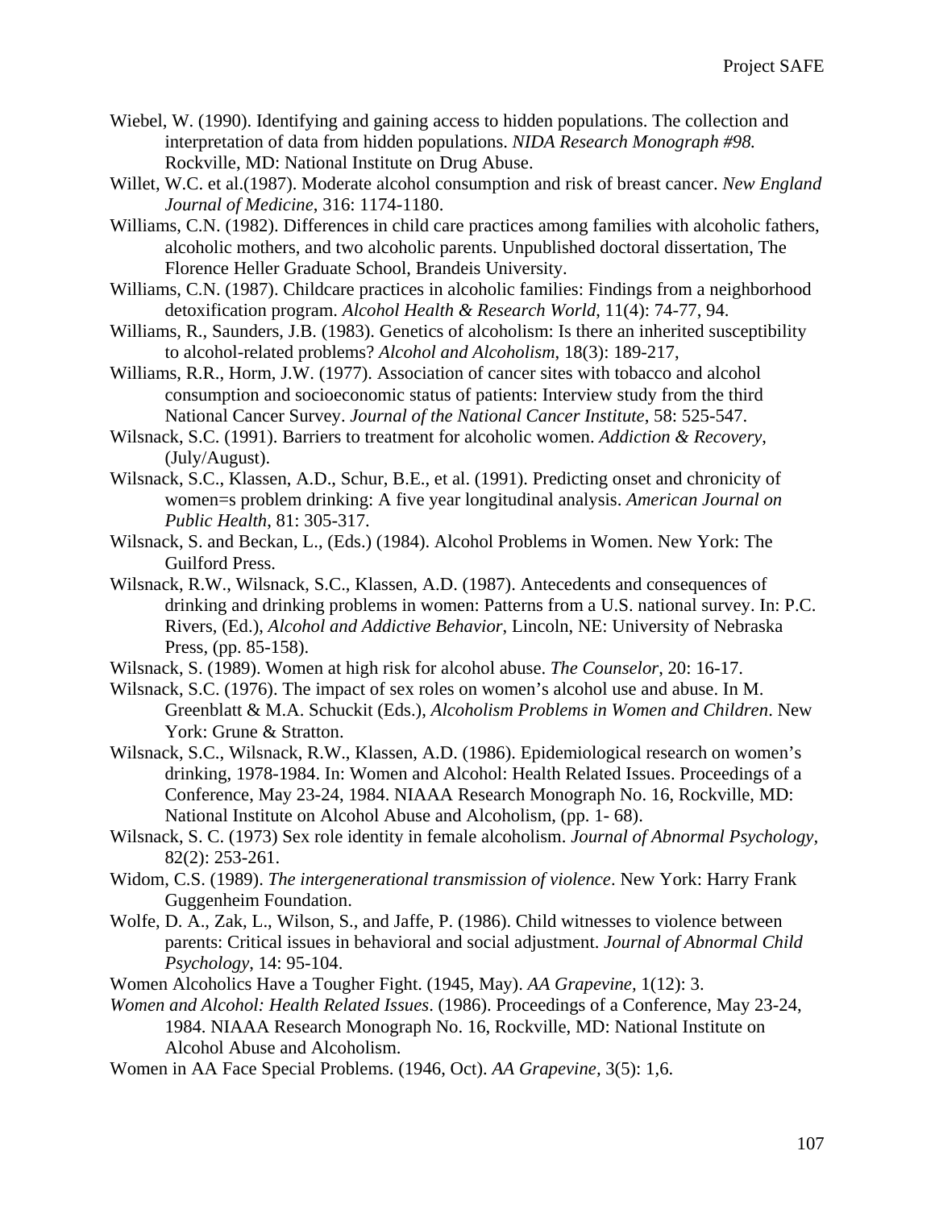Wiebel, W. (1990). Identifying and gaining access to hidden populations. The collection and interpretation of data from hidden populations. *NIDA Research Monograph #98.* Rockville, MD: National Institute on Drug Abuse.

Willet, W.C. et al.(1987). Moderate alcohol consumption and risk of breast cancer. *New England Journal of Medicine*, 316: 1174-1180.

Williams, C.N. (1982). Differences in child care practices among families with alcoholic fathers, alcoholic mothers, and two alcoholic parents. Unpublished doctoral dissertation, The Florence Heller Graduate School, Brandeis University.

Williams, C.N. (1987). Childcare practices in alcoholic families: Findings from a neighborhood detoxification program. *Alcohol Health & Research World*, 11(4): 74-77, 94.

Williams, R., Saunders, J.B. (1983). Genetics of alcoholism: Is there an inherited susceptibility to alcohol-related problems? *Alcohol and Alcoholism*, 18(3): 189-217,

Williams, R.R., Horm, J.W. (1977). Association of cancer sites with tobacco and alcohol consumption and socioeconomic status of patients: Interview study from the third National Cancer Survey. *Journal of the National Cancer Institute*, 58: 525-547.

Wilsnack, S.C. (1991). Barriers to treatment for alcoholic women. *Addiction & Recovery*, (July/August).

Wilsnack, S.C., Klassen, A.D., Schur, B.E., et al. (1991). Predicting onset and chronicity of women=s problem drinking: A five year longitudinal analysis. *American Journal on Public Health*, 81: 305-317.

Wilsnack, S. and Beckan, L., (Eds.) (1984). Alcohol Problems in Women. New York: The Guilford Press.

Wilsnack, R.W., Wilsnack, S.C., Klassen, A.D. (1987). Antecedents and consequences of drinking and drinking problems in women: Patterns from a U.S. national survey. In: P.C. Rivers, (Ed.), *Alcohol and Addictive Behavior*, Lincoln, NE: University of Nebraska Press, (pp. 85-158).

Wilsnack, S. (1989). Women at high risk for alcohol abuse. *The Counselor*, 20: 16-17.

Wilsnack, S.C. (1976). The impact of sex roles on women's alcohol use and abuse. In M. Greenblatt & M.A. Schuckit (Eds.), *Alcoholism Problems in Women and Children*. New York: Grune & Stratton.

Wilsnack, S.C., Wilsnack, R.W., Klassen, A.D. (1986). Epidemiological research on women's drinking, 1978-1984. In: Women and Alcohol: Health Related Issues. Proceedings of a Conference, May 23-24, 1984. NIAAA Research Monograph No. 16, Rockville, MD: National Institute on Alcohol Abuse and Alcoholism, (pp. 1- 68).

Wilsnack, S. C. (1973) Sex role identity in female alcoholism. *Journal of Abnormal Psychology*, 82(2): 253-261.

Widom, C.S. (1989). *The intergenerational transmission of violence*. New York: Harry Frank Guggenheim Foundation.

Wolfe, D. A., Zak, L., Wilson, S., and Jaffe, P. (1986). Child witnesses to violence between parents: Critical issues in behavioral and social adjustment. *Journal of Abnormal Child Psychology*, 14: 95-104.

Women Alcoholics Have a Tougher Fight. (1945, May). *AA Grapevine*, 1(12): 3.

*Women and Alcohol: Health Related Issues*. (1986). Proceedings of a Conference, May 23-24, 1984. NIAAA Research Monograph No. 16, Rockville, MD: National Institute on Alcohol Abuse and Alcoholism.

Women in AA Face Special Problems. (1946, Oct). *AA Grapevine*, 3(5): 1,6.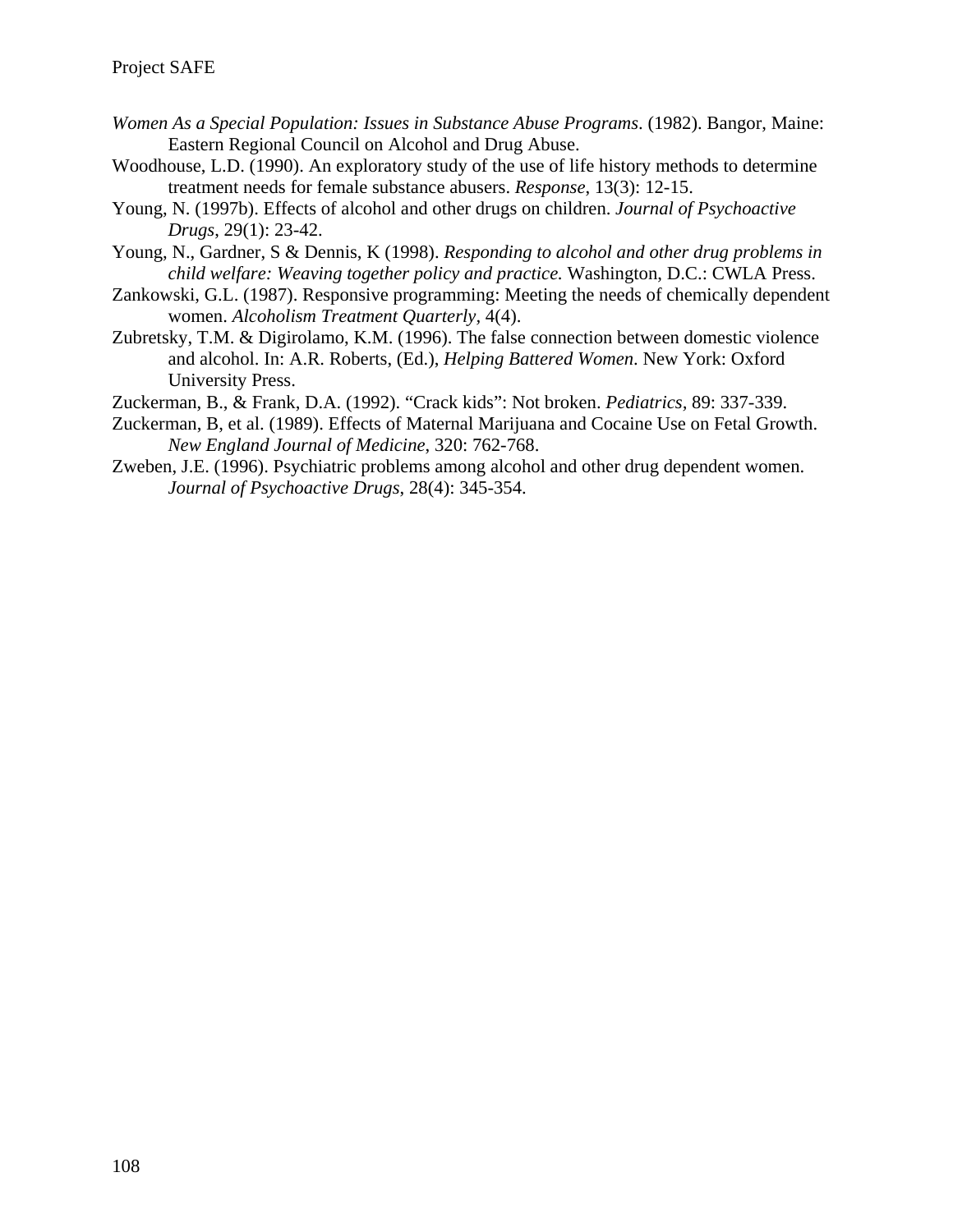*Women As a Special Population: Issues in Substance Abuse Programs*. (1982). Bangor, Maine: Eastern Regional Council on Alcohol and Drug Abuse.

Woodhouse, L.D. (1990). An exploratory study of the use of life history methods to determine treatment needs for female substance abusers. *Response*, 13(3): 12-15.

Young, N. (1997b). Effects of alcohol and other drugs on children. *Journal of Psychoactive Drugs*, 29(1): 23-42.

Young, N., Gardner, S & Dennis, K (1998). *Responding to alcohol and other drug problems in child welfare: Weaving together policy and practice.* Washington, D.C.: CWLA Press.

Zankowski, G.L. (1987). Responsive programming: Meeting the needs of chemically dependent women. *Alcoholism Treatment Quarterly,* 4(4).

Zubretsky, T.M. & Digirolamo, K.M. (1996). The false connection between domestic violence and alcohol. In: A.R. Roberts, (Ed.), *Helping Battered Women*. New York: Oxford University Press.

Zuckerman, B., & Frank, D.A. (1992). "Crack kids": Not broken. *Pediatrics,* 89: 337-339.

Zuckerman, B, et al. (1989). Effects of Maternal Marijuana and Cocaine Use on Fetal Growth. *New England Journal of Medicine*, 320: 762-768.

Zweben, J.E. (1996). Psychiatric problems among alcohol and other drug dependent women. *Journal of Psychoactive Drugs*, 28(4): 345-354.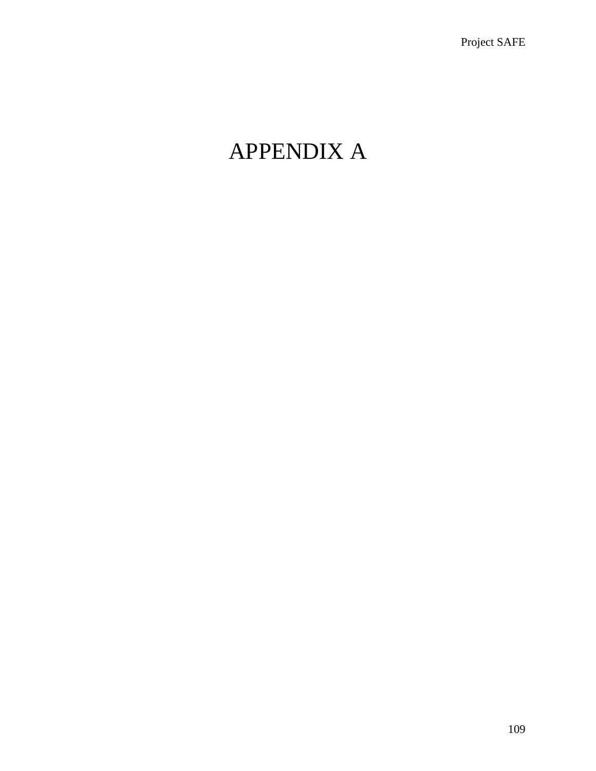# APPENDIX A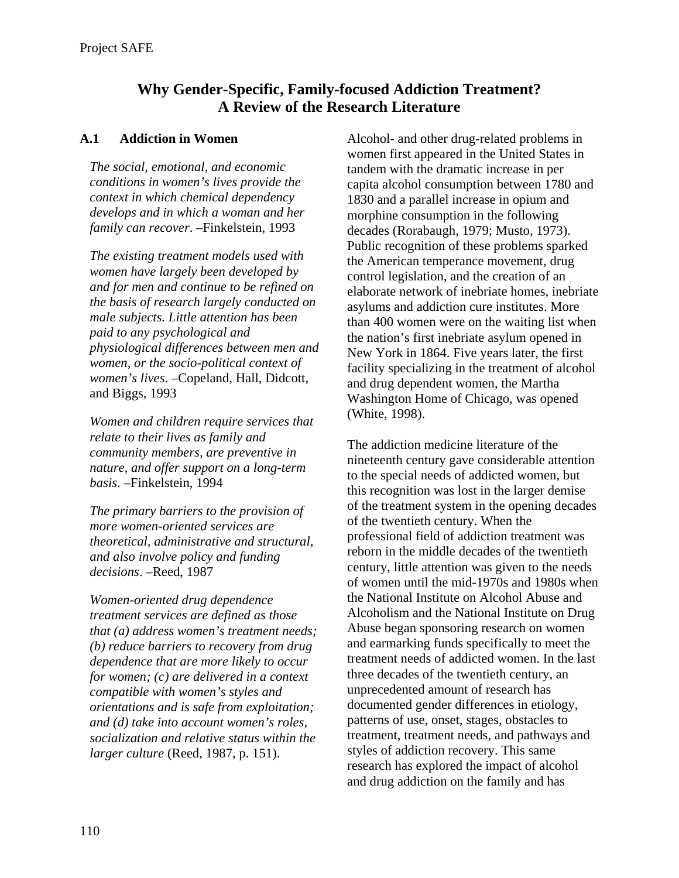# Why Gender-Specific, Family-focused Addiction Treatment? A Review of the Research Literature

## A.1 Addiction in Women

*The social, emotional, and economic conditions in women's lives provide the context in which chemical dependency develops and in which a woman and her family can recover*. –Finkelstein, 1993

*The existing treatment models used with women have largely been developed by and for men and continue to be refined on the basis of research largely conducted on male subjects. Little attention has been paid to any psychological and physiological differences between men and women, or the socio-political context of women's lives*. –Copeland, Hall, Didcott, and Biggs, 1993

*Women and children require services that relate to their lives as family and community members, are preventive in nature, and offer support on a long-term basis*. –Finkelstein, 1994

*The primary barriers to the provision of more women-oriented services are theoretical, administrative and structural, and also involve policy and funding decisions*. –Reed, 1987

*Women-oriented drug dependence treatment services are defined as those that (a) address women's treatment needs; (b) reduce barriers to recovery from drug dependence that are more likely to occur for women; (c) are delivered in a context compatible with women's styles and orientations and is safe from exploitation; and (d) take into account women's roles, socialization and relative status within the larger culture* (Reed, 1987, p. 151).

Alcohol- and other drug-related problems in women first appeared in the United States in tandem with the dramatic increase in per capita alcohol consumption between 1780 and 1830 and a parallel increase in opium and morphine consumption in the following decades (Rorabaugh, 1979; Musto, 1973). Public recognition of these problems sparked the American temperance movement, drug control legislation, and the creation of an elaborate network of inebriate homes, inebriate asylums and addiction cure institutes. More than 400 women were on the waiting list when the nation's first inebriate asylum opened in New York in 1864. Five years later, the first facility specializing in the treatment of alcohol and drug dependent women, the Martha Washington Home of Chicago, was opened (White, 1998).

The addiction medicine literature of the nineteenth century gave considerable attention to the special needs of addicted women, but this recognition was lost in the larger demise of the treatment system in the opening decades of the twentieth century. When the professional field of addiction treatment was reborn in the middle decades of the twentieth century, little attention was given to the needs of women until the mid-1970s and 1980s when the National Institute on Alcohol Abuse and Alcoholism and the National Institute on Drug Abuse began sponsoring research on women and earmarking funds specifically to meet the treatment needs of addicted women. In the last three decades of the twentieth century, an unprecedented amount of research has documented gender differences in etiology, patterns of use, onset, stages, obstacles to treatment, treatment needs, and pathways and styles of addiction recovery. This same research has explored the impact of alcohol and drug addiction on the family and has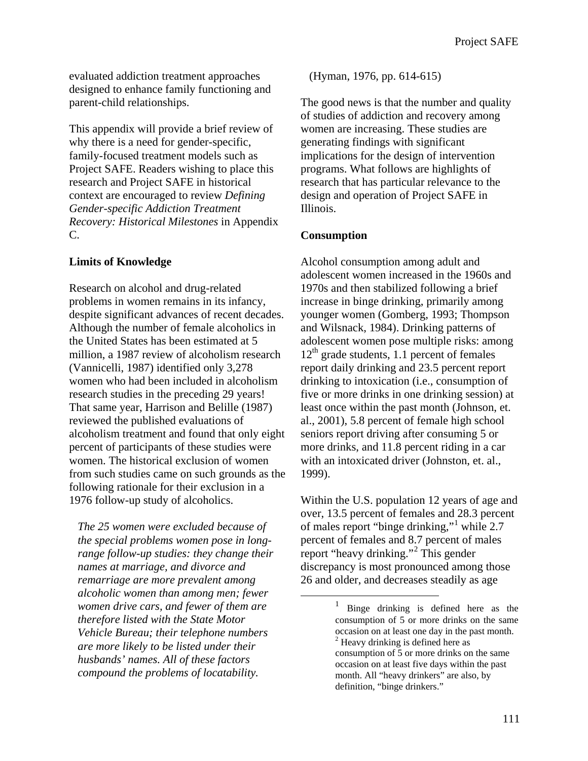evaluated addiction treatment approaches designed to enhance family functioning and parent-child relationships.

This appendix will provide a brief review of why there is a need for gender-specific, family-focused treatment models such as Project SAFE. Readers wishing to place this research and Project SAFE in historical context are encouraged to review *Defining Gender-specific Addiction Treatment Recovery: Historical Milestones* in Appendix C.

**Limits of Knowledge**

Research on alcohol and drug-related problems in women remains in its infancy, despite significant advances of recent decades. Although the number of female alcoholics in the United States has been estimated at 5 million, a 1987 review of alcoholism research (Vannicelli, 1987) identified only 3,278 women who had been included in alcoholism research studies in the preceding 29 years! That same year, Harrison and Belille (1987) reviewed the published evaluations of alcoholism treatment and found that only eight percent of participants of these studies were women. The historical exclusion of women from such studies came on such grounds as the following rationale for their exclusion in a 1976 follow-up study of alcoholics.

> *The 25 women were excluded because of the special problems women pose in long-range follow-up studies: they change their names at marriage, and divorce and remarriage are more prevalent among alcoholic women than among men; fewer women drive cars, and fewer of them are therefore listed with the State Motor Vehicle Bureau; their telephone numbers are more likely to be listed under their husbands' names. All of these factors compound the problems of locatability.*
>
> (Hyman, 1976, pp. 614-615)

The good news is that the number and quality of studies of addiction and recovery among women are increasing. These studies are generating findings with significant implications for the design of intervention programs. What follows are highlights of research that has particular relevance to the design and operation of Project SAFE in Illinois.

**Consumption**

Alcohol consumption among adult and adolescent women increased in the 1960s and 1970s and then stabilized following a brief increase in binge drinking, primarily among younger women (Gomberg, 1993; Thompson and Wilsnack, 1984). Drinking patterns of adolescent women pose multiple risks: among 12th grade students, 1.1 percent of females report daily drinking and 23.5 percent report drinking to intoxication (i.e., consumption of five or more drinks in one drinking session) at least once within the past month (Johnson, et. al., 2001), 5.8 percent of female high school seniors report driving after consuming 5 or more drinks, and 11.8 percent riding in a car with an intoxicated driver (Johnston, et. al., 1999).

Within the U.S. population 12 years of age and over, 13.5 percent of females and 28.3 percent of males report "binge drinking,"[1] while 2.7 percent of females and 8.7 percent of males report "heavy drinking."[2] This gender discrepancy is most pronounced among those 26 and older, and decreases steadily as age

---

[1] Binge drinking is defined here as the consumption of 5 or more drinks on the same occasion on at least one day in the past month.

[2] Heavy drinking is defined here as consumption of 5 or more drinks on the same occasion on at least five days within the past month. All "heavy drinkers" are also, by definition, "binge drinkers."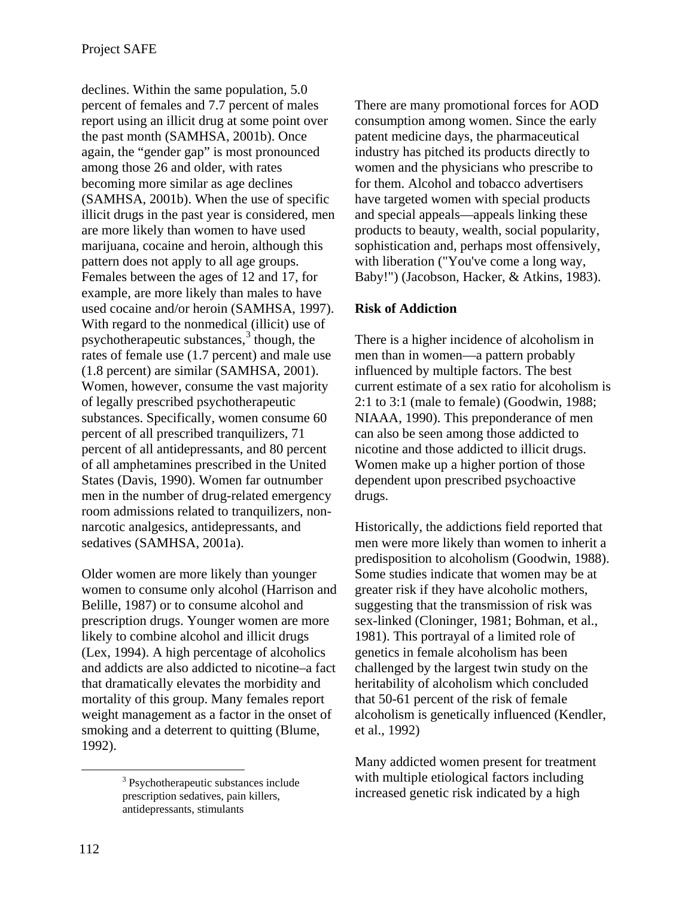declines. Within the same population, 5.0 percent of females and 7.7 percent of males report using an illicit drug at some point over the past month (SAMHSA, 2001b). Once again, the "gender gap" is most pronounced among those 26 and older, with rates becoming more similar as age declines (SAMHSA, 2001b). When the use of specific illicit drugs in the past year is considered, men are more likely than women to have used marijuana, cocaine and heroin, although this pattern does not apply to all age groups. Females between the ages of 12 and 17, for example, are more likely than males to have used cocaine and/or heroin (SAMHSA, 1997). With regard to the nonmedical (illicit) use of psychotherapeutic substances,[3] though, the rates of female use (1.7 percent) and male use (1.8 percent) are similar (SAMHSA, 2001). Women, however, consume the vast majority of legally prescribed psychotherapeutic substances. Specifically, women consume 60 percent of all prescribed tranquilizers, 71 percent of all antidepressants, and 80 percent of all amphetamines prescribed in the United States (Davis, 1990). Women far outnumber men in the number of drug-related emergency room admissions related to tranquilizers, non-narcotic analgesics, antidepressants, and sedatives (SAMHSA, 2001a).

Older women are more likely than younger women to consume only alcohol (Harrison and Belille, 1987) or to consume alcohol and prescription drugs. Younger women are more likely to combine alcohol and illicit drugs (Lex, 1994). A high percentage of alcoholics and addicts are also addicted to nicotine–a fact that dramatically elevates the morbidity and mortality of this group. Many females report weight management as a factor in the onset of smoking and a deterrent to quitting (Blume, 1992).

There are many promotional forces for AOD consumption among women. Since the early patent medicine days, the pharmaceutical industry has pitched its products directly to women and the physicians who prescribe to for them. Alcohol and tobacco advertisers have targeted women with special products and special appeals—appeals linking these products to beauty, wealth, social popularity, sophistication and, perhaps most offensively, with liberation ("You've come a long way, Baby!") (Jacobson, Hacker, & Atkins, 1983).

**Risk of Addiction**

There is a higher incidence of alcoholism in men than in women—a pattern probably influenced by multiple factors. The best current estimate of a sex ratio for alcoholism is 2:1 to 3:1 (male to female) (Goodwin, 1988; NIAAA, 1990). This preponderance of men can also be seen among those addicted to nicotine and those addicted to illicit drugs. Women make up a higher portion of those dependent upon prescribed psychoactive drugs.

Historically, the addictions field reported that men were more likely than women to inherit a predisposition to alcoholism (Goodwin, 1988). Some studies indicate that women may be at greater risk if they have alcoholic mothers, suggesting that the transmission of risk was sex-linked (Cloninger, 1981; Bohman, et al., 1981). This portrayal of a limited role of genetics in female alcoholism has been challenged by the largest twin study on the heritability of alcoholism which concluded that 50-61 percent of the risk of female alcoholism is genetically influenced (Kendler, et al., 1992)

Many addicted women present for treatment with multiple etiological factors including increased genetic risk indicated by a high

[3] Psychotherapeutic substances include prescription sedatives, pain killers, antidepressants, stimulants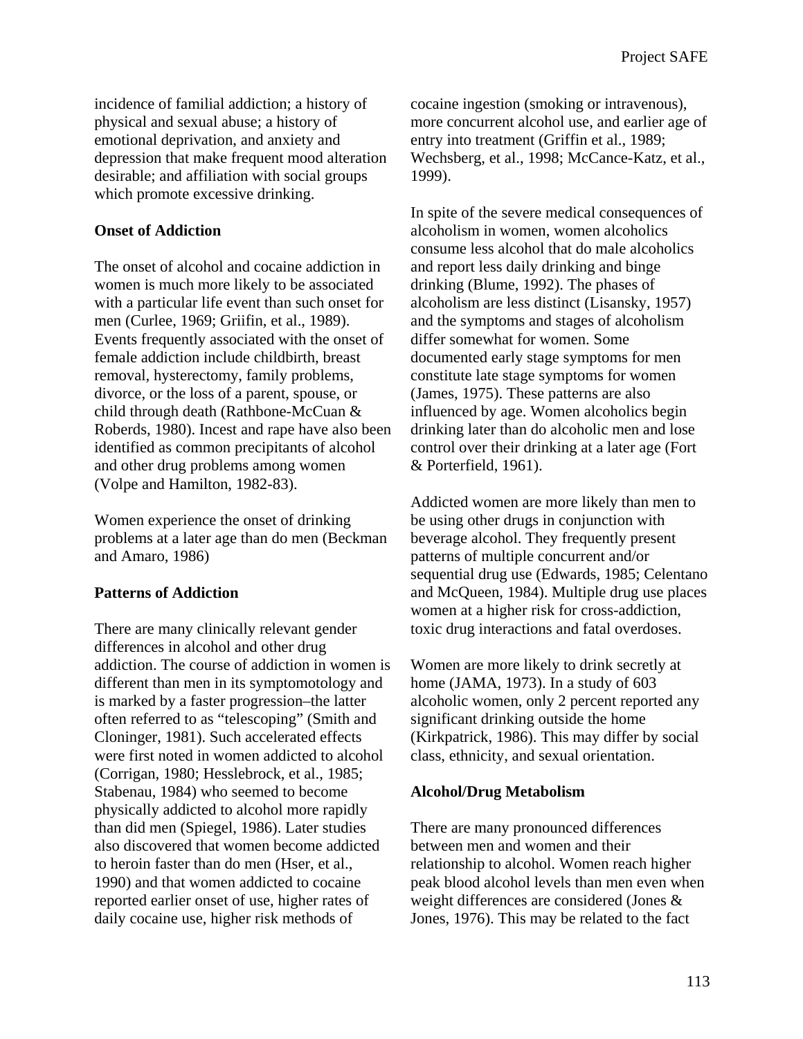incidence of familial addiction; a history of physical and sexual abuse; a history of emotional deprivation, and anxiety and depression that make frequent mood alteration desirable; and affiliation with social groups which promote excessive drinking.

**Onset of Addiction**

The onset of alcohol and cocaine addiction in women is much more likely to be associated with a particular life event than such onset for men (Curlee, 1969; Griifin, et al., 1989). Events frequently associated with the onset of female addiction include childbirth, breast removal, hysterectomy, family problems, divorce, or the loss of a parent, spouse, or child through death (Rathbone-McCuan & Roberds, 1980). Incest and rape have also been identified as common precipitants of alcohol and other drug problems among women (Volpe and Hamilton, 1982-83).

Women experience the onset of drinking problems at a later age than do men (Beckman and Amaro, 1986)

**Patterns of Addiction**

There are many clinically relevant gender differences in alcohol and other drug addiction. The course of addiction in women is different than men in its symptomotology and is marked by a faster progression–the latter often referred to as "telescoping" (Smith and Cloninger, 1981). Such accelerated effects were first noted in women addicted to alcohol (Corrigan, 1980; Hesslebrock, et al., 1985; Stabenau, 1984) who seemed to become physically addicted to alcohol more rapidly than did men (Spiegel, 1986). Later studies also discovered that women become addicted to heroin faster than do men (Hser, et al., 1990) and that women addicted to cocaine reported earlier onset of use, higher rates of daily cocaine use, higher risk methods of cocaine ingestion (smoking or intravenous), more concurrent alcohol use, and earlier age of entry into treatment (Griffin et al., 1989; Wechsberg, et al., 1998; McCance-Katz, et al., 1999).

In spite of the severe medical consequences of alcoholism in women, women alcoholics consume less alcohol that do male alcoholics and report less daily drinking and binge drinking (Blume, 1992). The phases of alcoholism are less distinct (Lisansky, 1957) and the symptoms and stages of alcoholism differ somewhat for women. Some documented early stage symptoms for men constitute late stage symptoms for women (James, 1975). These patterns are also influenced by age. Women alcoholics begin drinking later than do alcoholic men and lose control over their drinking at a later age (Fort & Porterfield, 1961).

Addicted women are more likely than men to be using other drugs in conjunction with beverage alcohol. They frequently present patterns of multiple concurrent and/or sequential drug use (Edwards, 1985; Celentano and McQueen, 1984). Multiple drug use places women at a higher risk for cross-addiction, toxic drug interactions and fatal overdoses.

Women are more likely to drink secretly at home (JAMA, 1973). In a study of 603 alcoholic women, only 2 percent reported any significant drinking outside the home (Kirkpatrick, 1986). This may differ by social class, ethnicity, and sexual orientation.

**Alcohol/Drug Metabolism**

There are many pronounced differences between men and women and their relationship to alcohol. Women reach higher peak blood alcohol levels than men even when weight differences are considered (Jones & Jones, 1976). This may be related to the fact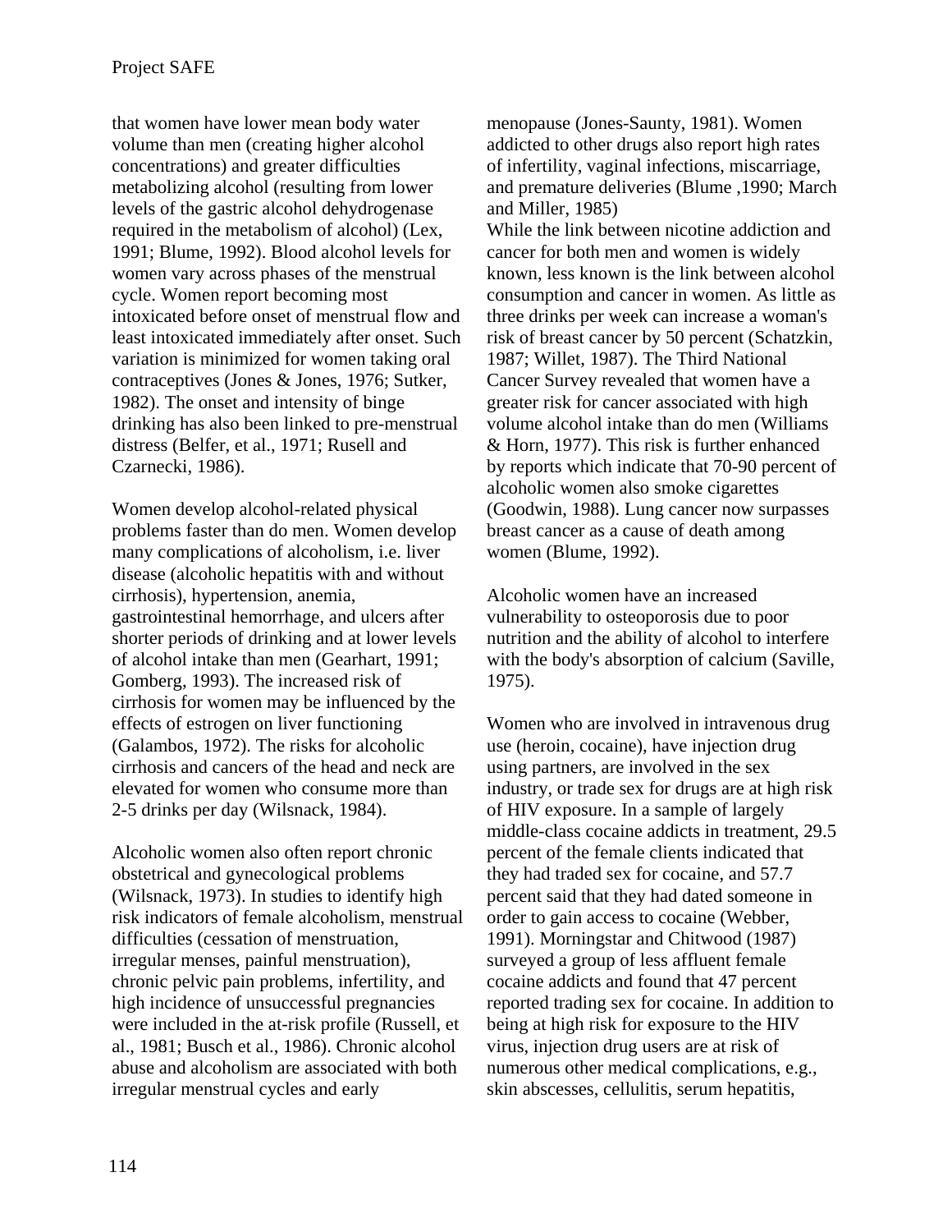that women have lower mean body water volume than men (creating higher alcohol concentrations) and greater difficulties metabolizing alcohol (resulting from lower levels of the gastric alcohol dehydrogenase required in the metabolism of alcohol) (Lex, 1991; Blume, 1992). Blood alcohol levels for women vary across phases of the menstrual cycle. Women report becoming most intoxicated before onset of menstrual flow and least intoxicated immediately after onset. Such variation is minimized for women taking oral contraceptives (Jones & Jones, 1976; Sutker, 1982). The onset and intensity of binge drinking has also been linked to pre-menstrual distress (Belfer, et al., 1971; Rusell and Czarnecki, 1986).

Women develop alcohol-related physical problems faster than do men. Women develop many complications of alcoholism, i.e. liver disease (alcoholic hepatitis with and without cirrhosis), hypertension, anemia, gastrointestinal hemorrhage, and ulcers after shorter periods of drinking and at lower levels of alcohol intake than men (Gearhart, 1991; Gomberg, 1993). The increased risk of cirrhosis for women may be influenced by the effects of estrogen on liver functioning (Galambos, 1972). The risks for alcoholic cirrhosis and cancers of the head and neck are elevated for women who consume more than 2-5 drinks per day (Wilsnack, 1984).

Alcoholic women also often report chronic obstetrical and gynecological problems (Wilsnack, 1973). In studies to identify high risk indicators of female alcoholism, menstrual difficulties (cessation of menstruation, irregular menses, painful menstruation), chronic pelvic pain problems, infertility, and high incidence of unsuccessful pregnancies were included in the at-risk profile (Russell, et al., 1981; Busch et al., 1986). Chronic alcohol abuse and alcoholism are associated with both irregular menstrual cycles and early menopause (Jones-Saunty, 1981). Women addicted to other drugs also report high rates of infertility, vaginal infections, miscarriage, and premature deliveries (Blume ,1990; March and Miller, 1985)

While the link between nicotine addiction and cancer for both men and women is widely known, less known is the link between alcohol consumption and cancer in women. As little as three drinks per week can increase a woman's risk of breast cancer by 50 percent (Schatzkin, 1987; Willet, 1987). The Third National Cancer Survey revealed that women have a greater risk for cancer associated with high volume alcohol intake than do men (Williams & Horn, 1977). This risk is further enhanced by reports which indicate that 70-90 percent of alcoholic women also smoke cigarettes (Goodwin, 1988). Lung cancer now surpasses breast cancer as a cause of death among women (Blume, 1992).

Alcoholic women have an increased vulnerability to osteoporosis due to poor nutrition and the ability of alcohol to interfere with the body's absorption of calcium (Saville, 1975).

Women who are involved in intravenous drug use (heroin, cocaine), have injection drug using partners, are involved in the sex industry, or trade sex for drugs are at high risk of HIV exposure. In a sample of largely middle-class cocaine addicts in treatment, 29.5 percent of the female clients indicated that they had traded sex for cocaine, and 57.7 percent said that they had dated someone in order to gain access to cocaine (Webber, 1991). Morningstar and Chitwood (1987) surveyed a group of less affluent female cocaine addicts and found that 47 percent reported trading sex for cocaine. In addition to being at high risk for exposure to the HIV virus, injection drug users are at risk of numerous other medical complications, e.g., skin abscesses, cellulitis, serum hepatitis,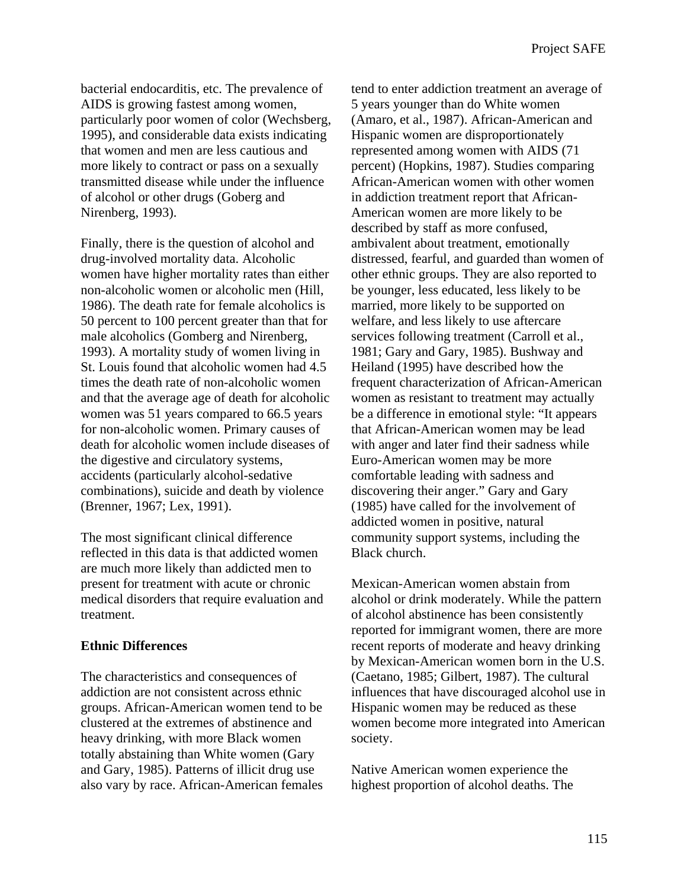bacterial endocarditis, etc. The prevalence of AIDS is growing fastest among women, particularly poor women of color (Wechsberg, 1995), and considerable data exists indicating that women and men are less cautious and more likely to contract or pass on a sexually transmitted disease while under the influence of alcohol or other drugs (Goberg and Nirenberg, 1993).

Finally, there is the question of alcohol and drug-involved mortality data. Alcoholic women have higher mortality rates than either non-alcoholic women or alcoholic men (Hill, 1986). The death rate for female alcoholics is 50 percent to 100 percent greater than that for male alcoholics (Gomberg and Nirenberg, 1993). A mortality study of women living in St. Louis found that alcoholic women had 4.5 times the death rate of non-alcoholic women and that the average age of death for alcoholic women was 51 years compared to 66.5 years for non-alcoholic women. Primary causes of death for alcoholic women include diseases of the digestive and circulatory systems, accidents (particularly alcohol-sedative combinations), suicide and death by violence (Brenner, 1967; Lex, 1991).

The most significant clinical difference reflected in this data is that addicted women are much more likely than addicted men to present for treatment with acute or chronic medical disorders that require evaluation and treatment.

**Ethnic Differences**

The characteristics and consequences of addiction are not consistent across ethnic groups. African-American women tend to be clustered at the extremes of abstinence and heavy drinking, with more Black women totally abstaining than White women (Gary and Gary, 1985). Patterns of illicit drug use also vary by race. African-American females tend to enter addiction treatment an average of 5 years younger than do White women (Amaro, et al., 1987). African-American and Hispanic women are disproportionately represented among women with AIDS (71 percent) (Hopkins, 1987). Studies comparing African-American women with other women in addiction treatment report that African-American women are more likely to be described by staff as more confused, ambivalent about treatment, emotionally distressed, fearful, and guarded than women of other ethnic groups. They are also reported to be younger, less educated, less likely to be married, more likely to be supported on welfare, and less likely to use aftercare services following treatment (Carroll et al., 1981; Gary and Gary, 1985). Bushway and Heiland (1995) have described how the frequent characterization of African-American women as resistant to treatment may actually be a difference in emotional style: "It appears that African-American women may be lead with anger and later find their sadness while Euro-American women may be more comfortable leading with sadness and discovering their anger." Gary and Gary (1985) have called for the involvement of addicted women in positive, natural community support systems, including the Black church.

Mexican-American women abstain from alcohol or drink moderately. While the pattern of alcohol abstinence has been consistently reported for immigrant women, there are more recent reports of moderate and heavy drinking by Mexican-American women born in the U.S. (Caetano, 1985; Gilbert, 1987). The cultural influences that have discouraged alcohol use in Hispanic women may be reduced as these women become more integrated into American society.

Native American women experience the highest proportion of alcohol deaths. The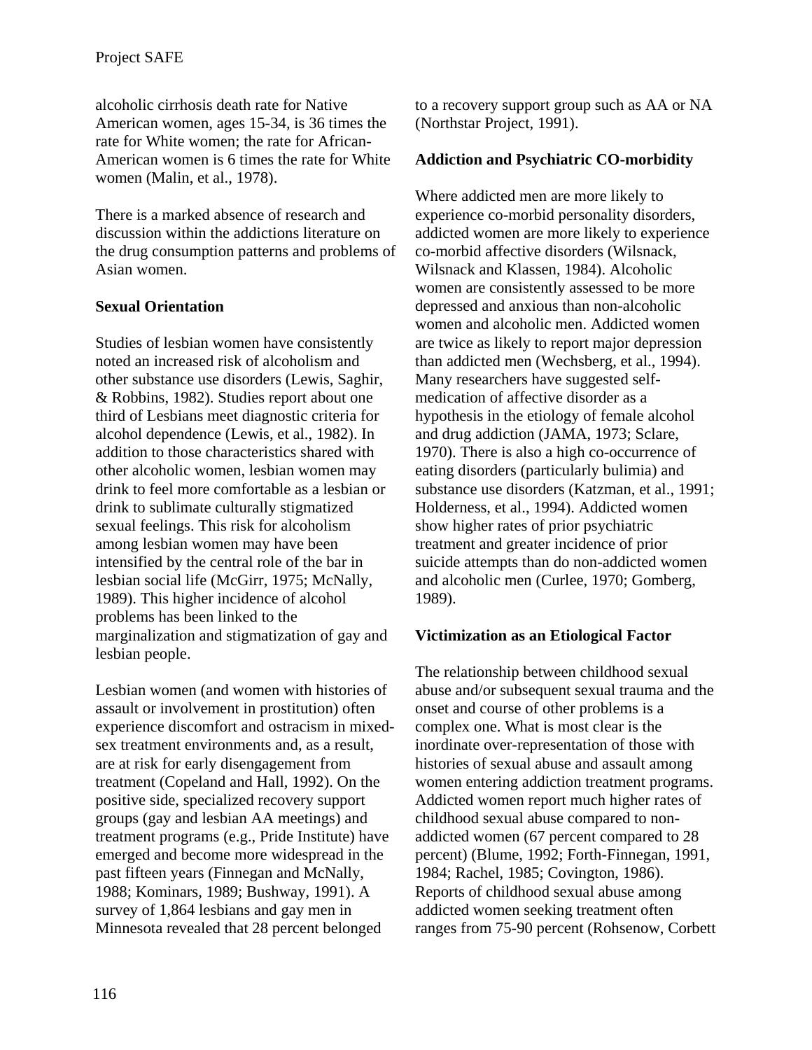alcoholic cirrhosis death rate for Native American women, ages 15-34, is 36 times the rate for White women; the rate for African-American women is 6 times the rate for White women (Malin, et al., 1978).

There is a marked absence of research and discussion within the addictions literature on the drug consumption patterns and problems of Asian women.

**Sexual Orientation**

Studies of lesbian women have consistently noted an increased risk of alcoholism and other substance use disorders (Lewis, Saghir, & Robbins, 1982). Studies report about one third of Lesbians meet diagnostic criteria for alcohol dependence (Lewis, et al., 1982). In addition to those characteristics shared with other alcoholic women, lesbian women may drink to feel more comfortable as a lesbian or drink to sublimate culturally stigmatized sexual feelings. This risk for alcoholism among lesbian women may have been intensified by the central role of the bar in lesbian social life (McGirr, 1975; McNally, 1989). This higher incidence of alcohol problems has been linked to the marginalization and stigmatization of gay and lesbian people.

Lesbian women (and women with histories of assault or involvement in prostitution) often experience discomfort and ostracism in mixed-sex treatment environments and, as a result, are at risk for early disengagement from treatment (Copeland and Hall, 1992). On the positive side, specialized recovery support groups (gay and lesbian AA meetings) and treatment programs (e.g., Pride Institute) have emerged and become more widespread in the past fifteen years (Finnegan and McNally, 1988; Kominars, 1989; Bushway, 1991). A survey of 1,864 lesbians and gay men in Minnesota revealed that 28 percent belonged to a recovery support group such as AA or NA (Northstar Project, 1991).

**Addiction and Psychiatric CO-morbidity**

Where addicted men are more likely to experience co-morbid personality disorders, addicted women are more likely to experience co-morbid affective disorders (Wilsnack, Wilsnack and Klassen, 1984). Alcoholic women are consistently assessed to be more depressed and anxious than non-alcoholic women and alcoholic men. Addicted women are twice as likely to report major depression than addicted men (Wechsberg, et al., 1994). Many researchers have suggested self-medication of affective disorder as a hypothesis in the etiology of female alcohol and drug addiction (JAMA, 1973; Sclare, 1970). There is also a high co-occurrence of eating disorders (particularly bulimia) and substance use disorders (Katzman, et al., 1991; Holderness, et al., 1994). Addicted women show higher rates of prior psychiatric treatment and greater incidence of prior suicide attempts than do non-addicted women and alcoholic men (Curlee, 1970; Gomberg, 1989).

**Victimization as an Etiological Factor**

The relationship between childhood sexual abuse and/or subsequent sexual trauma and the onset and course of other problems is a complex one. What is most clear is the inordinate over-representation of those with histories of sexual abuse and assault among women entering addiction treatment programs. Addicted women report much higher rates of childhood sexual abuse compared to non-addicted women (67 percent compared to 28 percent) (Blume, 1992; Forth-Finnegan, 1991, 1984; Rachel, 1985; Covington, 1986). Reports of childhood sexual abuse among addicted women seeking treatment often ranges from 75-90 percent (Rohsenow, Corbett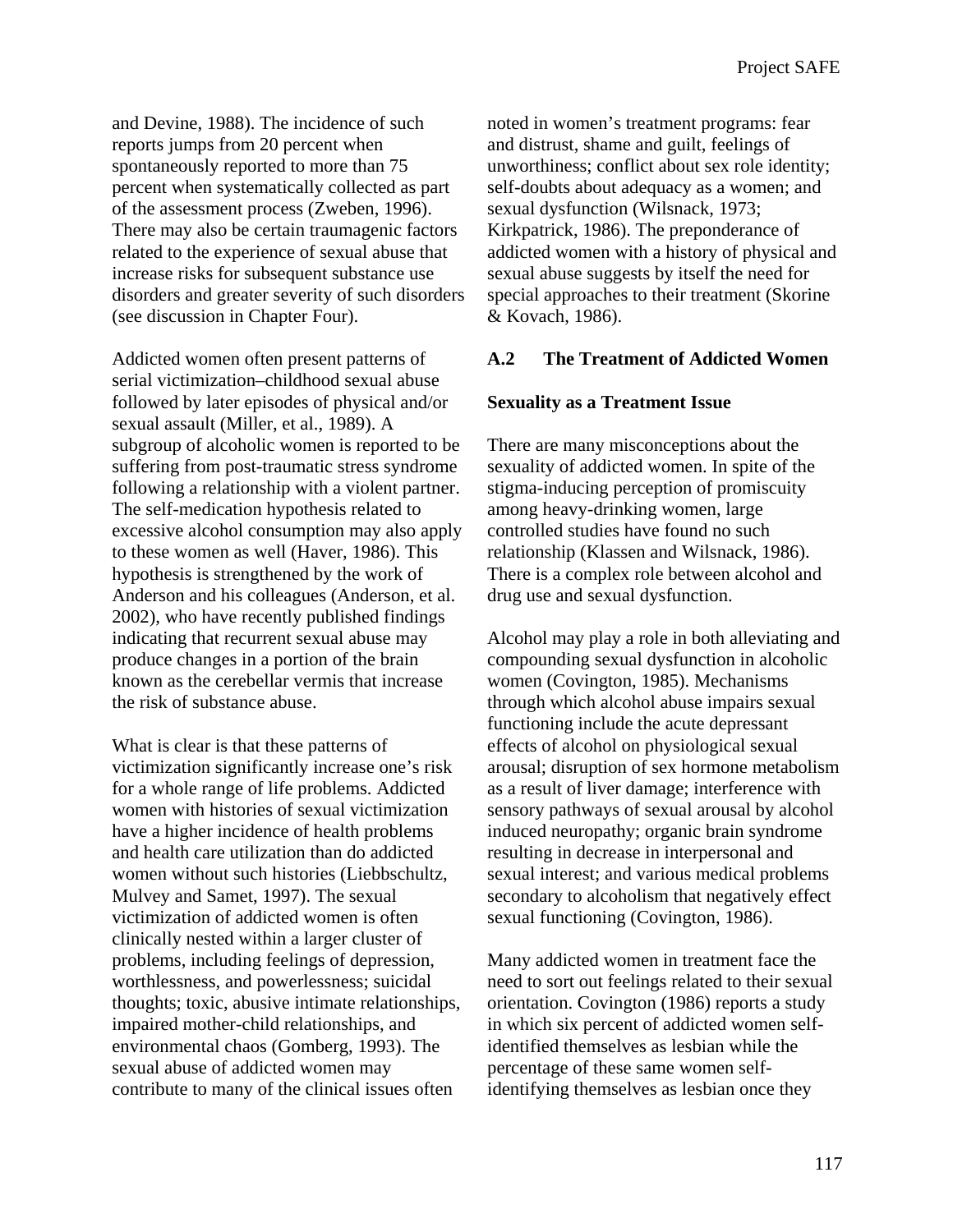and Devine, 1988). The incidence of such reports jumps from 20 percent when spontaneously reported to more than 75 percent when systematically collected as part of the assessment process (Zweben, 1996). There may also be certain traumagenic factors related to the experience of sexual abuse that increase risks for subsequent substance use disorders and greater severity of such disorders (see discussion in Chapter Four).

Addicted women often present patterns of serial victimization–childhood sexual abuse followed by later episodes of physical and/or sexual assault (Miller, et al., 1989). A subgroup of alcoholic women is reported to be suffering from post-traumatic stress syndrome following a relationship with a violent partner. The self-medication hypothesis related to excessive alcohol consumption may also apply to these women as well (Haver, 1986). This hypothesis is strengthened by the work of Anderson and his colleagues (Anderson, et al. 2002), who have recently published findings indicating that recurrent sexual abuse may produce changes in a portion of the brain known as the cerebellar vermis that increase the risk of substance abuse.

What is clear is that these patterns of victimization significantly increase one's risk for a whole range of life problems. Addicted women with histories of sexual victimization have a higher incidence of health problems and health care utilization than do addicted women without such histories (Liebbschultz, Mulvey and Samet, 1997). The sexual victimization of addicted women is often clinically nested within a larger cluster of problems, including feelings of depression, worthlessness, and powerlessness; suicidal thoughts; toxic, abusive intimate relationships, impaired mother-child relationships, and environmental chaos (Gomberg, 1993). The sexual abuse of addicted women may contribute to many of the clinical issues often noted in women's treatment programs: fear and distrust, shame and guilt, feelings of unworthiness; conflict about sex role identity; self-doubts about adequacy as a women; and sexual dysfunction (Wilsnack, 1973; Kirkpatrick, 1986). The preponderance of addicted women with a history of physical and sexual abuse suggests by itself the need for special approaches to their treatment (Skorine & Kovach, 1986).

## A.2 The Treatment of Addicted Women

### Sexuality as a Treatment Issue

There are many misconceptions about the sexuality of addicted women. In spite of the stigma-inducing perception of promiscuity among heavy-drinking women, large controlled studies have found no such relationship (Klassen and Wilsnack, 1986). There is a complex role between alcohol and drug use and sexual dysfunction.

Alcohol may play a role in both alleviating and compounding sexual dysfunction in alcoholic women (Covington, 1985). Mechanisms through which alcohol abuse impairs sexual functioning include the acute depressant effects of alcohol on physiological sexual arousal; disruption of sex hormone metabolism as a result of liver damage; interference with sensory pathways of sexual arousal by alcohol induced neuropathy; organic brain syndrome resulting in decrease in interpersonal and sexual interest; and various medical problems secondary to alcoholism that negatively effect sexual functioning (Covington, 1986).

Many addicted women in treatment face the need to sort out feelings related to their sexual orientation. Covington (1986) reports a study in which six percent of addicted women self-identified themselves as lesbian while the percentage of these same women self-identifying themselves as lesbian once they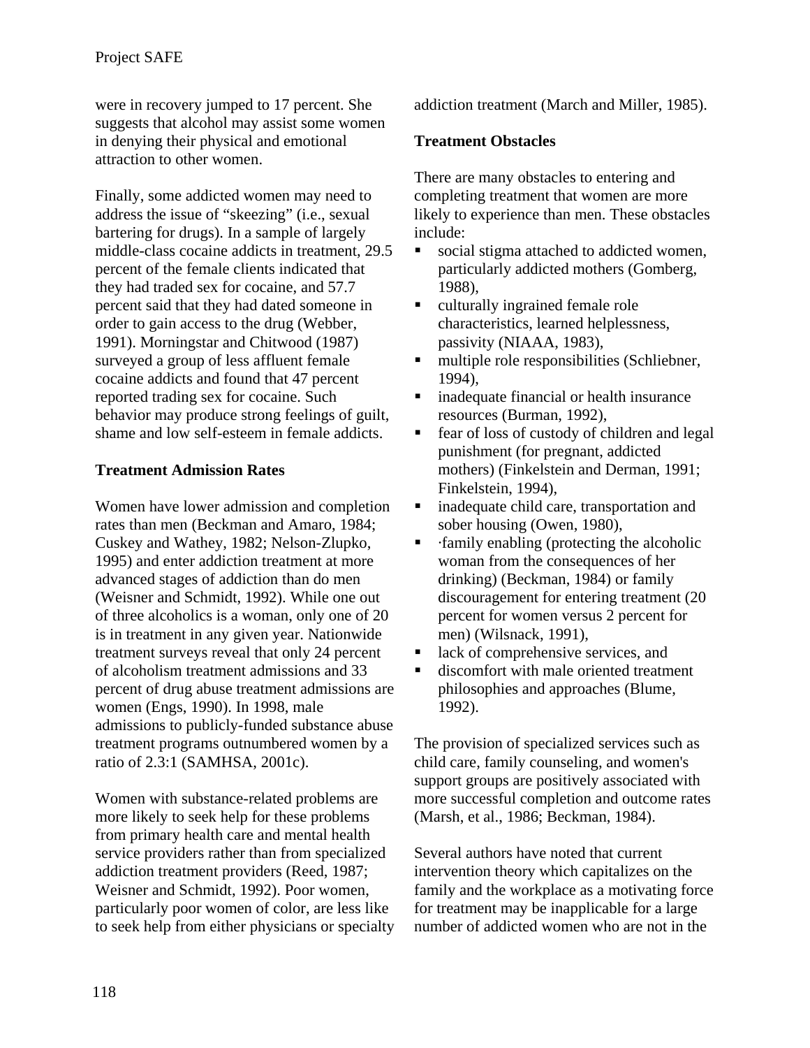were in recovery jumped to 17 percent. She suggests that alcohol may assist some women in denying their physical and emotional attraction to other women.

Finally, some addicted women may need to address the issue of "skeezing" (i.e., sexual bartering for drugs). In a sample of largely middle-class cocaine addicts in treatment, 29.5 percent of the female clients indicated that they had traded sex for cocaine, and 57.7 percent said that they had dated someone in order to gain access to the drug (Webber, 1991). Morningstar and Chitwood (1987) surveyed a group of less affluent female cocaine addicts and found that 47 percent reported trading sex for cocaine. Such behavior may produce strong feelings of guilt, shame and low self-esteem in female addicts.

**Treatment Admission Rates**

Women have lower admission and completion rates than men (Beckman and Amaro, 1984; Cuskey and Wathey, 1982; Nelson-Zlupko, 1995) and enter addiction treatment at more advanced stages of addiction than do men (Weisner and Schmidt, 1992). While one out of three alcoholics is a woman, only one of 20 is in treatment in any given year. Nationwide treatment surveys reveal that only 24 percent of alcoholism treatment admissions and 33 percent of drug abuse treatment admissions are women (Engs, 1990). In 1998, male admissions to publicly-funded substance abuse treatment programs outnumbered women by a ratio of 2.3:1 (SAMHSA, 2001c).

Women with substance-related problems are more likely to seek help for these problems from primary health care and mental health service providers rather than from specialized addiction treatment providers (Reed, 1987; Weisner and Schmidt, 1992). Poor women, particularly poor women of color, are less like to seek help from either physicians or specialty addiction treatment (March and Miller, 1985).

**Treatment Obstacles**

There are many obstacles to entering and completing treatment that women are more likely to experience than men. These obstacles include:

- social stigma attached to addicted women, particularly addicted mothers (Gomberg, 1988),
- culturally ingrained female role characteristics, learned helplessness, passivity (NIAAA, 1983),
- multiple role responsibilities (Schliebner, 1994),
- inadequate financial or health insurance resources (Burman, 1992),
- fear of loss of custody of children and legal punishment (for pregnant, addicted mothers) (Finkelstein and Derman, 1991; Finkelstein, 1994),
- inadequate child care, transportation and sober housing (Owen, 1980),
- ·family enabling (protecting the alcoholic woman from the consequences of her drinking) (Beckman, 1984) or family discouragement for entering treatment (20 percent for women versus 2 percent for men) (Wilsnack, 1991),
- lack of comprehensive services, and
- discomfort with male oriented treatment philosophies and approaches (Blume, 1992).

The provision of specialized services such as child care, family counseling, and women's support groups are positively associated with more successful completion and outcome rates (Marsh, et al., 1986; Beckman, 1984).

Several authors have noted that current intervention theory which capitalizes on the family and the workplace as a motivating force for treatment may be inapplicable for a large number of addicted women who are not in the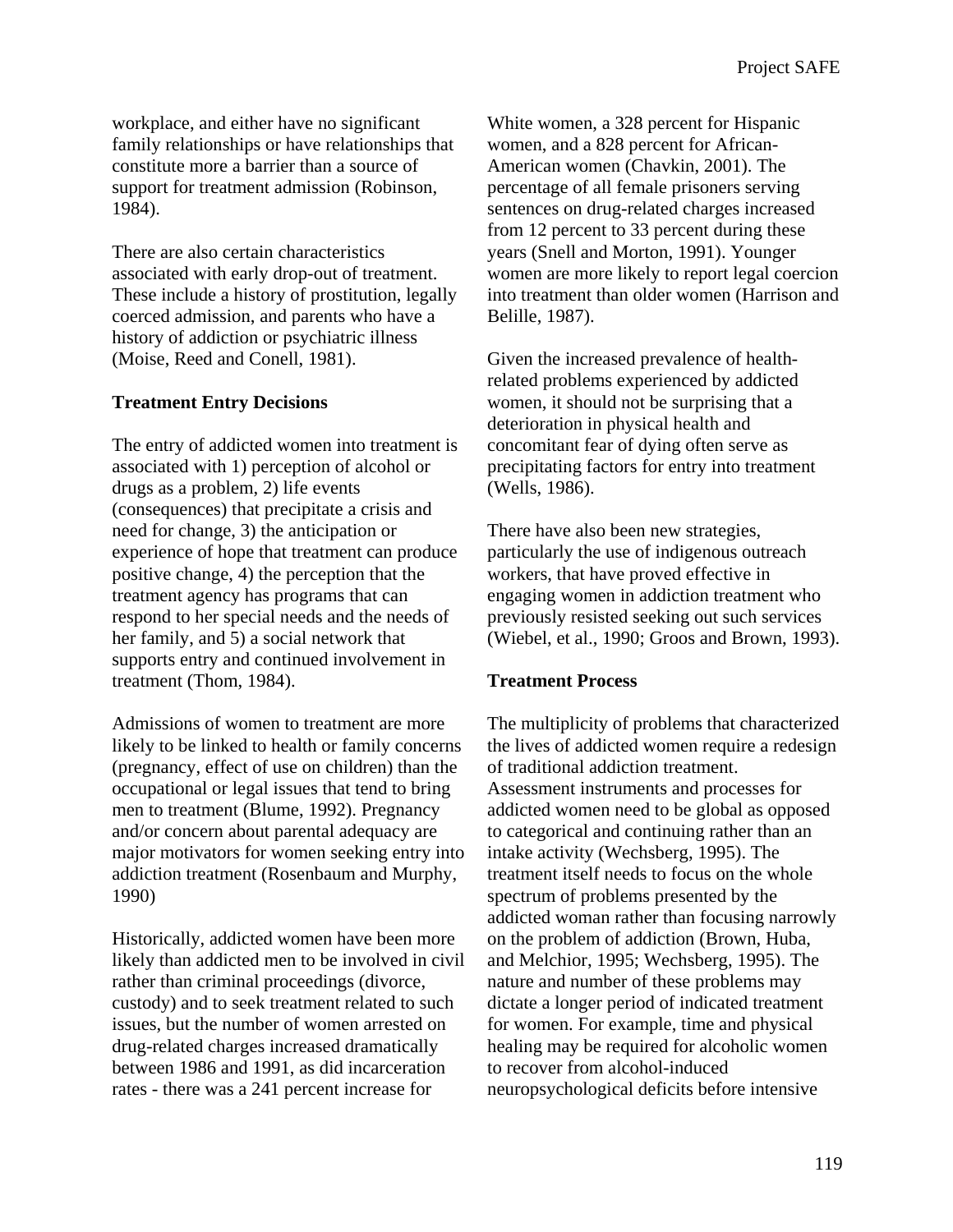workplace, and either have no significant family relationships or have relationships that constitute more a barrier than a source of support for treatment admission (Robinson, 1984).

There are also certain characteristics associated with early drop-out of treatment. These include a history of prostitution, legally coerced admission, and parents who have a history of addiction or psychiatric illness (Moise, Reed and Conell, 1981).

**Treatment Entry Decisions**

The entry of addicted women into treatment is associated with 1) perception of alcohol or drugs as a problem, 2) life events (consequences) that precipitate a crisis and need for change, 3) the anticipation or experience of hope that treatment can produce positive change, 4) the perception that the treatment agency has programs that can respond to her special needs and the needs of her family, and 5) a social network that supports entry and continued involvement in treatment (Thom, 1984).

Admissions of women to treatment are more likely to be linked to health or family concerns (pregnancy, effect of use on children) than the occupational or legal issues that tend to bring men to treatment (Blume, 1992). Pregnancy and/or concern about parental adequacy are major motivators for women seeking entry into addiction treatment (Rosenbaum and Murphy, 1990)

Historically, addicted women have been more likely than addicted men to be involved in civil rather than criminal proceedings (divorce, custody) and to seek treatment related to such issues, but the number of women arrested on drug-related charges increased dramatically between 1986 and 1991, as did incarceration rates - there was a 241 percent increase for White women, a 328 percent for Hispanic women, and a 828 percent for African-American women (Chavkin, 2001). The percentage of all female prisoners serving sentences on drug-related charges increased from 12 percent to 33 percent during these years (Snell and Morton, 1991). Younger women are more likely to report legal coercion into treatment than older women (Harrison and Belille, 1987).

Given the increased prevalence of health-related problems experienced by addicted women, it should not be surprising that a deterioration in physical health and concomitant fear of dying often serve as precipitating factors for entry into treatment (Wells, 1986).

There have also been new strategies, particularly the use of indigenous outreach workers, that have proved effective in engaging women in addiction treatment who previously resisted seeking out such services (Wiebel, et al., 1990; Groos and Brown, 1993).

**Treatment Process**

The multiplicity of problems that characterized the lives of addicted women require a redesign of traditional addiction treatment. Assessment instruments and processes for addicted women need to be global as opposed to categorical and continuing rather than an intake activity (Wechsberg, 1995). The treatment itself needs to focus on the whole spectrum of problems presented by the addicted woman rather than focusing narrowly on the problem of addiction (Brown, Huba, and Melchior, 1995; Wechsberg, 1995). The nature and number of these problems may dictate a longer period of indicated treatment for women. For example, time and physical healing may be required for alcoholic women to recover from alcohol-induced neuropsychological deficits before intensive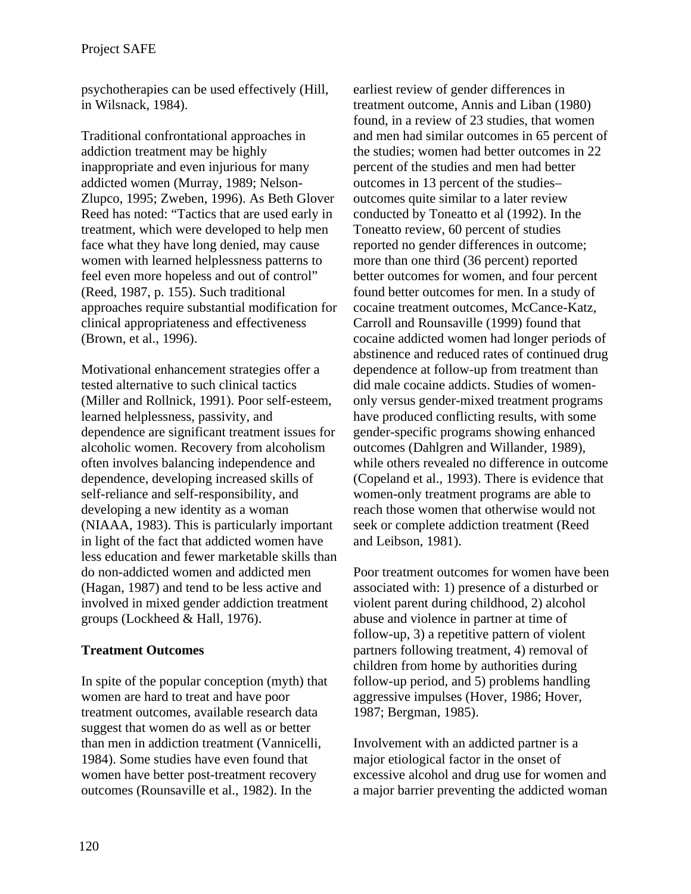psychotherapies can be used effectively (Hill, in Wilsnack, 1984).

Traditional confrontational approaches in addiction treatment may be highly inappropriate and even injurious for many addicted women (Murray, 1989; Nelson-Zlupco, 1995; Zweben, 1996). As Beth Glover Reed has noted: "Tactics that are used early in treatment, which were developed to help men face what they have long denied, may cause women with learned helplessness patterns to feel even more hopeless and out of control" (Reed, 1987, p. 155). Such traditional approaches require substantial modification for clinical appropriateness and effectiveness (Brown, et al., 1996).

Motivational enhancement strategies offer a tested alternative to such clinical tactics (Miller and Rollnick, 1991). Poor self-esteem, learned helplessness, passivity, and dependence are significant treatment issues for alcoholic women. Recovery from alcoholism often involves balancing independence and dependence, developing increased skills of self-reliance and self-responsibility, and developing a new identity as a woman (NIAAA, 1983). This is particularly important in light of the fact that addicted women have less education and fewer marketable skills than do non-addicted women and addicted men (Hagan, 1987) and tend to be less active and involved in mixed gender addiction treatment groups (Lockheed & Hall, 1976).

**Treatment Outcomes**

In spite of the popular conception (myth) that women are hard to treat and have poor treatment outcomes, available research data suggest that women do as well as or better than men in addiction treatment (Vannicelli, 1984). Some studies have even found that women have better post-treatment recovery outcomes (Rounsaville et al., 1982). In the earliest review of gender differences in treatment outcome, Annis and Liban (1980) found, in a review of 23 studies, that women and men had similar outcomes in 65 percent of the studies; women had better outcomes in 22 percent of the studies and men had better outcomes in 13 percent of the studies– outcomes quite similar to a later review conducted by Toneatto et al (1992). In the Toneatto review, 60 percent of studies reported no gender differences in outcome; more than one third (36 percent) reported better outcomes for women, and four percent found better outcomes for men. In a study of cocaine treatment outcomes, McCance-Katz, Carroll and Rounsaville (1999) found that cocaine addicted women had longer periods of abstinence and reduced rates of continued drug dependence at follow-up from treatment than did male cocaine addicts. Studies of women-only versus gender-mixed treatment programs have produced conflicting results, with some gender-specific programs showing enhanced outcomes (Dahlgren and Willander, 1989), while others revealed no difference in outcome (Copeland et al., 1993). There is evidence that women-only treatment programs are able to reach those women that otherwise would not seek or complete addiction treatment (Reed and Leibson, 1981).

Poor treatment outcomes for women have been associated with: 1) presence of a disturbed or violent parent during childhood, 2) alcohol abuse and violence in partner at time of follow-up, 3) a repetitive pattern of violent partners following treatment, 4) removal of children from home by authorities during follow-up period, and 5) problems handling aggressive impulses (Hover, 1986; Hover, 1987; Bergman, 1985).

Involvement with an addicted partner is a major etiological factor in the onset of excessive alcohol and drug use for women and a major barrier preventing the addicted woman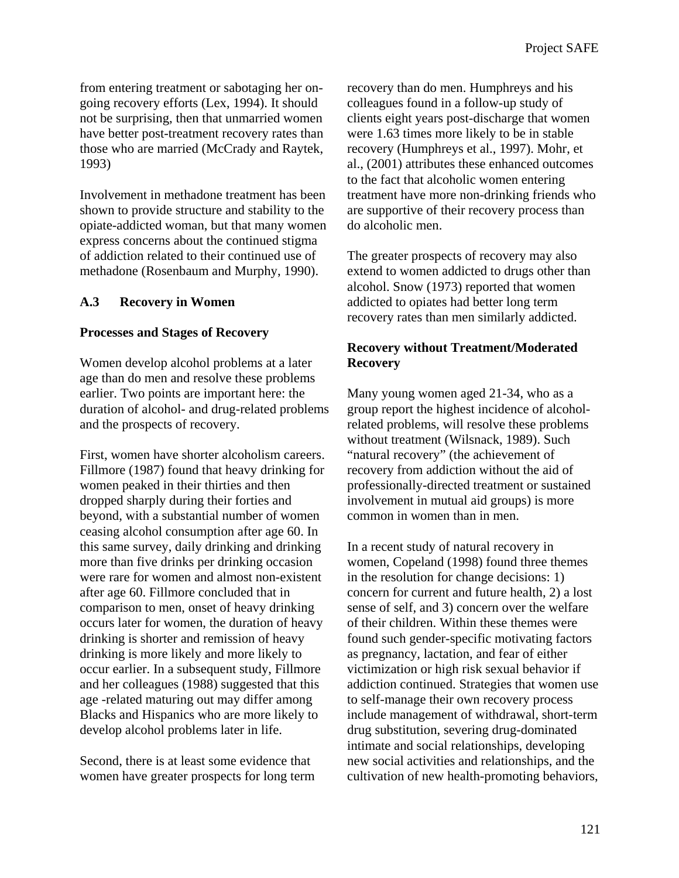from entering treatment or sabotaging her on-going recovery efforts (Lex, 1994). It should not be surprising, then that unmarried women have better post-treatment recovery rates than those who are married (McCrady and Raytek, 1993)

Involvement in methadone treatment has been shown to provide structure and stability to the opiate-addicted woman, but that many women express concerns about the continued stigma of addiction related to their continued use of methadone (Rosenbaum and Murphy, 1990).

## A.3 Recovery in Women

### Processes and Stages of Recovery

Women develop alcohol problems at a later age than do men and resolve these problems earlier. Two points are important here: the duration of alcohol- and drug-related problems and the prospects of recovery.

First, women have shorter alcoholism careers. Fillmore (1987) found that heavy drinking for women peaked in their thirties and then dropped sharply during their forties and beyond, with a substantial number of women ceasing alcohol consumption after age 60. In this same survey, daily drinking and drinking more than five drinks per drinking occasion were rare for women and almost non-existent after age 60. Fillmore concluded that in comparison to men, onset of heavy drinking occurs later for women, the duration of heavy drinking is shorter and remission of heavy drinking is more likely and more likely to occur earlier. In a subsequent study, Fillmore and her colleagues (1988) suggested that this age -related maturing out may differ among Blacks and Hispanics who are more likely to develop alcohol problems later in life.

Second, there is at least some evidence that women have greater prospects for long term recovery than do men. Humphreys and his colleagues found in a follow-up study of clients eight years post-discharge that women were 1.63 times more likely to be in stable recovery (Humphreys et al., 1997). Mohr, et al., (2001) attributes these enhanced outcomes to the fact that alcoholic women entering treatment have more non-drinking friends who are supportive of their recovery process than do alcoholic men.

The greater prospects of recovery may also extend to women addicted to drugs other than alcohol. Snow (1973) reported that women addicted to opiates had better long term recovery rates than men similarly addicted.

### Recovery without Treatment/Moderated Recovery

Many young women aged 21-34, who as a group report the highest incidence of alcohol-related problems, will resolve these problems without treatment (Wilsnack, 1989). Such "natural recovery" (the achievement of recovery from addiction without the aid of professionally-directed treatment or sustained involvement in mutual aid groups) is more common in women than in men.

In a recent study of natural recovery in women, Copeland (1998) found three themes in the resolution for change decisions: 1) concern for current and future health, 2) a lost sense of self, and 3) concern over the welfare of their children. Within these themes were found such gender-specific motivating factors as pregnancy, lactation, and fear of either victimization or high risk sexual behavior if addiction continued. Strategies that women use to self-manage their own recovery process include management of withdrawal, short-term drug substitution, severing drug-dominated intimate and social relationships, developing new social activities and relationships, and the cultivation of new health-promoting behaviors,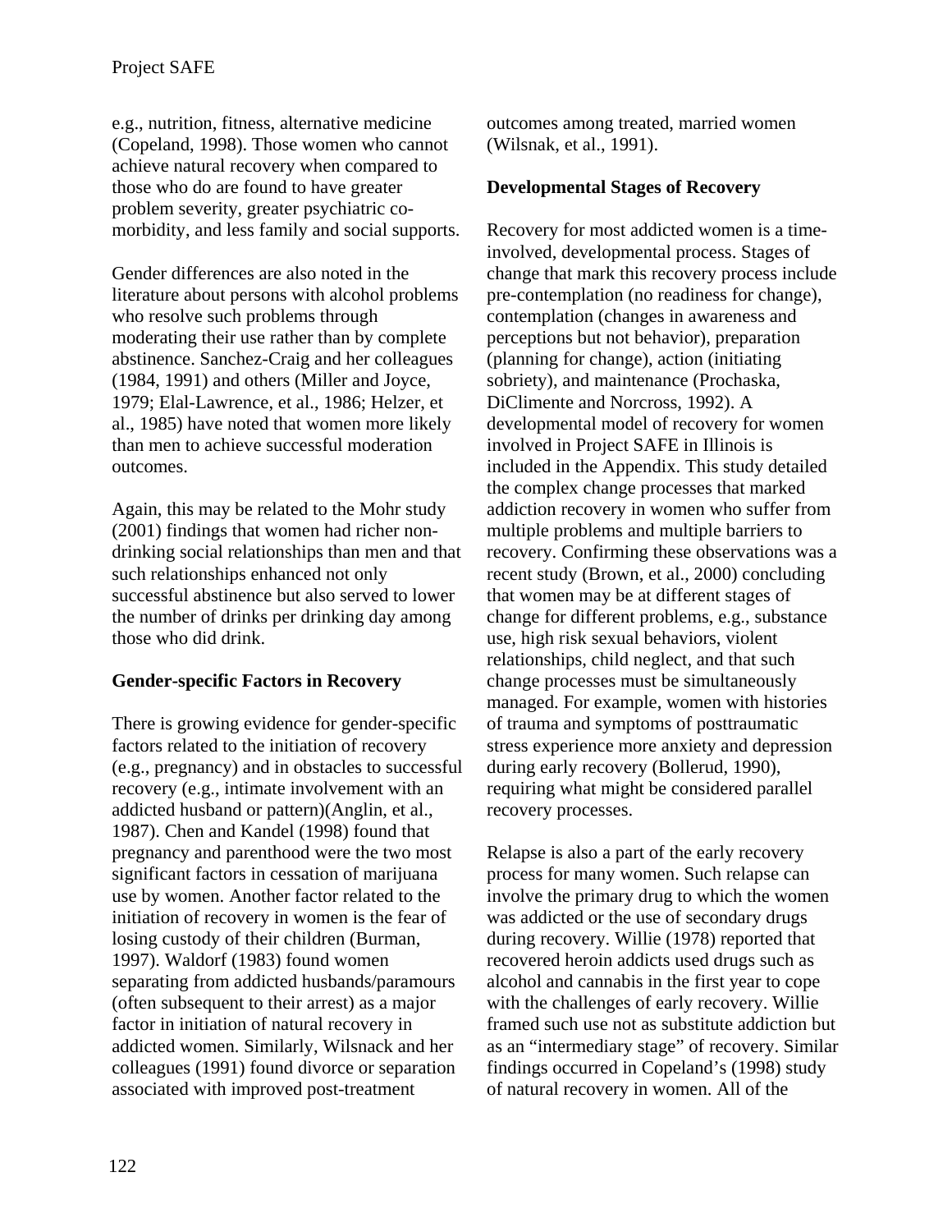e.g., nutrition, fitness, alternative medicine (Copeland, 1998). Those women who cannot achieve natural recovery when compared to those who do are found to have greater problem severity, greater psychiatric co-morbidity, and less family and social supports.

Gender differences are also noted in the literature about persons with alcohol problems who resolve such problems through moderating their use rather than by complete abstinence. Sanchez-Craig and her colleagues (1984, 1991) and others (Miller and Joyce, 1979; Elal-Lawrence, et al., 1986; Helzer, et al., 1985) have noted that women more likely than men to achieve successful moderation outcomes.

Again, this may be related to the Mohr study (2001) findings that women had richer non-drinking social relationships than men and that such relationships enhanced not only successful abstinence but also served to lower the number of drinks per drinking day among those who did drink.

**Gender-specific Factors in Recovery**

There is growing evidence for gender-specific factors related to the initiation of recovery (e.g., pregnancy) and in obstacles to successful recovery (e.g., intimate involvement with an addicted husband or pattern)(Anglin, et al., 1987). Chen and Kandel (1998) found that pregnancy and parenthood were the two most significant factors in cessation of marijuana use by women. Another factor related to the initiation of recovery in women is the fear of losing custody of their children (Burman, 1997). Waldorf (1983) found women separating from addicted husbands/paramours (often subsequent to their arrest) as a major factor in initiation of natural recovery in addicted women. Similarly, Wilsnack and her colleagues (1991) found divorce or separation associated with improved post-treatment outcomes among treated, married women (Wilsnak, et al., 1991).

**Developmental Stages of Recovery**

Recovery for most addicted women is a time-involved, developmental process. Stages of change that mark this recovery process include pre-contemplation (no readiness for change), contemplation (changes in awareness and perceptions but not behavior), preparation (planning for change), action (initiating sobriety), and maintenance (Prochaska, DiClimente and Norcross, 1992). A developmental model of recovery for women involved in Project SAFE in Illinois is included in the Appendix. This study detailed the complex change processes that marked addiction recovery in women who suffer from multiple problems and multiple barriers to recovery. Confirming these observations was a recent study (Brown, et al., 2000) concluding that women may be at different stages of change for different problems, e.g., substance use, high risk sexual behaviors, violent relationships, child neglect, and that such change processes must be simultaneously managed. For example, women with histories of trauma and symptoms of posttraumatic stress experience more anxiety and depression during early recovery (Bollerud, 1990), requiring what might be considered parallel recovery processes.

Relapse is also a part of the early recovery process for many women. Such relapse can involve the primary drug to which the women was addicted or the use of secondary drugs during recovery. Willie (1978) reported that recovered heroin addicts used drugs such as alcohol and cannabis in the first year to cope with the challenges of early recovery. Willie framed such use not as substitute addiction but as an "intermediary stage" of recovery. Similar findings occurred in Copeland's (1998) study of natural recovery in women. All of the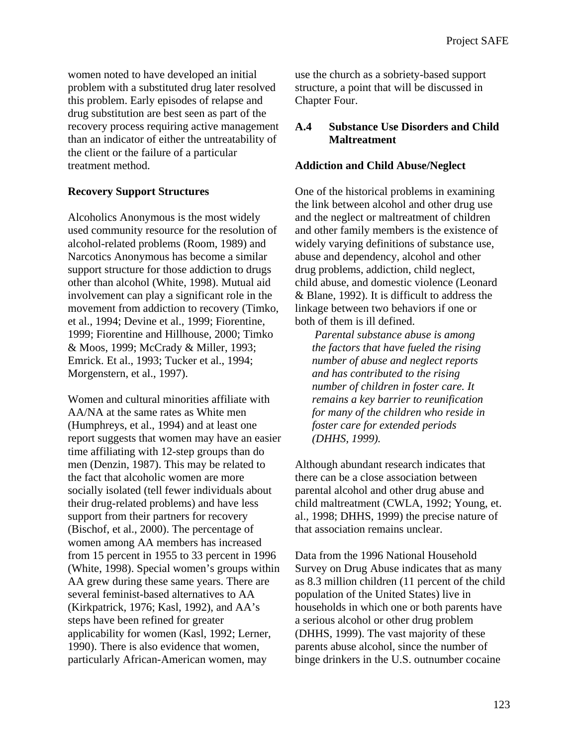women noted to have developed an initial problem with a substituted drug later resolved this problem. Early episodes of relapse and drug substitution are best seen as part of the recovery process requiring active management than an indicator of either the untreatability of the client or the failure of a particular treatment method.

**Recovery Support Structures**

Alcoholics Anonymous is the most widely used community resource for the resolution of alcohol-related problems (Room, 1989) and Narcotics Anonymous has become a similar support structure for those addiction to drugs other than alcohol (White, 1998). Mutual aid involvement can play a significant role in the movement from addiction to recovery (Timko, et al., 1994; Devine et al., 1999; Fiorentine, 1999; Fiorentine and Hillhouse, 2000; Timko & Moos, 1999; McCrady & Miller, 1993; Emrick. Et al., 1993; Tucker et al., 1994; Morgenstern, et al., 1997).

Women and cultural minorities affiliate with AA/NA at the same rates as White men (Humphreys, et al., 1994) and at least one report suggests that women may have an easier time affiliating with 12-step groups than do men (Denzin, 1987). This may be related to the fact that alcoholic women are more socially isolated (tell fewer individuals about their drug-related problems) and have less support from their partners for recovery (Bischof, et al., 2000). The percentage of women among AA members has increased from 15 percent in 1955 to 33 percent in 1996 (White, 1998). Special women's groups within AA grew during these same years. There are several feminist-based alternatives to AA (Kirkpatrick, 1976; Kasl, 1992), and AA's steps have been refined for greater applicability for women (Kasl, 1992; Lerner, 1990). There is also evidence that women, particularly African-American women, may use the church as a sobriety-based support structure, a point that will be discussed in Chapter Four.

## A.4 Substance Use Disorders and Child Maltreatment

**Addiction and Child Abuse/Neglect**

One of the historical problems in examining the link between alcohol and other drug use and the neglect or maltreatment of children and other family members is the existence of widely varying definitions of substance use, abuse and dependency, alcohol and other drug problems, addiction, child neglect, child abuse, and domestic violence (Leonard & Blane, 1992). It is difficult to address the linkage between two behaviors if one or both of them is ill defined.

> *Parental substance abuse is among the factors that have fueled the rising number of abuse and neglect reports and has contributed to the rising number of children in foster care. It remains a key barrier to reunification for many of the children who reside in foster care for extended periods (DHHS, 1999).*

Although abundant research indicates that there can be a close association between parental alcohol and other drug abuse and child maltreatment (CWLA, 1992; Young, et. al., 1998; DHHS, 1999) the precise nature of that association remains unclear.

Data from the 1996 National Household Survey on Drug Abuse indicates that as many as 8.3 million children (11 percent of the child population of the United States) live in households in which one or both parents have a serious alcohol or other drug problem (DHHS, 1999). The vast majority of these parents abuse alcohol, since the number of binge drinkers in the U.S. outnumber cocaine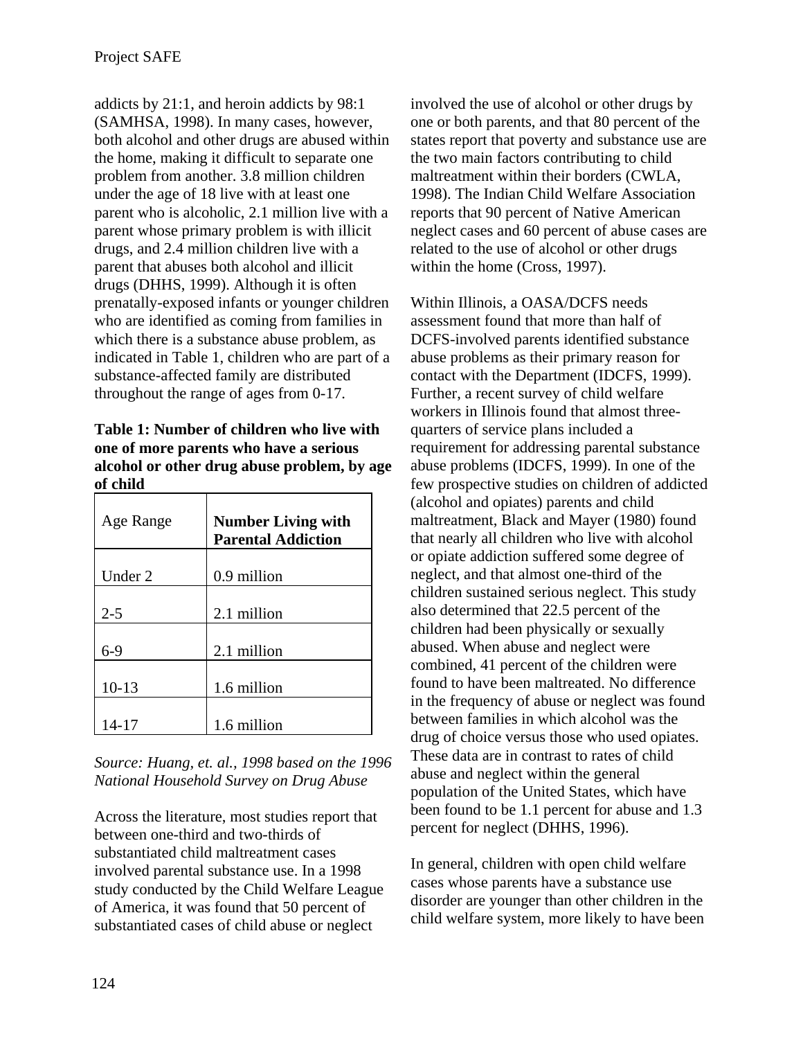addicts by 21:1, and heroin addicts by 98:1 (SAMHSA, 1998). In many cases, however, both alcohol and other drugs are abused within the home, making it difficult to separate one problem from another. 3.8 million children under the age of 18 live with at least one parent who is alcoholic, 2.1 million live with a parent whose primary problem is with illicit drugs, and 2.4 million children live with a parent that abuses both alcohol and illicit drugs (DHHS, 1999). Although it is often prenatally-exposed infants or younger children who are identified as coming from families in which there is a substance abuse problem, as indicated in Table 1, children who are part of a substance-affected family are distributed throughout the range of ages from 0-17.

**Table 1: Number of children who live with one of more parents who have a serious alcohol or other drug abuse problem, by age of child**

| Age Range | **Number Living with Parental Addiction** |
|---|---|
| Under 2 | 0.9 million |
| 2-5 | 2.1 million |
| 6-9 | 2.1 million |
| 10-13 | 1.6 million |
| 14-17 | 1.6 million |

*Source: Huang, et. al., 1998 based on the 1996 National Household Survey on Drug Abuse*

Across the literature, most studies report that between one-third and two-thirds of substantiated child maltreatment cases involved parental substance use. In a 1998 study conducted by the Child Welfare League of America, it was found that 50 percent of substantiated cases of child abuse or neglect involved the use of alcohol or other drugs by one or both parents, and that 80 percent of the states report that poverty and substance use are the two main factors contributing to child maltreatment within their borders (CWLA, 1998). The Indian Child Welfare Association reports that 90 percent of Native American neglect cases and 60 percent of abuse cases are related to the use of alcohol or other drugs within the home (Cross, 1997).

Within Illinois, a OASA/DCFS needs assessment found that more than half of DCFS-involved parents identified substance abuse problems as their primary reason for contact with the Department (IDCFS, 1999). Further, a recent survey of child welfare workers in Illinois found that almost three-quarters of service plans included a requirement for addressing parental substance abuse problems (IDCFS, 1999). In one of the few prospective studies on children of addicted (alcohol and opiates) parents and child maltreatment, Black and Mayer (1980) found that nearly all children who live with alcohol or opiate addiction suffered some degree of neglect, and that almost one-third of the children sustained serious neglect. This study also determined that 22.5 percent of the children had been physically or sexually abused. When abuse and neglect were combined, 41 percent of the children were found to have been maltreated. No difference in the frequency of abuse or neglect was found between families in which alcohol was the drug of choice versus those who used opiates. These data are in contrast to rates of child abuse and neglect within the general population of the United States, which have been found to be 1.1 percent for abuse and 1.3 percent for neglect (DHHS, 1996).

In general, children with open child welfare cases whose parents have a substance use disorder are younger than other children in the child welfare system, more likely to have been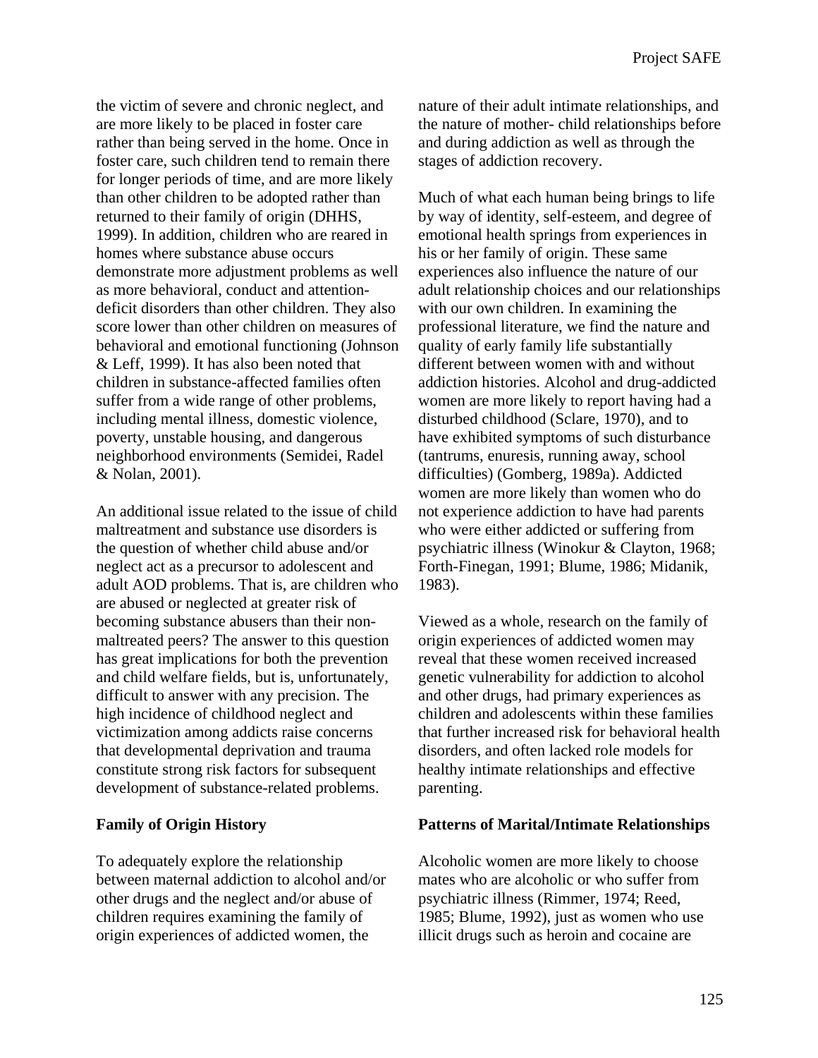the victim of severe and chronic neglect, and are more likely to be placed in foster care rather than being served in the home. Once in foster care, such children tend to remain there for longer periods of time, and are more likely than other children to be adopted rather than returned to their family of origin (DHHS, 1999). In addition, children who are reared in homes where substance abuse occurs demonstrate more adjustment problems as well as more behavioral, conduct and attention-deficit disorders than other children. They also score lower than other children on measures of behavioral and emotional functioning (Johnson & Leff, 1999). It has also been noted that children in substance-affected families often suffer from a wide range of other problems, including mental illness, domestic violence, poverty, unstable housing, and dangerous neighborhood environments (Semidei, Radel & Nolan, 2001).

An additional issue related to the issue of child maltreatment and substance use disorders is the question of whether child abuse and/or neglect act as a precursor to adolescent and adult AOD problems. That is, are children who are abused or neglected at greater risk of becoming substance abusers than their non-maltreated peers? The answer to this question has great implications for both the prevention and child welfare fields, but is, unfortunately, difficult to answer with any precision. The high incidence of childhood neglect and victimization among addicts raise concerns that developmental deprivation and trauma constitute strong risk factors for subsequent development of substance-related problems.

**Family of Origin History**

To adequately explore the relationship between maternal addiction to alcohol and/or other drugs and the neglect and/or abuse of children requires examining the family of origin experiences of addicted women, the nature of their adult intimate relationships, and the nature of mother- child relationships before and during addiction as well as through the stages of addiction recovery.

Much of what each human being brings to life by way of identity, self-esteem, and degree of emotional health springs from experiences in his or her family of origin. These same experiences also influence the nature of our adult relationship choices and our relationships with our own children. In examining the professional literature, we find the nature and quality of early family life substantially different between women with and without addiction histories. Alcohol and drug-addicted women are more likely to report having had a disturbed childhood (Sclare, 1970), and to have exhibited symptoms of such disturbance (tantrums, enuresis, running away, school difficulties) (Gomberg, 1989a). Addicted women are more likely than women who do not experience addiction to have had parents who were either addicted or suffering from psychiatric illness (Winokur & Clayton, 1968; Forth-Finegan, 1991; Blume, 1986; Midanik, 1983).

Viewed as a whole, research on the family of origin experiences of addicted women may reveal that these women received increased genetic vulnerability for addiction to alcohol and other drugs, had primary experiences as children and adolescents within these families that further increased risk for behavioral health disorders, and often lacked role models for healthy intimate relationships and effective parenting.

**Patterns of Marital/Intimate Relationships**

Alcoholic women are more likely to choose mates who are alcoholic or who suffer from psychiatric illness (Rimmer, 1974; Reed, 1985; Blume, 1992), just as women who use illicit drugs such as heroin and cocaine are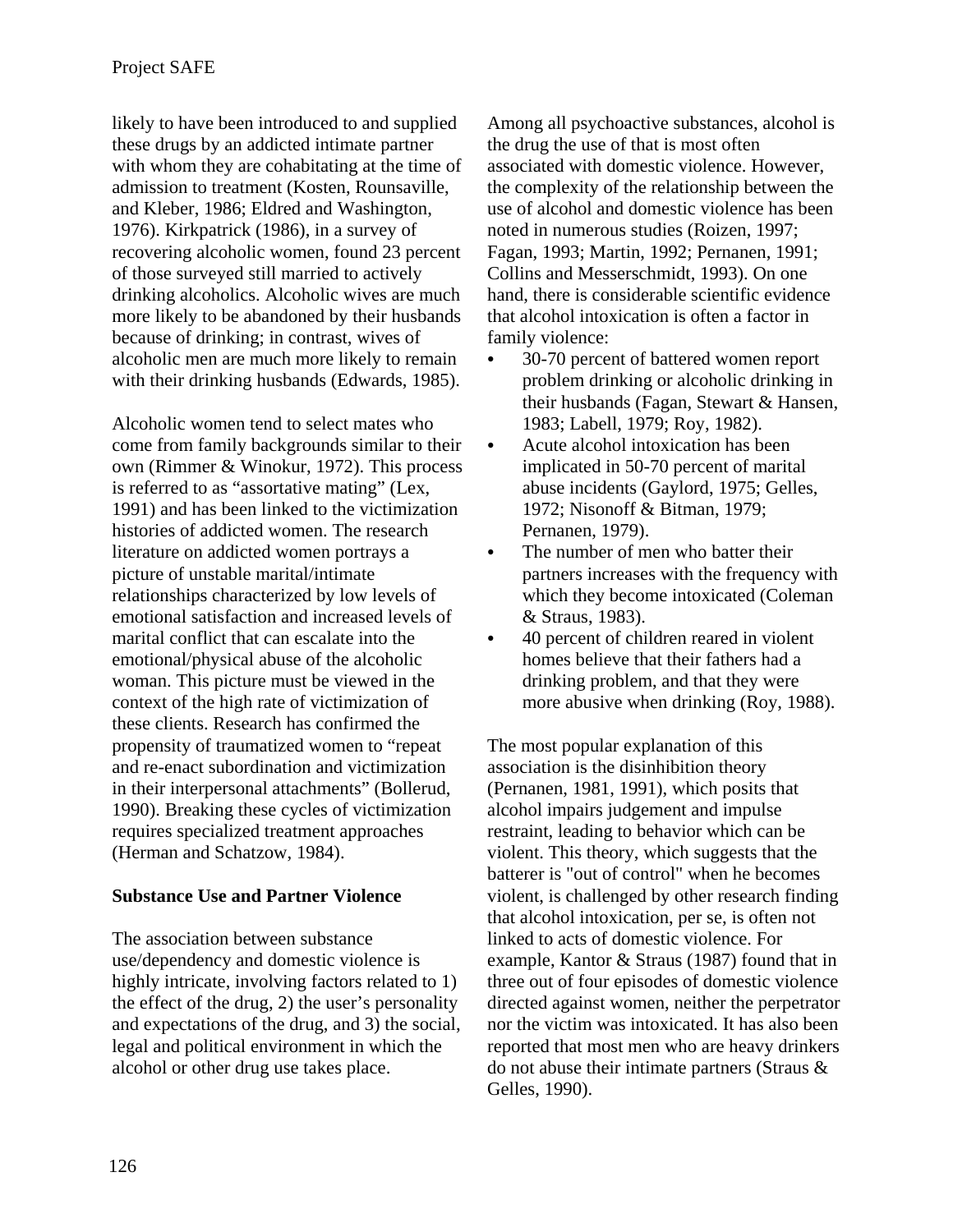likely to have been introduced to and supplied these drugs by an addicted intimate partner with whom they are cohabitating at the time of admission to treatment (Kosten, Rounsaville, and Kleber, 1986; Eldred and Washington, 1976). Kirkpatrick (1986), in a survey of recovering alcoholic women, found 23 percent of those surveyed still married to actively drinking alcoholics. Alcoholic wives are much more likely to be abandoned by their husbands because of drinking; in contrast, wives of alcoholic men are much more likely to remain with their drinking husbands (Edwards, 1985).

Alcoholic women tend to select mates who come from family backgrounds similar to their own (Rimmer & Winokur, 1972). This process is referred to as "assortative mating" (Lex, 1991) and has been linked to the victimization histories of addicted women. The research literature on addicted women portrays a picture of unstable marital/intimate relationships characterized by low levels of emotional satisfaction and increased levels of marital conflict that can escalate into the emotional/physical abuse of the alcoholic woman. This picture must be viewed in the context of the high rate of victimization of these clients. Research has confirmed the propensity of traumatized women to "repeat and re-enact subordination and victimization in their interpersonal attachments" (Bollerud, 1990). Breaking these cycles of victimization requires specialized treatment approaches (Herman and Schatzow, 1984).

## Substance Use and Partner Violence

The association between substance use/dependency and domestic violence is highly intricate, involving factors related to 1) the effect of the drug, 2) the user's personality and expectations of the drug, and 3) the social, legal and political environment in which the alcohol or other drug use takes place.

Among all psychoactive substances, alcohol is the drug the use of that is most often associated with domestic violence. However, the complexity of the relationship between the use of alcohol and domestic violence has been noted in numerous studies (Roizen, 1997; Fagan, 1993; Martin, 1992; Pernanen, 1991; Collins and Messerschmidt, 1993). On one hand, there is considerable scientific evidence that alcohol intoxication is often a factor in family violence:

- 30-70 percent of battered women report problem drinking or alcoholic drinking in their husbands (Fagan, Stewart & Hansen, 1983; Labell, 1979; Roy, 1982).
- Acute alcohol intoxication has been implicated in 50-70 percent of marital abuse incidents (Gaylord, 1975; Gelles, 1972; Nisonoff & Bitman, 1979; Pernanen, 1979).
- The number of men who batter their partners increases with the frequency with which they become intoxicated (Coleman & Straus, 1983).
- 40 percent of children reared in violent homes believe that their fathers had a drinking problem, and that they were more abusive when drinking (Roy, 1988).

The most popular explanation of this association is the disinhibition theory (Pernanen, 1981, 1991), which posits that alcohol impairs judgement and impulse restraint, leading to behavior which can be violent. This theory, which suggests that the batterer is "out of control" when he becomes violent, is challenged by other research finding that alcohol intoxication, per se, is often not linked to acts of domestic violence. For example, Kantor & Straus (1987) found that in three out of four episodes of domestic violence directed against women, neither the perpetrator nor the victim was intoxicated. It has also been reported that most men who are heavy drinkers do not abuse their intimate partners (Straus & Gelles, 1990).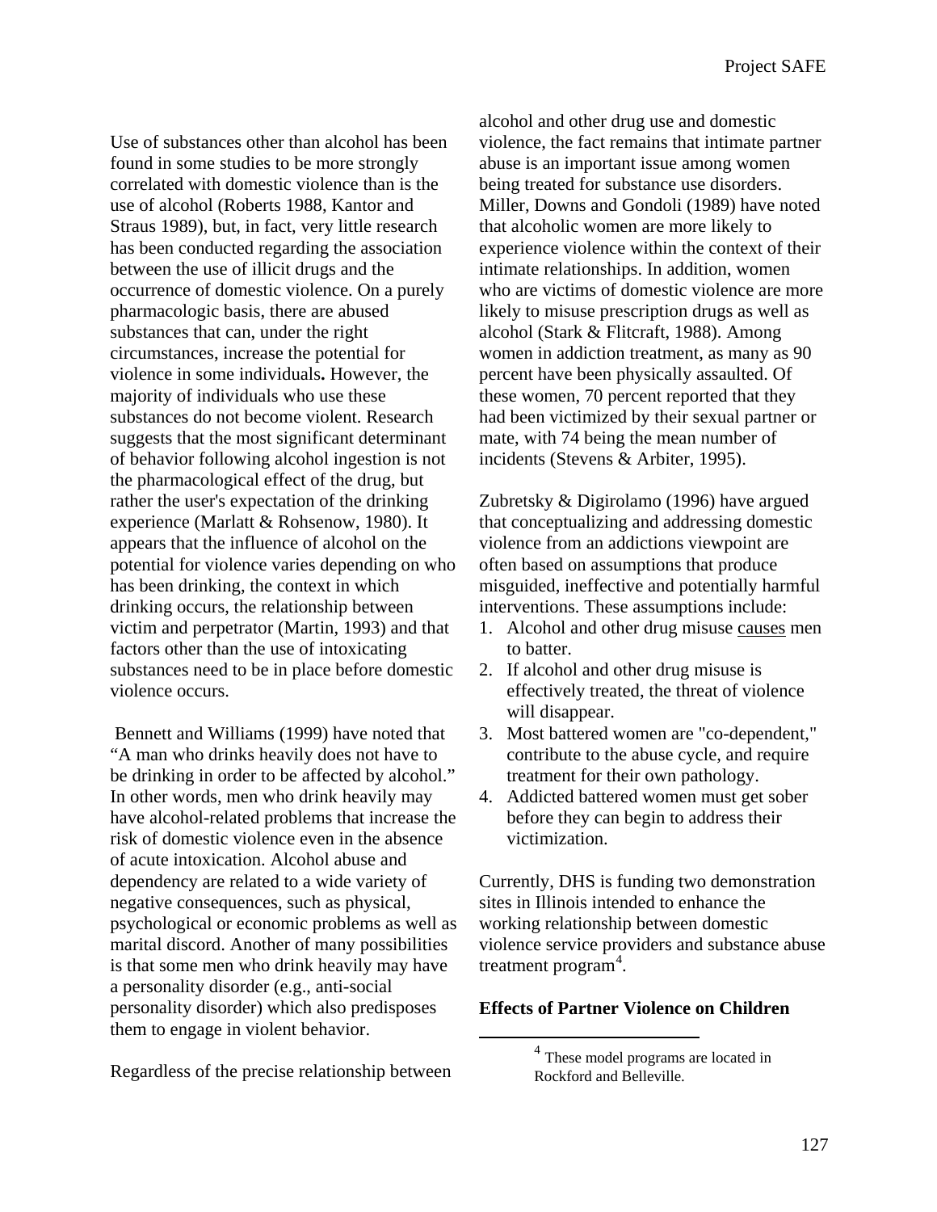Use of substances other than alcohol has been found in some studies to be more strongly correlated with domestic violence than is the use of alcohol (Roberts 1988, Kantor and Straus 1989), but, in fact, very little research has been conducted regarding the association between the use of illicit drugs and the occurrence of domestic violence. On a purely pharmacologic basis, there are abused substances that can, under the right circumstances, increase the potential for violence in some individuals**.** However, the majority of individuals who use these substances do not become violent. Research suggests that the most significant determinant of behavior following alcohol ingestion is not the pharmacological effect of the drug, but rather the user's expectation of the drinking experience (Marlatt & Rohsenow, 1980). It appears that the influence of alcohol on the potential for violence varies depending on who has been drinking, the context in which drinking occurs, the relationship between victim and perpetrator (Martin, 1993) and that factors other than the use of intoxicating substances need to be in place before domestic violence occurs.

Bennett and Williams (1999) have noted that "A man who drinks heavily does not have to be drinking in order to be affected by alcohol." In other words, men who drink heavily may have alcohol-related problems that increase the risk of domestic violence even in the absence of acute intoxication. Alcohol abuse and dependency are related to a wide variety of negative consequences, such as physical, psychological or economic problems as well as marital discord. Another of many possibilities is that some men who drink heavily may have a personality disorder (e.g., anti-social personality disorder) which also predisposes them to engage in violent behavior.

Regardless of the precise relationship between alcohol and other drug use and domestic violence, the fact remains that intimate partner abuse is an important issue among women being treated for substance use disorders. Miller, Downs and Gondoli (1989) have noted that alcoholic women are more likely to experience violence within the context of their intimate relationships. In addition, women who are victims of domestic violence are more likely to misuse prescription drugs as well as alcohol (Stark & Flitcraft, 1988). Among women in addiction treatment, as many as 90 percent have been physically assaulted. Of these women, 70 percent reported that they had been victimized by their sexual partner or mate, with 74 being the mean number of incidents (Stevens & Arbiter, 1995).

Zubretsky & Digirolamo (1996) have argued that conceptualizing and addressing domestic violence from an addictions viewpoint are often based on assumptions that produce misguided, ineffective and potentially harmful interventions. These assumptions include:

1. Alcohol and other drug misuse <u>causes</u> men to batter.
2. If alcohol and other drug misuse is effectively treated, the threat of violence will disappear.
3. Most battered women are "co-dependent," contribute to the abuse cycle, and require treatment for their own pathology.
4. Addicted battered women must get sober before they can begin to address their victimization.

Currently, DHS is funding two demonstration sites in Illinois intended to enhance the working relationship between domestic violence service providers and substance abuse treatment program[4].

## Effects of Partner Violence on Children

[4] These model programs are located in Rockford and Belleville.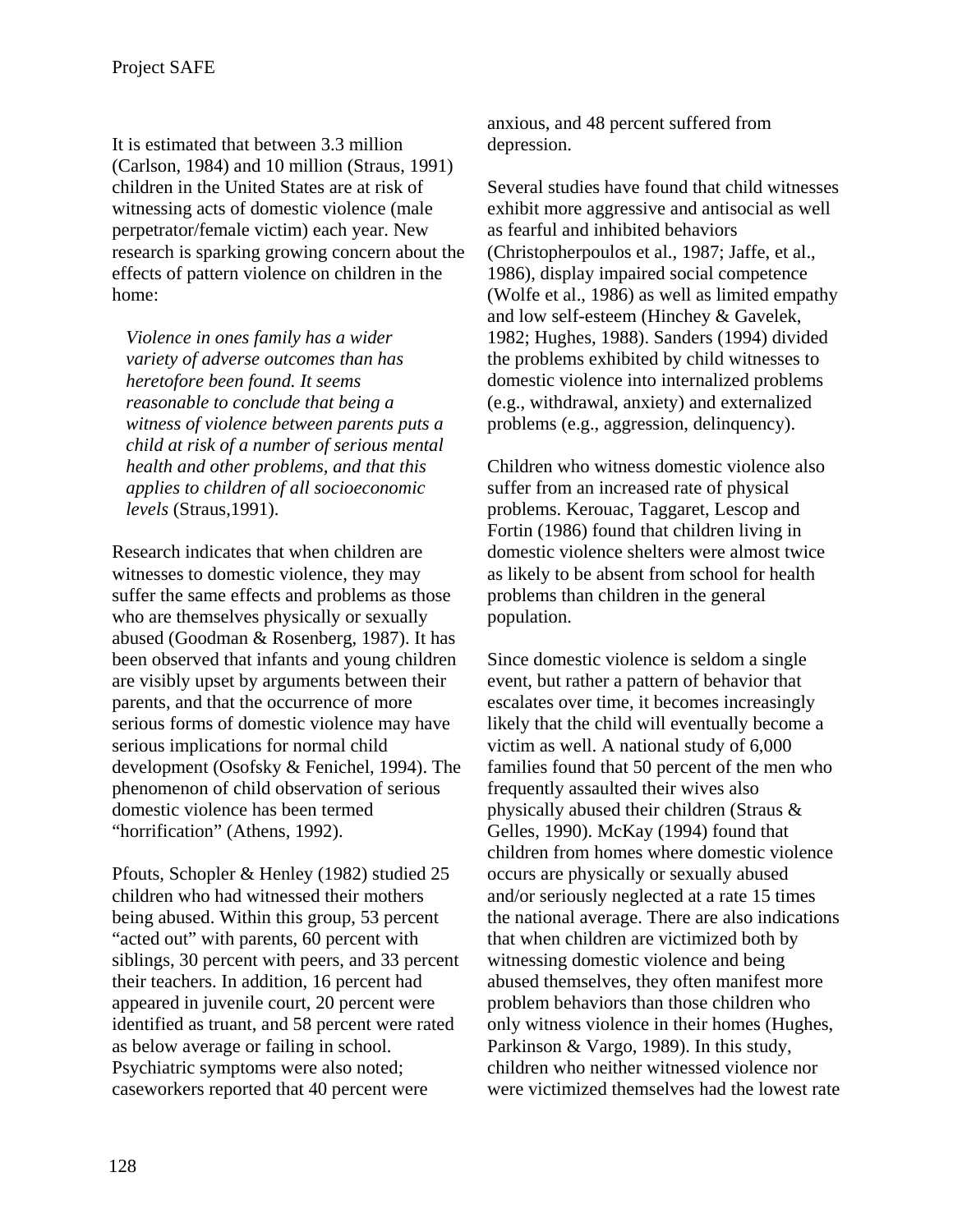It is estimated that between 3.3 million (Carlson, 1984) and 10 million (Straus, 1991) children in the United States are at risk of witnessing acts of domestic violence (male perpetrator/female victim) each year. New research is sparking growing concern about the effects of pattern violence on children in the home:

> *Violence in ones family has a wider variety of adverse outcomes than has heretofore been found. It seems reasonable to conclude that being a witness of violence between parents puts a child at risk of a number of serious mental health and other problems, and that this applies to children of all socioeconomic levels* (Straus,1991).

Research indicates that when children are witnesses to domestic violence, they may suffer the same effects and problems as those who are themselves physically or sexually abused (Goodman & Rosenberg, 1987). It has been observed that infants and young children are visibly upset by arguments between their parents, and that the occurrence of more serious forms of domestic violence may have serious implications for normal child development (Osofsky & Fenichel, 1994). The phenomenon of child observation of serious domestic violence has been termed "horrification" (Athens, 1992).

Pfouts, Schopler & Henley (1982) studied 25 children who had witnessed their mothers being abused. Within this group, 53 percent "acted out" with parents, 60 percent with siblings, 30 percent with peers, and 33 percent their teachers. In addition, 16 percent had appeared in juvenile court, 20 percent were identified as truant, and 58 percent were rated as below average or failing in school. Psychiatric symptoms were also noted; caseworkers reported that 40 percent were anxious, and 48 percent suffered from depression.

Several studies have found that child witnesses exhibit more aggressive and antisocial as well as fearful and inhibited behaviors (Christopherpoulos et al., 1987; Jaffe, et al., 1986), display impaired social competence (Wolfe et al., 1986) as well as limited empathy and low self-esteem (Hinchey & Gavelek, 1982; Hughes, 1988). Sanders (1994) divided the problems exhibited by child witnesses to domestic violence into internalized problems (e.g., withdrawal, anxiety) and externalized problems (e.g., aggression, delinquency).

Children who witness domestic violence also suffer from an increased rate of physical problems. Kerouac, Taggaret, Lescop and Fortin (1986) found that children living in domestic violence shelters were almost twice as likely to be absent from school for health problems than children in the general population.

Since domestic violence is seldom a single event, but rather a pattern of behavior that escalates over time, it becomes increasingly likely that the child will eventually become a victim as well. A national study of 6,000 families found that 50 percent of the men who frequently assaulted their wives also physically abused their children (Straus & Gelles, 1990). McKay (1994) found that children from homes where domestic violence occurs are physically or sexually abused and/or seriously neglected at a rate 15 times the national average. There are also indications that when children are victimized both by witnessing domestic violence and being abused themselves, they often manifest more problem behaviors than those children who only witness violence in their homes (Hughes, Parkinson & Vargo, 1989). In this study, children who neither witnessed violence nor were victimized themselves had the lowest rate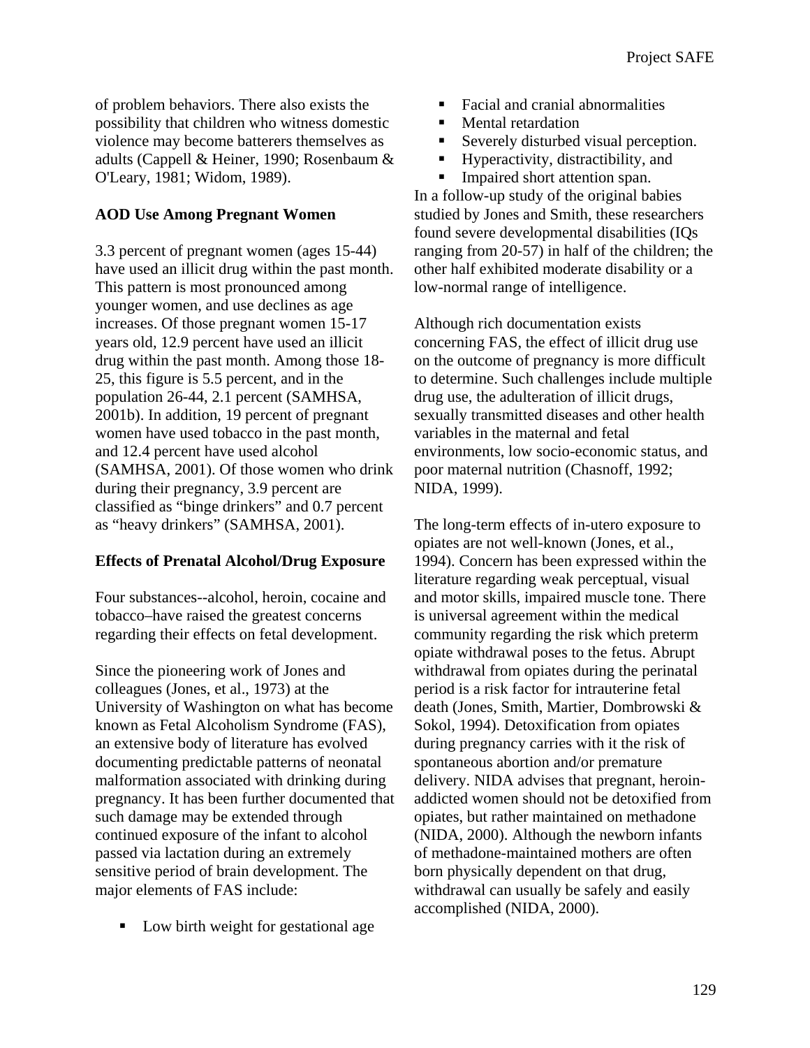of problem behaviors. There also exists the possibility that children who witness domestic violence may become batterers themselves as adults (Cappell & Heiner, 1990; Rosenbaum & O'Leary, 1981; Widom, 1989).

**AOD Use Among Pregnant Women**

3.3 percent of pregnant women (ages 15-44) have used an illicit drug within the past month. This pattern is most pronounced among younger women, and use declines as age increases. Of those pregnant women 15-17 years old, 12.9 percent have used an illicit drug within the past month. Among those 18-25, this figure is 5.5 percent, and in the population 26-44, 2.1 percent (SAMHSA, 2001b). In addition, 19 percent of pregnant women have used tobacco in the past month, and 12.4 percent have used alcohol (SAMHSA, 2001). Of those women who drink during their pregnancy, 3.9 percent are classified as "binge drinkers" and 0.7 percent as "heavy drinkers" (SAMHSA, 2001).

**Effects of Prenatal Alcohol/Drug Exposure**

Four substances--alcohol, heroin, cocaine and tobacco–have raised the greatest concerns regarding their effects on fetal development.

Since the pioneering work of Jones and colleagues (Jones, et al., 1973) at the University of Washington on what has become known as Fetal Alcoholism Syndrome (FAS), an extensive body of literature has evolved documenting predictable patterns of neonatal malformation associated with drinking during pregnancy. It has been further documented that such damage may be extended through continued exposure of the infant to alcohol passed via lactation during an extremely sensitive period of brain development. The major elements of FAS include:

- Low birth weight for gestational age
- Facial and cranial abnormalities
- Mental retardation
- Severely disturbed visual perception.
- Hyperactivity, distractibility, and
- Impaired short attention span.

In a follow-up study of the original babies studied by Jones and Smith, these researchers found severe developmental disabilities (IQs ranging from 20-57) in half of the children; the other half exhibited moderate disability or a low-normal range of intelligence.

Although rich documentation exists concerning FAS, the effect of illicit drug use on the outcome of pregnancy is more difficult to determine. Such challenges include multiple drug use, the adulteration of illicit drugs, sexually transmitted diseases and other health variables in the maternal and fetal environments, low socio-economic status, and poor maternal nutrition (Chasnoff, 1992; NIDA, 1999).

The long-term effects of in-utero exposure to opiates are not well-known (Jones, et al., 1994). Concern has been expressed within the literature regarding weak perceptual, visual and motor skills, impaired muscle tone. There is universal agreement within the medical community regarding the risk which preterm opiate withdrawal poses to the fetus. Abrupt withdrawal from opiates during the perinatal period is a risk factor for intrauterine fetal death (Jones, Smith, Martier, Dombrowski & Sokol, 1994). Detoxification from opiates during pregnancy carries with it the risk of spontaneous abortion and/or premature delivery. NIDA advises that pregnant, heroin-addicted women should not be detoxified from opiates, but rather maintained on methadone (NIDA, 2000). Although the newborn infants of methadone-maintained mothers are often born physically dependent on that drug, withdrawal can usually be safely and easily accomplished (NIDA, 2000).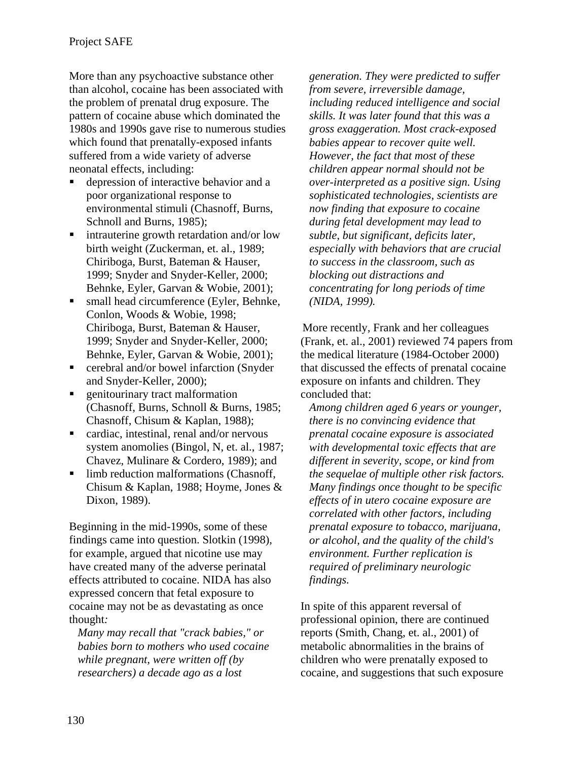More than any psychoactive substance other than alcohol, cocaine has been associated with the problem of prenatal drug exposure. The pattern of cocaine abuse which dominated the 1980s and 1990s gave rise to numerous studies which found that prenatally-exposed infants suffered from a wide variety of adverse neonatal effects, including:

- depression of interactive behavior and a poor organizational response to environmental stimuli (Chasnoff, Burns, Schnoll and Burns, 1985);
- intrauterine growth retardation and/or low birth weight (Zuckerman, et. al., 1989; Chiriboga, Burst, Bateman & Hauser, 1999; Snyder and Snyder-Keller, 2000; Behnke, Eyler, Garvan & Wobie, 2001);
- small head circumference (Eyler, Behnke, Conlon, Woods & Wobie, 1998; Chiriboga, Burst, Bateman & Hauser, 1999; Snyder and Snyder-Keller, 2000; Behnke, Eyler, Garvan & Wobie, 2001);
- cerebral and/or bowel infarction (Snyder and Snyder-Keller, 2000);
- genitourinary tract malformation (Chasnoff, Burns, Schnoll & Burns, 1985; Chasnoff, Chisum & Kaplan, 1988);
- cardiac, intestinal, renal and/or nervous system anomolies (Bingol, N, et. al., 1987; Chavez, Mulinare & Cordero, 1989); and
- limb reduction malformations (Chasnoff, Chisum & Kaplan, 1988; Hoyme, Jones & Dixon, 1989).

Beginning in the mid-1990s, some of these findings came into question. Slotkin (1998), for example, argued that nicotine use may have created many of the adverse perinatal effects attributed to cocaine. NIDA has also expressed concern that fetal exposure to cocaine may not be as devastating as once thought:

> *Many may recall that "crack babies," or babies born to mothers who used cocaine while pregnant, were written off (by researchers) a decade ago as a lost generation. They were predicted to suffer from severe, irreversible damage, including reduced intelligence and social skills. It was later found that this was a gross exaggeration. Most crack-exposed babies appear to recover quite well. However, the fact that most of these children appear normal should not be over-interpreted as a positive sign. Using sophisticated technologies, scientists are now finding that exposure to cocaine during fetal development may lead to subtle, but significant, deficits later, especially with behaviors that are crucial to success in the classroom, such as blocking out distractions and concentrating for long periods of time (NIDA, 1999).*

More recently, Frank and her colleagues (Frank, et. al., 2001) reviewed 74 papers from the medical literature (1984-October 2000) that discussed the effects of prenatal cocaine exposure on infants and children. They concluded that:

> *Among children aged 6 years or younger, there is no convincing evidence that prenatal cocaine exposure is associated with developmental toxic effects that are different in severity, scope, or kind from the sequelae of multiple other risk factors. Many findings once thought to be specific effects of in utero cocaine exposure are correlated with other factors, including prenatal exposure to tobacco, marijuana, or alcohol, and the quality of the child's environment. Further replication is required of preliminary neurologic findings.*

In spite of this apparent reversal of professional opinion, there are continued reports (Smith, Chang, et. al., 2001) of metabolic abnormalities in the brains of children who were prenatally exposed to cocaine, and suggestions that such exposure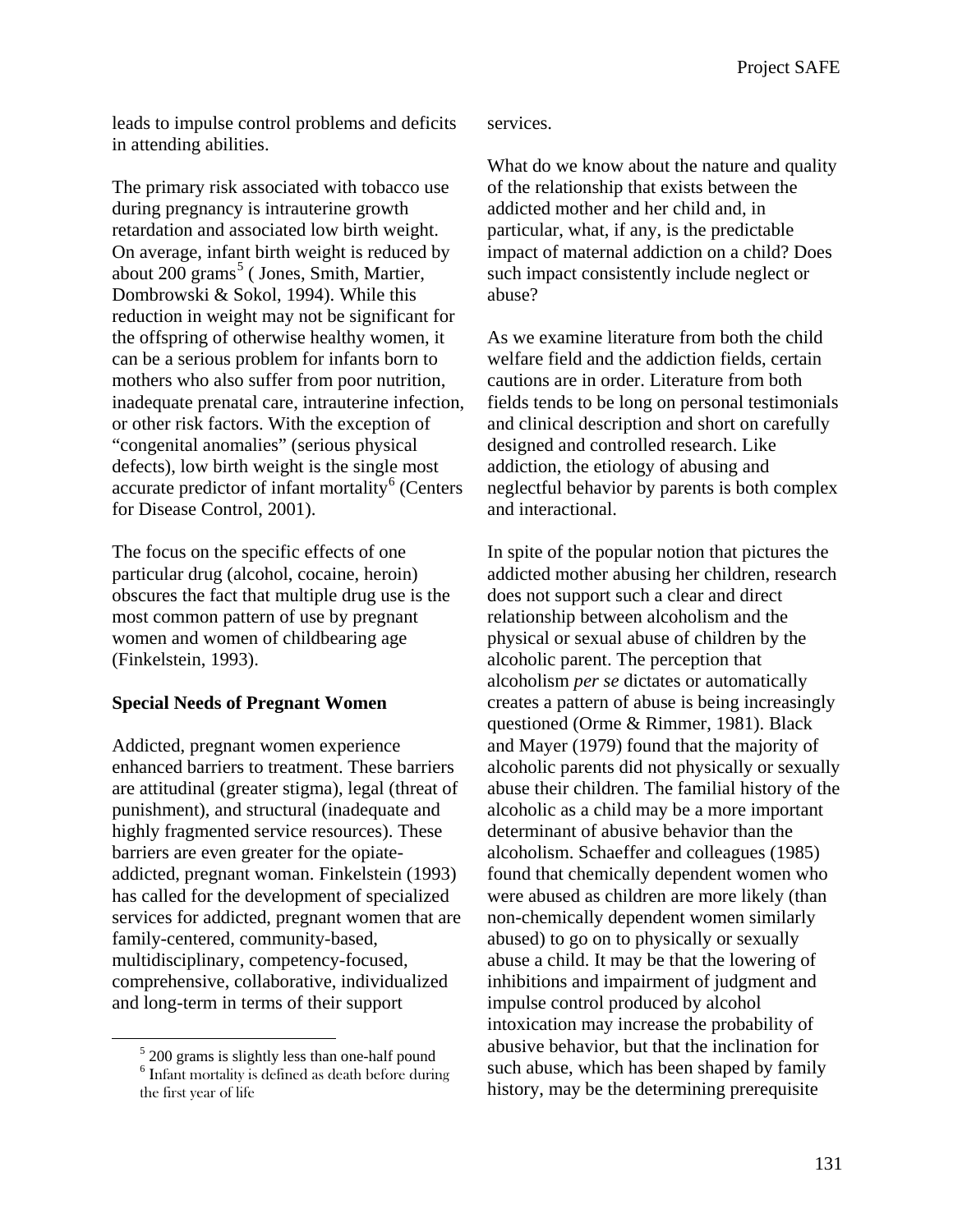leads to impulse control problems and deficits in attending abilities.

The primary risk associated with tobacco use during pregnancy is intrauterine growth retardation and associated low birth weight. On average, infant birth weight is reduced by about 200 grams[5] ( Jones, Smith, Martier, Dombrowski & Sokol, 1994). While this reduction in weight may not be significant for the offspring of otherwise healthy women, it can be a serious problem for infants born to mothers who also suffer from poor nutrition, inadequate prenatal care, intrauterine infection, or other risk factors. With the exception of "congenital anomalies" (serious physical defects), low birth weight is the single most accurate predictor of infant mortality[6] (Centers for Disease Control, 2001).

The focus on the specific effects of one particular drug (alcohol, cocaine, heroin) obscures the fact that multiple drug use is the most common pattern of use by pregnant women and women of childbearing age (Finkelstein, 1993).

**Special Needs of Pregnant Women**

Addicted, pregnant women experience enhanced barriers to treatment. These barriers are attitudinal (greater stigma), legal (threat of punishment), and structural (inadequate and highly fragmented service resources). These barriers are even greater for the opiate-addicted, pregnant woman. Finkelstein (1993) has called for the development of specialized services for addicted, pregnant women that are family-centered, community-based, multidisciplinary, competency-focused, comprehensive, collaborative, individualized and long-term in terms of their support services.

What do we know about the nature and quality of the relationship that exists between the addicted mother and her child and, in particular, what, if any, is the predictable impact of maternal addiction on a child? Does such impact consistently include neglect or abuse?

As we examine literature from both the child welfare field and the addiction fields, certain cautions are in order. Literature from both fields tends to be long on personal testimonials and clinical description and short on carefully designed and controlled research. Like addiction, the etiology of abusing and neglectful behavior by parents is both complex and interactional.

In spite of the popular notion that pictures the addicted mother abusing her children, research does not support such a clear and direct relationship between alcoholism and the physical or sexual abuse of children by the alcoholic parent. The perception that alcoholism *per se* dictates or automatically creates a pattern of abuse is being increasingly questioned (Orme & Rimmer, 1981). Black and Mayer (1979) found that the majority of alcoholic parents did not physically or sexually abuse their children. The familial history of the alcoholic as a child may be a more important determinant of abusive behavior than the alcoholism. Schaeffer and colleagues (1985) found that chemically dependent women who were abused as children are more likely (than non-chemically dependent women similarly abused) to go on to physically or sexually abuse a child. It may be that the lowering of inhibitions and impairment of judgment and impulse control produced by alcohol intoxication may increase the probability of abusive behavior, but that the inclination for such abuse, which has been shaped by family history, may be the determining prerequisite

---

[5] 200 grams is slightly less than one-half pound

[6] Infant mortality is defined as death before during the first year of life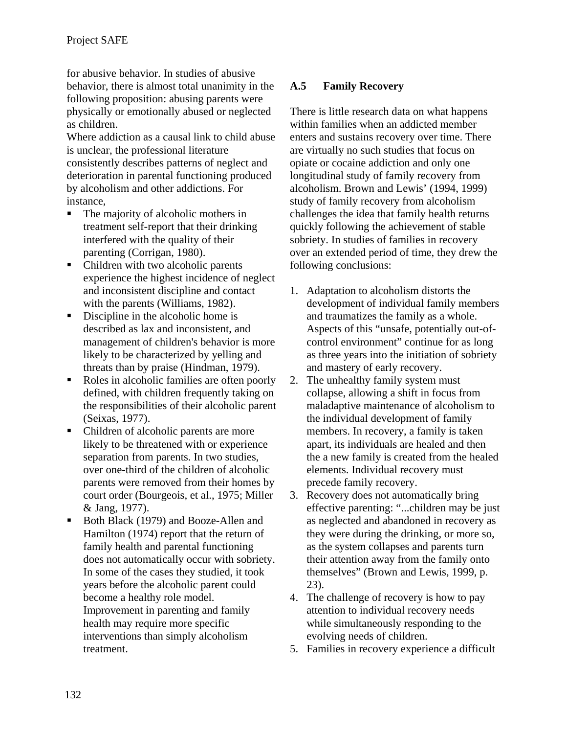for abusive behavior. In studies of abusive behavior, there is almost total unanimity in the following proposition: abusing parents were physically or emotionally abused or neglected as children.

Where addiction as a causal link to child abuse is unclear, the professional literature consistently describes patterns of neglect and deterioration in parental functioning produced by alcoholism and other addictions. For instance,

- The majority of alcoholic mothers in treatment self-report that their drinking interfered with the quality of their parenting (Corrigan, 1980).
- Children with two alcoholic parents experience the highest incidence of neglect and inconsistent discipline and contact with the parents (Williams, 1982).
- Discipline in the alcoholic home is described as lax and inconsistent, and management of children's behavior is more likely to be characterized by yelling and threats than by praise (Hindman, 1979).
- Roles in alcoholic families are often poorly defined, with children frequently taking on the responsibilities of their alcoholic parent (Seixas, 1977).
- Children of alcoholic parents are more likely to be threatened with or experience separation from parents. In two studies, over one-third of the children of alcoholic parents were removed from their homes by court order (Bourgeois, et al., 1975; Miller & Jang, 1977).
- Both Black (1979) and Booze-Allen and Hamilton (1974) report that the return of family health and parental functioning does not automatically occur with sobriety. In some of the cases they studied, it took years before the alcoholic parent could become a healthy role model. Improvement in parenting and family health may require more specific interventions than simply alcoholism treatment.

### A.5 Family Recovery

There is little research data on what happens within families when an addicted member enters and sustains recovery over time. There are virtually no such studies that focus on opiate or cocaine addiction and only one longitudinal study of family recovery from alcoholism. Brown and Lewis' (1994, 1999) study of family recovery from alcoholism challenges the idea that family health returns quickly following the achievement of stable sobriety. In studies of families in recovery over an extended period of time, they drew the following conclusions:

1. Adaptation to alcoholism distorts the development of individual family members and traumatizes the family as a whole. Aspects of this "unsafe, potentially out-of-control environment" continue for as long as three years into the initiation of sobriety and mastery of early recovery.
2. The unhealthy family system must collapse, allowing a shift in focus from maladaptive maintenance of alcoholism to the individual development of family members. In recovery, a family is taken apart, its individuals are healed and then the a new family is created from the healed elements. Individual recovery must precede family recovery.
3. Recovery does not automatically bring effective parenting: "...children may be just as neglected and abandoned in recovery as they were during the drinking, or more so, as the system collapses and parents turn their attention away from the family onto themselves" (Brown and Lewis, 1999, p. 23).
4. The challenge of recovery is how to pay attention to individual recovery needs while simultaneously responding to the evolving needs of children.
5. Families in recovery experience a difficult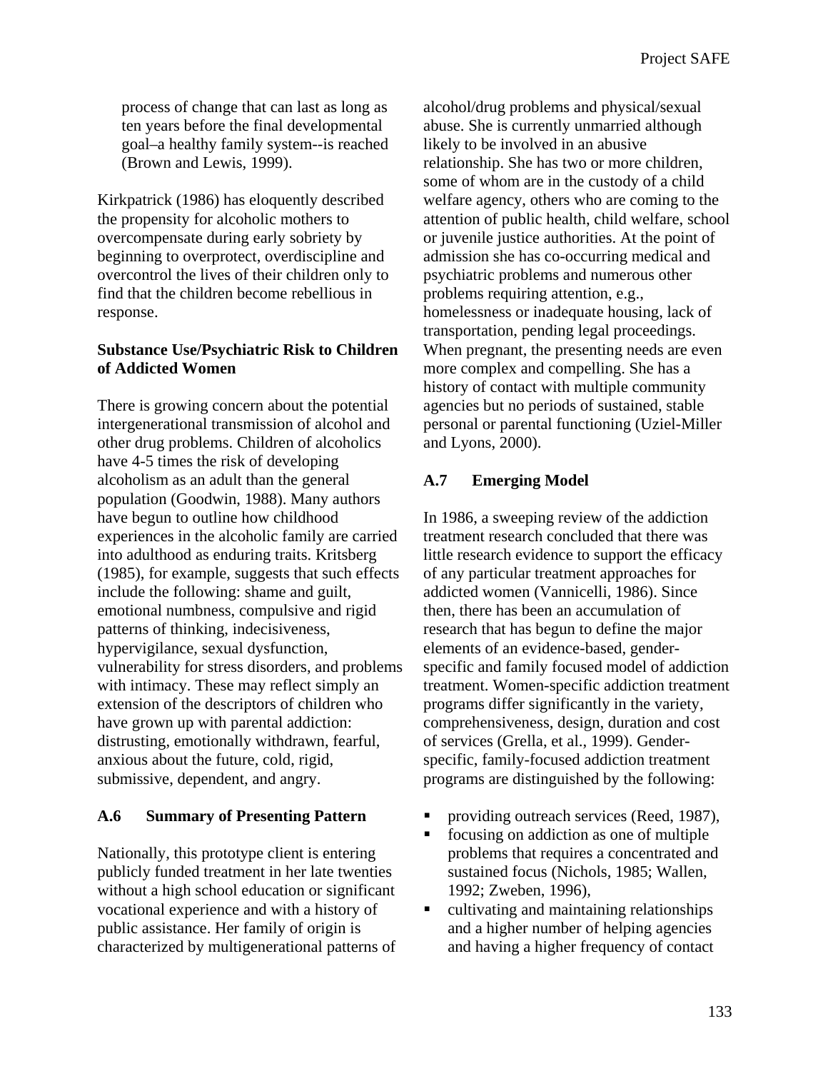process of change that can last as long as ten years before the final developmental goal–a healthy family system--is reached (Brown and Lewis, 1999).

Kirkpatrick (1986) has eloquently described the propensity for alcoholic mothers to overcompensate during early sobriety by beginning to overprotect, overdiscipline and overcontrol the lives of their children only to find that the children become rebellious in response.

**Substance Use/Psychiatric Risk to Children of Addicted Women**

There is growing concern about the potential intergenerational transmission of alcohol and other drug problems. Children of alcoholics have 4-5 times the risk of developing alcoholism as an adult than the general population (Goodwin, 1988). Many authors have begun to outline how childhood experiences in the alcoholic family are carried into adulthood as enduring traits. Kritsberg (1985), for example, suggests that such effects include the following: shame and guilt, emotional numbness, compulsive and rigid patterns of thinking, indecisiveness, hypervigilance, sexual dysfunction, vulnerability for stress disorders, and problems with intimacy. These may reflect simply an extension of the descriptors of children who have grown up with parental addiction: distrusting, emotionally withdrawn, fearful, anxious about the future, cold, rigid, submissive, dependent, and angry.

### A.6 Summary of Presenting Pattern

Nationally, this prototype client is entering publicly funded treatment in her late twenties without a high school education or significant vocational experience and with a history of public assistance. Her family of origin is characterized by multigenerational patterns of alcohol/drug problems and physical/sexual abuse. She is currently unmarried although likely to be involved in an abusive relationship. She has two or more children, some of whom are in the custody of a child welfare agency, others who are coming to the attention of public health, child welfare, school or juvenile justice authorities. At the point of admission she has co-occurring medical and psychiatric problems and numerous other problems requiring attention, e.g., homelessness or inadequate housing, lack of transportation, pending legal proceedings. When pregnant, the presenting needs are even more complex and compelling. She has a history of contact with multiple community agencies but no periods of sustained, stable personal or parental functioning (Uziel-Miller and Lyons, 2000).

### A.7 Emerging Model

In 1986, a sweeping review of the addiction treatment research concluded that there was little research evidence to support the efficacy of any particular treatment approaches for addicted women (Vannicelli, 1986). Since then, there has been an accumulation of research that has begun to define the major elements of an evidence-based, gender-specific and family focused model of addiction treatment. Women-specific addiction treatment programs differ significantly in the variety, comprehensiveness, design, duration and cost of services (Grella, et al., 1999). Gender-specific, family-focused addiction treatment programs are distinguished by the following:

- providing outreach services (Reed, 1987),
- focusing on addiction as one of multiple problems that requires a concentrated and sustained focus (Nichols, 1985; Wallen, 1992; Zweben, 1996),
- cultivating and maintaining relationships and a higher number of helping agencies and having a higher frequency of contact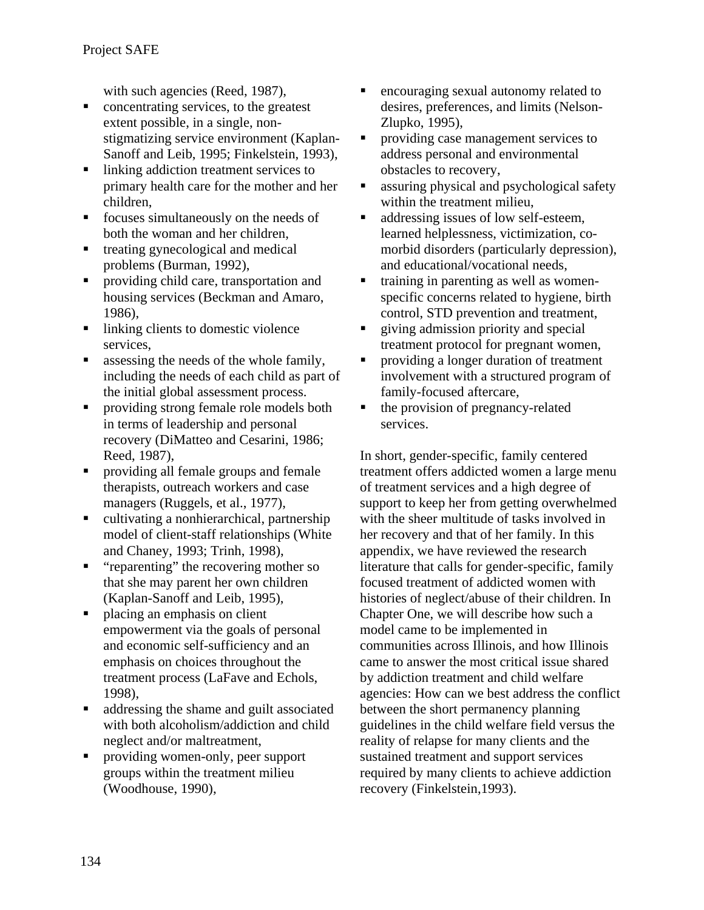with such agencies (Reed, 1987),

- concentrating services, to the greatest extent possible, in a single, non-stigmatizing service environment (Kaplan-Sanoff and Leib, 1995; Finkelstein, 1993),
- linking addiction treatment services to primary health care for the mother and her children,
- focuses simultaneously on the needs of both the woman and her children,
- treating gynecological and medical problems (Burman, 1992),
- providing child care, transportation and housing services (Beckman and Amaro, 1986),
- linking clients to domestic violence services,
- assessing the needs of the whole family, including the needs of each child as part of the initial global assessment process.
- providing strong female role models both in terms of leadership and personal recovery (DiMatteo and Cesarini, 1986; Reed, 1987),
- providing all female groups and female therapists, outreach workers and case managers (Ruggels, et al., 1977),
- cultivating a nonhierarchical, partnership model of client-staff relationships (White and Chaney, 1993; Trinh, 1998),
- "reparenting" the recovering mother so that she may parent her own children (Kaplan-Sanoff and Leib, 1995),
- placing an emphasis on client empowerment via the goals of personal and economic self-sufficiency and an emphasis on choices throughout the treatment process (LaFave and Echols, 1998),
- addressing the shame and guilt associated with both alcoholism/addiction and child neglect and/or maltreatment,
- providing women-only, peer support groups within the treatment milieu (Woodhouse, 1990),
- encouraging sexual autonomy related to desires, preferences, and limits (Nelson-Zlupko, 1995),
- providing case management services to address personal and environmental obstacles to recovery,
- assuring physical and psychological safety within the treatment milieu,
- addressing issues of low self-esteem, learned helplessness, victimization, co-morbid disorders (particularly depression), and educational/vocational needs,
- training in parenting as well as women-specific concerns related to hygiene, birth control, STD prevention and treatment,
- giving admission priority and special treatment protocol for pregnant women,
- providing a longer duration of treatment involvement with a structured program of family-focused aftercare,
- the provision of pregnancy-related services.

In short, gender-specific, family centered treatment offers addicted women a large menu of treatment services and a high degree of support to keep her from getting overwhelmed with the sheer multitude of tasks involved in her recovery and that of her family. In this appendix, we have reviewed the research literature that calls for gender-specific, family focused treatment of addicted women with histories of neglect/abuse of their children. In Chapter One, we will describe how such a model came to be implemented in communities across Illinois, and how Illinois came to answer the most critical issue shared by addiction treatment and child welfare agencies: How can we best address the conflict between the short permanency planning guidelines in the child welfare field versus the reality of relapse for many clients and the sustained treatment and support services required by many clients to achieve addiction recovery (Finkelstein,1993).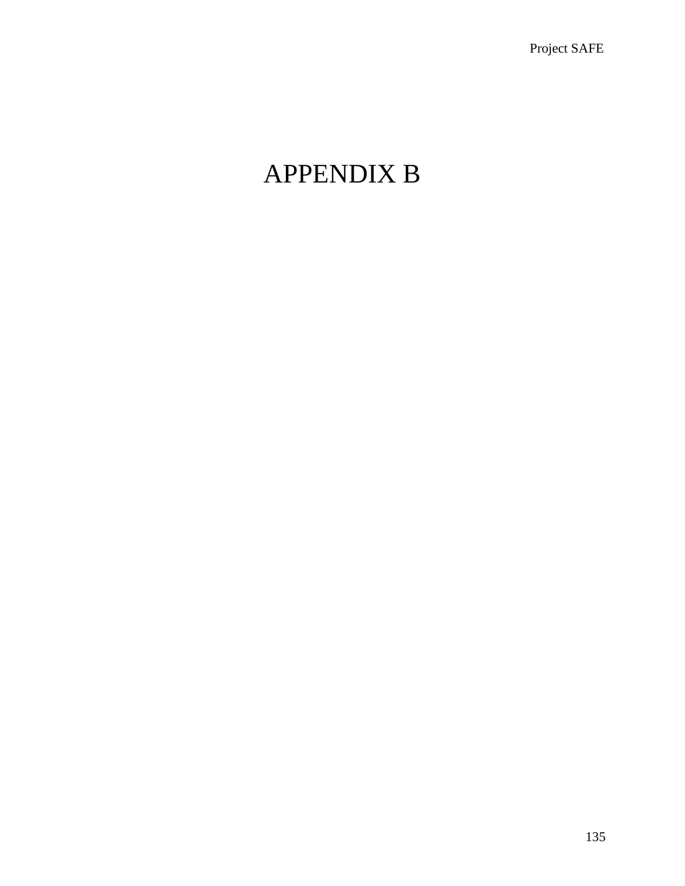# APPENDIX B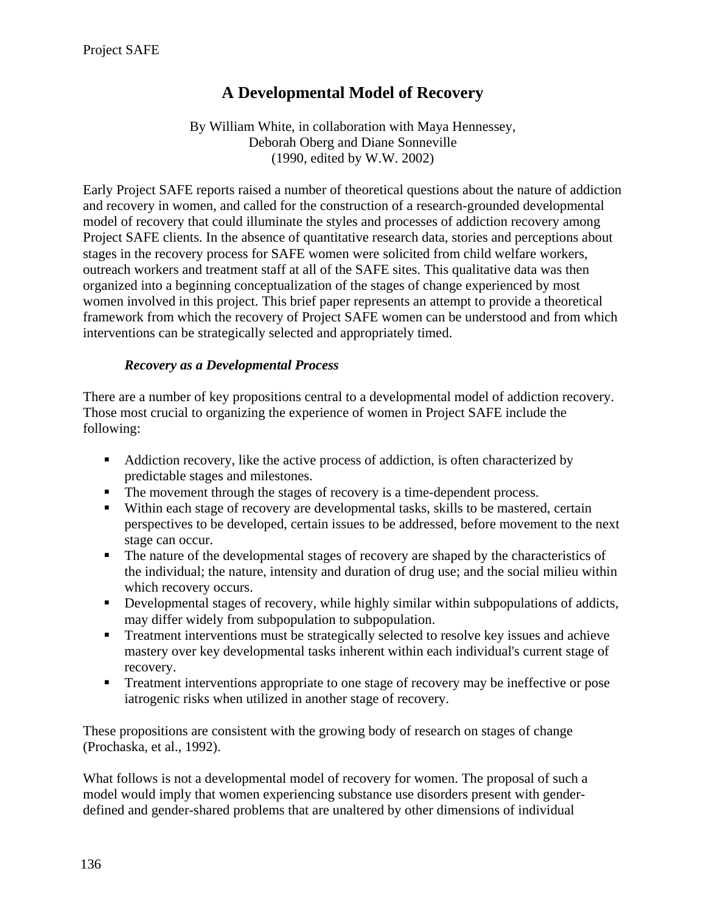# A Developmental Model of Recovery

By William White, in collaboration with Maya Hennessey, Deborah Oberg and Diane Sonneville
(1990, edited by W.W. 2002)

Early Project SAFE reports raised a number of theoretical questions about the nature of addiction and recovery in women, and called for the construction of a research-grounded developmental model of recovery that could illuminate the styles and processes of addiction recovery among Project SAFE clients. In the absence of quantitative research data, stories and perceptions about stages in the recovery process for SAFE women were solicited from child welfare workers, outreach workers and treatment staff at all of the SAFE sites. This qualitative data was then organized into a beginning conceptualization of the stages of change experienced by most women involved in this project. This brief paper represents an attempt to provide a theoretical framework from which the recovery of Project SAFE women can be understood and from which interventions can be strategically selected and appropriately timed.

### *Recovery as a Developmental Process*

There are a number of key propositions central to a developmental model of addiction recovery. Those most crucial to organizing the experience of women in Project SAFE include the following:

- Addiction recovery, like the active process of addiction, is often characterized by predictable stages and milestones.
- The movement through the stages of recovery is a time-dependent process.
- Within each stage of recovery are developmental tasks, skills to be mastered, certain perspectives to be developed, certain issues to be addressed, before movement to the next stage can occur.
- The nature of the developmental stages of recovery are shaped by the characteristics of the individual; the nature, intensity and duration of drug use; and the social milieu within which recovery occurs.
- Developmental stages of recovery, while highly similar within subpopulations of addicts, may differ widely from subpopulation to subpopulation.
- Treatment interventions must be strategically selected to resolve key issues and achieve mastery over key developmental tasks inherent within each individual's current stage of recovery.
- Treatment interventions appropriate to one stage of recovery may be ineffective or pose iatrogenic risks when utilized in another stage of recovery.

These propositions are consistent with the growing body of research on stages of change (Prochaska, et al., 1992).

What follows is not a developmental model of recovery for women. The proposal of such a model would imply that women experiencing substance use disorders present with gender-defined and gender-shared problems that are unaltered by other dimensions of individual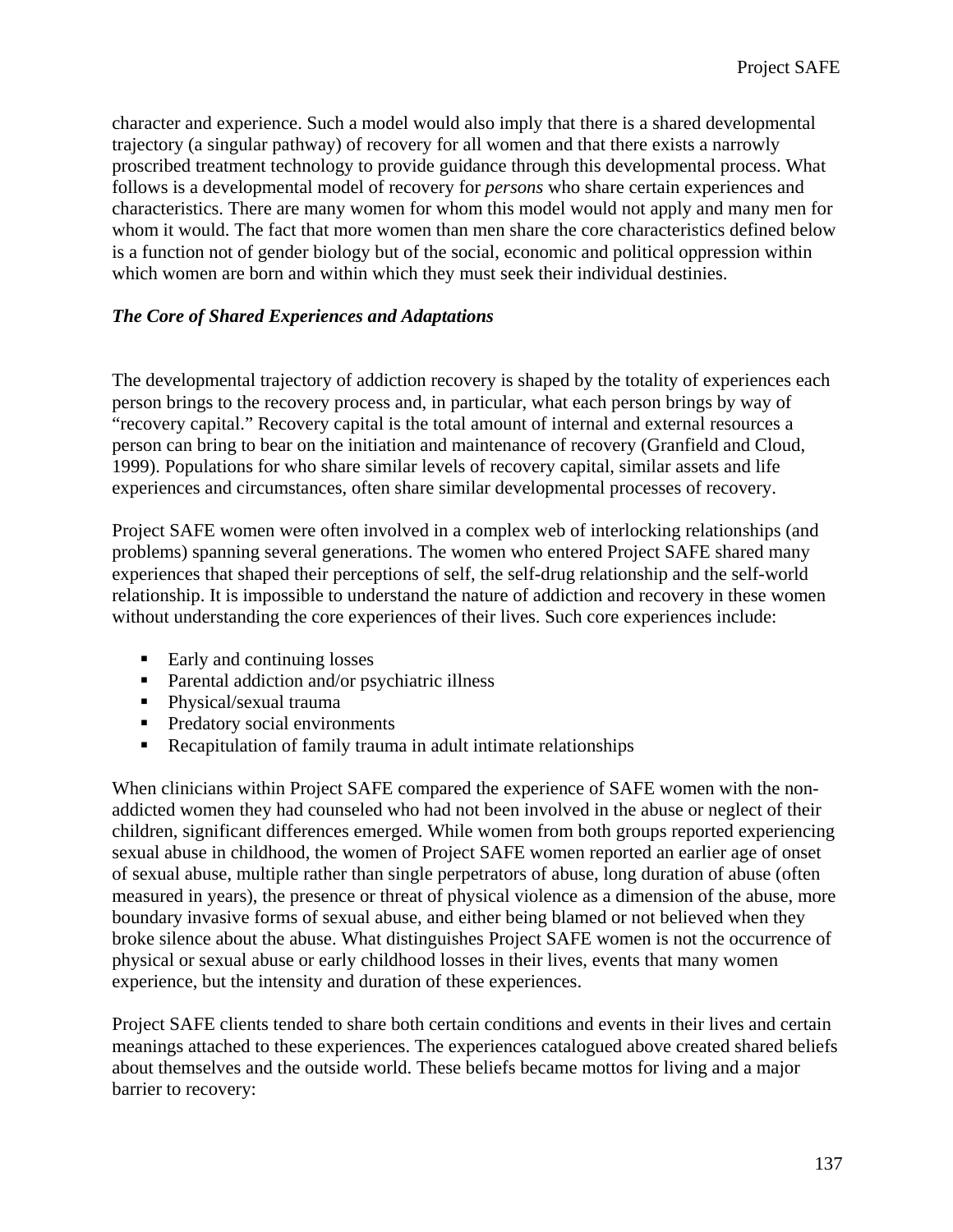character and experience. Such a model would also imply that there is a shared developmental trajectory (a singular pathway) of recovery for all women and that there exists a narrowly proscribed treatment technology to provide guidance through this developmental process. What follows is a developmental model of recovery for *persons* who share certain experiences and characteristics. There are many women for whom this model would not apply and many men for whom it would. The fact that more women than men share the core characteristics defined below is a function not of gender biology but of the social, economic and political oppression within which women are born and within which they must seek their individual destinies.

***The Core of Shared Experiences and Adaptations***

The developmental trajectory of addiction recovery is shaped by the totality of experiences each person brings to the recovery process and, in particular, what each person brings by way of "recovery capital." Recovery capital is the total amount of internal and external resources a person can bring to bear on the initiation and maintenance of recovery (Granfield and Cloud, 1999). Populations for who share similar levels of recovery capital, similar assets and life experiences and circumstances, often share similar developmental processes of recovery.

Project SAFE women were often involved in a complex web of interlocking relationships (and problems) spanning several generations. The women who entered Project SAFE shared many experiences that shaped their perceptions of self, the self-drug relationship and the self-world relationship. It is impossible to understand the nature of addiction and recovery in these women without understanding the core experiences of their lives. Such core experiences include:

- Early and continuing losses
- Parental addiction and/or psychiatric illness
- Physical/sexual trauma
- Predatory social environments
- Recapitulation of family trauma in adult intimate relationships

When clinicians within Project SAFE compared the experience of SAFE women with the non-addicted women they had counseled who had not been involved in the abuse or neglect of their children, significant differences emerged. While women from both groups reported experiencing sexual abuse in childhood, the women of Project SAFE women reported an earlier age of onset of sexual abuse, multiple rather than single perpetrators of abuse, long duration of abuse (often measured in years), the presence or threat of physical violence as a dimension of the abuse, more boundary invasive forms of sexual abuse, and either being blamed or not believed when they broke silence about the abuse. What distinguishes Project SAFE women is not the occurrence of physical or sexual abuse or early childhood losses in their lives, events that many women experience, but the intensity and duration of these experiences.

Project SAFE clients tended to share both certain conditions and events in their lives and certain meanings attached to these experiences. The experiences catalogued above created shared beliefs about themselves and the outside world. These beliefs became mottos for living and a major barrier to recovery: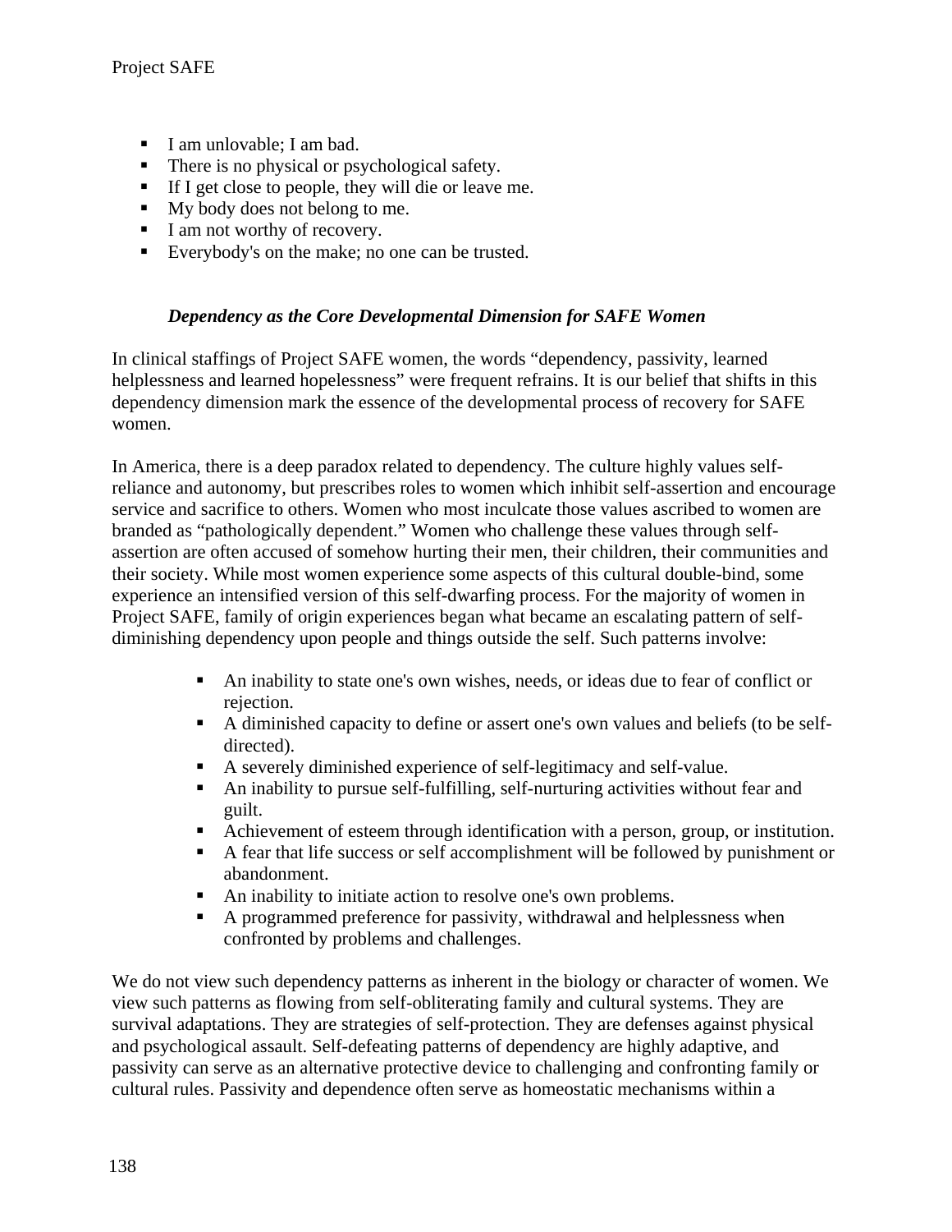- I am unlovable; I am bad.
- There is no physical or psychological safety.
- If I get close to people, they will die or leave me.
- My body does not belong to me.
- I am not worthy of recovery.
- Everybody's on the make; no one can be trusted.

### *Dependency as the Core Developmental Dimension for SAFE Women*

In clinical staffings of Project SAFE women, the words "dependency, passivity, learned helplessness and learned hopelessness" were frequent refrains. It is our belief that shifts in this dependency dimension mark the essence of the developmental process of recovery for SAFE women.

In America, there is a deep paradox related to dependency. The culture highly values self-reliance and autonomy, but prescribes roles to women which inhibit self-assertion and encourage service and sacrifice to others. Women who most inculcate those values ascribed to women are branded as "pathologically dependent." Women who challenge these values through self-assertion are often accused of somehow hurting their men, their children, their communities and their society. While most women experience some aspects of this cultural double-bind, some experience an intensified version of this self-dwarfing process. For the majority of women in Project SAFE, family of origin experiences began what became an escalating pattern of self-diminishing dependency upon people and things outside the self. Such patterns involve:

- An inability to state one's own wishes, needs, or ideas due to fear of conflict or rejection.
- A diminished capacity to define or assert one's own values and beliefs (to be self-directed).
- A severely diminished experience of self-legitimacy and self-value.
- An inability to pursue self-fulfilling, self-nurturing activities without fear and guilt.
- Achievement of esteem through identification with a person, group, or institution.
- A fear that life success or self accomplishment will be followed by punishment or abandonment.
- An inability to initiate action to resolve one's own problems.
- A programmed preference for passivity, withdrawal and helplessness when confronted by problems and challenges.

We do not view such dependency patterns as inherent in the biology or character of women. We view such patterns as flowing from self-obliterating family and cultural systems. They are survival adaptations. They are strategies of self-protection. They are defenses against physical and psychological assault. Self-defeating patterns of dependency are highly adaptive, and passivity can serve as an alternative protective device to challenging and confronting family or cultural rules. Passivity and dependence often serve as homeostatic mechanisms within a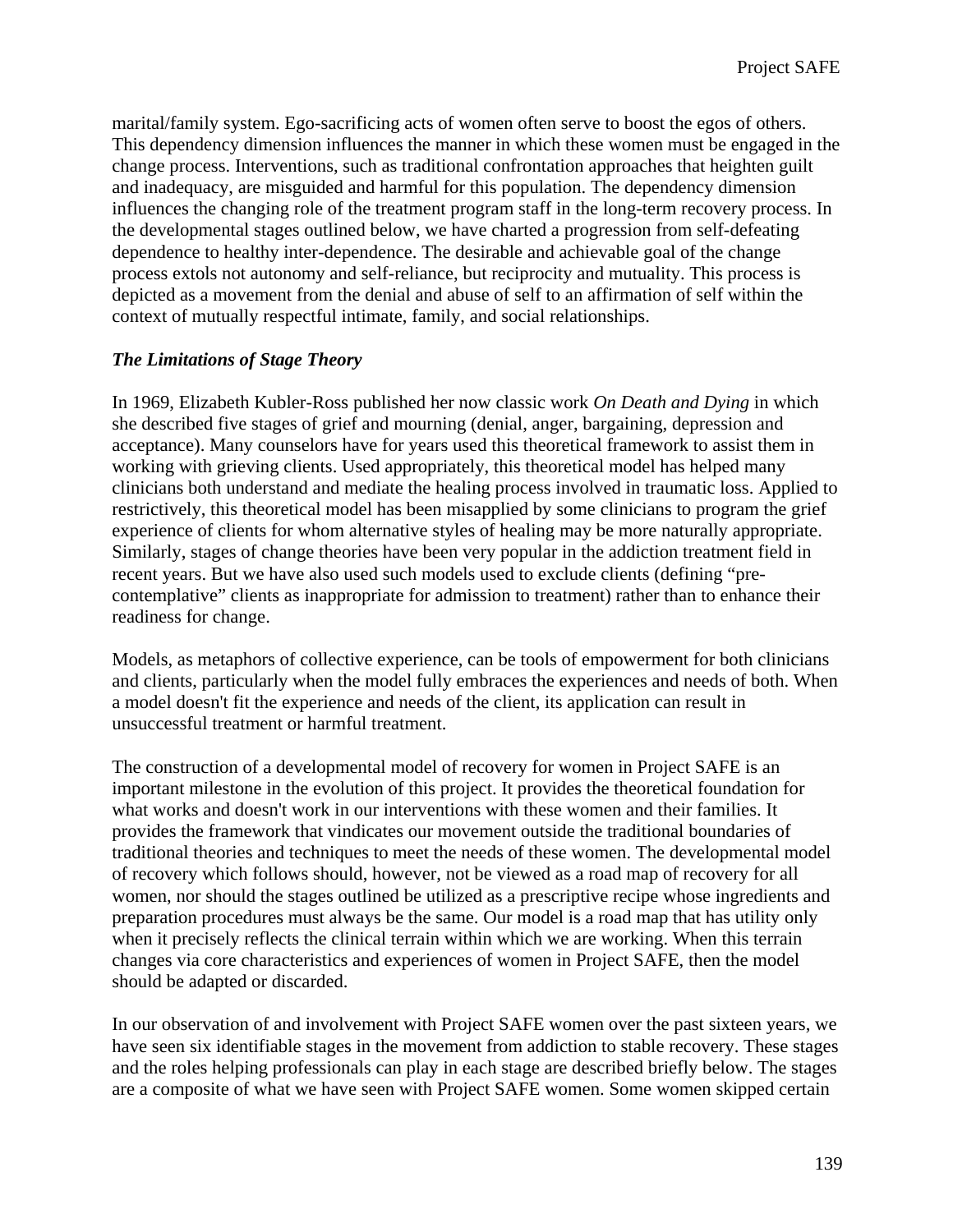marital/family system. Ego-sacrificing acts of women often serve to boost the egos of others. This dependency dimension influences the manner in which these women must be engaged in the change process. Interventions, such as traditional confrontation approaches that heighten guilt and inadequacy, are misguided and harmful for this population. The dependency dimension influences the changing role of the treatment program staff in the long-term recovery process. In the developmental stages outlined below, we have charted a progression from self-defeating dependence to healthy inter-dependence. The desirable and achievable goal of the change process extols not autonomy and self-reliance, but reciprocity and mutuality. This process is depicted as a movement from the denial and abuse of self to an affirmation of self within the context of mutually respectful intimate, family, and social relationships.

***The Limitations of Stage Theory***

In 1969, Elizabeth Kubler-Ross published her now classic work *On Death and Dying* in which she described five stages of grief and mourning (denial, anger, bargaining, depression and acceptance). Many counselors have for years used this theoretical framework to assist them in working with grieving clients. Used appropriately, this theoretical model has helped many clinicians both understand and mediate the healing process involved in traumatic loss. Applied to restrictively, this theoretical model has been misapplied by some clinicians to program the grief experience of clients for whom alternative styles of healing may be more naturally appropriate. Similarly, stages of change theories have been very popular in the addiction treatment field in recent years. But we have also used such models used to exclude clients (defining "pre-contemplative" clients as inappropriate for admission to treatment) rather than to enhance their readiness for change.

Models, as metaphors of collective experience, can be tools of empowerment for both clinicians and clients, particularly when the model fully embraces the experiences and needs of both. When a model doesn't fit the experience and needs of the client, its application can result in unsuccessful treatment or harmful treatment.

The construction of a developmental model of recovery for women in Project SAFE is an important milestone in the evolution of this project. It provides the theoretical foundation for what works and doesn't work in our interventions with these women and their families. It provides the framework that vindicates our movement outside the traditional boundaries of traditional theories and techniques to meet the needs of these women. The developmental model of recovery which follows should, however, not be viewed as a road map of recovery for all women, nor should the stages outlined be utilized as a prescriptive recipe whose ingredients and preparation procedures must always be the same. Our model is a road map that has utility only when it precisely reflects the clinical terrain within which we are working. When this terrain changes via core characteristics and experiences of women in Project SAFE, then the model should be adapted or discarded.

In our observation of and involvement with Project SAFE women over the past sixteen years, we have seen six identifiable stages in the movement from addiction to stable recovery. These stages and the roles helping professionals can play in each stage are described briefly below. The stages are a composite of what we have seen with Project SAFE women. Some women skipped certain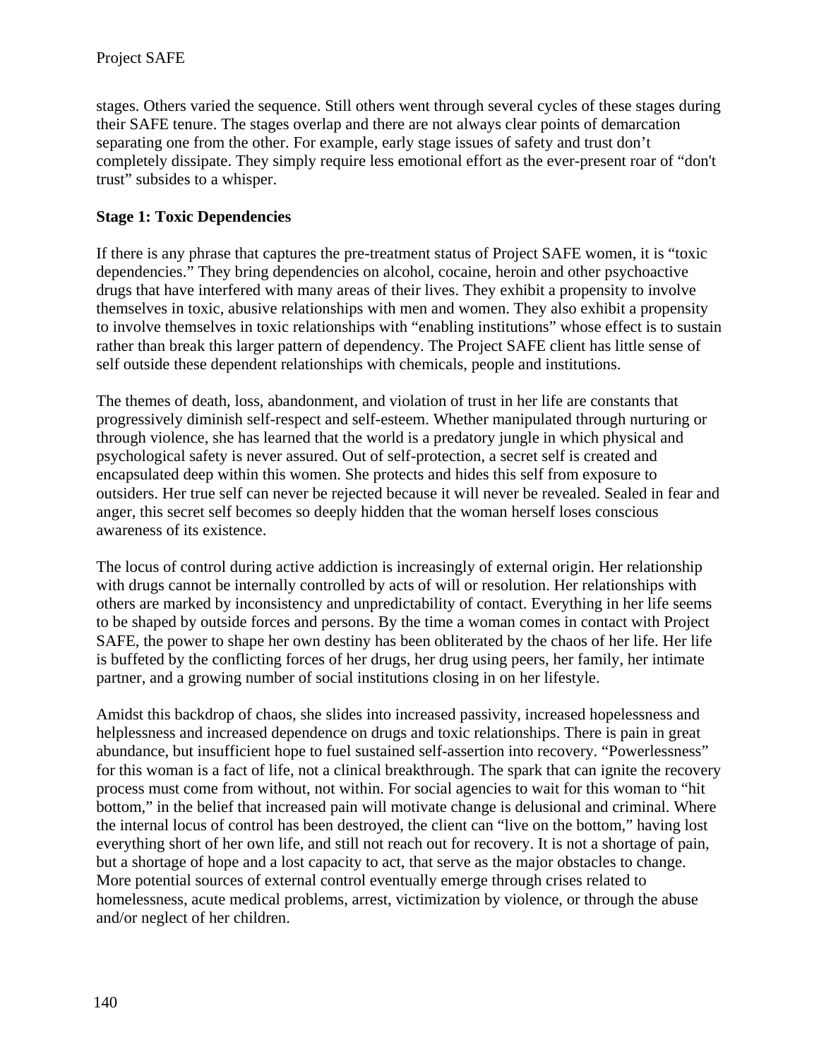stages. Others varied the sequence. Still others went through several cycles of these stages during their SAFE tenure. The stages overlap and there are not always clear points of demarcation separating one from the other. For example, early stage issues of safety and trust don't completely dissipate. They simply require less emotional effort as the ever-present roar of "don't trust" subsides to a whisper.

**Stage 1: Toxic Dependencies**

If there is any phrase that captures the pre-treatment status of Project SAFE women, it is "toxic dependencies." They bring dependencies on alcohol, cocaine, heroin and other psychoactive drugs that have interfered with many areas of their lives. They exhibit a propensity to involve themselves in toxic, abusive relationships with men and women. They also exhibit a propensity to involve themselves in toxic relationships with "enabling institutions" whose effect is to sustain rather than break this larger pattern of dependency. The Project SAFE client has little sense of self outside these dependent relationships with chemicals, people and institutions.

The themes of death, loss, abandonment, and violation of trust in her life are constants that progressively diminish self-respect and self-esteem. Whether manipulated through nurturing or through violence, she has learned that the world is a predatory jungle in which physical and psychological safety is never assured. Out of self-protection, a secret self is created and encapsulated deep within this women. She protects and hides this self from exposure to outsiders. Her true self can never be rejected because it will never be revealed. Sealed in fear and anger, this secret self becomes so deeply hidden that the woman herself loses conscious awareness of its existence.

The locus of control during active addiction is increasingly of external origin. Her relationship with drugs cannot be internally controlled by acts of will or resolution. Her relationships with others are marked by inconsistency and unpredictability of contact. Everything in her life seems to be shaped by outside forces and persons. By the time a woman comes in contact with Project SAFE, the power to shape her own destiny has been obliterated by the chaos of her life. Her life is buffeted by the conflicting forces of her drugs, her drug using peers, her family, her intimate partner, and a growing number of social institutions closing in on her lifestyle.

Amidst this backdrop of chaos, she slides into increased passivity, increased hopelessness and helplessness and increased dependence on drugs and toxic relationships. There is pain in great abundance, but insufficient hope to fuel sustained self-assertion into recovery. "Powerlessness" for this woman is a fact of life, not a clinical breakthrough. The spark that can ignite the recovery process must come from without, not within. For social agencies to wait for this woman to "hit bottom," in the belief that increased pain will motivate change is delusional and criminal. Where the internal locus of control has been destroyed, the client can "live on the bottom," having lost everything short of her own life, and still not reach out for recovery. It is not a shortage of pain, but a shortage of hope and a lost capacity to act, that serve as the major obstacles to change. More potential sources of external control eventually emerge through crises related to homelessness, acute medical problems, arrest, victimization by violence, or through the abuse and/or neglect of her children.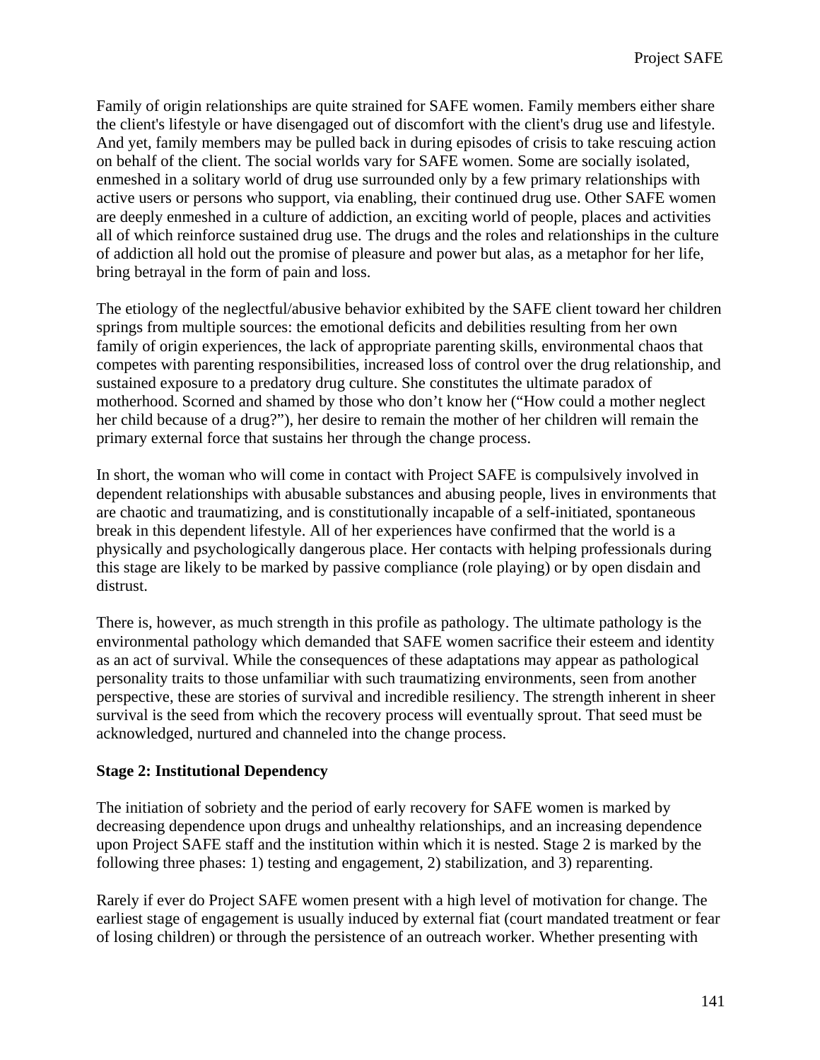Family of origin relationships are quite strained for SAFE women. Family members either share the client's lifestyle or have disengaged out of discomfort with the client's drug use and lifestyle. And yet, family members may be pulled back in during episodes of crisis to take rescuing action on behalf of the client. The social worlds vary for SAFE women. Some are socially isolated, enmeshed in a solitary world of drug use surrounded only by a few primary relationships with active users or persons who support, via enabling, their continued drug use. Other SAFE women are deeply enmeshed in a culture of addiction, an exciting world of people, places and activities all of which reinforce sustained drug use. The drugs and the roles and relationships in the culture of addiction all hold out the promise of pleasure and power but alas, as a metaphor for her life, bring betrayal in the form of pain and loss.

The etiology of the neglectful/abusive behavior exhibited by the SAFE client toward her children springs from multiple sources: the emotional deficits and debilities resulting from her own family of origin experiences, the lack of appropriate parenting skills, environmental chaos that competes with parenting responsibilities, increased loss of control over the drug relationship, and sustained exposure to a predatory drug culture. She constitutes the ultimate paradox of motherhood. Scorned and shamed by those who don't know her ("How could a mother neglect her child because of a drug?"), her desire to remain the mother of her children will remain the primary external force that sustains her through the change process.

In short, the woman who will come in contact with Project SAFE is compulsively involved in dependent relationships with abusable substances and abusing people, lives in environments that are chaotic and traumatizing, and is constitutionally incapable of a self-initiated, spontaneous break in this dependent lifestyle. All of her experiences have confirmed that the world is a physically and psychologically dangerous place. Her contacts with helping professionals during this stage are likely to be marked by passive compliance (role playing) or by open disdain and distrust.

There is, however, as much strength in this profile as pathology. The ultimate pathology is the environmental pathology which demanded that SAFE women sacrifice their esteem and identity as an act of survival. While the consequences of these adaptations may appear as pathological personality traits to those unfamiliar with such traumatizing environments, seen from another perspective, these are stories of survival and incredible resiliency. The strength inherent in sheer survival is the seed from which the recovery process will eventually sprout. That seed must be acknowledged, nurtured and channeled into the change process.

**Stage 2: Institutional Dependency**

The initiation of sobriety and the period of early recovery for SAFE women is marked by decreasing dependence upon drugs and unhealthy relationships, and an increasing dependence upon Project SAFE staff and the institution within which it is nested. Stage 2 is marked by the following three phases: 1) testing and engagement, 2) stabilization, and 3) reparenting.

Rarely if ever do Project SAFE women present with a high level of motivation for change. The earliest stage of engagement is usually induced by external fiat (court mandated treatment or fear of losing children) or through the persistence of an outreach worker. Whether presenting with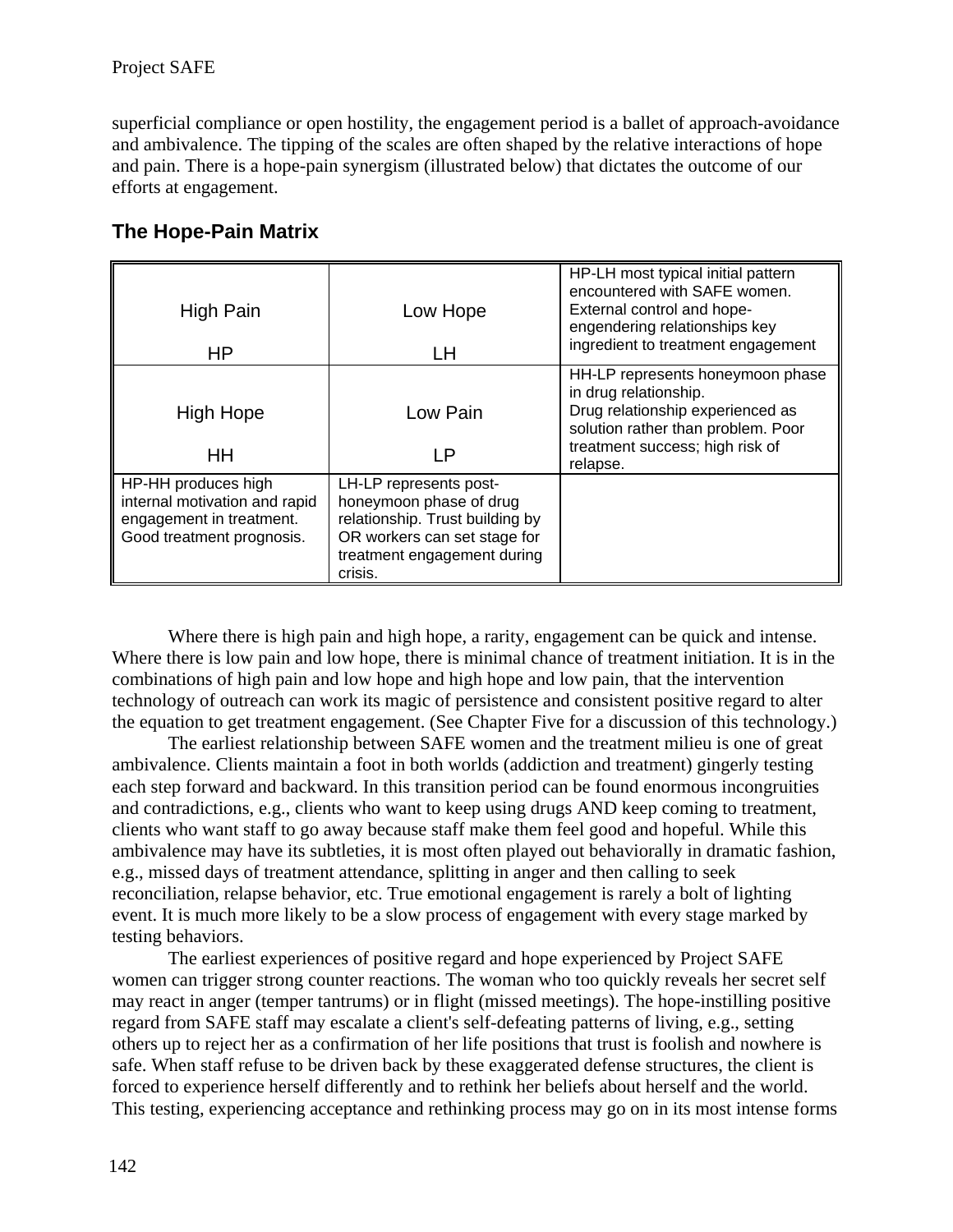superficial compliance or open hostility, the engagement period is a ballet of approach-avoidance and ambivalence. The tipping of the scales are often shaped by the relative interactions of hope and pain. There is a hope-pain synergism (illustrated below) that dictates the outcome of our efforts at engagement.

## The Hope-Pain Matrix

| | | |
|---|---|---|
| High Pain<br><br>HP | Low Hope<br><br>LH | HP-LH most typical initial pattern encountered with SAFE women. External control and hope-engendering relationships key ingredient to treatment engagement |
| High Hope<br><br>HH | Low Pain<br><br>LP | HH-LP represents honeymoon phase in drug relationship. Drug relationship experienced as solution rather than problem. Poor treatment success; high risk of relapse. |
| HP-HH produces high internal motivation and rapid engagement in treatment. Good treatment prognosis. | LH-LP represents post-honeymoon phase of drug relationship. Trust building by OR workers can set stage for treatment engagement during crisis. | |

Where there is high pain and high hope, a rarity, engagement can be quick and intense. Where there is low pain and low hope, there is minimal chance of treatment initiation. It is in the combinations of high pain and low hope and high hope and low pain, that the intervention technology of outreach can work its magic of persistence and consistent positive regard to alter the equation to get treatment engagement. (See Chapter Five for a discussion of this technology.)

The earliest relationship between SAFE women and the treatment milieu is one of great ambivalence. Clients maintain a foot in both worlds (addiction and treatment) gingerly testing each step forward and backward. In this transition period can be found enormous incongruities and contradictions, e.g., clients who want to keep using drugs AND keep coming to treatment, clients who want staff to go away because staff make them feel good and hopeful. While this ambivalence may have its subtleties, it is most often played out behaviorally in dramatic fashion, e.g., missed days of treatment attendance, splitting in anger and then calling to seek reconciliation, relapse behavior, etc. True emotional engagement is rarely a bolt of lighting event. It is much more likely to be a slow process of engagement with every stage marked by testing behaviors.

The earliest experiences of positive regard and hope experienced by Project SAFE women can trigger strong counter reactions. The woman who too quickly reveals her secret self may react in anger (temper tantrums) or in flight (missed meetings). The hope-instilling positive regard from SAFE staff may escalate a client's self-defeating patterns of living, e.g., setting others up to reject her as a confirmation of her life positions that trust is foolish and nowhere is safe. When staff refuse to be driven back by these exaggerated defense structures, the client is forced to experience herself differently and to rethink her beliefs about herself and the world. This testing, experiencing acceptance and rethinking process may go on in its most intense forms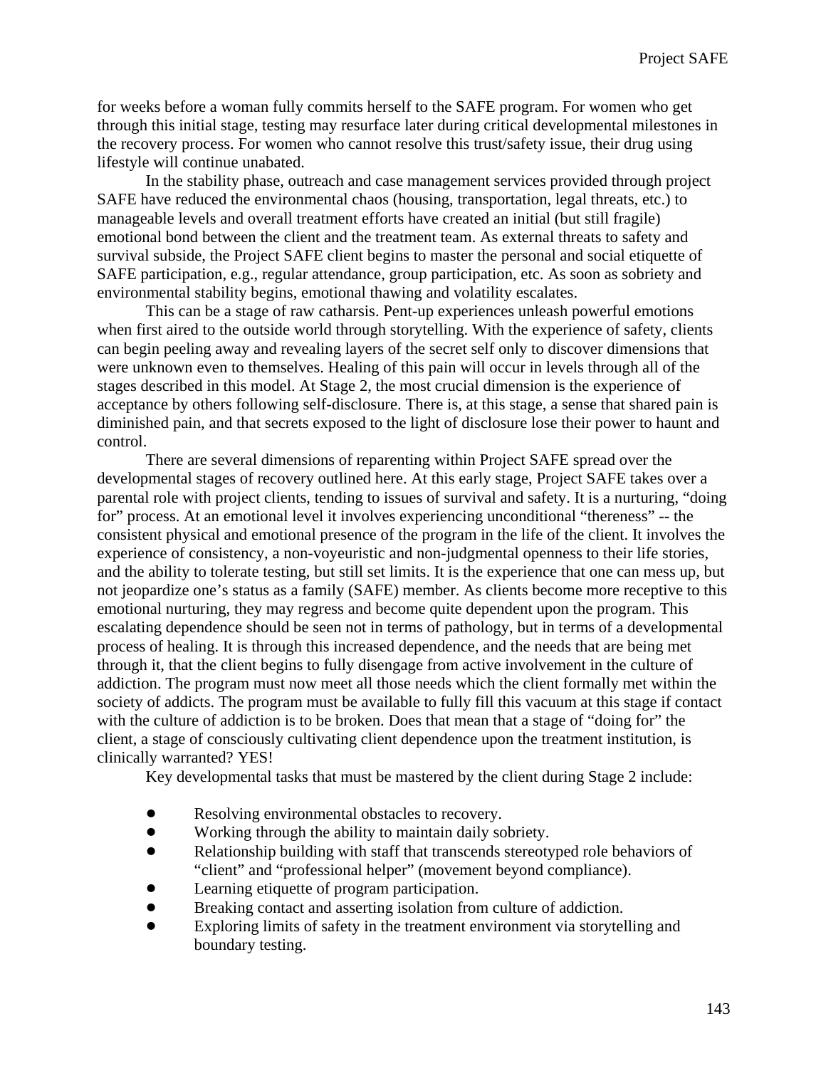for weeks before a woman fully commits herself to the SAFE program. For women who get through this initial stage, testing may resurface later during critical developmental milestones in the recovery process. For women who cannot resolve this trust/safety issue, their drug using lifestyle will continue unabated.

In the stability phase, outreach and case management services provided through project SAFE have reduced the environmental chaos (housing, transportation, legal threats, etc.) to manageable levels and overall treatment efforts have created an initial (but still fragile) emotional bond between the client and the treatment team. As external threats to safety and survival subside, the Project SAFE client begins to master the personal and social etiquette of SAFE participation, e.g., regular attendance, group participation, etc. As soon as sobriety and environmental stability begins, emotional thawing and volatility escalates.

This can be a stage of raw catharsis. Pent-up experiences unleash powerful emotions when first aired to the outside world through storytelling. With the experience of safety, clients can begin peeling away and revealing layers of the secret self only to discover dimensions that were unknown even to themselves. Healing of this pain will occur in levels through all of the stages described in this model. At Stage 2, the most crucial dimension is the experience of acceptance by others following self-disclosure. There is, at this stage, a sense that shared pain is diminished pain, and that secrets exposed to the light of disclosure lose their power to haunt and control.

There are several dimensions of reparenting within Project SAFE spread over the developmental stages of recovery outlined here. At this early stage, Project SAFE takes over a parental role with project clients, tending to issues of survival and safety. It is a nurturing, "doing for" process. At an emotional level it involves experiencing unconditional "thereness" -- the consistent physical and emotional presence of the program in the life of the client. It involves the experience of consistency, a non-voyeuristic and non-judgmental openness to their life stories, and the ability to tolerate testing, but still set limits. It is the experience that one can mess up, but not jeopardize one's status as a family (SAFE) member. As clients become more receptive to this emotional nurturing, they may regress and become quite dependent upon the program. This escalating dependence should be seen not in terms of pathology, but in terms of a developmental process of healing. It is through this increased dependence, and the needs that are being met through it, that the client begins to fully disengage from active involvement in the culture of addiction. The program must now meet all those needs which the client formally met within the society of addicts. The program must be available to fully fill this vacuum at this stage if contact with the culture of addiction is to be broken. Does that mean that a stage of "doing for" the client, a stage of consciously cultivating client dependence upon the treatment institution, is clinically warranted? YES!

Key developmental tasks that must be mastered by the client during Stage 2 include:

- Resolving environmental obstacles to recovery.
- Working through the ability to maintain daily sobriety.
- Relationship building with staff that transcends stereotyped role behaviors of "client" and "professional helper" (movement beyond compliance).
- Learning etiquette of program participation.
- Breaking contact and asserting isolation from culture of addiction.
- Exploring limits of safety in the treatment environment via storytelling and boundary testing.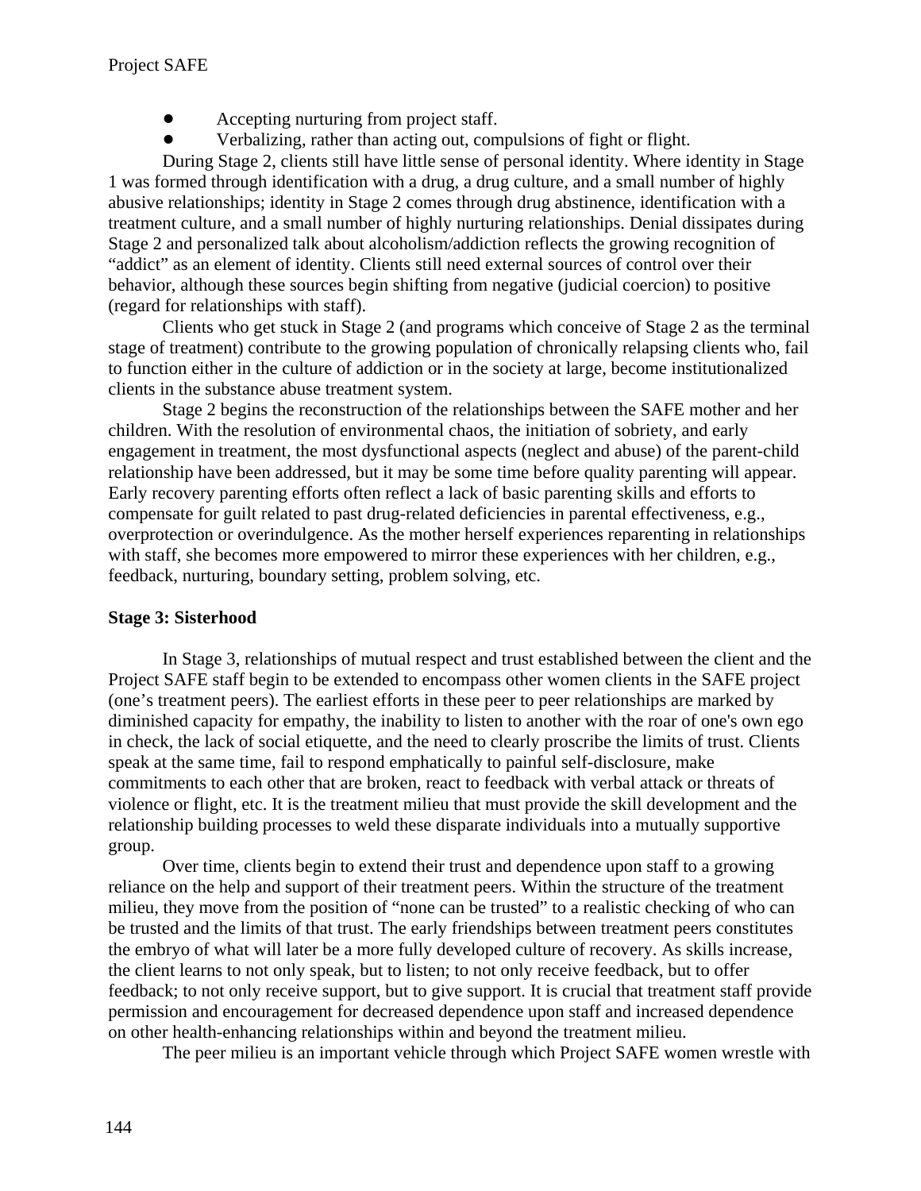- Accepting nurturing from project staff.
- Verbalizing, rather than acting out, compulsions of fight or flight.

During Stage 2, clients still have little sense of personal identity. Where identity in Stage 1 was formed through identification with a drug, a drug culture, and a small number of highly abusive relationships; identity in Stage 2 comes through drug abstinence, identification with a treatment culture, and a small number of highly nurturing relationships. Denial dissipates during Stage 2 and personalized talk about alcoholism/addiction reflects the growing recognition of "addict" as an element of identity. Clients still need external sources of control over their behavior, although these sources begin shifting from negative (judicial coercion) to positive (regard for relationships with staff).

Clients who get stuck in Stage 2 (and programs which conceive of Stage 2 as the terminal stage of treatment) contribute to the growing population of chronically relapsing clients who, fail to function either in the culture of addiction or in the society at large, become institutionalized clients in the substance abuse treatment system.

Stage 2 begins the reconstruction of the relationships between the SAFE mother and her children. With the resolution of environmental chaos, the initiation of sobriety, and early engagement in treatment, the most dysfunctional aspects (neglect and abuse) of the parent-child relationship have been addressed, but it may be some time before quality parenting will appear. Early recovery parenting efforts often reflect a lack of basic parenting skills and efforts to compensate for guilt related to past drug-related deficiencies in parental effectiveness, e.g., overprotection or overindulgence. As the mother herself experiences reparenting in relationships with staff, she becomes more empowered to mirror these experiences with her children, e.g., feedback, nurturing, boundary setting, problem solving, etc.

**Stage 3: Sisterhood**

In Stage 3, relationships of mutual respect and trust established between the client and the Project SAFE staff begin to be extended to encompass other women clients in the SAFE project (one's treatment peers). The earliest efforts in these peer to peer relationships are marked by diminished capacity for empathy, the inability to listen to another with the roar of one's own ego in check, the lack of social etiquette, and the need to clearly proscribe the limits of trust. Clients speak at the same time, fail to respond emphatically to painful self-disclosure, make commitments to each other that are broken, react to feedback with verbal attack or threats of violence or flight, etc. It is the treatment milieu that must provide the skill development and the relationship building processes to weld these disparate individuals into a mutually supportive group.

Over time, clients begin to extend their trust and dependence upon staff to a growing reliance on the help and support of their treatment peers. Within the structure of the treatment milieu, they move from the position of "none can be trusted" to a realistic checking of who can be trusted and the limits of that trust. The early friendships between treatment peers constitutes the embryo of what will later be a more fully developed culture of recovery. As skills increase, the client learns to not only speak, but to listen; to not only receive feedback, but to offer feedback; to not only receive support, but to give support. It is crucial that treatment staff provide permission and encouragement for decreased dependence upon staff and increased dependence on other health-enhancing relationships within and beyond the treatment milieu.

The peer milieu is an important vehicle through which Project SAFE women wrestle with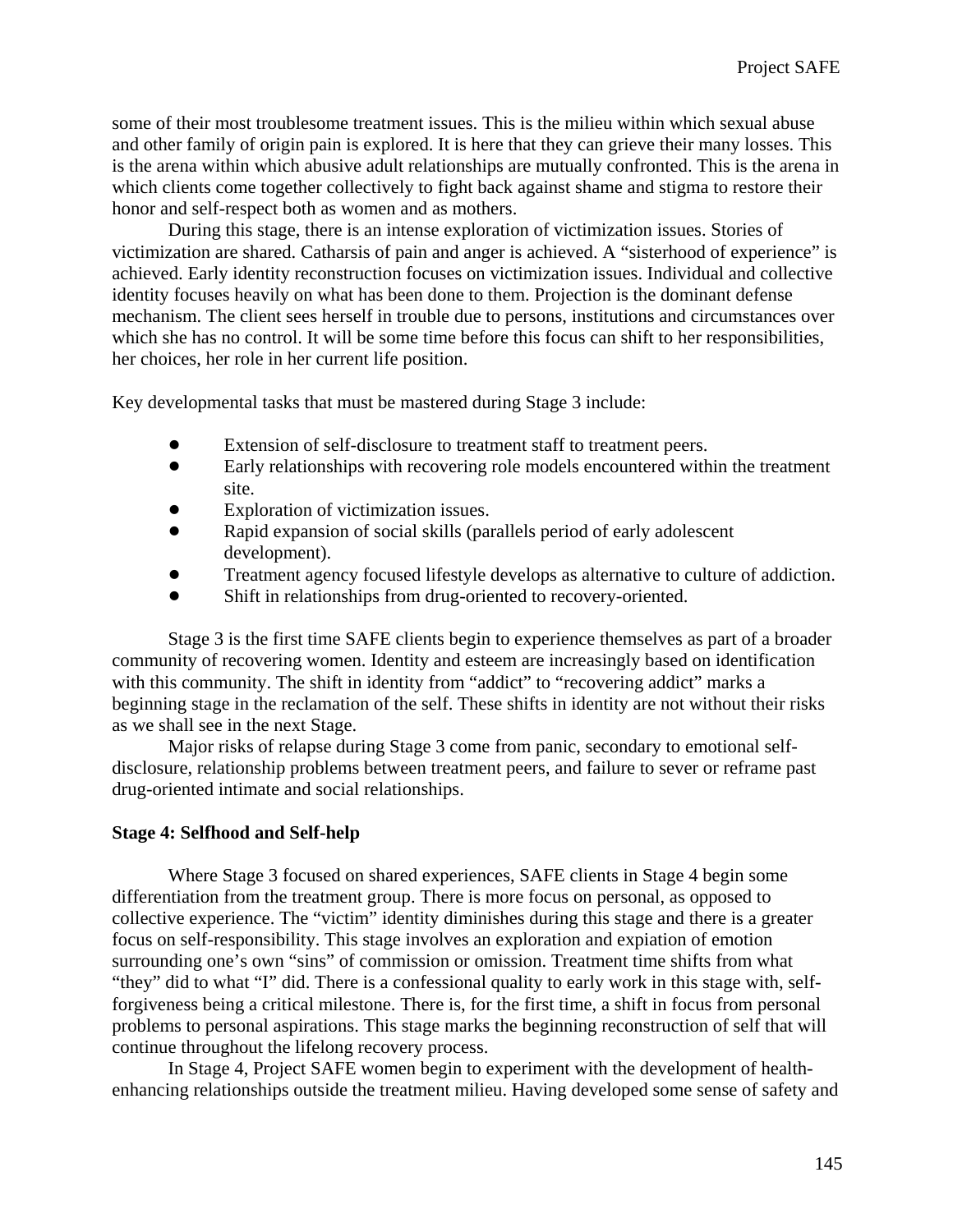some of their most troublesome treatment issues. This is the milieu within which sexual abuse and other family of origin pain is explored. It is here that they can grieve their many losses. This is the arena within which abusive adult relationships are mutually confronted. This is the arena in which clients come together collectively to fight back against shame and stigma to restore their honor and self-respect both as women and as mothers.

During this stage, there is an intense exploration of victimization issues. Stories of victimization are shared. Catharsis of pain and anger is achieved. A "sisterhood of experience" is achieved. Early identity reconstruction focuses on victimization issues. Individual and collective identity focuses heavily on what has been done to them. Projection is the dominant defense mechanism. The client sees herself in trouble due to persons, institutions and circumstances over which she has no control. It will be some time before this focus can shift to her responsibilities, her choices, her role in her current life position.

Key developmental tasks that must be mastered during Stage 3 include:

- Extension of self-disclosure to treatment staff to treatment peers.
- Early relationships with recovering role models encountered within the treatment site.
- Exploration of victimization issues.
- Rapid expansion of social skills (parallels period of early adolescent development).
- Treatment agency focused lifestyle develops as alternative to culture of addiction.
- Shift in relationships from drug-oriented to recovery-oriented.

Stage 3 is the first time SAFE clients begin to experience themselves as part of a broader community of recovering women. Identity and esteem are increasingly based on identification with this community. The shift in identity from "addict" to "recovering addict" marks a beginning stage in the reclamation of the self. These shifts in identity are not without their risks as we shall see in the next Stage.

Major risks of relapse during Stage 3 come from panic, secondary to emotional self-disclosure, relationship problems between treatment peers, and failure to sever or reframe past drug-oriented intimate and social relationships.

**Stage 4: Selfhood and Self-help**

Where Stage 3 focused on shared experiences, SAFE clients in Stage 4 begin some differentiation from the treatment group. There is more focus on personal, as opposed to collective experience. The "victim" identity diminishes during this stage and there is a greater focus on self-responsibility. This stage involves an exploration and expiation of emotion surrounding one's own "sins" of commission or omission. Treatment time shifts from what "they" did to what "I" did. There is a confessional quality to early work in this stage with, self-forgiveness being a critical milestone. There is, for the first time, a shift in focus from personal problems to personal aspirations. This stage marks the beginning reconstruction of self that will continue throughout the lifelong recovery process.

In Stage 4, Project SAFE women begin to experiment with the development of health-enhancing relationships outside the treatment milieu. Having developed some sense of safety and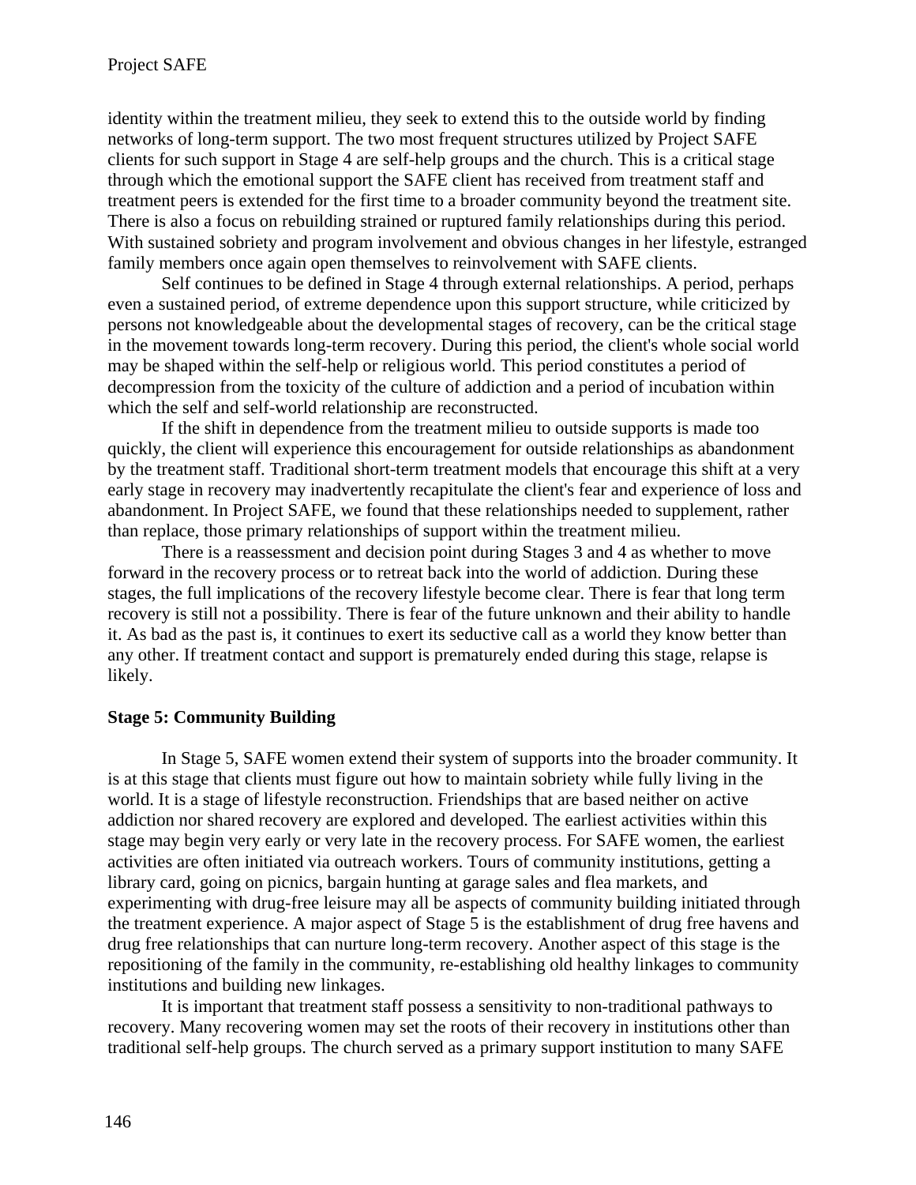identity within the treatment milieu, they seek to extend this to the outside world by finding networks of long-term support. The two most frequent structures utilized by Project SAFE clients for such support in Stage 4 are self-help groups and the church. This is a critical stage through which the emotional support the SAFE client has received from treatment staff and treatment peers is extended for the first time to a broader community beyond the treatment site. There is also a focus on rebuilding strained or ruptured family relationships during this period. With sustained sobriety and program involvement and obvious changes in her lifestyle, estranged family members once again open themselves to reinvolvement with SAFE clients.

Self continues to be defined in Stage 4 through external relationships. A period, perhaps even a sustained period, of extreme dependence upon this support structure, while criticized by persons not knowledgeable about the developmental stages of recovery, can be the critical stage in the movement towards long-term recovery. During this period, the client's whole social world may be shaped within the self-help or religious world. This period constitutes a period of decompression from the toxicity of the culture of addiction and a period of incubation within which the self and self-world relationship are reconstructed.

If the shift in dependence from the treatment milieu to outside supports is made too quickly, the client will experience this encouragement for outside relationships as abandonment by the treatment staff. Traditional short-term treatment models that encourage this shift at a very early stage in recovery may inadvertently recapitulate the client's fear and experience of loss and abandonment. In Project SAFE, we found that these relationships needed to supplement, rather than replace, those primary relationships of support within the treatment milieu.

There is a reassessment and decision point during Stages 3 and 4 as whether to move forward in the recovery process or to retreat back into the world of addiction. During these stages, the full implications of the recovery lifestyle become clear. There is fear that long term recovery is still not a possibility. There is fear of the future unknown and their ability to handle it. As bad as the past is, it continues to exert its seductive call as a world they know better than any other. If treatment contact and support is prematurely ended during this stage, relapse is likely.

**Stage 5: Community Building**

In Stage 5, SAFE women extend their system of supports into the broader community. It is at this stage that clients must figure out how to maintain sobriety while fully living in the world. It is a stage of lifestyle reconstruction. Friendships that are based neither on active addiction nor shared recovery are explored and developed. The earliest activities within this stage may begin very early or very late in the recovery process. For SAFE women, the earliest activities are often initiated via outreach workers. Tours of community institutions, getting a library card, going on picnics, bargain hunting at garage sales and flea markets, and experimenting with drug-free leisure may all be aspects of community building initiated through the treatment experience. A major aspect of Stage 5 is the establishment of drug free havens and drug free relationships that can nurture long-term recovery. Another aspect of this stage is the repositioning of the family in the community, re-establishing old healthy linkages to community institutions and building new linkages.

It is important that treatment staff possess a sensitivity to non-traditional pathways to recovery. Many recovering women may set the roots of their recovery in institutions other than traditional self-help groups. The church served as a primary support institution to many SAFE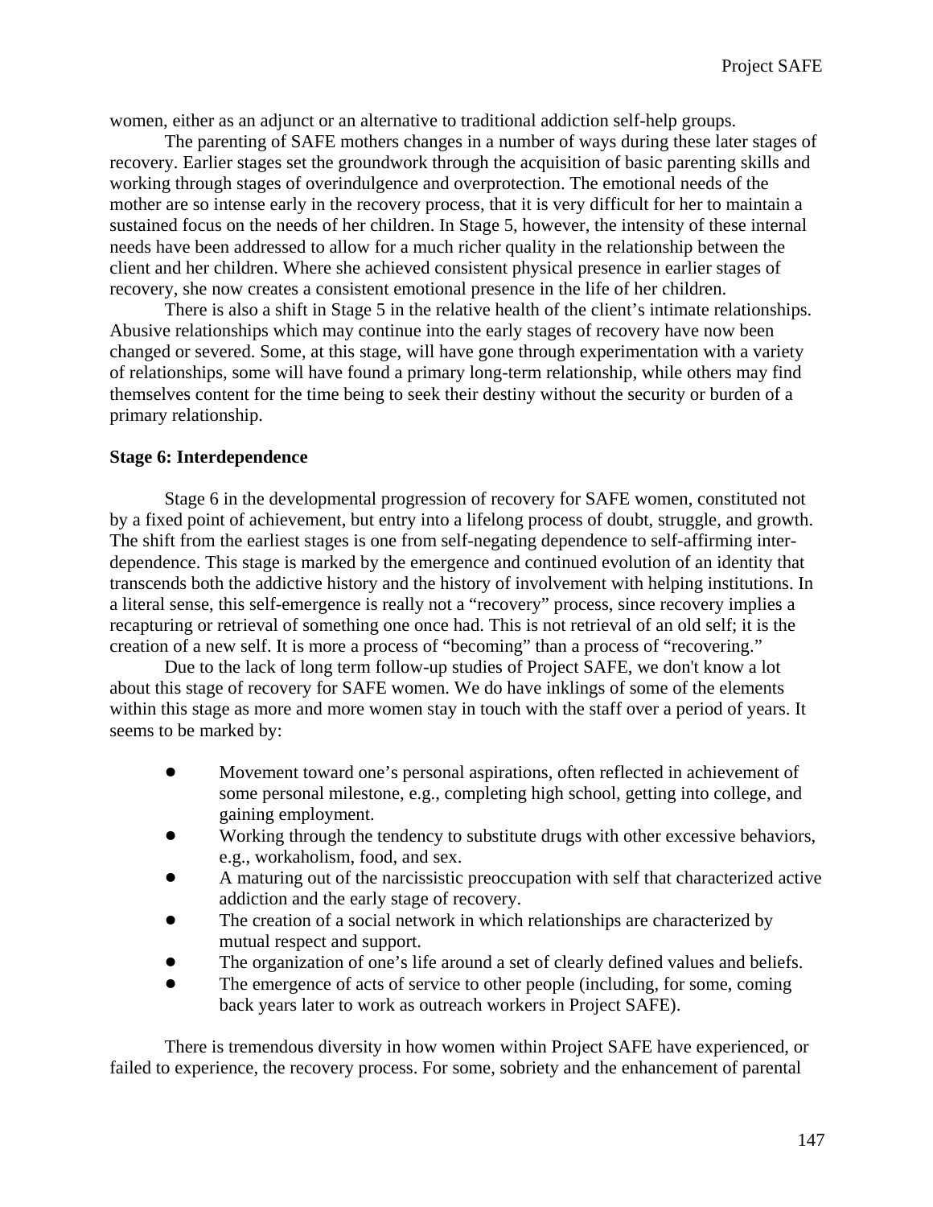women, either as an adjunct or an alternative to traditional addiction self-help groups.

The parenting of SAFE mothers changes in a number of ways during these later stages of recovery. Earlier stages set the groundwork through the acquisition of basic parenting skills and working through stages of overindulgence and overprotection. The emotional needs of the mother are so intense early in the recovery process, that it is very difficult for her to maintain a sustained focus on the needs of her children. In Stage 5, however, the intensity of these internal needs have been addressed to allow for a much richer quality in the relationship between the client and her children. Where she achieved consistent physical presence in earlier stages of recovery, she now creates a consistent emotional presence in the life of her children.

There is also a shift in Stage 5 in the relative health of the client's intimate relationships. Abusive relationships which may continue into the early stages of recovery have now been changed or severed. Some, at this stage, will have gone through experimentation with a variety of relationships, some will have found a primary long-term relationship, while others may find themselves content for the time being to seek their destiny without the security or burden of a primary relationship.

**Stage 6: Interdependence**

Stage 6 in the developmental progression of recovery for SAFE women, constituted not by a fixed point of achievement, but entry into a lifelong process of doubt, struggle, and growth. The shift from the earliest stages is one from self-negating dependence to self-affirming inter-dependence. This stage is marked by the emergence and continued evolution of an identity that transcends both the addictive history and the history of involvement with helping institutions. In a literal sense, this self-emergence is really not a "recovery" process, since recovery implies a recapturing or retrieval of something one once had. This is not retrieval of an old self; it is the creation of a new self. It is more a process of "becoming" than a process of "recovering."

Due to the lack of long term follow-up studies of Project SAFE, we don't know a lot about this stage of recovery for SAFE women. We do have inklings of some of the elements within this stage as more and more women stay in touch with the staff over a period of years. It seems to be marked by:

- Movement toward one's personal aspirations, often reflected in achievement of some personal milestone, e.g., completing high school, getting into college, and gaining employment.
- Working through the tendency to substitute drugs with other excessive behaviors, e.g., workaholism, food, and sex.
- A maturing out of the narcissistic preoccupation with self that characterized active addiction and the early stage of recovery.
- The creation of a social network in which relationships are characterized by mutual respect and support.
- The organization of one's life around a set of clearly defined values and beliefs.
- The emergence of acts of service to other people (including, for some, coming back years later to work as outreach workers in Project SAFE).

There is tremendous diversity in how women within Project SAFE have experienced, or failed to experience, the recovery process. For some, sobriety and the enhancement of parental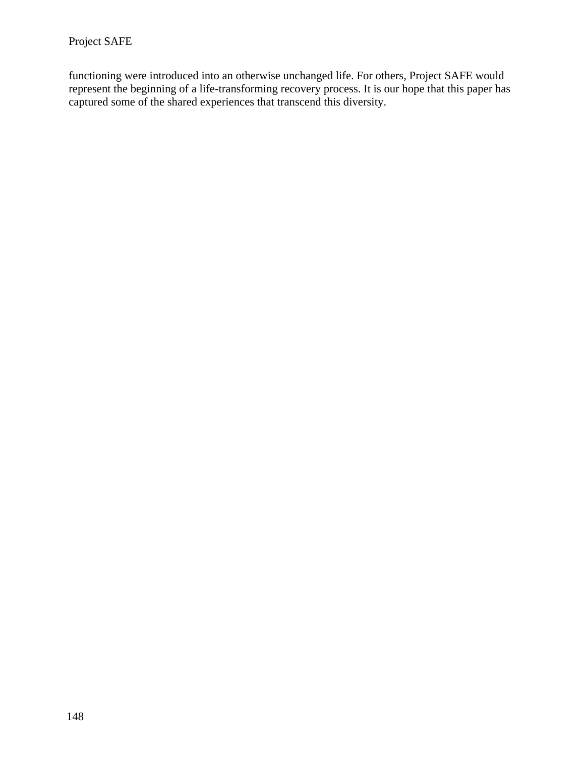functioning were introduced into an otherwise unchanged life. For others, Project SAFE would represent the beginning of a life-transforming recovery process. It is our hope that this paper has captured some of the shared experiences that transcend this diversity.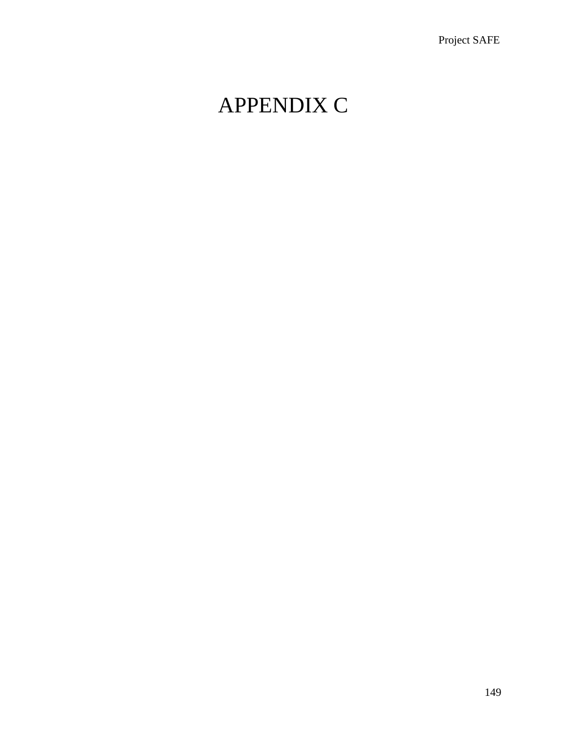# APPENDIX C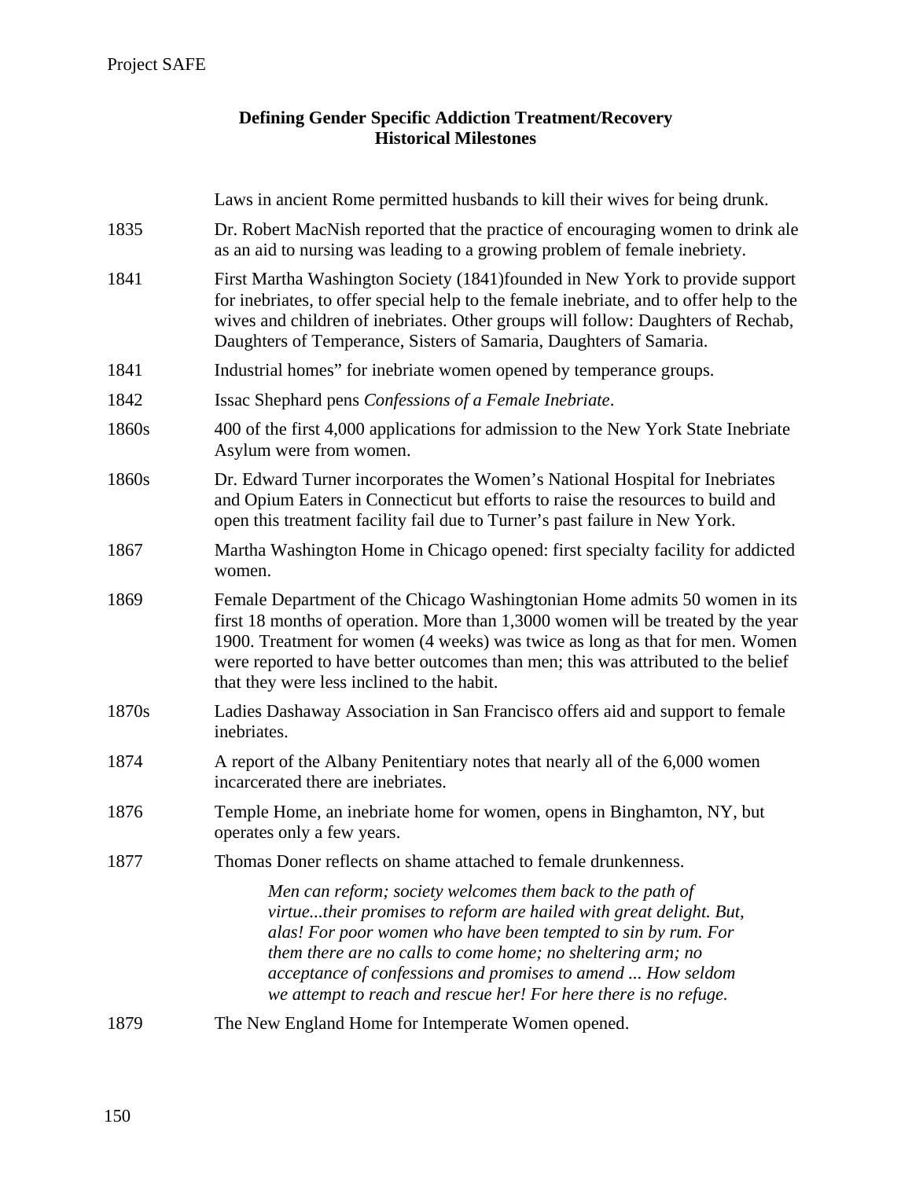## Defining Gender Specific Addiction Treatment/Recovery Historical Milestones

| | |
|---|---|
| | Laws in ancient Rome permitted husbands to kill their wives for being drunk. |
| 1835 | Dr. Robert MacNish reported that the practice of encouraging women to drink ale as an aid to nursing was leading to a growing problem of female inebriety. |
| 1841 | First Martha Washington Society (1841)founded in New York to provide support for inebriates, to offer special help to the female inebriate, and to offer help to the wives and children of inebriates. Other groups will follow: Daughters of Rechab, Daughters of Temperance, Sisters of Samaria, Daughters of Samaria. |
| 1841 | Industrial homes" for inebriate women opened by temperance groups. |
| 1842 | Issac Shephard pens *Confessions of a Female Inebriate*. |
| 1860s | 400 of the first 4,000 applications for admission to the New York State Inebriate Asylum were from women. |
| 1860s | Dr. Edward Turner incorporates the Women's National Hospital for Inebriates and Opium Eaters in Connecticut but efforts to raise the resources to build and open this treatment facility fail due to Turner's past failure in New York. |
| 1867 | Martha Washington Home in Chicago opened: first specialty facility for addicted women. |
| 1869 | Female Department of the Chicago Washingtonian Home admits 50 women in its first 18 months of operation. More than 1,3000 women will be treated by the year 1900. Treatment for women (4 weeks) was twice as long as that for men. Women were reported to have better outcomes than men; this was attributed to the belief that they were less inclined to the habit. |
| 1870s | Ladies Dashaway Association in San Francisco offers aid and support to female inebriates. |
| 1874 | A report of the Albany Penitentiary notes that nearly all of the 6,000 women incarcerated there are inebriates. |
| 1876 | Temple Home, an inebriate home for women, opens in Binghamton, NY, but operates only a few years. |
| 1877 | Thomas Doner reflects on shame attached to female drunkenness. |

> *Men can reform; society welcomes them back to the path of virtue...their promises to reform are hailed with great delight. But, alas! For poor women who have been tempted to sin by rum. For them there are no calls to come home; no sheltering arm; no acceptance of confessions and promises to amend ... How seldom we attempt to reach and rescue her! For here there is no refuge.*

| | |
|---|---|
| 1879 | The New England Home for Intemperate Women opened. |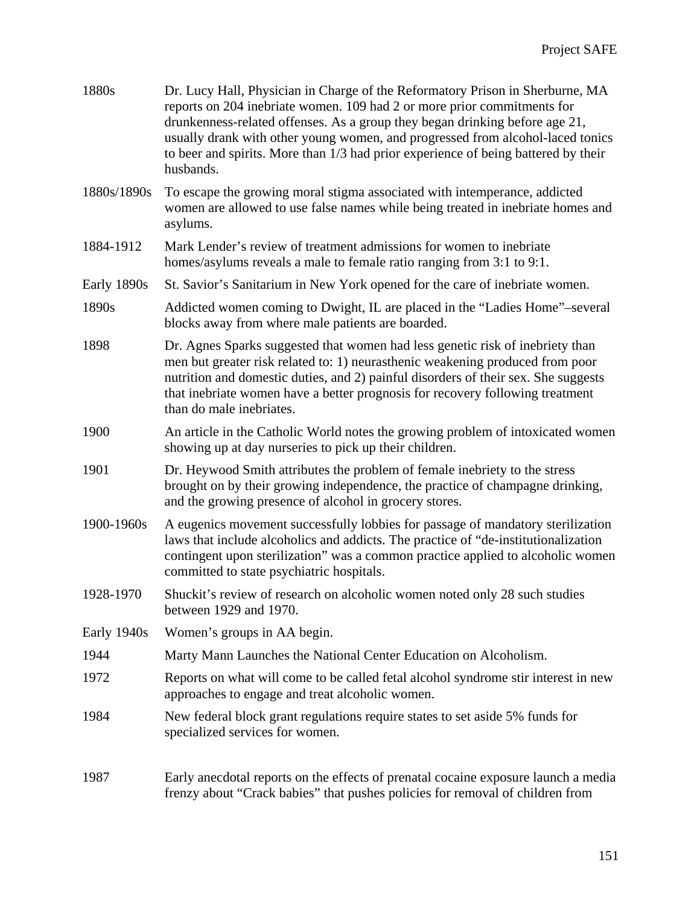| | |
|---|---|
| 1880s | Dr. Lucy Hall, Physician in Charge of the Reformatory Prison in Sherburne, MA reports on 204 inebriate women. 109 had 2 or more prior commitments for drunkenness-related offenses. As a group they began drinking before age 21, usually drank with other young women, and progressed from alcohol-laced tonics to beer and spirits. More than 1/3 had prior experience of being battered by their husbands. |
| 1880s/1890s | To escape the growing moral stigma associated with intemperance, addicted women are allowed to use false names while being treated in inebriate homes and asylums. |
| 1884-1912 | Mark Lender's review of treatment admissions for women to inebriate homes/asylums reveals a male to female ratio ranging from 3:1 to 9:1. |
| Early 1890s | St. Savior's Sanitarium in New York opened for the care of inebriate women. |
| 1890s | Addicted women coming to Dwight, IL are placed in the "Ladies Home"–several blocks away from where male patients are boarded. |
| 1898 | Dr. Agnes Sparks suggested that women had less genetic risk of inebriety than men but greater risk related to: 1) neurasthenic weakening produced from poor nutrition and domestic duties, and 2) painful disorders of their sex. She suggests that inebriate women have a better prognosis for recovery following treatment than do male inebriates. |
| 1900 | An article in the Catholic World notes the growing problem of intoxicated women showing up at day nurseries to pick up their children. |
| 1901 | Dr. Heywood Smith attributes the problem of female inebriety to the stress brought on by their growing independence, the practice of champagne drinking, and the growing presence of alcohol in grocery stores. |
| 1900-1960s | A eugenics movement successfully lobbies for passage of mandatory sterilization laws that include alcoholics and addicts. The practice of "de-institutionalization contingent upon sterilization" was a common practice applied to alcoholic women committed to state psychiatric hospitals. |
| 1928-1970 | Shuckit's review of research on alcoholic women noted only 28 such studies between 1929 and 1970. |
| Early 1940s | Women's groups in AA begin. |
| 1944 | Marty Mann Launches the National Center Education on Alcoholism. |
| 1972 | Reports on what will come to be called fetal alcohol syndrome stir interest in new approaches to engage and treat alcoholic women. |
| 1984 | New federal block grant regulations require states to set aside 5% funds for specialized services for women. |
| 1987 | Early anecdotal reports on the effects of prenatal cocaine exposure launch a media frenzy about "Crack babies" that pushes policies for removal of children from |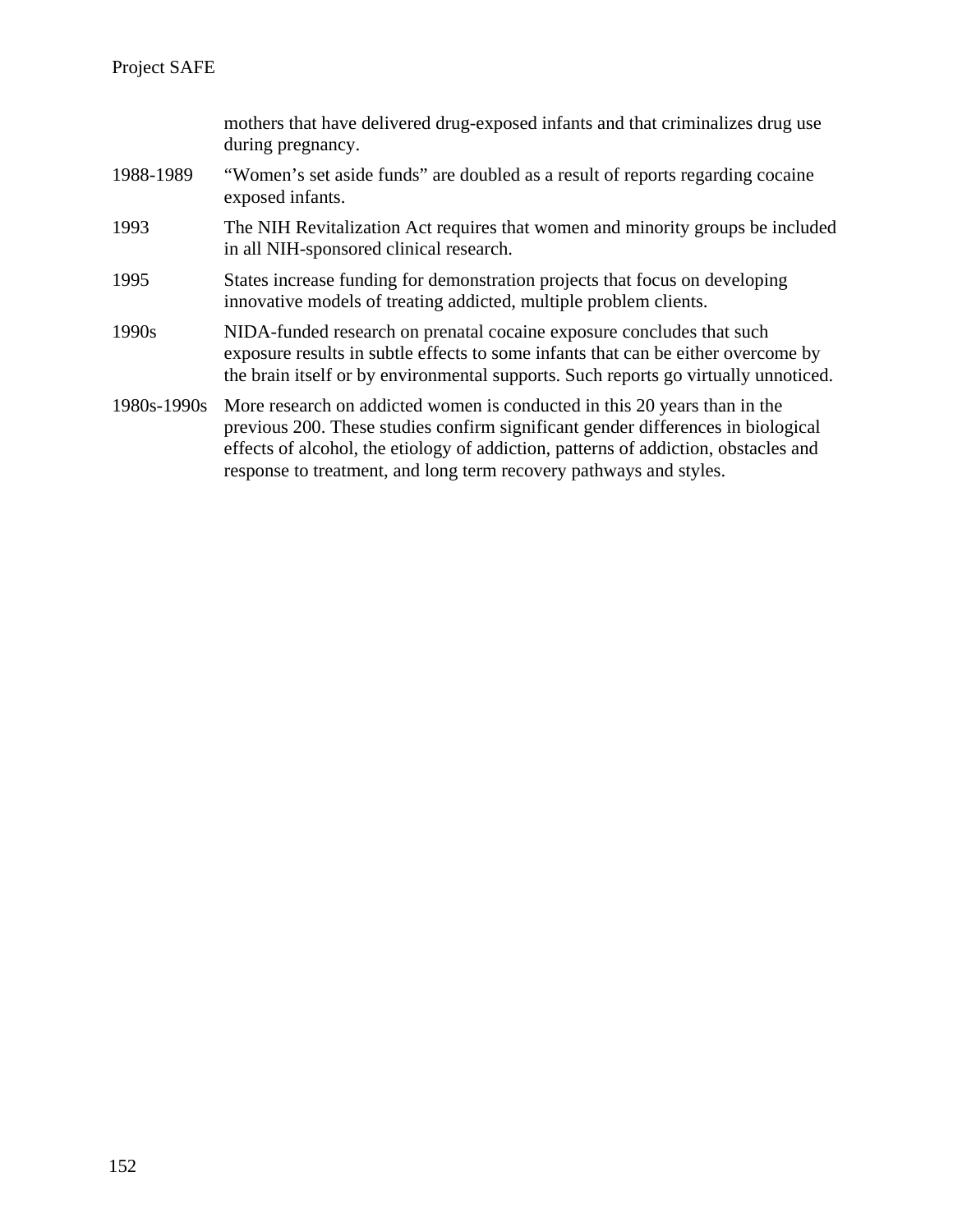| | |
|---|---|
| | mothers that have delivered drug-exposed infants and that criminalizes drug use during pregnancy. |
| 1988-1989 | "Women's set aside funds" are doubled as a result of reports regarding cocaine exposed infants. |
| 1993 | The NIH Revitalization Act requires that women and minority groups be included in all NIH-sponsored clinical research. |
| 1995 | States increase funding for demonstration projects that focus on developing innovative models of treating addicted, multiple problem clients. |
| 1990s | NIDA-funded research on prenatal cocaine exposure concludes that such exposure results in subtle effects to some infants that can be either overcome by the brain itself or by environmental supports. Such reports go virtually unnoticed. |
| 1980s-1990s | More research on addicted women is conducted in this 20 years than in the previous 200. These studies confirm significant gender differences in biological effects of alcohol, the etiology of addiction, patterns of addiction, obstacles and response to treatment, and long term recovery pathways and styles. |